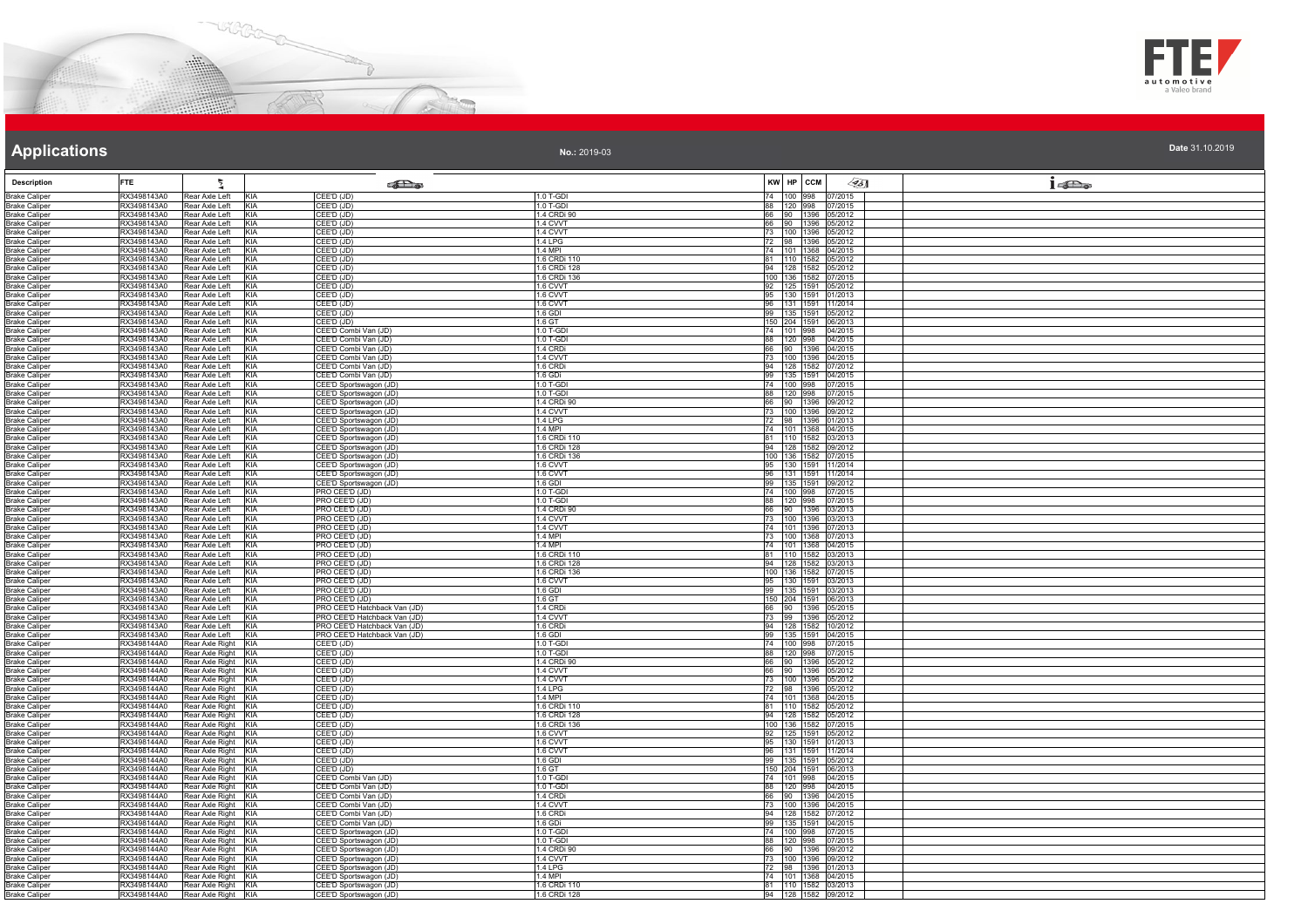# Applications

**No.:** 2019-03

**Date** 31.10.2019

| Description | FTE | | | | | KW | HP | CCM | | |
|---|---|---|---|---|---|---|---|---|---|---|
| Brake Caliper | RX3498143A0 | Rear Axle Left | KIA | CEE'D (JD) | 1.0 T-GDI | 74 | 100 | 998 | 07/2015 | |
| Brake Caliper | RX3498143A0 | Rear Axle Left | KIA | CEE'D (JD) | 1.0 T-GDI | 88 | 120 | 998 | 07/2015 | |
| Brake Caliper | RX3498143A0 | Rear Axle Left | KIA | CEE'D (JD) | 1.4 CRDi 90 | 66 | 90 | 1396 | 05/2012 | |
| Brake Caliper | RX3498143A0 | Rear Axle Left | KIA | CEE'D (JD) | 1.4 CVVT | 66 | 90 | 1396 | 05/2012 | |
| Brake Caliper | RX3498143A0 | Rear Axle Left | KIA | CEE'D (JD) | 1.4 CVVT | 73 | 100 | 1396 | 05/2012 | |
| Brake Caliper | RX3498143A0 | Rear Axle Left | KIA | CEE'D (JD) | 1.4 LPG | 72 | 98 | 1396 | 05/2012 | |
| Brake Caliper | RX3498143A0 | Rear Axle Left | KIA | CEE'D (JD) | 1.4 MPI | 74 | 101 | 1368 | 04/2015 | |
| Brake Caliper | RX3498143A0 | Rear Axle Left | KIA | CEE'D (JD) | 1.6 CRDi 110 | 81 | 110 | 1582 | 05/2012 | |
| Brake Caliper | RX3498143A0 | Rear Axle Left | KIA | CEE'D (JD) | 1.6 CRDi 128 | 94 | 128 | 1582 | 05/2012 | |
| Brake Caliper | RX3498143A0 | Rear Axle Left | KIA | CEE'D (JD) | 1.6 CRDi 136 | 100 | 136 | 1582 | 07/2015 | |
| Brake Caliper | RX3498143A0 | Rear Axle Left | KIA | CEE'D (JD) | 1.6 CVVT | 92 | 125 | 1591 | 05/2012 | |
| Brake Caliper | RX3498143A0 | Rear Axle Left | KIA | CEE'D (JD) | 1.6 CVVT | 95 | 130 | 1591 | 01/2013 | |
| Brake Caliper | RX3498143A0 | Rear Axle Left | KIA | CEE'D (JD) | 1.6 CVVT | 96 | 131 | 1591 | 11/2014 | |
| Brake Caliper | RX3498143A0 | Rear Axle Left | KIA | CEE'D (JD) | 1.6 GDI | 99 | 135 | 1591 | 05/2012 | |
| Brake Caliper | RX3498143A0 | Rear Axle Left | KIA | CEE'D (JD) | 1.6 GT | 150 | 204 | 1591 | 06/2013 | |
| Brake Caliper | RX3498143A0 | Rear Axle Left | KIA | CEE'D Combi Van (JD) | 1.0 T-GDI | 74 | 101 | 998 | 04/2015 | |
| Brake Caliper | RX3498143A0 | Rear Axle Left | KIA | CEE'D Combi Van (JD) | 1.0 T-GDI | 88 | 120 | 998 | 04/2015 | |
| Brake Caliper | RX3498143A0 | Rear Axle Left | KIA | CEE'D Combi Van (JD) | 1.4 CRDi | 66 | 90 | 1396 | 04/2015 | |
| Brake Caliper | RX3498143A0 | Rear Axle Left | KIA | CEE'D Combi Van (JD) | 1.4 CVVT | 73 | 100 | 1396 | 04/2015 | |
| Brake Caliper | RX3498143A0 | Rear Axle Left | KIA | CEE'D Combi Van (JD) | 1.6 CRDi | 94 | 128 | 1582 | 07/2012 | |
| Brake Caliper | RX3498143A0 | Rear Axle Left | KIA | CEE'D Combi Van (JD) | 1.6 GDi | 99 | 135 | 1591 | 04/2015 | |
| Brake Caliper | RX3498143A0 | Rear Axle Left | KIA | CEE'D Sportswagon (JD) | 1.0 T-GDI | 74 | 100 | 998 | 07/2015 | |
| Brake Caliper | RX3498143A0 | Rear Axle Left | KIA | CEE'D Sportswagon (JD) | 1.0 T-GDI | 88 | 120 | 998 | 07/2015 | |
| Brake Caliper | RX3498143A0 | Rear Axle Left | KIA | CEE'D Sportswagon (JD) | 1.4 CRDi 90 | 66 | 90 | 1396 | 09/2012 | |
| Brake Caliper | RX3498143A0 | Rear Axle Left | KIA | CEE'D Sportswagon (JD) | 1.4 CVVT | 73 | 100 | 1396 | 09/2012 | |
| Brake Caliper | RX3498143A0 | Rear Axle Left | KIA | CEE'D Sportswagon (JD) | 1.4 LPG | 72 | 98 | 1396 | 01/2013 | |
| Brake Caliper | RX3498143A0 | Rear Axle Left | KIA | CEE'D Sportswagon (JD) | 1.4 MPI | 74 | 101 | 1368 | 04/2015 | |
| Brake Caliper | RX3498143A0 | Rear Axle Left | KIA | CEE'D Sportswagon (JD) | 1.6 CRDi 110 | 81 | 110 | 1582 | 03/2013 | |
| Brake Caliper | RX3498143A0 | Rear Axle Left | KIA | CEE'D Sportswagon (JD) | 1.6 CRDi 128 | 94 | 128 | 1582 | 09/2012 | |
| Brake Caliper | RX3498143A0 | Rear Axle Left | KIA | CEE'D Sportswagon (JD) | 1.6 CRDi 136 | 100 | 136 | 1582 | 07/2015 | |
| Brake Caliper | RX3498143A0 | Rear Axle Left | KIA | CEE'D Sportswagon (JD) | 1.6 CVVT | 95 | 130 | 1591 | 11/2014 | |
| Brake Caliper | RX3498143A0 | Rear Axle Left | KIA | CEE'D Sportswagon (JD) | 1.6 CVVT | 96 | 131 | 1591 | 11/2014 | |
| Brake Caliper | RX3498143A0 | Rear Axle Left | KIA | CEE'D Sportswagon (JD) | 1.6 GDI | 99 | 135 | 1591 | 09/2012 | |
| Brake Caliper | RX3498143A0 | Rear Axle Left | KIA | PRO CEE'D (JD) | 1.0 T-GDI | 74 | 100 | 998 | 07/2015 | |
| Brake Caliper | RX3498143A0 | Rear Axle Left | KIA | PRO CEE'D (JD) | 1.0 T-GDI | 88 | 120 | 998 | 07/2015 | |
| Brake Caliper | RX3498143A0 | Rear Axle Left | KIA | PRO CEE'D (JD) | 1.4 CRDi 90 | 66 | 90 | 1396 | 03/2013 | |
| Brake Caliper | RX3498143A0 | Rear Axle Left | KIA | PRO CEE'D (JD) | 1.4 CVVT | 73 | 100 | 1396 | 03/2013 | |
| Brake Caliper | RX3498143A0 | Rear Axle Left | KIA | PRO CEE'D (JD) | 1.4 CVVT | 74 | 101 | 1396 | 07/2013 | |
| Brake Caliper | RX3498143A0 | Rear Axle Left | KIA | PRO CEE'D (JD) | 1.4 MPI | 73 | 100 | 1368 | 07/2013 | |
| Brake Caliper | RX3498143A0 | Rear Axle Left | KIA | PRO CEE'D (JD) | 1.4 MPI | 74 | 101 | 1368 | 04/2015 | |
| Brake Caliper | RX3498143A0 | Rear Axle Left | KIA | PRO CEE'D (JD) | 1.6 CRDi 110 | 81 | 110 | 1582 | 03/2013 | |
| Brake Caliper | RX3498143A0 | Rear Axle Left | KIA | PRO CEE'D (JD) | 1.6 CRDi 128 | 94 | 128 | 1582 | 03/2013 | |
| Brake Caliper | RX3498143A0 | Rear Axle Left | KIA | PRO CEE'D (JD) | 1.6 CRDi 136 | 100 | 136 | 1582 | 07/2015 | |
| Brake Caliper | RX3498143A0 | Rear Axle Left | KIA | PRO CEE'D (JD) | 1.6 CVVT | 95 | 130 | 1591 | 03/2013 | |
| Brake Caliper | RX3498143A0 | Rear Axle Left | KIA | PRO CEE'D (JD) | 1.6 GDI | 99 | 135 | 1591 | 03/2013 | |
| Brake Caliper | RX3498143A0 | Rear Axle Left | KIA | PRO CEE'D (JD) | 1.6 GT | 150 | 204 | 1591 | 06/2013 | |
| Brake Caliper | RX3498143A0 | Rear Axle Left | KIA | PRO CEE'D Hatchback Van (JD) | 1.4 CRDi | 66 | 90 | 1396 | 05/2015 | |
| Brake Caliper | RX3498143A0 | Rear Axle Left | KIA | PRO CEE'D Hatchback Van (JD) | 1.4 CVVT | 73 | 99 | 1396 | 05/2012 | |
| Brake Caliper | RX3498143A0 | Rear Axle Left | KIA | PRO CEE'D Hatchback Van (JD) | 1.6 CRDi | 94 | 128 | 1582 | 10/2012 | |
| Brake Caliper | RX3498143A0 | Rear Axle Left | KIA | PRO CEE'D Hatchback Van (JD) | 1.6 GDI | 99 | 135 | 1591 | 04/2015 | |
| Brake Caliper | RX3498144A0 | Rear Axle Right | KIA | CEE'D (JD) | 1.0 T-GDI | 74 | 100 | 998 | 07/2015 | |
| Brake Caliper | RX3498144A0 | Rear Axle Right | KIA | CEE'D (JD) | 1.0 T-GDI | 88 | 120 | 998 | 07/2015 | |
| Brake Caliper | RX3498144A0 | Rear Axle Right | KIA | CEE'D (JD) | 1.4 CRDi 90 | 66 | 90 | 1396 | 05/2012 | |
| Brake Caliper | RX3498144A0 | Rear Axle Right | KIA | CEE'D (JD) | 1.4 CVVT | 66 | 90 | 1396 | 05/2012 | |
| Brake Caliper | RX3498144A0 | Rear Axle Right | KIA | CEE'D (JD) | 1.4 CVVT | 73 | 100 | 1396 | 05/2012 | |
| Brake Caliper | RX3498144A0 | Rear Axle Right | KIA | CEE'D (JD) | 1.4 LPG | 72 | 98 | 1396 | 05/2012 | |
| Brake Caliper | RX3498144A0 | Rear Axle Right | KIA | CEE'D (JD) | 1.4 MPI | 74 | 101 | 1368 | 04/2015 | |
| Brake Caliper | RX3498144A0 | Rear Axle Right | KIA | CEE'D (JD) | 1.6 CRDi 110 | 81 | 110 | 1582 | 05/2012 | |
| Brake Caliper | RX3498144A0 | Rear Axle Right | KIA | CEE'D (JD) | 1.6 CRDi 128 | 94 | 128 | 1582 | 05/2012 | |
| Brake Caliper | RX3498144A0 | Rear Axle Right | KIA | CEE'D (JD) | 1.6 CRDi 136 | 100 | 136 | 1582 | 07/2015 | |
| Brake Caliper | RX3498144A0 | Rear Axle Right | KIA | CEE'D (JD) | 1.6 CVVT | 92 | 125 | 1591 | 05/2012 | |
| Brake Caliper | RX3498144A0 | Rear Axle Right | KIA | CEE'D (JD) | 1.6 CVVT | 95 | 130 | 1591 | 01/2013 | |
| Brake Caliper | RX3498144A0 | Rear Axle Right | KIA | CEE'D (JD) | 1.6 CVVT | 96 | 131 | 1591 | 11/2014 | |
| Brake Caliper | RX3498144A0 | Rear Axle Right | KIA | CEE'D (JD) | 1.6 GDI | 99 | 135 | 1591 | 05/2012 | |
| Brake Caliper | RX3498144A0 | Rear Axle Right | KIA | CEE'D (JD) | 1.6 GT | 150 | 204 | 1591 | 06/2013 | |
| Brake Caliper | RX3498144A0 | Rear Axle Right | KIA | CEE'D Combi Van (JD) | 1.0 T-GDI | 74 | 101 | 998 | 04/2015 | |
| Brake Caliper | RX3498144A0 | Rear Axle Right | KIA | CEE'D Combi Van (JD) | 1.0 T-GDI | 88 | 120 | 998 | 04/2015 | |
| Brake Caliper | RX3498144A0 | Rear Axle Right | KIA | CEE'D Combi Van (JD) | 1.4 CRDi | 66 | 90 | 1396 | 04/2015 | |
| Brake Caliper | RX3498144A0 | Rear Axle Right | KIA | CEE'D Combi Van (JD) | 1.4 CVVT | 73 | 100 | 1396 | 04/2015 | |
| Brake Caliper | RX3498144A0 | Rear Axle Right | KIA | CEE'D Combi Van (JD) | 1.6 CRDi | 94 | 128 | 1582 | 07/2012 | |
| Brake Caliper | RX3498144A0 | Rear Axle Right | KIA | CEE'D Combi Van (JD) | 1.6 GDi | 99 | 135 | 1591 | 04/2015 | |
| Brake Caliper | RX3498144A0 | Rear Axle Right | KIA | CEE'D Sportswagon (JD) | 1.0 T-GDI | 74 | 100 | 998 | 07/2015 | |
| Brake Caliper | RX3498144A0 | Rear Axle Right | KIA | CEE'D Sportswagon (JD) | 1.0 T-GDI | 88 | 120 | 998 | 07/2015 | |
| Brake Caliper | RX3498144A0 | Rear Axle Right | KIA | CEE'D Sportswagon (JD) | 1.4 CRDi 90 | 66 | 90 | 1396 | 09/2012 | |
| Brake Caliper | RX3498144A0 | Rear Axle Right | KIA | CEE'D Sportswagon (JD) | 1.4 CVVT | 73 | 100 | 1396 | 09/2012 | |
| Brake Caliper | RX3498144A0 | Rear Axle Right | KIA | CEE'D Sportswagon (JD) | 1.4 LPG | 72 | 98 | 1396 | 01/2013 | |
| Brake Caliper | RX3498144A0 | Rear Axle Right | KIA | CEE'D Sportswagon (JD) | 1.4 MPI | 74 | 101 | 1368 | 04/2015 | |
| Brake Caliper | RX3498144A0 | Rear Axle Right | KIA | CEE'D Sportswagon (JD) | 1.6 CRDi 110 | 81 | 110 | 1582 | 03/2013 | |
| Brake Caliper | RX3498144A0 | Rear Axle Right | KIA | CEE'D Sportswagon (JD) | 1.6 CRDi 128 | 94 | 128 | 1582 | 09/2012 | |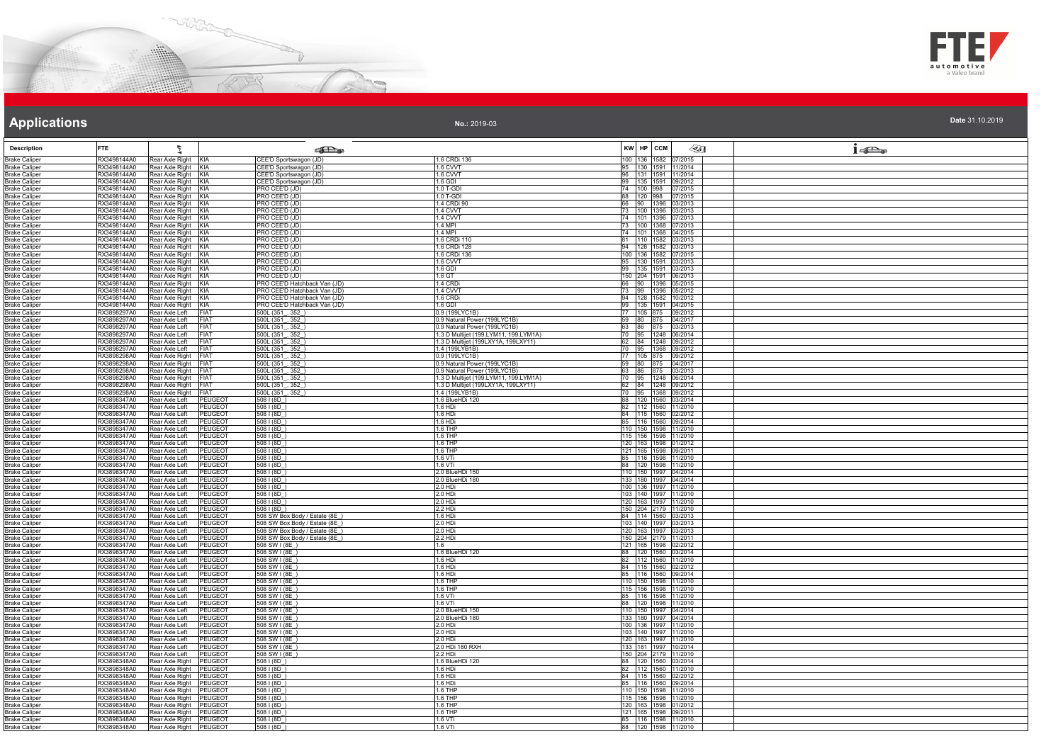# Applications

**No.:** 2019-03

**Date** 31.10.2019

| Description | FTE | | | | | KW | HP | CCM | | |
|---|---|---|---|---|---|---|---|---|---|---|
| Brake Caliper | RX3498144A0 | Rear Axle Right | KIA | CEE'D Sportswagon (JD) | 1.6 CRDi 136 | 100 | 136 | 1582 | 07/2015 | |
| Brake Caliper | RX3498144A0 | Rear Axle Right | KIA | CEE'D Sportswagon (JD) | 1.6 CVVT | 95 | 130 | 1591 | 11/2014 | |
| Brake Caliper | RX3498144A0 | Rear Axle Right | KIA | CEE'D Sportswagon (JD) | 1.6 CVVT | 96 | 131 | 1591 | 11/2014 | |
| Brake Caliper | RX3498144A0 | Rear Axle Right | KIA | CEE'D Sportswagon (JD) | 1.6 GDI | 99 | 135 | 1591 | 09/2012 | |
| Brake Caliper | RX3498144A0 | Rear Axle Right | KIA | PRO CEE'D (JD) | 1.0 T-GDI | 74 | 100 | 998 | 07/2015 | |
| Brake Caliper | RX3498144A0 | Rear Axle Right | KIA | PRO CEE'D (JD) | 1.0 T-GDI | 88 | 120 | 998 | 07/2015 | |
| Brake Caliper | RX3498144A0 | Rear Axle Right | KIA | PRO CEE'D (JD) | 1.4 CRDi 90 | 66 | 90 | 1396 | 03/2013 | |
| Brake Caliper | RX3498144A0 | Rear Axle Right | KIA | PRO CEE'D (JD) | 1.4 CVVT | 73 | 100 | 1396 | 03/2013 | |
| Brake Caliper | RX3498144A0 | Rear Axle Right | KIA | PRO CEE'D (JD) | 1.4 CVVT | 74 | 101 | 1396 | 07/2013 | |
| Brake Caliper | RX3498144A0 | Rear Axle Right | KIA | PRO CEE'D (JD) | 1.4 MPI | 73 | 100 | 1368 | 07/2013 | |
| Brake Caliper | RX3498144A0 | Rear Axle Right | KIA | PRO CEE'D (JD) | 1.4 MPI | 74 | 101 | 1368 | 04/2015 | |
| Brake Caliper | RX3498144A0 | Rear Axle Right | KIA | PRO CEE'D (JD) | 1.6 CRDi 110 | 81 | 110 | 1582 | 03/2013 | |
| Brake Caliper | RX3498144A0 | Rear Axle Right | KIA | PRO CEE'D (JD) | 1.6 CRDi 128 | 94 | 128 | 1582 | 03/2013 | |
| Brake Caliper | RX3498144A0 | Rear Axle Right | KIA | PRO CEE'D (JD) | 1.6 CRDi 136 | 100 | 136 | 1582 | 07/2015 | |
| Brake Caliper | RX3498144A0 | Rear Axle Right | KIA | PRO CEE'D (JD) | 1.6 CVVT | 95 | 130 | 1591 | 03/2013 | |
| Brake Caliper | RX3498144A0 | Rear Axle Right | KIA | PRO CEE'D (JD) | 1.6 GDI | 99 | 135 | 1591 | 03/2013 | |
| Brake Caliper | RX3498144A0 | Rear Axle Right | KIA | PRO CEE'D (JD) | 1.6 GT | 150 | 204 | 1591 | 06/2013 | |
| Brake Caliper | RX3498144A0 | Rear Axle Right | KIA | PRO CEE'D Hatchback Van (JD) | 1.4 CRDi | 66 | 90 | 1396 | 05/2015 | |
| Brake Caliper | RX3498144A0 | Rear Axle Right | KIA | PRO CEE'D Hatchback Van (JD) | 1.4 CVVT | 73 | 99 | 1396 | 05/2012 | |
| Brake Caliper | RX3498144A0 | Rear Axle Right | KIA | PRO CEE'D Hatchback Van (JD) | 1.6 CRDi | 94 | 128 | 1582 | 10/2012 | |
| Brake Caliper | RX3498144A0 | Rear Axle Right | KIA | PRO CEE'D Hatchback Van (JD) | 1.6 GDI | 99 | 135 | 1591 | 04/2015 | |
| Brake Caliper | RX3898297A0 | Rear Axle Left | FIAT | 500L (351_, 352_) | 0.9 (199LYC1B) | 77 | 105 | 875 | 09/2012 | |
| Brake Caliper | RX3898297A0 | Rear Axle Left | FIAT | 500L (351_, 352_) | 0.9 Natural Power (199LYC1B) | 59 | 80 | 875 | 04/2017 | |
| Brake Caliper | RX3898297A0 | Rear Axle Left | FIAT | 500L (351_, 352_) | 0.9 Natural Power (199LYC1B) | 63 | 86 | 875 | 03/2013 | |
| Brake Caliper | RX3898297A0 | Rear Axle Left | FIAT | 500L (351_, 352_) | 1.3 D Multijet (199.LYM11, 199.LYM1A) | 70 | 95 | 1248 | 06/2014 | |
| Brake Caliper | RX3898297A0 | Rear Axle Left | FIAT | 500L (351_, 352_) | 1.3 D Multijet (199LXY1A, 199LXY11) | 62 | 84 | 1248 | 09/2012 | |
| Brake Caliper | RX3898297A0 | Rear Axle Left | FIAT | 500L (351_, 352_) | 1.4 (199LYB1B) | 70 | 95 | 1368 | 09/2012 | |
| Brake Caliper | RX3898298A0 | Rear Axle Right | FIAT | 500L (351_, 352_) | 0.9 (199LYC1B) | 77 | 105 | 875 | 09/2012 | |
| Brake Caliper | RX3898298A0 | Rear Axle Right | FIAT | 500L (351_, 352_) | 0.9 Natural Power (199LYC1B) | 59 | 80 | 875 | 04/2017 | |
| Brake Caliper | RX3898298A0 | Rear Axle Right | FIAT | 500L (351_, 352_) | 0.9 Natural Power (199LYC1B) | 63 | 86 | 875 | 03/2013 | |
| Brake Caliper | RX3898298A0 | Rear Axle Right | FIAT | 500L (351_, 352_) | 1.3 D Multijet (199.LYM11, 199.LYM1A) | 70 | 95 | 1248 | 06/2014 | |
| Brake Caliper | RX3898298A0 | Rear Axle Right | FIAT | 500L (351_, 352_) | 1.3 D Multijet (199LXY1A, 199LXY11) | 62 | 84 | 1248 | 09/2012 | |
| Brake Caliper | RX3898298A0 | Rear Axle Right | FIAT | 500L (351_, 352_) | 1.4 (199LYB1B) | 70 | 95 | 1368 | 09/2012 | |
| Brake Caliper | RX3898347A0 | Rear Axle Left | PEUGEOT | 508 I (8D_) | 1.6 BlueHDi 120 | 88 | 120 | 1560 | 03/2014 | |
| Brake Caliper | RX3898347A0 | Rear Axle Left | PEUGEOT | 508 I (8D_) | 1.6 HDi | 82 | 112 | 1560 | 11/2010 | |
| Brake Caliper | RX3898347A0 | Rear Axle Left | PEUGEOT | 508 I (8D_) | 1.6 HDi | 84 | 115 | 1560 | 02/2012 | |
| Brake Caliper | RX3898347A0 | Rear Axle Left | PEUGEOT | 508 I (8D_) | 1.6 HDi | 85 | 116 | 1560 | 09/2014 | |
| Brake Caliper | RX3898347A0 | Rear Axle Left | PEUGEOT | 508 I (8D_) | 1.6 THP | 110 | 150 | 1598 | 11/2010 | |
| Brake Caliper | RX3898347A0 | Rear Axle Left | PEUGEOT | 508 I (8D_) | 1.6 THP | 115 | 156 | 1598 | 11/2010 | |
| Brake Caliper | RX3898347A0 | Rear Axle Left | PEUGEOT | 508 I (8D_) | 1.6 THP | 120 | 163 | 1598 | 01/2012 | |
| Brake Caliper | RX3898347A0 | Rear Axle Left | PEUGEOT | 508 I (8D_) | 1.6 THP | 121 | 165 | 1598 | 09/2011 | |
| Brake Caliper | RX3898347A0 | Rear Axle Left | PEUGEOT | 508 I (8D_) | 1.6 VTi | 85 | 116 | 1598 | 11/2010 | |
| Brake Caliper | RX3898347A0 | Rear Axle Left | PEUGEOT | 508 I (8D_) | 1.6 VTi | 88 | 120 | 1598 | 11/2010 | |
| Brake Caliper | RX3898347A0 | Rear Axle Left | PEUGEOT | 508 I (8D_) | 2.0 BlueHDi 150 | 110 | 150 | 1997 | 04/2014 | |
| Brake Caliper | RX3898347A0 | Rear Axle Left | PEUGEOT | 508 I (8D_) | 2.0 BlueHDi 180 | 133 | 180 | 1997 | 04/2014 | |
| Brake Caliper | RX3898347A0 | Rear Axle Left | PEUGEOT | 508 I (8D_) | 2.0 HDi | 100 | 136 | 1997 | 11/2010 | |
| Brake Caliper | RX3898347A0 | Rear Axle Left | PEUGEOT | 508 I (8D_) | 2.0 HDi | 103 | 140 | 1997 | 11/2010 | |
| Brake Caliper | RX3898347A0 | Rear Axle Left | PEUGEOT | 508 I (8D_) | 2.0 HDi | 120 | 163 | 1997 | 11/2010 | |
| Brake Caliper | RX3898347A0 | Rear Axle Left | PEUGEOT | 508 I (8D_) | 2.2 HDi | 150 | 204 | 2179 | 11/2010 | |
| Brake Caliper | RX3898347A0 | Rear Axle Left | PEUGEOT | 508 SW Box Body / Estate (8E_) | 1.6 HDi | 84 | 114 | 1560 | 03/2013 | |
| Brake Caliper | RX3898347A0 | Rear Axle Left | PEUGEOT | 508 SW Box Body / Estate (8E_) | 2.0 HDi | 103 | 140 | 1997 | 03/2013 | |
| Brake Caliper | RX3898347A0 | Rear Axle Left | PEUGEOT | 508 SW Box Body / Estate (8E_) | 2.0 HDi | 120 | 163 | 1997 | 03/2013 | |
| Brake Caliper | RX3898347A0 | Rear Axle Left | PEUGEOT | 508 SW Box Body / Estate (8E_) | 2.2 HDi | 150 | 204 | 2179 | 11/2011 | |
| Brake Caliper | RX3898347A0 | Rear Axle Left | PEUGEOT | 508 SW I (8E_) | 1.6 | 121 | 165 | 1598 | 02/2012 | |
| Brake Caliper | RX3898347A0 | Rear Axle Left | PEUGEOT | 508 SW I (8E_) | 1.6 BlueHDi 120 | 88 | 120 | 1560 | 03/2014 | |
| Brake Caliper | RX3898347A0 | Rear Axle Left | PEUGEOT | 508 SW I (8E_) | 1.6 HDi | 82 | 112 | 1560 | 11/2010 | |
| Brake Caliper | RX3898347A0 | Rear Axle Left | PEUGEOT | 508 SW I (8E_) | 1.6 HDi | 84 | 115 | 1560 | 02/2012 | |
| Brake Caliper | RX3898347A0 | Rear Axle Left | PEUGEOT | 508 SW I (8E_) | 1.6 HDi | 85 | 116 | 1560 | 09/2014 | |
| Brake Caliper | RX3898347A0 | Rear Axle Left | PEUGEOT | 508 SW I (8E_) | 1.6 THP | 110 | 150 | 1598 | 11/2010 | |
| Brake Caliper | RX3898347A0 | Rear Axle Left | PEUGEOT | 508 SW I (8E_) | 1.6 THP | 115 | 156 | 1598 | 11/2010 | |
| Brake Caliper | RX3898347A0 | Rear Axle Left | PEUGEOT | 508 SW I (8E_) | 1.6 VTi | 85 | 116 | 1598 | 11/2010 | |
| Brake Caliper | RX3898347A0 | Rear Axle Left | PEUGEOT | 508 SW I (8E_) | 1.6 VTi | 88 | 120 | 1598 | 11/2010 | |
| Brake Caliper | RX3898347A0 | Rear Axle Left | PEUGEOT | 508 SW I (8E_) | 2.0 BlueHDi 150 | 110 | 150 | 1997 | 04/2014 | |
| Brake Caliper | RX3898347A0 | Rear Axle Left | PEUGEOT | 508 SW I (8E_) | 2.0 BlueHDi 180 | 133 | 180 | 1997 | 04/2014 | |
| Brake Caliper | RX3898347A0 | Rear Axle Left | PEUGEOT | 508 SW I (8E_) | 2.0 HDi | 100 | 136 | 1997 | 11/2010 | |
| Brake Caliper | RX3898347A0 | Rear Axle Left | PEUGEOT | 508 SW I (8E_) | 2.0 HDi | 103 | 140 | 1997 | 11/2010 | |
| Brake Caliper | RX3898347A0 | Rear Axle Left | PEUGEOT | 508 SW I (8E_) | 2.0 HDi | 120 | 163 | 1997 | 11/2010 | |
| Brake Caliper | RX3898347A0 | Rear Axle Left | PEUGEOT | 508 SW I (8E_) | 2.0 HDi 180 RXH | 133 | 181 | 1997 | 10/2014 | |
| Brake Caliper | RX3898347A0 | Rear Axle Left | PEUGEOT | 508 SW I (8E_) | 2.2 HDi | 150 | 204 | 2179 | 11/2010 | |
| Brake Caliper | RX3898348A0 | Rear Axle Right | PEUGEOT | 508 I (8D_) | 1.6 BlueHDi 120 | 88 | 120 | 1560 | 03/2014 | |
| Brake Caliper | RX3898348A0 | Rear Axle Right | PEUGEOT | 508 I (8D_) | 1.6 HDi | 82 | 112 | 1560 | 11/2010 | |
| Brake Caliper | RX3898348A0 | Rear Axle Right | PEUGEOT | 508 I (8D_) | 1.6 HDi | 84 | 115 | 1560 | 02/2012 | |
| Brake Caliper | RX3898348A0 | Rear Axle Right | PEUGEOT | 508 I (8D_) | 1.6 HDi | 85 | 116 | 1560 | 09/2014 | |
| Brake Caliper | RX3898348A0 | Rear Axle Right | PEUGEOT | 508 I (8D_) | 1.6 THP | 110 | 150 | 1598 | 11/2010 | |
| Brake Caliper | RX3898348A0 | Rear Axle Right | PEUGEOT | 508 I (8D_) | 1.6 THP | 115 | 156 | 1598 | 11/2010 | |
| Brake Caliper | RX3898348A0 | Rear Axle Right | PEUGEOT | 508 I (8D_) | 1.6 THP | 120 | 163 | 1598 | 01/2012 | |
| Brake Caliper | RX3898348A0 | Rear Axle Right | PEUGEOT | 508 I (8D_) | 1.6 THP | 121 | 165 | 1598 | 09/2011 | |
| Brake Caliper | RX3898348A0 | Rear Axle Right | PEUGEOT | 508 I (8D_) | 1.6 VTi | 85 | 116 | 1598 | 11/2010 | |
| Brake Caliper | RX3898348A0 | Rear Axle Right | PEUGEOT | 508 I (8D_) | 1.6 VTi | 88 | 120 | 1598 | 11/2010 | |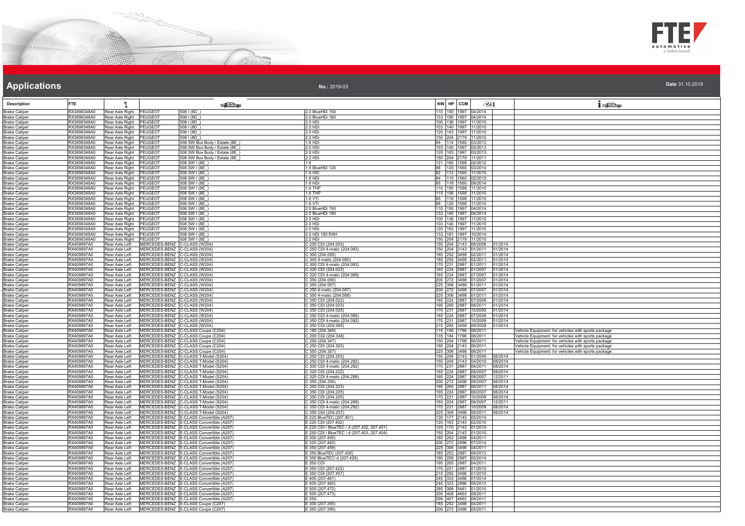# Applications

**No.:** 2019-03

**Date** 31.10.2019

| Description | FTE | | | | | KW | HP | CCM | | | |
|---|---|---|---|---|---|---|---|---|---|---|---|
| Brake Caliper | RX3898348A0 | Rear Axle Right | PEUGEOT | 508 I (8D_) | 2.0 BlueHDi 150 | 110 | 150 | 1997 | 04/2014 | | |
| Brake Caliper | RX3898348A0 | Rear Axle Right | PEUGEOT | 508 I (8D_) | 2.0 BlueHDi 180 | 133 | 180 | 1997 | 04/2014 | | |
| Brake Caliper | RX3898348A0 | Rear Axle Right | PEUGEOT | 508 I (8D_) | 2.0 HDi | 100 | 136 | 1997 | 11/2010 | | |
| Brake Caliper | RX3898348A0 | Rear Axle Right | PEUGEOT | 508 I (8D_) | 2.0 HDi | 103 | 140 | 1997 | 11/2010 | | |
| Brake Caliper | RX3898348A0 | Rear Axle Right | PEUGEOT | 508 I (8D_) | 2.0 HDi | 120 | 163 | 1997 | 11/2010 | | |
| Brake Caliper | RX3898348A0 | Rear Axle Right | PEUGEOT | 508 I (8D_) | 2.2 HDi | 150 | 204 | 2179 | 11/2010 | | |
| Brake Caliper | RX3898348A0 | Rear Axle Right | PEUGEOT | 508 SW Box Body / Estate (8E_) | 1.6 HDi | 84 | 114 | 1560 | 03/2013 | | |
| Brake Caliper | RX3898348A0 | Rear Axle Right | PEUGEOT | 508 SW Box Body / Estate (8E_) | 2.0 HDi | 103 | 140 | 1997 | 03/2013 | | |
| Brake Caliper | RX3898348A0 | Rear Axle Right | PEUGEOT | 508 SW Box Body / Estate (8E_) | 2.0 HDi | 120 | 163 | 1997 | 03/2013 | | |
| Brake Caliper | RX3898348A0 | Rear Axle Right | PEUGEOT | 508 SW Box Body / Estate (8E_) | 2.2 HDi | 150 | 204 | 2179 | 11/2011 | | |
| Brake Caliper | RX3898348A0 | Rear Axle Right | PEUGEOT | 508 SW I (8E_) | 1.6 | 121 | 165 | 1598 | 02/2012 | | |
| Brake Caliper | RX3898348A0 | Rear Axle Right | PEUGEOT | 508 SW I (8E_) | 1.6 BlueHDi 120 | 88 | 120 | 1560 | 03/2014 | | |
| Brake Caliper | RX3898348A0 | Rear Axle Right | PEUGEOT | 508 SW I (8E_) | 1.6 HDi | 82 | 112 | 1560 | 11/2010 | | |
| Brake Caliper | RX3898348A0 | Rear Axle Right | PEUGEOT | 508 SW I (8E_) | 1.6 HDi | 84 | 115 | 1560 | 02/2012 | | |
| Brake Caliper | RX3898348A0 | Rear Axle Right | PEUGEOT | 508 SW I (8E_) | 1.6 HDi | 85 | 116 | 1560 | 09/2014 | | |
| Brake Caliper | RX3898348A0 | Rear Axle Right | PEUGEOT | 508 SW I (8E_) | 1.6 THP | 110 | 150 | 1598 | 11/2010 | | |
| Brake Caliper | RX3898348A0 | Rear Axle Right | PEUGEOT | 508 SW I (8E_) | 1.6 THP | 115 | 156 | 1598 | 11/2010 | | |
| Brake Caliper | RX3898348A0 | Rear Axle Right | PEUGEOT | 508 SW I (8E_) | 1.6 VTi | 85 | 116 | 1598 | 11/2010 | | |
| Brake Caliper | RX3898348A0 | Rear Axle Right | PEUGEOT | 508 SW I (8E_) | 1.6 VTi | 88 | 120 | 1598 | 11/2010 | | |
| Brake Caliper | RX3898348A0 | Rear Axle Right | PEUGEOT | 508 SW I (8E_) | 2.0 BlueHDi 150 | 110 | 150 | 1997 | 04/2014 | | |
| Brake Caliper | RX3898348A0 | Rear Axle Right | PEUGEOT | 508 SW I (8E_) | 2.0 BlueHDi 180 | 133 | 180 | 1997 | 04/2014 | | |
| Brake Caliper | RX3898348A0 | Rear Axle Right | PEUGEOT | 508 SW I (8E_) | 2.0 HDi | 100 | 136 | 1997 | 11/2010 | | |
| Brake Caliper | RX3898348A0 | Rear Axle Right | PEUGEOT | 508 SW I (8E_) | 2.0 HDi | 103 | 140 | 1997 | 11/2010 | | |
| Brake Caliper | RX3898348A0 | Rear Axle Right | PEUGEOT | 508 SW I (8E_) | 2.0 HDi | 120 | 163 | 1997 | 11/2010 | | |
| Brake Caliper | RX3898348A0 | Rear Axle Right | PEUGEOT | 508 SW I (8E_) | 2.0 HDi 180 RXH | 133 | 181 | 1997 | 10/2014 | | |
| Brake Caliper | RX3898348A0 | Rear Axle Right | PEUGEOT | 508 SW I (8E_) | 2.2 HDi | 150 | 204 | 2179 | 11/2010 | | |
| Brake Caliper | RX409897A0 | Rear Axle Left | MERCEDES-BENZ | C-CLASS (W204) | C 250 CDI (204.003) | 150 | 204 | 2143 | 08/2008 | 01/2014 | |
| Brake Caliper | RX409897A0 | Rear Axle Left | MERCEDES-BENZ | C-CLASS (W204) | C 250 CDI 4-matic (204.082) | 150 | 204 | 2143 | 01/2011 | 01/2014 | |
| Brake Caliper | RX409897A0 | Rear Axle Left | MERCEDES-BENZ | C-CLASS (W204) | C 300 (204.055) | 185 | 252 | 3498 | 02/2011 | 01/2014 | |
| Brake Caliper | RX409897A0 | Rear Axle Left | MERCEDES-BENZ | C-CLASS (W204) | C 300 4-matic (204.080) | 185 | 252 | 3498 | 02/2011 | 01/2014 | |
| Brake Caliper | RX409897A0 | Rear Axle Left | MERCEDES-BENZ | C-CLASS (W204) | C 300 CDI 4-matic (204.092) | 170 | 231 | 2987 | 01/2011 | 01/2014 | |
| Brake Caliper | RX409897A0 | Rear Axle Left | MERCEDES-BENZ | C-CLASS (W204) | C 320 CDI (204.022) | 165 | 224 | 2987 | 01/2007 | 01/2014 | |
| Brake Caliper | RX409897A0 | Rear Axle Left | MERCEDES-BENZ | C-CLASS (W204) | C 320 CDI 4-matic (204.089) | 165 | 224 | 2987 | 07/2007 | 01/2014 | |
| Brake Caliper | RX409897A0 | Rear Axle Left | MERCEDES-BENZ | C-CLASS (W204) | C 350 (204.056) | 200 | 272 | 3498 | 01/2007 | 01/2014 | |
| Brake Caliper | RX409897A0 | Rear Axle Left | MERCEDES-BENZ | C-CLASS (W204) | C 350 (204.057) | 225 | 306 | 3498 | 01/2011 | 01/2014 | |
| Brake Caliper | RX409897A0 | Rear Axle Left | MERCEDES-BENZ | C-CLASS (W204) | C 350 4-matic (204.087) | 200 | 272 | 3498 | 07/2007 | 01/2014 | |
| Brake Caliper | RX409897A0 | Rear Axle Left | MERCEDES-BENZ | C-CLASS (W204) | C 350 4-matic (204.088) | 225 | 306 | 3498 | 01/2011 | 01/2014 | |
| Brake Caliper | RX409897A0 | Rear Axle Left | MERCEDES-BENZ | C-CLASS (W204) | C 350 CDI (204.022) | 165 | 224 | 2987 | 07/2009 | 01/2014 | |
| Brake Caliper | RX409897A0 | Rear Axle Left | MERCEDES-BENZ | C-CLASS (W204) | C 350 CDI (204.023) | 195 | 265 | 2987 | 06/2011 | 01/2014 | |
| Brake Caliper | RX409897A0 | Rear Axle Left | MERCEDES-BENZ | C-CLASS (W204) | C 350 CDI (204.025) | 170 | 231 | 2987 | 10/2009 | 01/2014 | |
| Brake Caliper | RX409897A0 | Rear Axle Left | MERCEDES-BENZ | C-CLASS (W204) | C 350 CDI 4-matic (204.089) | 165 | 224 | 2987 | 07/2009 | 01/2014 | |
| Brake Caliper | RX409897A0 | Rear Axle Left | MERCEDES-BENZ | C-CLASS (W204) | C 350 CDI 4-matic (204.092) | 170 | 231 | 2987 | 10/2009 | 01/2014 | |
| Brake Caliper | RX409897A0 | Rear Axle Left | MERCEDES-BENZ | C-CLASS (W204) | C 350 CGI (204.065) | 215 | 292 | 3498 | 09/2008 | 01/2014 | |
| Brake Caliper | RX409897A0 | Rear Axle Left | MERCEDES-BENZ | C-CLASS Coupe (C204) | C 180 (204.349) | 115 | 156 | 1796 | 06/2011 | | Vehicle Equipment: for vehicles with sports package |
| Brake Caliper | RX409897A0 | Rear Axle Left | MERCEDES-BENZ | C-CLASS Coupe (C204) | C 200 CGI (204.348) | 135 | 184 | 1796 | 06/2011 | | Vehicle Equipment: for vehicles with sports package |
| Brake Caliper | RX409897A0 | Rear Axle Left | MERCEDES-BENZ | C-CLASS Coupe (C204) | C 250 (204.347) | 150 | 204 | 1796 | 06/2011 | | Vehicle Equipment: for vehicles with sports package |
| Brake Caliper | RX409897A0 | Rear Axle Left | MERCEDES-BENZ | C-CLASS Coupe (C204) | C 250 CDI (204.303) | 150 | 204 | 2143 | 06/2011 | | Vehicle Equipment: for vehicles with sports package |
| Brake Caliper | RX409897A0 | Rear Axle Left | MERCEDES-BENZ | C-CLASS Coupe (C204) | C 350 (204.357) | 225 | 306 | 3498 | 06/2011 | | Vehicle Equipment: for vehicles with sports package |
| Brake Caliper | RX409897A0 | Rear Axle Left | MERCEDES-BENZ | C-CLASS T-Model (S204) | C 250 CDI (204.203) | 150 | 204 | 2143 | 01/2009 | 08/2014 | |
| Brake Caliper | RX409897A0 | Rear Axle Left | MERCEDES-BENZ | C-CLASS T-Model (S204) | C 250 CDI 4-matic (204.282) | 150 | 204 | 2143 | 04/2010 | 08/2014 | |
| Brake Caliper | RX409897A0 | Rear Axle Left | MERCEDES-BENZ | C-CLASS T-Model (S204) | C 300 CDI 4-matic (204.292) | 170 | 231 | 2987 | 06/2011 | 08/2014 | |
| Brake Caliper | RX409897A0 | Rear Axle Left | MERCEDES-BENZ | C-CLASS T-Model (S204) | C 320 CDI (204.222) | 165 | 224 | 2987 | 08/2007 | 08/2014 | |
| Brake Caliper | RX409897A0 | Rear Axle Left | MERCEDES-BENZ | C-CLASS T-Model (S204) | C 320 CDI 4-matic (204.289) | 165 | 224 | 2987 | 08/2007 | 12/2011 | |
| Brake Caliper | RX409897A0 | Rear Axle Left | MERCEDES-BENZ | C-CLASS T-Model (S204) | C 350 (204.256) | 200 | 272 | 3498 | 08/2007 | 08/2014 | |
| Brake Caliper | RX409897A0 | Rear Axle Left | MERCEDES-BENZ | C-CLASS T-Model (S204) | C 350 CDI (204.223) | 195 | 265 | 2987 | 06/2011 | 08/2014 | |
| Brake Caliper | RX409897A0 | Rear Axle Left | MERCEDES-BENZ | C-CLASS T-Model (S204) | C 350 CDI (204.225) | 165 | 224 | 2987 | 08/2007 | 08/2014 | |
| Brake Caliper | RX409897A0 | Rear Axle Left | MERCEDES-BENZ | C-CLASS T-Model (S204) | C 350 CDI (204.225) | 170 | 231 | 2987 | 10/2009 | 08/2014 | |
| Brake Caliper | RX409897A0 | Rear Axle Left | MERCEDES-BENZ | C-CLASS T-Model (S204) | C 350 CDI 4-matic (204.289) | 165 | 224 | 2987 | 08/2007 | 12/2011 | |
| Brake Caliper | RX409897A0 | Rear Axle Left | MERCEDES-BENZ | C-CLASS T-Model (S204) | C 350 CDI 4-matic (204.292) | 170 | 231 | 2987 | 10/2009 | 08/2014 | |
| Brake Caliper | RX409897A0 | Rear Axle Left | MERCEDES-BENZ | C-CLASS T-Model (S204) | C 350 CGI (204.257) | 225 | 306 | 3498 | 06/2011 | 08/2014 | |
| Brake Caliper | RX409897A0 | Rear Axle Left | MERCEDES-BENZ | E-CLASS Convertible (A207) | E 220 BlueTEC (207.401) | 130 | 177 | 2143 | 05/2014 | | |
| Brake Caliper | RX409897A0 | Rear Axle Left | MERCEDES-BENZ | E-CLASS Convertible (A207) | E 220 CDI (207.402) | 120 | 163 | 2143 | 02/2010 | | |
| Brake Caliper | RX409897A0 | Rear Axle Left | MERCEDES-BENZ | E-CLASS Convertible (A207) | E 220 CDI / BlueTEC / d (207.402, 207.401) | 125 | 170 | 2143 | 01/2010 | | |
| Brake Caliper | RX409897A0 | Rear Axle Left | MERCEDES-BENZ | E-CLASS Convertible (A207) | E 250 CDI / BlueTEC / d (207.403, 207.404) | 150 | 204 | 2143 | 01/2010 | | |
| Brake Caliper | RX409897A0 | Rear Axle Left | MERCEDES-BENZ | E-CLASS Convertible (A207) | E 300 (207.455) | 185 | 252 | 3498 | 04/2011 | | |
| Brake Caliper | RX409897A0 | Rear Axle Left | MERCEDES-BENZ | E-CLASS Convertible (A207) | E 320 (207.462) | 200 | 272 | 2996 | 07/2014 | | |
| Brake Caliper | RX409897A0 | Rear Axle Left | MERCEDES-BENZ | E-CLASS Convertible (A207) | E 350 (207.459) | 225 | 306 | 3498 | 04/2011 | | |
| Brake Caliper | RX409897A0 | Rear Axle Left | MERCEDES-BENZ | E-CLASS Convertible (A207) | E 350 BlueTEC (207.426) | 185 | 252 | 2987 | 06/2013 | | |
| Brake Caliper | RX409897A0 | Rear Axle Left | MERCEDES-BENZ | E-CLASS Convertible (A207) | E 350 BlueTEC/ d (207.426) | 190 | 258 | 2987 | 05/2014 | | |
| Brake Caliper | RX409897A0 | Rear Axle Left | MERCEDES-BENZ | E-CLASS Convertible (A207) | E 350 CDI | 195 | 265 | 2987 | 04/2011 | | |
| Brake Caliper | RX409897A0 | Rear Axle Left | MERCEDES-BENZ | E-CLASS Convertible (A207) | E 350 CDI (207.422) | 170 | 231 | 2987 | 01/2010 | | |
| Brake Caliper | RX409897A0 | Rear Axle Left | MERCEDES-BENZ | E-CLASS Convertible (A207) | E 350 CGI (207.457) | 215 | 292 | 3498 | 01/2010 | | |
| Brake Caliper | RX409897A0 | Rear Axle Left | MERCEDES-BENZ | E-CLASS Convertible (A207) | E 400 (207.461) | 245 | 333 | 3498 | 07/2014 | | |
| Brake Caliper | RX409897A0 | Rear Axle Left | MERCEDES-BENZ | E-CLASS Convertible (A207) | E 400 (207.465) | 245 | 333 | 2996 | 06/2013 | | |
| Brake Caliper | RX409897A0 | Rear Axle Left | MERCEDES-BENZ | E-CLASS Convertible (A207) | E 500 (207.472) | 285 | 388 | 5461 | 01/2010 | | |
| Brake Caliper | RX409897A0 | Rear Axle Left | MERCEDES-BENZ | E-CLASS Convertible (A207) | E 500 (207.473) | 300 | 408 | 4663 | 09/2011 | | |
| Brake Caliper | RX409897A0 | Rear Axle Left | MERCEDES-BENZ | E-CLASS Convertible (A207) | E 550 | 299 | 407 | 4663 | 09/2011 | | |
| Brake Caliper | RX409897A0 | Rear Axle Left | MERCEDES-BENZ | E-CLASS Coupe (C207) | E 300 (207.355) | 185 | 252 | 3498 | 04/2011 | | |
| Brake Caliper | RX409897A0 | Rear Axle Left | MERCEDES-BENZ | E-CLASS Coupe (C207) | E 350 (207.356) | 200 | 272 | 3498 | 05/2011 | | |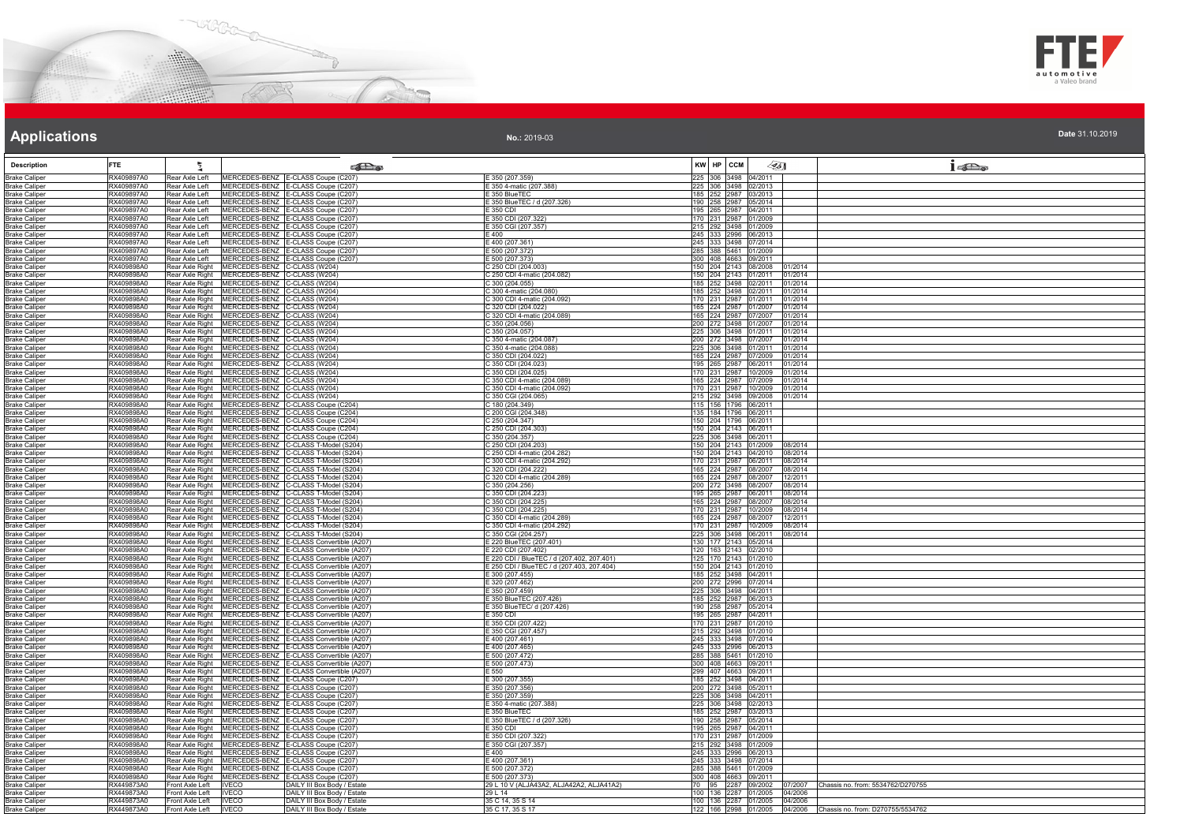# Applications

**No.:** 2019-03

**Date** 31.10.2019

| Description | FTE | | | | | KW | HP | CCM | | | |
|---|---|---|---|---|---|---|---|---|---|---|---|
| Brake Caliper | RX409897A0 | Rear Axle Left | MERCEDES-BENZ | E-CLASS Coupe (C207) | E 350 (207.359) | 225 | 306 | 3498 | 04/2011 | | |
| Brake Caliper | RX409897A0 | Rear Axle Left | MERCEDES-BENZ | E-CLASS Coupe (C207) | E 350 4-matic (207.388) | 225 | 306 | 3498 | 02/2013 | | |
| Brake Caliper | RX409897A0 | Rear Axle Left | MERCEDES-BENZ | E-CLASS Coupe (C207) | E 350 BlueTEC | 185 | 252 | 2987 | 03/2013 | | |
| Brake Caliper | RX409897A0 | Rear Axle Left | MERCEDES-BENZ | E-CLASS Coupe (C207) | E 350 BlueTEC / d (207.326) | 190 | 258 | 2987 | 05/2014 | | |
| Brake Caliper | RX409897A0 | Rear Axle Left | MERCEDES-BENZ | E-CLASS Coupe (C207) | E 350 CDI | 195 | 265 | 2987 | 04/2011 | | |
| Brake Caliper | RX409897A0 | Rear Axle Left | MERCEDES-BENZ | E-CLASS Coupe (C207) | E 350 CDI (207.322) | 170 | 231 | 2987 | 01/2009 | | |
| Brake Caliper | RX409897A0 | Rear Axle Left | MERCEDES-BENZ | E-CLASS Coupe (C207) | E 350 CGI (207.357) | 215 | 292 | 3498 | 01/2009 | | |
| Brake Caliper | RX409897A0 | Rear Axle Left | MERCEDES-BENZ | E-CLASS Coupe (C207) | E 400 | 245 | 333 | 2996 | 06/2013 | | |
| Brake Caliper | RX409897A0 | Rear Axle Left | MERCEDES-BENZ | E-CLASS Coupe (C207) | E 400 (207.361) | 245 | 333 | 3498 | 07/2014 | | |
| Brake Caliper | RX409897A0 | Rear Axle Left | MERCEDES-BENZ | E-CLASS Coupe (C207) | E 500 (207.372) | 285 | 388 | 5461 | 01/2009 | | |
| Brake Caliper | RX409897A0 | Rear Axle Left | MERCEDES-BENZ | E-CLASS Coupe (C207) | E 500 (207.373) | 300 | 408 | 4663 | 09/2011 | | |
| Brake Caliper | RX409898A0 | Rear Axle Right | MERCEDES-BENZ | C-CLASS (W204) | C 250 CDI (204.003) | 150 | 204 | 2143 | 08/2008 | 01/2014 | |
| Brake Caliper | RX409898A0 | Rear Axle Right | MERCEDES-BENZ | C-CLASS (W204) | C 250 CDI 4-matic (204.082) | 150 | 204 | 2143 | 01/2011 | 01/2014 | |
| Brake Caliper | RX409898A0 | Rear Axle Right | MERCEDES-BENZ | C-CLASS (W204) | C 300 (204.055) | 185 | 252 | 3498 | 02/2011 | 01/2014 | |
| Brake Caliper | RX409898A0 | Rear Axle Right | MERCEDES-BENZ | C-CLASS (W204) | C 300 4-matic (204.080) | 185 | 252 | 3498 | 02/2011 | 01/2014 | |
| Brake Caliper | RX409898A0 | Rear Axle Right | MERCEDES-BENZ | C-CLASS (W204) | C 300 CDI 4-matic (204.092) | 170 | 231 | 2987 | 01/2011 | 01/2014 | |
| Brake Caliper | RX409898A0 | Rear Axle Right | MERCEDES-BENZ | C-CLASS (W204) | C 320 CDI (204.022) | 165 | 224 | 2987 | 01/2007 | 01/2014 | |
| Brake Caliper | RX409898A0 | Rear Axle Right | MERCEDES-BENZ | C-CLASS (W204) | C 320 CDI 4-matic (204.089) | 165 | 224 | 2987 | 07/2007 | 01/2014 | |
| Brake Caliper | RX409898A0 | Rear Axle Right | MERCEDES-BENZ | C-CLASS (W204) | C 350 (204.056) | 200 | 272 | 3498 | 01/2007 | 01/2014 | |
| Brake Caliper | RX409898A0 | Rear Axle Right | MERCEDES-BENZ | C-CLASS (W204) | C 350 (204.057) | 225 | 306 | 3498 | 01/2011 | 01/2014 | |
| Brake Caliper | RX409898A0 | Rear Axle Right | MERCEDES-BENZ | C-CLASS (W204) | C 350 4-matic (204.087) | 200 | 272 | 3498 | 07/2007 | 01/2014 | |
| Brake Caliper | RX409898A0 | Rear Axle Right | MERCEDES-BENZ | C-CLASS (W204) | C 350 4-matic (204.088) | 225 | 306 | 3498 | 01/2011 | 01/2014 | |
| Brake Caliper | RX409898A0 | Rear Axle Right | MERCEDES-BENZ | C-CLASS (W204) | C 350 CDI (204.022) | 165 | 224 | 2987 | 07/2009 | 01/2014 | |
| Brake Caliper | RX409898A0 | Rear Axle Right | MERCEDES-BENZ | C-CLASS (W204) | C 350 CDI (204.023) | 195 | 265 | 2987 | 06/2011 | 01/2014 | |
| Brake Caliper | RX409898A0 | Rear Axle Right | MERCEDES-BENZ | C-CLASS (W204) | C 350 CDI (204.025) | 170 | 231 | 2987 | 10/2009 | 01/2014 | |
| Brake Caliper | RX409898A0 | Rear Axle Right | MERCEDES-BENZ | C-CLASS (W204) | C 350 CDI 4-matic (204.089) | 165 | 224 | 2987 | 07/2009 | 01/2014 | |
| Brake Caliper | RX409898A0 | Rear Axle Right | MERCEDES-BENZ | C-CLASS (W204) | C 350 CDI 4-matic (204.092) | 170 | 231 | 2987 | 10/2009 | 01/2014 | |
| Brake Caliper | RX409898A0 | Rear Axle Right | MERCEDES-BENZ | C-CLASS (W204) | C 350 CGI (204.065) | 215 | 292 | 3498 | 09/2008 | 01/2014 | |
| Brake Caliper | RX409898A0 | Rear Axle Right | MERCEDES-BENZ | C-CLASS Coupe (C204) | C 180 (204.349) | 115 | 156 | 1796 | 06/2011 | | |
| Brake Caliper | RX409898A0 | Rear Axle Right | MERCEDES-BENZ | C-CLASS Coupe (C204) | C 200 CGI (204.348) | 135 | 184 | 1796 | 06/2011 | | |
| Brake Caliper | RX409898A0 | Rear Axle Right | MERCEDES-BENZ | C-CLASS Coupe (C204) | C 250 (204.347) | 150 | 204 | 1796 | 06/2011 | | |
| Brake Caliper | RX409898A0 | Rear Axle Right | MERCEDES-BENZ | C-CLASS Coupe (C204) | C 250 CDI (204.303) | 150 | 204 | 2143 | 06/2011 | | |
| Brake Caliper | RX409898A0 | Rear Axle Right | MERCEDES-BENZ | C-CLASS Coupe (C204) | C 350 (204.357) | 225 | 306 | 3498 | 06/2011 | | |
| Brake Caliper | RX409898A0 | Rear Axle Right | MERCEDES-BENZ | C-CLASS T-Model (S204) | C 250 CDI (204.203) | 150 | 204 | 2143 | 01/2009 | 08/2014 | |
| Brake Caliper | RX409898A0 | Rear Axle Right | MERCEDES-BENZ | C-CLASS T-Model (S204) | C 250 CDI 4-matic (204.282) | 150 | 204 | 2143 | 04/2010 | 08/2014 | |
| Brake Caliper | RX409898A0 | Rear Axle Right | MERCEDES-BENZ | C-CLASS T-Model (S204) | C 300 CDI 4-matic (204.292) | 170 | 231 | 2987 | 06/2011 | 08/2014 | |
| Brake Caliper | RX409898A0 | Rear Axle Right | MERCEDES-BENZ | C-CLASS T-Model (S204) | C 320 CDI (204.222) | 165 | 224 | 2987 | 08/2007 | 08/2014 | |
| Brake Caliper | RX409898A0 | Rear Axle Right | MERCEDES-BENZ | C-CLASS T-Model (S204) | C 320 CDI 4-matic (204.289) | 165 | 224 | 2987 | 08/2007 | 12/2011 | |
| Brake Caliper | RX409898A0 | Rear Axle Right | MERCEDES-BENZ | C-CLASS T-Model (S204) | C 350 (204.256) | 200 | 272 | 3498 | 08/2007 | 08/2014 | |
| Brake Caliper | RX409898A0 | Rear Axle Right | MERCEDES-BENZ | C-CLASS T-Model (S204) | C 350 CDI (204.223) | 195 | 265 | 2987 | 06/2011 | 08/2014 | |
| Brake Caliper | RX409898A0 | Rear Axle Right | MERCEDES-BENZ | C-CLASS T-Model (S204) | C 350 CDI (204.225) | 165 | 224 | 2987 | 08/2007 | 08/2014 | |
| Brake Caliper | RX409898A0 | Rear Axle Right | MERCEDES-BENZ | C-CLASS T-Model (S204) | C 350 CDI (204.225) | 170 | 231 | 2987 | 10/2009 | 08/2014 | |
| Brake Caliper | RX409898A0 | Rear Axle Right | MERCEDES-BENZ | C-CLASS T-Model (S204) | C 350 CDI 4-matic (204.289) | 165 | 224 | 2987 | 08/2007 | 12/2011 | |
| Brake Caliper | RX409898A0 | Rear Axle Right | MERCEDES-BENZ | C-CLASS T-Model (S204) | C 350 CDI 4-matic (204.292) | 170 | 231 | 2987 | 10/2009 | 08/2014 | |
| Brake Caliper | RX409898A0 | Rear Axle Right | MERCEDES-BENZ | C-CLASS T-Model (S204) | C 350 CGI (204.257) | 225 | 306 | 3498 | 06/2011 | 08/2014 | |
| Brake Caliper | RX409898A0 | Rear Axle Right | MERCEDES-BENZ | E-CLASS Convertible (A207) | E 220 BlueTEC (207.401) | 130 | 177 | 2143 | 05/2014 | | |
| Brake Caliper | RX409898A0 | Rear Axle Right | MERCEDES-BENZ | E-CLASS Convertible (A207) | E 220 CDI (207.402) | 120 | 163 | 2143 | 02/2010 | | |
| Brake Caliper | RX409898A0 | Rear Axle Right | MERCEDES-BENZ | E-CLASS Convertible (A207) | E 220 CDI / BlueTEC / d (207.402, 207.401) | 125 | 170 | 2143 | 01/2010 | | |
| Brake Caliper | RX409898A0 | Rear Axle Right | MERCEDES-BENZ | E-CLASS Convertible (A207) | E 250 CDI / BlueTEC / d (207.403, 207.404) | 150 | 204 | 2143 | 01/2010 | | |
| Brake Caliper | RX409898A0 | Rear Axle Right | MERCEDES-BENZ | E-CLASS Convertible (A207) | E 300 (207.455) | 185 | 252 | 3498 | 04/2011 | | |
| Brake Caliper | RX409898A0 | Rear Axle Right | MERCEDES-BENZ | E-CLASS Convertible (A207) | E 320 (207.462) | 200 | 272 | 2996 | 07/2014 | | |
| Brake Caliper | RX409898A0 | Rear Axle Right | MERCEDES-BENZ | E-CLASS Convertible (A207) | E 350 (207.459) | 225 | 306 | 3498 | 04/2011 | | |
| Brake Caliper | RX409898A0 | Rear Axle Right | MERCEDES-BENZ | E-CLASS Convertible (A207) | E 350 BlueTEC (207.426) | 185 | 252 | 2987 | 06/2013 | | |
| Brake Caliper | RX409898A0 | Rear Axle Right | MERCEDES-BENZ | E-CLASS Convertible (A207) | E 350 BlueTEC/ d (207.426) | 190 | 258 | 2987 | 05/2014 | | |
| Brake Caliper | RX409898A0 | Rear Axle Right | MERCEDES-BENZ | E-CLASS Convertible (A207) | E 350 CDI | 195 | 265 | 2987 | 04/2011 | | |
| Brake Caliper | RX409898A0 | Rear Axle Right | MERCEDES-BENZ | E-CLASS Convertible (A207) | E 350 CDI (207.422) | 170 | 231 | 2987 | 01/2010 | | |
| Brake Caliper | RX409898A0 | Rear Axle Right | MERCEDES-BENZ | E-CLASS Convertible (A207) | E 350 CGI (207.457) | 215 | 292 | 3498 | 01/2010 | | |
| Brake Caliper | RX409898A0 | Rear Axle Right | MERCEDES-BENZ | E-CLASS Convertible (A207) | E 400 (207.461) | 245 | 333 | 3498 | 07/2014 | | |
| Brake Caliper | RX409898A0 | Rear Axle Right | MERCEDES-BENZ | E-CLASS Convertible (A207) | E 400 (207.465) | 245 | 333 | 2996 | 06/2013 | | |
| Brake Caliper | RX409898A0 | Rear Axle Right | MERCEDES-BENZ | E-CLASS Convertible (A207) | E 500 (207.472) | 285 | 388 | 5461 | 01/2010 | | |
| Brake Caliper | RX409898A0 | Rear Axle Right | MERCEDES-BENZ | E-CLASS Convertible (A207) | E 500 (207.473) | 300 | 408 | 4663 | 09/2011 | | |
| Brake Caliper | RX409898A0 | Rear Axle Right | MERCEDES-BENZ | E-CLASS Convertible (A207) | E 550 | 299 | 407 | 4663 | 09/2011 | | |
| Brake Caliper | RX409898A0 | Rear Axle Right | MERCEDES-BENZ | E-CLASS Coupe (C207) | E 300 (207.355) | 185 | 252 | 3498 | 04/2011 | | |
| Brake Caliper | RX409898A0 | Rear Axle Right | MERCEDES-BENZ | E-CLASS Coupe (C207) | E 350 (207.356) | 200 | 272 | 3498 | 05/2011 | | |
| Brake Caliper | RX409898A0 | Rear Axle Right | MERCEDES-BENZ | E-CLASS Coupe (C207) | E 350 (207.359) | 225 | 306 | 3498 | 04/2011 | | |
| Brake Caliper | RX409898A0 | Rear Axle Right | MERCEDES-BENZ | E-CLASS Coupe (C207) | E 350 4-matic (207.388) | 225 | 306 | 3498 | 02/2013 | | |
| Brake Caliper | RX409898A0 | Rear Axle Right | MERCEDES-BENZ | E-CLASS Coupe (C207) | E 350 BlueTEC | 185 | 252 | 2987 | 03/2013 | | |
| Brake Caliper | RX409898A0 | Rear Axle Right | MERCEDES-BENZ | E-CLASS Coupe (C207) | E 350 BlueTEC / d (207.326) | 190 | 258 | 2987 | 05/2014 | | |
| Brake Caliper | RX409898A0 | Rear Axle Right | MERCEDES-BENZ | E-CLASS Coupe (C207) | E 350 CDI | 195 | 265 | 2987 | 04/2011 | | |
| Brake Caliper | RX409898A0 | Rear Axle Right | MERCEDES-BENZ | E-CLASS Coupe (C207) | E 350 CDI (207.322) | 170 | 231 | 2987 | 01/2009 | | |
| Brake Caliper | RX409898A0 | Rear Axle Right | MERCEDES-BENZ | E-CLASS Coupe (C207) | E 350 CGI (207.357) | 215 | 292 | 3498 | 01/2009 | | |
| Brake Caliper | RX409898A0 | Rear Axle Right | MERCEDES-BENZ | E-CLASS Coupe (C207) | E 400 | 245 | 333 | 2996 | 06/2013 | | |
| Brake Caliper | RX409898A0 | Rear Axle Right | MERCEDES-BENZ | E-CLASS Coupe (C207) | E 400 (207.361) | 245 | 333 | 3498 | 07/2014 | | |
| Brake Caliper | RX409898A0 | Rear Axle Right | MERCEDES-BENZ | E-CLASS Coupe (C207) | E 500 (207.372) | 285 | 388 | 5461 | 01/2009 | | |
| Brake Caliper | RX409898A0 | Rear Axle Right | MERCEDES-BENZ | E-CLASS Coupe (C207) | E 500 (207.373) | 300 | 408 | 4663 | 09/2011 | | |
| Brake Caliper | RX449873A0 | Front Axle Left | IVECO | DAILY III Box Body / Estate | 29 L 10 V (ALJA43A2, ALJA42A2, ALJA41A2) | 70 | 95 | 2287 | 09/2002 | 07/2007 | Chassis no. from: 5534762/D270755 |
| Brake Caliper | RX449873A0 | Front Axle Left | IVECO | DAILY III Box Body / Estate | 29 L 14 | 100 | 136 | 2287 | 04/2005 | 04/2006 | |
| Brake Caliper | RX449873A0 | Front Axle Left | IVECO | DAILY III Box Body / Estate | 35 C 14, 35 S 14 | 100 | 136 | 2287 | 01/2005 | 04/2006 | |
| Brake Caliper | RX449873A0 | Front Axle Left | IVECO | DAILY III Box Body / Estate | 35 C 17, 35 S 17 | 122 | 166 | 2998 | 01/2005 | 04/2006 | Chassis no. from: D270755/5534762 |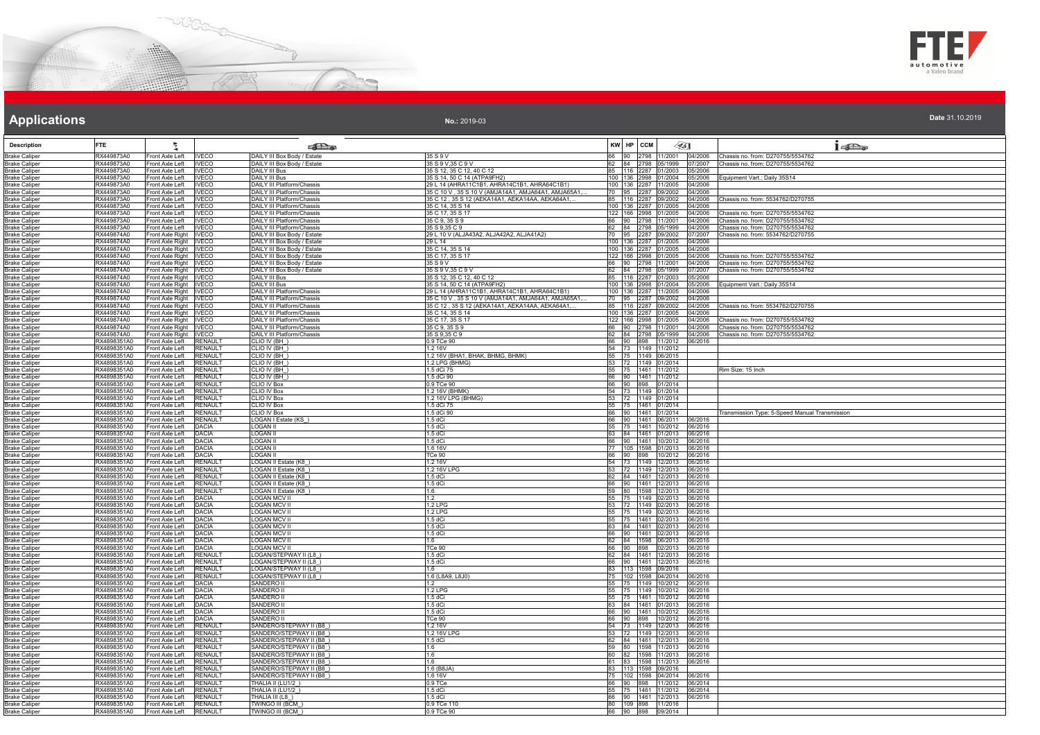# Applications

No.: 2019-03

Date 31.10.2019

| Description | FTE | | | | | KW | HP | CCM | | | |
|---|---|---|---|---|---|---|---|---|---|---|---|
| Brake Caliper | RX449873A0 | Front Axle Left | IVECO | DAILY III Box Body / Estate | 35 S 9 V | 66 | 90 | 2798 | 11/2001 | 04/2006 | Chassis no. from: D270755/5534762 |
| Brake Caliper | RX449873A0 | Front Axle Left | IVECO | DAILY III Box Body / Estate | 35 S 9 V,35 C 9 V | 62 | 84 | 2798 | 05/1999 | 07/2007 | Chassis no. from: D270755/5534762 |
| Brake Caliper | RX449873A0 | Front Axle Left | IVECO | DAILY III Bus | 35 S 12, 35 C 12, 40 C 12 | 85 | 116 | 2287 | 01/2003 | 05/2006 | |
| Brake Caliper | RX449873A0 | Front Axle Left | IVECO | DAILY III Bus | 35 S 14, 50 C 14 (ATPA9FH2) | 100 | 136 | 2998 | 01/2004 | 05/2006 | Equipment Vart.: Daily 35S14 |
| Brake Caliper | RX449873A0 | Front Axle Left | IVECO | DAILY III Platform/Chassis | 29 L 14 (AHRA11C1B1, AHRA14C1B1, AHRA64C1B1) | 100 | 136 | 2287 | 11/2005 | 04/2006 | |
| Brake Caliper | RX449873A0 | Front Axle Left | IVECO | DAILY III Platform/Chassis | 35 C 10 V , 35 S 10 V (AMJA14A1, AMJA64A1, AMJA65A1,... | 70 | 95 | 2287 | 09/2002 | 04/2006 | |
| Brake Caliper | RX449873A0 | Front Axle Left | IVECO | DAILY III Platform/Chassis | 35 C 12 , 35 S 12 (AEKA14A1, AEKA14AA, AEKA64A1,... | 85 | 116 | 2287 | 09/2002 | 04/2006 | Chassis no. from: 5534762/D270755 |
| Brake Caliper | RX449873A0 | Front Axle Left | IVECO | DAILY III Platform/Chassis | 35 C 14, 35 S 14 | 100 | 136 | 2287 | 01/2005 | 04/2006 | |
| Brake Caliper | RX449873A0 | Front Axle Left | IVECO | DAILY III Platform/Chassis | 35 C 17, 35 S 17 | 122 | 166 | 2998 | 01/2005 | 04/2006 | Chassis no. from: D270755/5534762 |
| Brake Caliper | RX449873A0 | Front Axle Left | IVECO | DAILY III Platform/Chassis | 35 C 9, 35 S 9 | 66 | 90 | 2798 | 11/2001 | 04/2006 | Chassis no. from: D270755/5534762 |
| Brake Caliper | RX449873A0 | Front Axle Left | IVECO | DAILY III Platform/Chassis | 35 S 9,35 C 9 | 62 | 84 | 2798 | 05/1999 | 04/2006 | Chassis no. from: D270755/5534762 |
| Brake Caliper | RX449874A0 | Front Axle Right | IVECO | DAILY III Box Body / Estate | 29 L 10 V (ALJA43A2, ALJA42A2, ALJA41A2) | 70 | 95 | 2287 | 09/2002 | 07/2007 | Chassis no. from: 5534762/D270755 |
| Brake Caliper | RX449874A0 | Front Axle Right | IVECO | DAILY III Box Body / Estate | 29 L 14 | 100 | 136 | 2287 | 01/2005 | 04/2006 | |
| Brake Caliper | RX449874A0 | Front Axle Right | IVECO | DAILY III Box Body / Estate | 35 C 14, 35 S 14 | 100 | 136 | 2287 | 01/2005 | 04/2006 | |
| Brake Caliper | RX449874A0 | Front Axle Right | IVECO | DAILY III Box Body / Estate | 35 C 17, 35 S 17 | 122 | 166 | 2998 | 01/2005 | 04/2006 | Chassis no. from: D270755/5534762 |
| Brake Caliper | RX449874A0 | Front Axle Right | IVECO | DAILY III Box Body / Estate | 35 S 9 V | 66 | 90 | 2798 | 11/2001 | 04/2006 | Chassis no. from: D270755/5534762 |
| Brake Caliper | RX449874A0 | Front Axle Right | IVECO | DAILY III Box Body / Estate | 35 S 9 V,35 C 9 V | 62 | 84 | 2798 | 05/1999 | 07/2007 | Chassis no. from: D270755/5534762 |
| Brake Caliper | RX449874A0 | Front Axle Right | IVECO | DAILY III Bus | 35 S 12, 35 C 12, 40 C 12 | 85 | 116 | 2287 | 01/2003 | 05/2006 | |
| Brake Caliper | RX449874A0 | Front Axle Right | IVECO | DAILY III Bus | 35 S 14, 50 C 14 (ATPA9FH2) | 100 | 136 | 2998 | 01/2004 | 05/2006 | Equipment Vart.: Daily 35S14 |
| Brake Caliper | RX449874A0 | Front Axle Right | IVECO | DAILY III Platform/Chassis | 29 L 14 (AHRA11C1B1, AHRA14C1B1, AHRA64C1B1) | 100 | 136 | 2287 | 11/2005 | 04/2006 | |
| Brake Caliper | RX449874A0 | Front Axle Right | IVECO | DAILY III Platform/Chassis | 35 C 10 V , 35 S 10 V (AMJA14A1, AMJA64A1, AMJA65A1,... | 70 | 95 | 2287 | 09/2002 | 04/2006 | |
| Brake Caliper | RX449874A0 | Front Axle Right | IVECO | DAILY III Platform/Chassis | 35 C 12 , 35 S 12 (AEKA14A1, AEKA14AA, AEKA64A1,... | 85 | 116 | 2287 | 09/2002 | 04/2006 | Chassis no. from: 5534762/D270755 |
| Brake Caliper | RX449874A0 | Front Axle Right | IVECO | DAILY III Platform/Chassis | 35 C 14, 35 S 14 | 100 | 136 | 2287 | 01/2005 | 04/2006 | |
| Brake Caliper | RX449874A0 | Front Axle Right | IVECO | DAILY III Platform/Chassis | 35 C 17, 35 S 17 | 122 | 166 | 2998 | 01/2005 | 04/2006 | Chassis no. from: D270755/5534762 |
| Brake Caliper | RX449874A0 | Front Axle Right | IVECO | DAILY III Platform/Chassis | 35 C 9, 35 S 9 | 66 | 90 | 2798 | 11/2001 | 04/2006 | Chassis no. from: D270755/5534762 |
| Brake Caliper | RX449874A0 | Front Axle Right | IVECO | DAILY III Platform/Chassis | 35 S 9,35 C 9 | 62 | 84 | 2798 | 05/1999 | 04/2006 | Chassis no. from: D270755/5534762 |
| Brake Caliper | RX4898351A0 | Front Axle Left | RENAULT | CLIO IV (BH_) | 0.9 TCe 90 | 66 | 90 | 898 | 11/2012 | 06/2016 | |
| Brake Caliper | RX4898351A0 | Front Axle Left | RENAULT | CLIO IV (BH_) | 1.2 16V | 54 | 73 | 1149 | 11/2012 | | |
| Brake Caliper | RX4898351A0 | Front Axle Left | RENAULT | CLIO IV (BH_) | 1.2 16V (BHA1, BHAK, BHMG, BHMK) | 55 | 75 | 1149 | 06/2015 | | |
| Brake Caliper | RX4898351A0 | Front Axle Left | RENAULT | CLIO IV (BH_) | 1.2 LPG (BHMG) | 53 | 72 | 1149 | 01/2014 | | |
| Brake Caliper | RX4898351A0 | Front Axle Left | RENAULT | CLIO IV (BH_) | 1.5 dCi 75 | 55 | 75 | 1461 | 11/2012 | | Rim Size: 15 Inch |
| Brake Caliper | RX4898351A0 | Front Axle Left | RENAULT | CLIO IV (BH_) | 1.5 dCi 90 | 66 | 90 | 1461 | 11/2012 | | |
| Brake Caliper | RX4898351A0 | Front Axle Left | RENAULT | CLIO IV Box | 0.9 TCe 90 | 66 | 90 | 898 | 01/2014 | | |
| Brake Caliper | RX4898351A0 | Front Axle Left | RENAULT | CLIO IV Box | 1.2 16V (BHMK) | 54 | 73 | 1149 | 01/2014 | | |
| Brake Caliper | RX4898351A0 | Front Axle Left | RENAULT | CLIO IV Box | 1.2 16V LPG (BHMG) | 53 | 72 | 1149 | 01/2014 | | |
| Brake Caliper | RX4898351A0 | Front Axle Left | RENAULT | CLIO IV Box | 1.5 dCi 75 | 55 | 75 | 1461 | 01/2014 | | |
| Brake Caliper | RX4898351A0 | Front Axle Left | RENAULT | CLIO IV Box | 1.5 dCi 90 | 66 | 90 | 1461 | 01/2014 | | Transmission Type: 5-Speed Manual Transmission |
| Brake Caliper | RX4898351A0 | Front Axle Left | RENAULT | LOGAN I Estate (KS_) | 1.5 dCi | 66 | 90 | 1461 | 06/2011 | 06/2016 | |
| Brake Caliper | RX4898351A0 | Front Axle Left | DACIA | LOGAN II | 1.5 dCi | 55 | 75 | 1461 | 10/2012 | 06/2016 | |
| Brake Caliper | RX4898351A0 | Front Axle Left | DACIA | LOGAN II | 1.5 dCi | 63 | 84 | 1461 | 01/2013 | 06/2016 | |
| Brake Caliper | RX4898351A0 | Front Axle Left | DACIA | LOGAN II | 1.5 dCi | 66 | 90 | 1461 | 10/2012 | 06/2016 | |
| Brake Caliper | RX4898351A0 | Front Axle Left | DACIA | LOGAN II | 1.6 16V | 77 | 105 | 1598 | 01/2013 | 06/2016 | |
| Brake Caliper | RX4898351A0 | Front Axle Left | DACIA | LOGAN II | TCe 90 | 66 | 90 | 898 | 10/2012 | 06/2016 | |
| Brake Caliper | RX4898351A0 | Front Axle Left | RENAULT | LOGAN II Estate (K8_) | 1.2 16V | 54 | 73 | 1149 | 12/2013 | 06/2016 | |
| Brake Caliper | RX4898351A0 | Front Axle Left | RENAULT | LOGAN II Estate (K8_) | 1.2 16V LPG | 53 | 72 | 1149 | 12/2013 | 06/2016 | |
| Brake Caliper | RX4898351A0 | Front Axle Left | RENAULT | LOGAN II Estate (K8_) | 1.5 dCi | 62 | 84 | 1461 | 12/2013 | 06/2016 | |
| Brake Caliper | RX4898351A0 | Front Axle Left | RENAULT | LOGAN II Estate (K8_) | 1.5 dCi | 66 | 90 | 1461 | 12/2013 | 06/2016 | |
| Brake Caliper | RX4898351A0 | Front Axle Left | RENAULT | LOGAN II Estate (K8_) | 1.6 | 59 | 80 | 1598 | 12/2013 | 06/2016 | |
| Brake Caliper | RX4898351A0 | Front Axle Left | DACIA | LOGAN MCV II | 1.2 | 55 | 75 | 1149 | 02/2013 | 06/2016 | |
| Brake Caliper | RX4898351A0 | Front Axle Left | DACIA | LOGAN MCV II | 1.2 LPG | 53 | 72 | 1149 | 02/2013 | 06/2016 | |
| Brake Caliper | RX4898351A0 | Front Axle Left | DACIA | LOGAN MCV II | 1.2 LPG | 55 | 75 | 1149 | 02/2013 | 06/2016 | |
| Brake Caliper | RX4898351A0 | Front Axle Left | DACIA | LOGAN MCV II | 1.5 dCi | 55 | 75 | 1461 | 02/2013 | 06/2016 | |
| Brake Caliper | RX4898351A0 | Front Axle Left | DACIA | LOGAN MCV II | 1.5 dCi | 63 | 84 | 1461 | 02/2013 | 06/2016 | |
| Brake Caliper | RX4898351A0 | Front Axle Left | DACIA | LOGAN MCV II | 1.5 dCi | 66 | 90 | 1461 | 02/2013 | 06/2016 | |
| Brake Caliper | RX4898351A0 | Front Axle Left | DACIA | LOGAN MCV II | 1.6 | 62 | 84 | 1598 | 06/2013 | 06/2016 | |
| Brake Caliper | RX4898351A0 | Front Axle Left | DACIA | LOGAN MCV II | TCe 90 | 66 | 90 | 898 | 02/2013 | 06/2016 | |
| Brake Caliper | RX4898351A0 | Front Axle Left | RENAULT | LOGAN/STEPWAY II (L8_) | 1.5 dCi | 62 | 84 | 1461 | 12/2013 | 06/2016 | |
| Brake Caliper | RX4898351A0 | Front Axle Left | RENAULT | LOGAN/STEPWAY II (L8_) | 1.5 dCi | 66 | 90 | 1461 | 12/2013 | 06/2016 | |
| Brake Caliper | RX4898351A0 | Front Axle Left | RENAULT | LOGAN/STEPWAY II (L8_) | 1.6 | 83 | 113 | 1598 | 09/2016 | | |
| Brake Caliper | RX4898351A0 | Front Axle Left | RENAULT | LOGAN/STEPWAY II (L8_) | 1.6 (L8A9, L8J0) | 75 | 102 | 1598 | 04/2014 | 06/2016 | |
| Brake Caliper | RX4898351A0 | Front Axle Left | DACIA | SANDERO II | 1.2 | 55 | 75 | 1149 | 10/2012 | 06/2016 | |
| Brake Caliper | RX4898351A0 | Front Axle Left | DACIA | SANDERO II | 1.2 LPG | 55 | 75 | 1149 | 10/2012 | 06/2016 | |
| Brake Caliper | RX4898351A0 | Front Axle Left | DACIA | SANDERO II | 1.5 dCi | 55 | 75 | 1461 | 10/2012 | 06/2016 | |
| Brake Caliper | RX4898351A0 | Front Axle Left | DACIA | SANDERO II | 1.5 dCi | 63 | 84 | 1461 | 01/2013 | 06/2016 | |
| Brake Caliper | RX4898351A0 | Front Axle Left | DACIA | SANDERO II | 1.5 dCi | 66 | 90 | 1461 | 10/2012 | 06/2016 | |
| Brake Caliper | RX4898351A0 | Front Axle Left | DACIA | SANDERO II | TCe 90 | 66 | 90 | 898 | 10/2012 | 06/2016 | |
| Brake Caliper | RX4898351A0 | Front Axle Left | RENAULT | SANDERO/STEPWAY II (B8_) | 1.2 16V | 54 | 73 | 1149 | 12/2013 | 06/2016 | |
| Brake Caliper | RX4898351A0 | Front Axle Left | RENAULT | SANDERO/STEPWAY II (B8_) | 1.2 16V LPG | 53 | 72 | 1149 | 12/2013 | 06/2016 | |
| Brake Caliper | RX4898351A0 | Front Axle Left | RENAULT | SANDERO/STEPWAY II (B8_) | 1.5 dCi | 62 | 84 | 1461 | 12/2013 | 06/2016 | |
| Brake Caliper | RX4898351A0 | Front Axle Left | RENAULT | SANDERO/STEPWAY II (B8_) | 1.6 | 59 | 80 | 1598 | 11/2013 | 06/2016 | |
| Brake Caliper | RX4898351A0 | Front Axle Left | RENAULT | SANDERO/STEPWAY II (B8_) | 1.6 | 60 | 82 | 1598 | 11/2013 | 06/2016 | |
| Brake Caliper | RX4898351A0 | Front Axle Left | RENAULT | SANDERO/STEPWAY II (B8_) | 1.6 | 61 | 83 | 1598 | 11/2013 | 06/2016 | |
| Brake Caliper | RX4898351A0 | Front Axle Left | RENAULT | SANDERO/STEPWAY II (B8_) | 1.6 (B8JA) | 83 | 113 | 1598 | 09/2016 | | |
| Brake Caliper | RX4898351A0 | Front Axle Left | RENAULT | SANDERO/STEPWAY II (B8_) | 1.6 16V | 75 | 102 | 1598 | 04/2014 | 06/2016 | |
| Brake Caliper | RX4898351A0 | Front Axle Left | RENAULT | THALIA II (LU1/2_) | 0.9 TCe | 66 | 90 | 898 | 11/2012 | 06/2014 | |
| Brake Caliper | RX4898351A0 | Front Axle Left | RENAULT | THALIA II (LU1/2_) | 1.5 dCi | 55 | 75 | 1461 | 11/2012 | 06/2014 | |
| Brake Caliper | RX4898351A0 | Front Axle Left | RENAULT | THALIA III (L8_) | 1.5 dCi | 66 | 90 | 1461 | 12/2013 | 06/2016 | |
| Brake Caliper | RX4898351A0 | Front Axle Left | RENAULT | TWINGO III (BCM_) | 0.9 TCe 110 | 80 | 109 | 898 | 11/2016 | | |
| Brake Caliper | RX4898351A0 | Front Axle Left | RENAULT | TWINGO III (BCM_) | 0.9 TCe 90 | 66 | 90 | 898 | 09/2014 | | |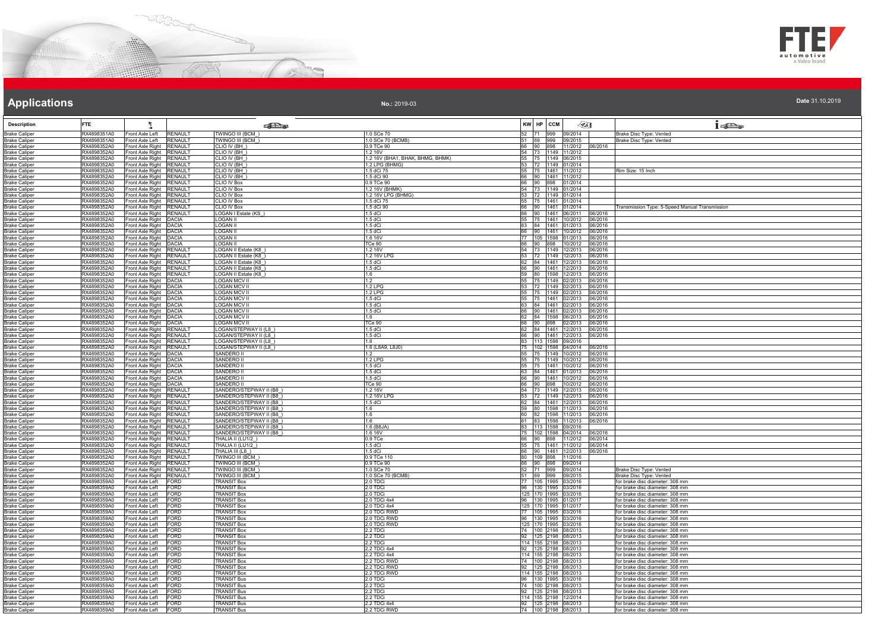# Applications

**No.:** 2019-03

**Date** 31.10.2019

| Description | FTE | | | | | KW | HP | CCM | | | |
|---|---|---|---|---|---|---|---|---|---|---|---|
| Brake Caliper | RX4898351A0 | Front Axle Left | RENAULT | TWINGO III (BCM_) | 1.0 SCe 70 | 52 | 71 | 999 | 09/2014 | | Brake Disc Type: Vented |
| Brake Caliper | RX4898351A0 | Front Axle Left | RENAULT | TWINGO III (BCM_) | 1.0 SCe 70 (BCMB) | 51 | 69 | 999 | 09/2015 | | Brake Disc Type: Vented |
| Brake Caliper | RX4898352A0 | Front Axle Right | RENAULT | CLIO IV (BH_) | 0.9 TCe 90 | 66 | 90 | 898 | 11/2012 | 06/2016 | |
| Brake Caliper | RX4898352A0 | Front Axle Right | RENAULT | CLIO IV (BH_) | 1.2 16V | 54 | 73 | 1149 | 11/2012 | | |
| Brake Caliper | RX4898352A0 | Front Axle Right | RENAULT | CLIO IV (BH_) | 1.2 16V (BHA1, BHAK, BHMG, BHMK) | 55 | 75 | 1149 | 06/2015 | | |
| Brake Caliper | RX4898352A0 | Front Axle Right | RENAULT | CLIO IV (BH_) | 1.2 LPG (BHMG) | 53 | 72 | 1149 | 01/2014 | | |
| Brake Caliper | RX4898352A0 | Front Axle Right | RENAULT | CLIO IV (BH_) | 1.5 dCi 75 | 55 | 75 | 1461 | 11/2012 | | Rim Size: 15 Inch |
| Brake Caliper | RX4898352A0 | Front Axle Right | RENAULT | CLIO IV (BH_) | 1.5 dCi 90 | 66 | 90 | 1461 | 11/2012 | | |
| Brake Caliper | RX4898352A0 | Front Axle Right | RENAULT | CLIO IV Box | 0.9 TCe 90 | 66 | 90 | 898 | 01/2014 | | |
| Brake Caliper | RX4898352A0 | Front Axle Right | RENAULT | CLIO IV Box | 1.2 16V (BHMK) | 54 | 73 | 1149 | 01/2014 | | |
| Brake Caliper | RX4898352A0 | Front Axle Right | RENAULT | CLIO IV Box | 1.2 16V LPG (BHMG) | 53 | 72 | 1149 | 01/2014 | | |
| Brake Caliper | RX4898352A0 | Front Axle Right | RENAULT | CLIO IV Box | 1.5 dCi 75 | 55 | 75 | 1461 | 01/2014 | | |
| Brake Caliper | RX4898352A0 | Front Axle Right | RENAULT | CLIO IV Box | 1.5 dCi 90 | 66 | 90 | 1461 | 01/2014 | | Transmission Type: 5-Speed Manual Transmission |
| Brake Caliper | RX4898352A0 | Front Axle Right | RENAULT | LOGAN I Estate (KS_) | 1.5 dCi | 66 | 90 | 1461 | 06/2011 | 06/2016 | |
| Brake Caliper | RX4898352A0 | Front Axle Right | DACIA | LOGAN II | 1.5 dCi | 55 | 75 | 1461 | 10/2012 | 06/2016 | |
| Brake Caliper | RX4898352A0 | Front Axle Right | DACIA | LOGAN II | 1.5 dCi | 63 | 84 | 1461 | 01/2013 | 06/2016 | |
| Brake Caliper | RX4898352A0 | Front Axle Right | DACIA | LOGAN II | 1.5 dCi | 66 | 90 | 1461 | 10/2012 | 06/2016 | |
| Brake Caliper | RX4898352A0 | Front Axle Right | DACIA | LOGAN II | 1.6 16V | 77 | 105 | 1598 | 01/2013 | 06/2016 | |
| Brake Caliper | RX4898352A0 | Front Axle Right | DACIA | LOGAN II | TCe 90 | 66 | 90 | 898 | 10/2012 | 06/2016 | |
| Brake Caliper | RX4898352A0 | Front Axle Right | RENAULT | LOGAN II Estate (K8_) | 1.2 16V | 54 | 73 | 1149 | 12/2013 | 06/2016 | |
| Brake Caliper | RX4898352A0 | Front Axle Right | RENAULT | LOGAN II Estate (K8_) | 1.2 16V LPG | 53 | 72 | 1149 | 12/2013 | 06/2016 | |
| Brake Caliper | RX4898352A0 | Front Axle Right | RENAULT | LOGAN II Estate (K8_) | 1.5 dCi | 62 | 84 | 1461 | 12/2013 | 06/2016 | |
| Brake Caliper | RX4898352A0 | Front Axle Right | RENAULT | LOGAN II Estate (K8_) | 1.5 dCi | 66 | 90 | 1461 | 12/2013 | 06/2016 | |
| Brake Caliper | RX4898352A0 | Front Axle Right | RENAULT | LOGAN II Estate (K8_) | 1.6 | 59 | 80 | 1598 | 12/2013 | 06/2016 | |
| Brake Caliper | RX4898352A0 | Front Axle Right | DACIA | LOGAN MCV II | 1.2 | 55 | 75 | 1149 | 02/2013 | 06/2016 | |
| Brake Caliper | RX4898352A0 | Front Axle Right | DACIA | LOGAN MCV II | 1.2 LPG | 53 | 72 | 1149 | 02/2013 | 06/2016 | |
| Brake Caliper | RX4898352A0 | Front Axle Right | DACIA | LOGAN MCV II | 1.2 LPG | 55 | 75 | 1149 | 02/2013 | 06/2016 | |
| Brake Caliper | RX4898352A0 | Front Axle Right | DACIA | LOGAN MCV II | 1.5 dCi | 55 | 75 | 1461 | 02/2013 | 06/2016 | |
| Brake Caliper | RX4898352A0 | Front Axle Right | DACIA | LOGAN MCV II | 1.5 dCi | 63 | 84 | 1461 | 02/2013 | 06/2016 | |
| Brake Caliper | RX4898352A0 | Front Axle Right | DACIA | LOGAN MCV II | 1.5 dCi | 66 | 90 | 1461 | 02/2013 | 06/2016 | |
| Brake Caliper | RX4898352A0 | Front Axle Right | DACIA | LOGAN MCV II | 1.6 | 62 | 84 | 1598 | 06/2013 | 06/2016 | |
| Brake Caliper | RX4898352A0 | Front Axle Right | DACIA | LOGAN MCV II | TCe 90 | 66 | 90 | 898 | 02/2013 | 06/2016 | |
| Brake Caliper | RX4898352A0 | Front Axle Right | RENAULT | LOGAN/STEPWAY II (L8_) | 1.5 dCi | 62 | 84 | 1461 | 12/2013 | 06/2016 | |
| Brake Caliper | RX4898352A0 | Front Axle Right | RENAULT | LOGAN/STEPWAY II (L8_) | 1.5 dCi | 66 | 90 | 1461 | 12/2013 | 06/2016 | |
| Brake Caliper | RX4898352A0 | Front Axle Right | RENAULT | LOGAN/STEPWAY II (L8_) | 1.6 | 83 | 113 | 1598 | 09/2016 | | |
| Brake Caliper | RX4898352A0 | Front Axle Right | RENAULT | LOGAN/STEPWAY II (L8_) | 1.6 (L8A9, L8J0) | 75 | 102 | 1598 | 04/2014 | 06/2016 | |
| Brake Caliper | RX4898352A0 | Front Axle Right | DACIA | SANDERO II | 1.2 | 55 | 75 | 1149 | 10/2012 | 06/2016 | |
| Brake Caliper | RX4898352A0 | Front Axle Right | DACIA | SANDERO II | 1.2 LPG | 55 | 75 | 1149 | 10/2012 | 06/2016 | |
| Brake Caliper | RX4898352A0 | Front Axle Right | DACIA | SANDERO II | 1.5 dCi | 55 | 75 | 1461 | 10/2012 | 06/2016 | |
| Brake Caliper | RX4898352A0 | Front Axle Right | DACIA | SANDERO II | 1.5 dCi | 63 | 84 | 1461 | 01/2013 | 06/2016 | |
| Brake Caliper | RX4898352A0 | Front Axle Right | DACIA | SANDERO II | 1.5 dCi | 66 | 90 | 1461 | 10/2012 | 06/2016 | |
| Brake Caliper | RX4898352A0 | Front Axle Right | DACIA | SANDERO II | TCe 90 | 66 | 90 | 898 | 10/2012 | 06/2016 | |
| Brake Caliper | RX4898352A0 | Front Axle Right | RENAULT | SANDERO/STEPWAY II (B8_) | 1.2 16V | 54 | 73 | 1149 | 12/2013 | 06/2016 | |
| Brake Caliper | RX4898352A0 | Front Axle Right | RENAULT | SANDERO/STEPWAY II (B8_) | 1.2 16V LPG | 53 | 72 | 1149 | 12/2013 | 06/2016 | |
| Brake Caliper | RX4898352A0 | Front Axle Right | RENAULT | SANDERO/STEPWAY II (B8_) | 1.5 dCi | 62 | 84 | 1461 | 12/2013 | 06/2016 | |
| Brake Caliper | RX4898352A0 | Front Axle Right | RENAULT | SANDERO/STEPWAY II (B8_) | 1.6 | 59 | 80 | 1598 | 11/2013 | 06/2016 | |
| Brake Caliper | RX4898352A0 | Front Axle Right | RENAULT | SANDERO/STEPWAY II (B8_) | 1.6 | 60 | 82 | 1598 | 11/2013 | 06/2016 | |
| Brake Caliper | RX4898352A0 | Front Axle Right | RENAULT | SANDERO/STEPWAY II (B8_) | 1.6 | 61 | 83 | 1598 | 11/2013 | 06/2016 | |
| Brake Caliper | RX4898352A0 | Front Axle Right | RENAULT | SANDERO/STEPWAY II (B8_) | 1.6 (B8JA) | 83 | 113 | 1598 | 09/2016 | | |
| Brake Caliper | RX4898352A0 | Front Axle Right | RENAULT | SANDERO/STEPWAY II (B8_) | 1.6 16V | 75 | 102 | 1598 | 04/2016 | 06/2016 | |
| Brake Caliper | RX4898352A0 | Front Axle Right | RENAULT | THALIA II (LU1/2_) | 0.9 TCe | 66 | 90 | 898 | 11/2012 | 06/2014 | |
| Brake Caliper | RX4898352A0 | Front Axle Right | RENAULT | THALIA II (LU1/2_) | 1.5 dCi | 55 | 75 | 1461 | 11/2012 | 06/2014 | |
| Brake Caliper | RX4898352A0 | Front Axle Right | RENAULT | THALIA III (L8_) | 1.5 dCi | 66 | 90 | 1461 | 12/2013 | 06/2016 | |
| Brake Caliper | RX4898352A0 | Front Axle Right | RENAULT | TWINGO III (BCM_) | 0.9 TCe 110 | 80 | 109 | 898 | 11/2016 | | |
| Brake Caliper | RX4898352A0 | Front Axle Right | RENAULT | TWINGO III (BCM_) | 0.9 TCe 90 | 66 | 90 | 898 | 09/2014 | | |
| Brake Caliper | RX4898352A0 | Front Axle Right | RENAULT | TWINGO III (BCM_) | 1.0 SCe 70 | 52 | 71 | 999 | 09/2014 | | Brake Disc Type: Vented |
| Brake Caliper | RX4898352A0 | Front Axle Right | RENAULT | TWINGO III (BCM_) | 1.0 SCe 70 (BCMB) | 51 | 69 | 999 | 09/2015 | | Brake Disc Type: Vented |
| Brake Caliper | RX4898359A0 | Front Axle Left | FORD | TRANSIT Box | 2.0 TDCi | 77 | 105 | 1995 | 03/2016 | | for brake disc diameter: 308 mm |
| Brake Caliper | RX4898359A0 | Front Axle Left | FORD | TRANSIT Box | 2.0 TDCi | 96 | 130 | 1995 | 03/2016 | | for brake disc diameter: 308 mm |
| Brake Caliper | RX4898359A0 | Front Axle Left | FORD | TRANSIT Box | 2.0 TDCi | 125 | 170 | 1995 | 03/2016 | | for brake disc diameter: 308 mm |
| Brake Caliper | RX4898359A0 | Front Axle Left | FORD | TRANSIT Box | 2.0 TDCi 4x4 | 96 | 130 | 1995 | 01/2017 | | for brake disc diameter: 308 mm |
| Brake Caliper | RX4898359A0 | Front Axle Left | FORD | TRANSIT Box | 2.0 TDCi 4x4 | 125 | 170 | 1995 | 01/2017 | | for brake disc diameter: 308 mm |
| Brake Caliper | RX4898359A0 | Front Axle Left | FORD | TRANSIT Box | 2.0 TDCi RWD | 77 | 105 | 1995 | 03/2016 | | for brake disc diameter: 308 mm |
| Brake Caliper | RX4898359A0 | Front Axle Left | FORD | TRANSIT Box | 2.0 TDCi RWD | 96 | 130 | 1995 | 03/2016 | | for brake disc diameter: 308 mm |
| Brake Caliper | RX4898359A0 | Front Axle Left | FORD | TRANSIT Box | 2.0 TDCi RWD | 125 | 170 | 1995 | 03/2016 | | for brake disc diameter: 308 mm |
| Brake Caliper | RX4898359A0 | Front Axle Left | FORD | TRANSIT Box | 2.2 TDCi | 74 | 100 | 2198 | 08/2013 | | for brake disc diameter: 308 mm |
| Brake Caliper | RX4898359A0 | Front Axle Left | FORD | TRANSIT Box | 2.2 TDCi | 92 | 125 | 2198 | 08/2013 | | for brake disc diameter: 308 mm |
| Brake Caliper | RX4898359A0 | Front Axle Left | FORD | TRANSIT Box | 2.2 TDCi | 114 | 155 | 2198 | 08/2013 | | for brake disc diameter: 308 mm |
| Brake Caliper | RX4898359A0 | Front Axle Left | FORD | TRANSIT Box | 2.2 TDCi 4x4 | 92 | 125 | 2198 | 08/2013 | | for brake disc diameter: 308 mm |
| Brake Caliper | RX4898359A0 | Front Axle Left | FORD | TRANSIT Box | 2.2 TDCi 4x4 | 114 | 155 | 2198 | 08/2013 | | for brake disc diameter: 308 mm |
| Brake Caliper | RX4898359A0 | Front Axle Left | FORD | TRANSIT Box | 2.2 TDCi RWD | 74 | 100 | 2198 | 08/2013 | | for brake disc diameter: 308 mm |
| Brake Caliper | RX4898359A0 | Front Axle Left | FORD | TRANSIT Box | 2.2 TDCi RWD | 92 | 125 | 2198 | 08/2013 | | for brake disc diameter: 308 mm |
| Brake Caliper | RX4898359A0 | Front Axle Left | FORD | TRANSIT Box | 2.2 TDCi RWD | 114 | 155 | 2198 | 08/2013 | | for brake disc diameter: 308 mm |
| Brake Caliper | RX4898359A0 | Front Axle Left | FORD | TRANSIT Bus | 2.0 TDCi | 96 | 130 | 1995 | 03/2016 | | for brake disc diameter: 308 mm |
| Brake Caliper | RX4898359A0 | Front Axle Left | FORD | TRANSIT Bus | 2.2 TDCi | 74 | 100 | 2198 | 08/2013 | | for brake disc diameter: 308 mm |
| Brake Caliper | RX4898359A0 | Front Axle Left | FORD | TRANSIT Bus | 2.2 TDCi | 92 | 125 | 2198 | 08/2013 | | for brake disc diameter: 308 mm |
| Brake Caliper | RX4898359A0 | Front Axle Left | FORD | TRANSIT Bus | 2.2 TDCi | 114 | 155 | 2198 | 12/2014 | | for brake disc diameter: 308 mm |
| Brake Caliper | RX4898359A0 | Front Axle Left | FORD | TRANSIT Bus | 2.2 TDCi 4x4 | 92 | 125 | 2198 | 08/2013 | | for brake disc diameter: 308 mm |
| Brake Caliper | RX4898359A0 | Front Axle Left | FORD | TRANSIT Bus | 2.2 TDCi RWD | 74 | 100 | 2198 | 08/2013 | | for brake disc diameter: 308 mm |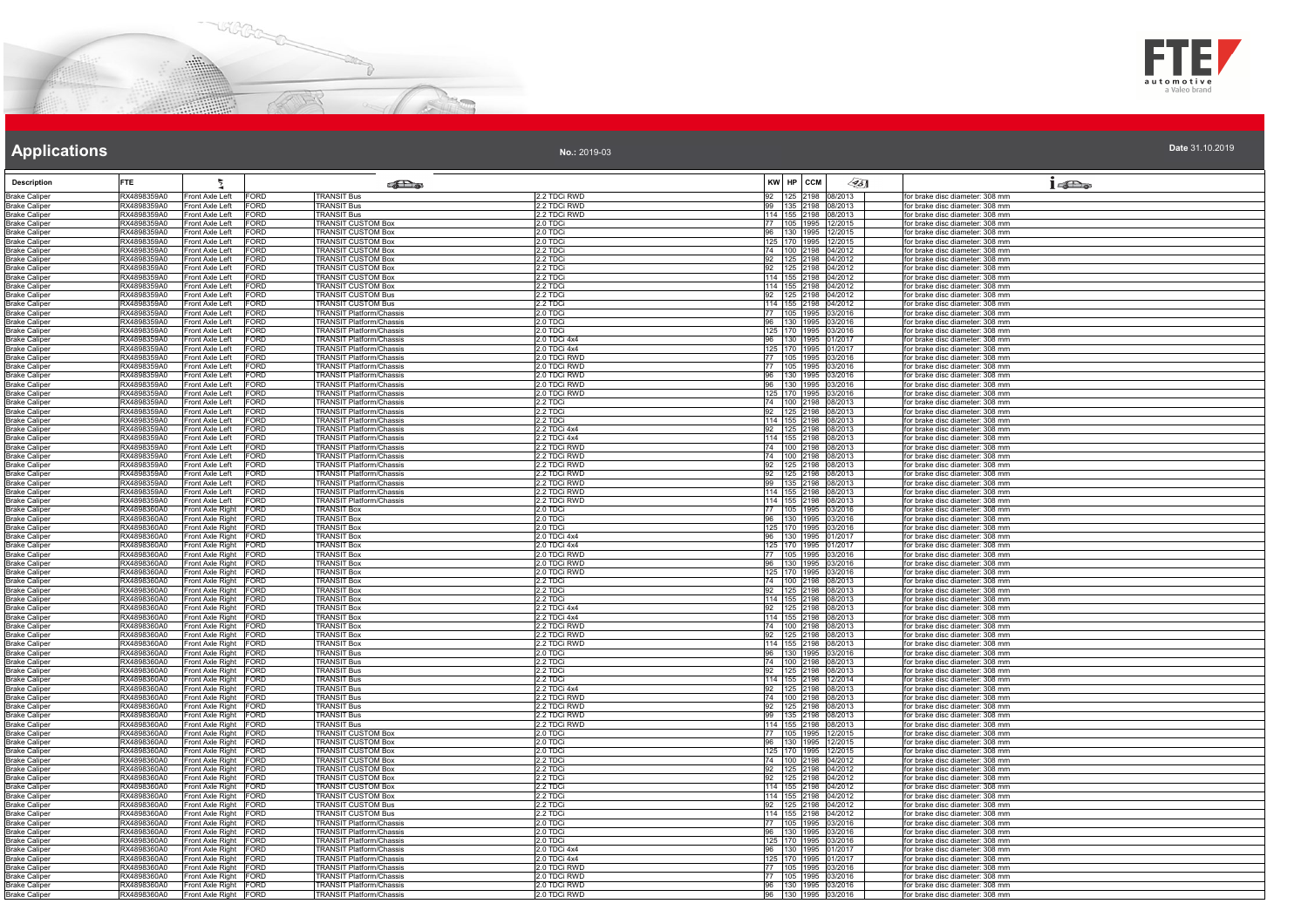# Applications

**No.:** 2019-03

**Date** 31.10.2019

| Description | FTE | | | | | KW | HP | CCM | | |
|---|---|---|---|---|---|---|---|---|---|---|
| Brake Caliper | RX4898359A0 | Front Axle Left | FORD | TRANSIT Bus | 2.2 TDCi RWD | 92 | 125 | 2198 | 08/2013 | for brake disc diameter: 308 mm |
| Brake Caliper | RX4898359A0 | Front Axle Left | FORD | TRANSIT Bus | 2.2 TDCi RWD | 99 | 135 | 2198 | 08/2013 | for brake disc diameter: 308 mm |
| Brake Caliper | RX4898359A0 | Front Axle Left | FORD | TRANSIT Bus | 2.2 TDCi RWD | 114 | 155 | 2198 | 08/2013 | for brake disc diameter: 308 mm |
| Brake Caliper | RX4898359A0 | Front Axle Left | FORD | TRANSIT CUSTOM Box | 2.0 TDCi | 77 | 105 | 1995 | 12/2015 | for brake disc diameter: 308 mm |
| Brake Caliper | RX4898359A0 | Front Axle Left | FORD | TRANSIT CUSTOM Box | 2.0 TDCi | 96 | 130 | 1995 | 12/2015 | for brake disc diameter: 308 mm |
| Brake Caliper | RX4898359A0 | Front Axle Left | FORD | TRANSIT CUSTOM Box | 2.0 TDCi | 125 | 170 | 1995 | 12/2015 | for brake disc diameter: 308 mm |
| Brake Caliper | RX4898359A0 | Front Axle Left | FORD | TRANSIT CUSTOM Box | 2.2 TDCi | 74 | 100 | 2198 | 04/2012 | for brake disc diameter: 308 mm |
| Brake Caliper | RX4898359A0 | Front Axle Left | FORD | TRANSIT CUSTOM Box | 2.2 TDCi | 92 | 125 | 2198 | 04/2012 | for brake disc diameter: 308 mm |
| Brake Caliper | RX4898359A0 | Front Axle Left | FORD | TRANSIT CUSTOM Box | 2.2 TDCi | 92 | 125 | 2198 | 04/2012 | for brake disc diameter: 308 mm |
| Brake Caliper | RX4898359A0 | Front Axle Left | FORD | TRANSIT CUSTOM Box | 2.2 TDCi | 114 | 155 | 2198 | 04/2012 | for brake disc diameter: 308 mm |
| Brake Caliper | RX4898359A0 | Front Axle Left | FORD | TRANSIT CUSTOM Box | 2.2 TDCi | 114 | 155 | 2198 | 04/2012 | for brake disc diameter: 308 mm |
| Brake Caliper | RX4898359A0 | Front Axle Left | FORD | TRANSIT CUSTOM Bus | 2.2 TDCi | 92 | 125 | 2198 | 04/2012 | for brake disc diameter: 308 mm |
| Brake Caliper | RX4898359A0 | Front Axle Left | FORD | TRANSIT CUSTOM Bus | 2.2 TDCi | 114 | 155 | 2198 | 04/2012 | for brake disc diameter: 308 mm |
| Brake Caliper | RX4898359A0 | Front Axle Left | FORD | TRANSIT Platform/Chassis | 2.0 TDCi | 77 | 105 | 1995 | 03/2016 | for brake disc diameter: 308 mm |
| Brake Caliper | RX4898359A0 | Front Axle Left | FORD | TRANSIT Platform/Chassis | 2.0 TDCi | 96 | 130 | 1995 | 03/2016 | for brake disc diameter: 308 mm |
| Brake Caliper | RX4898359A0 | Front Axle Left | FORD | TRANSIT Platform/Chassis | 2.0 TDCi | 125 | 170 | 1995 | 03/2016 | for brake disc diameter: 308 mm |
| Brake Caliper | RX4898359A0 | Front Axle Left | FORD | TRANSIT Platform/Chassis | 2.0 TDCi 4x4 | 96 | 130 | 1995 | 01/2017 | for brake disc diameter: 308 mm |
| Brake Caliper | RX4898359A0 | Front Axle Left | FORD | TRANSIT Platform/Chassis | 2.0 TDCi 4x4 | 125 | 170 | 1995 | 01/2017 | for brake disc diameter: 308 mm |
| Brake Caliper | RX4898359A0 | Front Axle Left | FORD | TRANSIT Platform/Chassis | 2.0 TDCi RWD | 77 | 105 | 1995 | 03/2016 | for brake disc diameter: 308 mm |
| Brake Caliper | RX4898359A0 | Front Axle Left | FORD | TRANSIT Platform/Chassis | 2.0 TDCi RWD | 77 | 105 | 1995 | 03/2016 | for brake disc diameter: 308 mm |
| Brake Caliper | RX4898359A0 | Front Axle Left | FORD | TRANSIT Platform/Chassis | 2.0 TDCi RWD | 96 | 130 | 1995 | 03/2016 | for brake disc diameter: 308 mm |
| Brake Caliper | RX4898359A0 | Front Axle Left | FORD | TRANSIT Platform/Chassis | 2.0 TDCi RWD | 96 | 130 | 1995 | 03/2016 | for brake disc diameter: 308 mm |
| Brake Caliper | RX4898359A0 | Front Axle Left | FORD | TRANSIT Platform/Chassis | 2.0 TDCi RWD | 125 | 170 | 1995 | 03/2016 | for brake disc diameter: 308 mm |
| Brake Caliper | RX4898359A0 | Front Axle Left | FORD | TRANSIT Platform/Chassis | 2.2 TDCi | 74 | 100 | 2198 | 08/2013 | for brake disc diameter: 308 mm |
| Brake Caliper | RX4898359A0 | Front Axle Left | FORD | TRANSIT Platform/Chassis | 2.2 TDCi | 92 | 125 | 2198 | 08/2013 | for brake disc diameter: 308 mm |
| Brake Caliper | RX4898359A0 | Front Axle Left | FORD | TRANSIT Platform/Chassis | 2.2 TDCi | 114 | 155 | 2198 | 08/2013 | for brake disc diameter: 308 mm |
| Brake Caliper | RX4898359A0 | Front Axle Left | FORD | TRANSIT Platform/Chassis | 2.2 TDCi 4x4 | 92 | 125 | 2198 | 08/2013 | for brake disc diameter: 308 mm |
| Brake Caliper | RX4898359A0 | Front Axle Left | FORD | TRANSIT Platform/Chassis | 2.2 TDCi 4x4 | 114 | 155 | 2198 | 08/2013 | for brake disc diameter: 308 mm |
| Brake Caliper | RX4898359A0 | Front Axle Left | FORD | TRANSIT Platform/Chassis | 2.2 TDCi RWD | 74 | 100 | 2198 | 08/2013 | for brake disc diameter: 308 mm |
| Brake Caliper | RX4898359A0 | Front Axle Left | FORD | TRANSIT Platform/Chassis | 2.2 TDCi RWD | 74 | 100 | 2198 | 08/2013 | for brake disc diameter: 308 mm |
| Brake Caliper | RX4898359A0 | Front Axle Left | FORD | TRANSIT Platform/Chassis | 2.2 TDCi RWD | 92 | 125 | 2198 | 08/2013 | for brake disc diameter: 308 mm |
| Brake Caliper | RX4898359A0 | Front Axle Left | FORD | TRANSIT Platform/Chassis | 2.2 TDCi RWD | 92 | 125 | 2198 | 08/2013 | for brake disc diameter: 308 mm |
| Brake Caliper | RX4898359A0 | Front Axle Left | FORD | TRANSIT Platform/Chassis | 2.2 TDCi RWD | 99 | 135 | 2198 | 08/2013 | for brake disc diameter: 308 mm |
| Brake Caliper | RX4898359A0 | Front Axle Left | FORD | TRANSIT Platform/Chassis | 2.2 TDCi RWD | 114 | 155 | 2198 | 08/2013 | for brake disc diameter: 308 mm |
| Brake Caliper | RX4898359A0 | Front Axle Left | FORD | TRANSIT Platform/Chassis | 2.2 TDCi RWD | 114 | 155 | 2198 | 08/2013 | for brake disc diameter: 308 mm |
| Brake Caliper | RX4898360A0 | Front Axle Right | FORD | TRANSIT Box | 2.0 TDCi | 77 | 105 | 1995 | 03/2016 | for brake disc diameter: 308 mm |
| Brake Caliper | RX4898360A0 | Front Axle Right | FORD | TRANSIT Box | 2.0 TDCi | 96 | 130 | 1995 | 03/2016 | for brake disc diameter: 308 mm |
| Brake Caliper | RX4898360A0 | Front Axle Right | FORD | TRANSIT Box | 2.0 TDCi | 125 | 170 | 1995 | 03/2016 | for brake disc diameter: 308 mm |
| Brake Caliper | RX4898360A0 | Front Axle Right | FORD | TRANSIT Box | 2.0 TDCi 4x4 | 96 | 130 | 1995 | 01/2017 | for brake disc diameter: 308 mm |
| Brake Caliper | RX4898360A0 | Front Axle Right | FORD | TRANSIT Box | 2.0 TDCi 4x4 | 125 | 170 | 1995 | 01/2017 | for brake disc diameter: 308 mm |
| Brake Caliper | RX4898360A0 | Front Axle Right | FORD | TRANSIT Box | 2.0 TDCi RWD | 77 | 105 | 1995 | 03/2016 | for brake disc diameter: 308 mm |
| Brake Caliper | RX4898360A0 | Front Axle Right | FORD | TRANSIT Box | 2.0 TDCi RWD | 96 | 130 | 1995 | 03/2016 | for brake disc diameter: 308 mm |
| Brake Caliper | RX4898360A0 | Front Axle Right | FORD | TRANSIT Box | 2.0 TDCi RWD | 125 | 170 | 1995 | 03/2016 | for brake disc diameter: 308 mm |
| Brake Caliper | RX4898360A0 | Front Axle Right | FORD | TRANSIT Box | 2.2 TDCi | 74 | 100 | 2198 | 08/2013 | for brake disc diameter: 308 mm |
| Brake Caliper | RX4898360A0 | Front Axle Right | FORD | TRANSIT Box | 2.2 TDCi | 92 | 125 | 2198 | 08/2013 | for brake disc diameter: 308 mm |
| Brake Caliper | RX4898360A0 | Front Axle Right | FORD | TRANSIT Box | 2.2 TDCi | 114 | 155 | 2198 | 08/2013 | for brake disc diameter: 308 mm |
| Brake Caliper | RX4898360A0 | Front Axle Right | FORD | TRANSIT Box | 2.2 TDCi 4x4 | 92 | 125 | 2198 | 08/2013 | for brake disc diameter: 308 mm |
| Brake Caliper | RX4898360A0 | Front Axle Right | FORD | TRANSIT Box | 2.2 TDCi 4x4 | 114 | 155 | 2198 | 08/2013 | for brake disc diameter: 308 mm |
| Brake Caliper | RX4898360A0 | Front Axle Right | FORD | TRANSIT Box | 2.2 TDCi RWD | 74 | 100 | 2198 | 08/2013 | for brake disc diameter: 308 mm |
| Brake Caliper | RX4898360A0 | Front Axle Right | FORD | TRANSIT Box | 2.2 TDCi RWD | 92 | 125 | 2198 | 08/2013 | for brake disc diameter: 308 mm |
| Brake Caliper | RX4898360A0 | Front Axle Right | FORD | TRANSIT Box | 2.2 TDCi RWD | 114 | 155 | 2198 | 08/2013 | for brake disc diameter: 308 mm |
| Brake Caliper | RX4898360A0 | Front Axle Right | FORD | TRANSIT Bus | 2.0 TDCi | 96 | 130 | 1995 | 03/2016 | for brake disc diameter: 308 mm |
| Brake Caliper | RX4898360A0 | Front Axle Right | FORD | TRANSIT Bus | 2.2 TDCi | 74 | 100 | 2198 | 08/2013 | for brake disc diameter: 308 mm |
| Brake Caliper | RX4898360A0 | Front Axle Right | FORD | TRANSIT Bus | 2.2 TDCi | 92 | 125 | 2198 | 08/2013 | for brake disc diameter: 308 mm |
| Brake Caliper | RX4898360A0 | Front Axle Right | FORD | TRANSIT Bus | 2.2 TDCi | 114 | 155 | 2198 | 12/2014 | for brake disc diameter: 308 mm |
| Brake Caliper | RX4898360A0 | Front Axle Right | FORD | TRANSIT Bus | 2.2 TDCi 4x4 | 92 | 125 | 2198 | 08/2013 | for brake disc diameter: 308 mm |
| Brake Caliper | RX4898360A0 | Front Axle Right | FORD | TRANSIT Bus | 2.2 TDCi RWD | 74 | 100 | 2198 | 08/2013 | for brake disc diameter: 308 mm |
| Brake Caliper | RX4898360A0 | Front Axle Right | FORD | TRANSIT Bus | 2.2 TDCi RWD | 92 | 125 | 2198 | 08/2013 | for brake disc diameter: 308 mm |
| Brake Caliper | RX4898360A0 | Front Axle Right | FORD | TRANSIT Bus | 2.2 TDCi RWD | 99 | 135 | 2198 | 08/2013 | for brake disc diameter: 308 mm |
| Brake Caliper | RX4898360A0 | Front Axle Right | FORD | TRANSIT Bus | 2.2 TDCi RWD | 114 | 155 | 2198 | 08/2013 | for brake disc diameter: 308 mm |
| Brake Caliper | RX4898360A0 | Front Axle Right | FORD | TRANSIT CUSTOM Box | 2.0 TDCi | 77 | 105 | 1995 | 12/2015 | for brake disc diameter: 308 mm |
| Brake Caliper | RX4898360A0 | Front Axle Right | FORD | TRANSIT CUSTOM Box | 2.0 TDCi | 96 | 130 | 1995 | 12/2015 | for brake disc diameter: 308 mm |
| Brake Caliper | RX4898360A0 | Front Axle Right | FORD | TRANSIT CUSTOM Box | 2.0 TDCi | 125 | 170 | 1995 | 12/2015 | for brake disc diameter: 308 mm |
| Brake Caliper | RX4898360A0 | Front Axle Right | FORD | TRANSIT CUSTOM Box | 2.2 TDCi | 74 | 100 | 2198 | 04/2012 | for brake disc diameter: 308 mm |
| Brake Caliper | RX4898360A0 | Front Axle Right | FORD | TRANSIT CUSTOM Box | 2.2 TDCi | 92 | 125 | 2198 | 04/2012 | for brake disc diameter: 308 mm |
| Brake Caliper | RX4898360A0 | Front Axle Right | FORD | TRANSIT CUSTOM Box | 2.2 TDCi | 92 | 125 | 2198 | 04/2012 | for brake disc diameter: 308 mm |
| Brake Caliper | RX4898360A0 | Front Axle Right | FORD | TRANSIT CUSTOM Box | 2.2 TDCi | 114 | 155 | 2198 | 04/2012 | for brake disc diameter: 308 mm |
| Brake Caliper | RX4898360A0 | Front Axle Right | FORD | TRANSIT CUSTOM Box | 2.2 TDCi | 114 | 155 | 2198 | 04/2012 | for brake disc diameter: 308 mm |
| Brake Caliper | RX4898360A0 | Front Axle Right | FORD | TRANSIT CUSTOM Bus | 2.2 TDCi | 92 | 125 | 2198 | 04/2012 | for brake disc diameter: 308 mm |
| Brake Caliper | RX4898360A0 | Front Axle Right | FORD | TRANSIT CUSTOM Bus | 2.2 TDCi | 114 | 155 | 2198 | 04/2012 | for brake disc diameter: 308 mm |
| Brake Caliper | RX4898360A0 | Front Axle Right | FORD | TRANSIT Platform/Chassis | 2.0 TDCi | 77 | 105 | 1995 | 03/2016 | for brake disc diameter: 308 mm |
| Brake Caliper | RX4898360A0 | Front Axle Right | FORD | TRANSIT Platform/Chassis | 2.0 TDCi | 96 | 130 | 1995 | 03/2016 | for brake disc diameter: 308 mm |
| Brake Caliper | RX4898360A0 | Front Axle Right | FORD | TRANSIT Platform/Chassis | 2.0 TDCi | 125 | 170 | 1995 | 03/2016 | for brake disc diameter: 308 mm |
| Brake Caliper | RX4898360A0 | Front Axle Right | FORD | TRANSIT Platform/Chassis | 2.0 TDCi 4x4 | 96 | 130 | 1995 | 01/2017 | for brake disc diameter: 308 mm |
| Brake Caliper | RX4898360A0 | Front Axle Right | FORD | TRANSIT Platform/Chassis | 2.0 TDCi 4x4 | 125 | 170 | 1995 | 01/2017 | for brake disc diameter: 308 mm |
| Brake Caliper | RX4898360A0 | Front Axle Right | FORD | TRANSIT Platform/Chassis | 2.0 TDCi RWD | 77 | 105 | 1995 | 03/2016 | for brake disc diameter: 308 mm |
| Brake Caliper | RX4898360A0 | Front Axle Right | FORD | TRANSIT Platform/Chassis | 2.0 TDCi RWD | 77 | 105 | 1995 | 03/2016 | for brake disc diameter: 308 mm |
| Brake Caliper | RX4898360A0 | Front Axle Right | FORD | TRANSIT Platform/Chassis | 2.0 TDCi RWD | 96 | 130 | 1995 | 03/2016 | for brake disc diameter: 308 mm |
| Brake Caliper | RX4898360A0 | Front Axle Right | FORD | TRANSIT Platform/Chassis | 2.0 TDCi RWD | 96 | 130 | 1995 | 03/2016 | for brake disc diameter: 308 mm |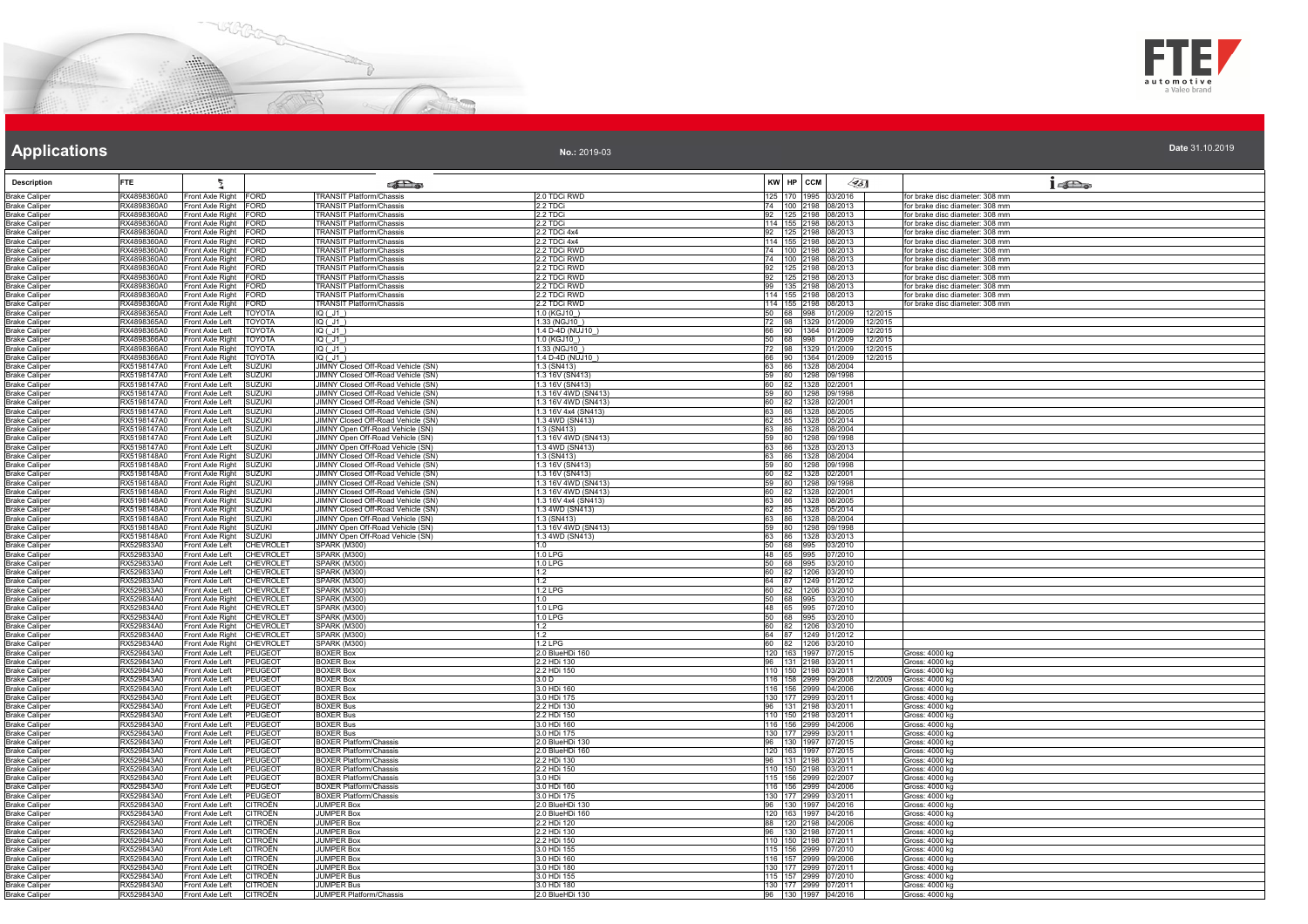# Applications

**No.:** 2019-03

**Date** 31.10.2019

| Description | FTE | | | | | KW | HP | CCM | | | |
|---|---|---|---|---|---|---|---|---|---|---|---|
| Brake Caliper | RX4898360A0 | Front Axle Right | FORD | TRANSIT Platform/Chassis | 2.0 TDCi RWD | 125 | 170 | 1995 | 03/2016 | | for brake disc diameter: 308 mm |
| Brake Caliper | RX4898360A0 | Front Axle Right | FORD | TRANSIT Platform/Chassis | 2.2 TDCi | 74 | 100 | 2198 | 08/2013 | | for brake disc diameter: 308 mm |
| Brake Caliper | RX4898360A0 | Front Axle Right | FORD | TRANSIT Platform/Chassis | 2.2 TDCi | 92 | 125 | 2198 | 08/2013 | | for brake disc diameter: 308 mm |
| Brake Caliper | RX4898360A0 | Front Axle Right | FORD | TRANSIT Platform/Chassis | 2.2 TDCi | 114 | 155 | 2198 | 08/2013 | | for brake disc diameter: 308 mm |
| Brake Caliper | RX4898360A0 | Front Axle Right | FORD | TRANSIT Platform/Chassis | 2.2 TDCi 4x4 | 92 | 125 | 2198 | 08/2013 | | for brake disc diameter: 308 mm |
| Brake Caliper | RX4898360A0 | Front Axle Right | FORD | TRANSIT Platform/Chassis | 2.2 TDCi 4x4 | 114 | 155 | 2198 | 08/2013 | | for brake disc diameter: 308 mm |
| Brake Caliper | RX4898360A0 | Front Axle Right | FORD | TRANSIT Platform/Chassis | 2.2 TDCi RWD | 74 | 100 | 2198 | 08/2013 | | for brake disc diameter: 308 mm |
| Brake Caliper | RX4898360A0 | Front Axle Right | FORD | TRANSIT Platform/Chassis | 2.2 TDCi RWD | 74 | 100 | 2198 | 08/2013 | | for brake disc diameter: 308 mm |
| Brake Caliper | RX4898360A0 | Front Axle Right | FORD | TRANSIT Platform/Chassis | 2.2 TDCi RWD | 92 | 125 | 2198 | 08/2013 | | for brake disc diameter: 308 mm |
| Brake Caliper | RX4898360A0 | Front Axle Right | FORD | TRANSIT Platform/Chassis | 2.2 TDCi RWD | 92 | 125 | 2198 | 08/2013 | | for brake disc diameter: 308 mm |
| Brake Caliper | RX4898360A0 | Front Axle Right | FORD | TRANSIT Platform/Chassis | 2.2 TDCi RWD | 99 | 135 | 2198 | 08/2013 | | for brake disc diameter: 308 mm |
| Brake Caliper | RX4898360A0 | Front Axle Right | FORD | TRANSIT Platform/Chassis | 2.2 TDCi RWD | 114 | 155 | 2198 | 08/2013 | | for brake disc diameter: 308 mm |
| Brake Caliper | RX4898360A0 | Front Axle Right | FORD | TRANSIT Platform/Chassis | 2.2 TDCi RWD | 114 | 155 | 2198 | 08/2013 | | for brake disc diameter: 308 mm |
| Brake Caliper | RX4898365A0 | Front Axle Left | TOYOTA | IQ (_J1_) | 1.0 (KGJ10_) | 50 | 68 | 998 | 01/2009 | 12/2015 | |
| Brake Caliper | RX4898365A0 | Front Axle Left | TOYOTA | IQ (_J1_) | 1.33 (NGJ10_) | 72 | 98 | 1329 | 01/2009 | 12/2015 | |
| Brake Caliper | RX4898365A0 | Front Axle Left | TOYOTA | IQ (_J1_) | 1.4 D-4D (NUJ10_) | 66 | 90 | 1364 | 01/2009 | 12/2015 | |
| Brake Caliper | RX4898366A0 | Front Axle Right | TOYOTA | IQ (_J1_) | 1.0 (KGJ10_) | 50 | 68 | 998 | 01/2009 | 12/2015 | |
| Brake Caliper | RX4898366A0 | Front Axle Right | TOYOTA | IQ (_J1_) | 1.33 (NGJ10_) | 72 | 98 | 1329 | 01/2009 | 12/2015 | |
| Brake Caliper | RX4898366A0 | Front Axle Right | TOYOTA | IQ (_J1_) | 1.4 D-4D (NUJ10_) | 66 | 90 | 1364 | 01/2009 | 12/2015 | |
| Brake Caliper | RX5198147A0 | Front Axle Left | SUZUKI | JIMNY Closed Off-Road Vehicle (SN) | 1.3 (SN413) | 63 | 86 | 1328 | 08/2004 | | |
| Brake Caliper | RX5198147A0 | Front Axle Left | SUZUKI | JIMNY Closed Off-Road Vehicle (SN) | 1.3 16V (SN413) | 59 | 80 | 1298 | 09/1998 | | |
| Brake Caliper | RX5198147A0 | Front Axle Left | SUZUKI | JIMNY Closed Off-Road Vehicle (SN) | 1.3 16V (SN413) | 60 | 82 | 1328 | 02/2001 | | |
| Brake Caliper | RX5198147A0 | Front Axle Left | SUZUKI | JIMNY Closed Off-Road Vehicle (SN) | 1.3 16V 4WD (SN413) | 59 | 80 | 1298 | 09/1998 | | |
| Brake Caliper | RX5198147A0 | Front Axle Left | SUZUKI | JIMNY Closed Off-Road Vehicle (SN) | 1.3 16V 4WD (SN413) | 60 | 82 | 1328 | 02/2001 | | |
| Brake Caliper | RX5198147A0 | Front Axle Left | SUZUKI | JIMNY Closed Off-Road Vehicle (SN) | 1.3 16V 4x4 (SN413) | 63 | 86 | 1328 | 08/2005 | | |
| Brake Caliper | RX5198147A0 | Front Axle Left | SUZUKI | JIMNY Closed Off-Road Vehicle (SN) | 1.3 4WD (SN413) | 62 | 85 | 1328 | 05/2014 | | |
| Brake Caliper | RX5198147A0 | Front Axle Left | SUZUKI | JIMNY Open Off-Road Vehicle (SN) | 1.3 (SN413) | 63 | 86 | 1328 | 08/2004 | | |
| Brake Caliper | RX5198147A0 | Front Axle Left | SUZUKI | JIMNY Open Off-Road Vehicle (SN) | 1.3 16V 4WD (SN413) | 59 | 80 | 1298 | 09/1998 | | |
| Brake Caliper | RX5198147A0 | Front Axle Left | SUZUKI | JIMNY Open Off-Road Vehicle (SN) | 1.3 4WD (SN413) | 63 | 86 | 1328 | 03/2013 | | |
| Brake Caliper | RX5198148A0 | Front Axle Right | SUZUKI | JIMNY Closed Off-Road Vehicle (SN) | 1.3 (SN413) | 63 | 86 | 1328 | 08/2004 | | |
| Brake Caliper | RX5198148A0 | Front Axle Right | SUZUKI | JIMNY Closed Off-Road Vehicle (SN) | 1.3 16V (SN413) | 59 | 80 | 1298 | 09/1998 | | |
| Brake Caliper | RX5198148A0 | Front Axle Right | SUZUKI | JIMNY Closed Off-Road Vehicle (SN) | 1.3 16V (SN413) | 60 | 82 | 1328 | 02/2001 | | |
| Brake Caliper | RX5198148A0 | Front Axle Right | SUZUKI | JIMNY Closed Off-Road Vehicle (SN) | 1.3 16V 4WD (SN413) | 59 | 80 | 1298 | 09/1998 | | |
| Brake Caliper | RX5198148A0 | Front Axle Right | SUZUKI | JIMNY Closed Off-Road Vehicle (SN) | 1.3 16V 4WD (SN413) | 60 | 82 | 1328 | 02/2001 | | |
| Brake Caliper | RX5198148A0 | Front Axle Right | SUZUKI | JIMNY Closed Off-Road Vehicle (SN) | 1.3 16V 4x4 (SN413) | 63 | 86 | 1328 | 08/2005 | | |
| Brake Caliper | RX5198148A0 | Front Axle Right | SUZUKI | JIMNY Closed Off-Road Vehicle (SN) | 1.3 4WD (SN413) | 62 | 85 | 1328 | 05/2014 | | |
| Brake Caliper | RX5198148A0 | Front Axle Right | SUZUKI | JIMNY Open Off-Road Vehicle (SN) | 1.3 (SN413) | 63 | 86 | 1328 | 08/2004 | | |
| Brake Caliper | RX5198148A0 | Front Axle Right | SUZUKI | JIMNY Open Off-Road Vehicle (SN) | 1.3 16V 4WD (SN413) | 59 | 80 | 1298 | 09/1998 | | |
| Brake Caliper | RX5198148A0 | Front Axle Right | SUZUKI | JIMNY Open Off-Road Vehicle (SN) | 1.3 4WD (SN413) | 63 | 86 | 1328 | 03/2013 | | |
| Brake Caliper | RX529833A0 | Front Axle Left | CHEVROLET | SPARK (M300) | 1.0 | 50 | 68 | 995 | 03/2010 | | |
| Brake Caliper | RX529833A0 | Front Axle Left | CHEVROLET | SPARK (M300) | 1.0 LPG | 48 | 65 | 995 | 07/2010 | | |
| Brake Caliper | RX529833A0 | Front Axle Left | CHEVROLET | SPARK (M300) | 1.0 LPG | 50 | 68 | 995 | 03/2010 | | |
| Brake Caliper | RX529833A0 | Front Axle Left | CHEVROLET | SPARK (M300) | 1.2 | 60 | 82 | 1206 | 03/2010 | | |
| Brake Caliper | RX529833A0 | Front Axle Left | CHEVROLET | SPARK (M300) | 1.2 | 64 | 87 | 1249 | 01/2012 | | |
| Brake Caliper | RX529833A0 | Front Axle Left | CHEVROLET | SPARK (M300) | 1.2 LPG | 60 | 82 | 1206 | 03/2010 | | |
| Brake Caliper | RX529834A0 | Front Axle Right | CHEVROLET | SPARK (M300) | 1.0 | 50 | 68 | 995 | 03/2010 | | |
| Brake Caliper | RX529834A0 | Front Axle Right | CHEVROLET | SPARK (M300) | 1.0 LPG | 48 | 65 | 995 | 07/2010 | | |
| Brake Caliper | RX529834A0 | Front Axle Right | CHEVROLET | SPARK (M300) | 1.0 LPG | 50 | 68 | 995 | 03/2010 | | |
| Brake Caliper | RX529834A0 | Front Axle Right | CHEVROLET | SPARK (M300) | 1.2 | 60 | 82 | 1206 | 03/2010 | | |
| Brake Caliper | RX529834A0 | Front Axle Right | CHEVROLET | SPARK (M300) | 1.2 | 64 | 87 | 1249 | 01/2012 | | |
| Brake Caliper | RX529834A0 | Front Axle Right | CHEVROLET | SPARK (M300) | 1.2 LPG | 60 | 82 | 1206 | 03/2010 | | |
| Brake Caliper | RX529843A0 | Front Axle Left | PEUGEOT | BOXER Box | 2.0 BlueHDi 160 | 120 | 163 | 1997 | 07/2015 | | Gross: 4000 kg |
| Brake Caliper | RX529843A0 | Front Axle Left | PEUGEOT | BOXER Box | 2.2 HDi 130 | 96 | 131 | 2198 | 03/2011 | | Gross: 4000 kg |
| Brake Caliper | RX529843A0 | Front Axle Left | PEUGEOT | BOXER Box | 2.2 HDi 150 | 110 | 150 | 2198 | 03/2011 | | Gross: 4000 kg |
| Brake Caliper | RX529843A0 | Front Axle Left | PEUGEOT | BOXER Box | 3.0 D | 116 | 158 | 2999 | 09/2008 | 12/2009 | Gross: 4000 kg |
| Brake Caliper | RX529843A0 | Front Axle Left | PEUGEOT | BOXER Box | 3.0 HDi 160 | 116 | 156 | 2999 | 04/2006 | | Gross: 4000 kg |
| Brake Caliper | RX529843A0 | Front Axle Left | PEUGEOT | BOXER Box | 3.0 HDi 175 | 130 | 177 | 2999 | 03/2011 | | Gross: 4000 kg |
| Brake Caliper | RX529843A0 | Front Axle Left | PEUGEOT | BOXER Bus | 2.2 HDi 130 | 96 | 131 | 2198 | 03/2011 | | Gross: 4000 kg |
| Brake Caliper | RX529843A0 | Front Axle Left | PEUGEOT | BOXER Bus | 2.2 HDi 150 | 110 | 150 | 2198 | 03/2011 | | Gross: 4000 kg |
| Brake Caliper | RX529843A0 | Front Axle Left | PEUGEOT | BOXER Bus | 3.0 HDi 160 | 116 | 156 | 2999 | 04/2006 | | Gross: 4000 kg |
| Brake Caliper | RX529843A0 | Front Axle Left | PEUGEOT | BOXER Bus | 3.0 HDi 175 | 130 | 177 | 2999 | 03/2011 | | Gross: 4000 kg |
| Brake Caliper | RX529843A0 | Front Axle Left | PEUGEOT | BOXER Platform/Chassis | 2.0 BlueHDi 130 | 96 | 130 | 1997 | 07/2015 | | Gross: 4000 kg |
| Brake Caliper | RX529843A0 | Front Axle Left | PEUGEOT | BOXER Platform/Chassis | 2.0 BlueHDi 160 | 120 | 163 | 1997 | 07/2015 | | Gross: 4000 kg |
| Brake Caliper | RX529843A0 | Front Axle Left | PEUGEOT | BOXER Platform/Chassis | 2.2 HDi 130 | 96 | 131 | 2198 | 03/2011 | | Gross: 4000 kg |
| Brake Caliper | RX529843A0 | Front Axle Left | PEUGEOT | BOXER Platform/Chassis | 2.2 HDi 150 | 110 | 150 | 2198 | 03/2011 | | Gross: 4000 kg |
| Brake Caliper | RX529843A0 | Front Axle Left | PEUGEOT | BOXER Platform/Chassis | 3.0 HDi | 115 | 156 | 2999 | 02/2007 | | Gross: 4000 kg |
| Brake Caliper | RX529843A0 | Front Axle Left | PEUGEOT | BOXER Platform/Chassis | 3.0 HDi 160 | 116 | 156 | 2999 | 04/2006 | | Gross: 4000 kg |
| Brake Caliper | RX529843A0 | Front Axle Left | PEUGEOT | BOXER Platform/Chassis | 3.0 HDi 175 | 130 | 177 | 2999 | 03/2011 | | Gross: 4000 kg |
| Brake Caliper | RX529843A0 | Front Axle Left | CITROËN | JUMPER Box | 2.0 BlueHDi 130 | 96 | 130 | 1997 | 04/2016 | | Gross: 4000 kg |
| Brake Caliper | RX529843A0 | Front Axle Left | CITROËN | JUMPER Box | 2.0 BlueHDi 160 | 120 | 163 | 1997 | 04/2016 | | Gross: 4000 kg |
| Brake Caliper | RX529843A0 | Front Axle Left | CITROËN | JUMPER Box | 2.2 HDi 120 | 88 | 120 | 2198 | 04/2006 | | Gross: 4000 kg |
| Brake Caliper | RX529843A0 | Front Axle Left | CITROËN | JUMPER Box | 2.2 HDi 130 | 96 | 130 | 2198 | 07/2011 | | Gross: 4000 kg |
| Brake Caliper | RX529843A0 | Front Axle Left | CITROËN | JUMPER Box | 2.2 HDi 150 | 110 | 150 | 2198 | 07/2011 | | Gross: 4000 kg |
| Brake Caliper | RX529843A0 | Front Axle Left | CITROËN | JUMPER Box | 3.0 HDi 155 | 115 | 156 | 2999 | 07/2010 | | Gross: 4000 kg |
| Brake Caliper | RX529843A0 | Front Axle Left | CITROËN | JUMPER Box | 3.0 HDi 160 | 116 | 157 | 2999 | 09/2006 | | Gross: 4000 kg |
| Brake Caliper | RX529843A0 | Front Axle Left | CITROËN | JUMPER Box | 3.0 HDi 180 | 130 | 177 | 2999 | 07/2011 | | Gross: 4000 kg |
| Brake Caliper | RX529843A0 | Front Axle Left | CITROËN | JUMPER Bus | 3.0 HDi 155 | 115 | 157 | 2999 | 07/2010 | | Gross: 4000 kg |
| Brake Caliper | RX529843A0 | Front Axle Left | CITROËN | JUMPER Bus | 3.0 HDi 180 | 130 | 177 | 2999 | 07/2011 | | Gross: 4000 kg |
| Brake Caliper | RX529843A0 | Front Axle Left | CITROËN | JUMPER Platform/Chassis | 2.0 BlueHDi 130 | 96 | 130 | 1997 | 04/2016 | | Gross: 4000 kg |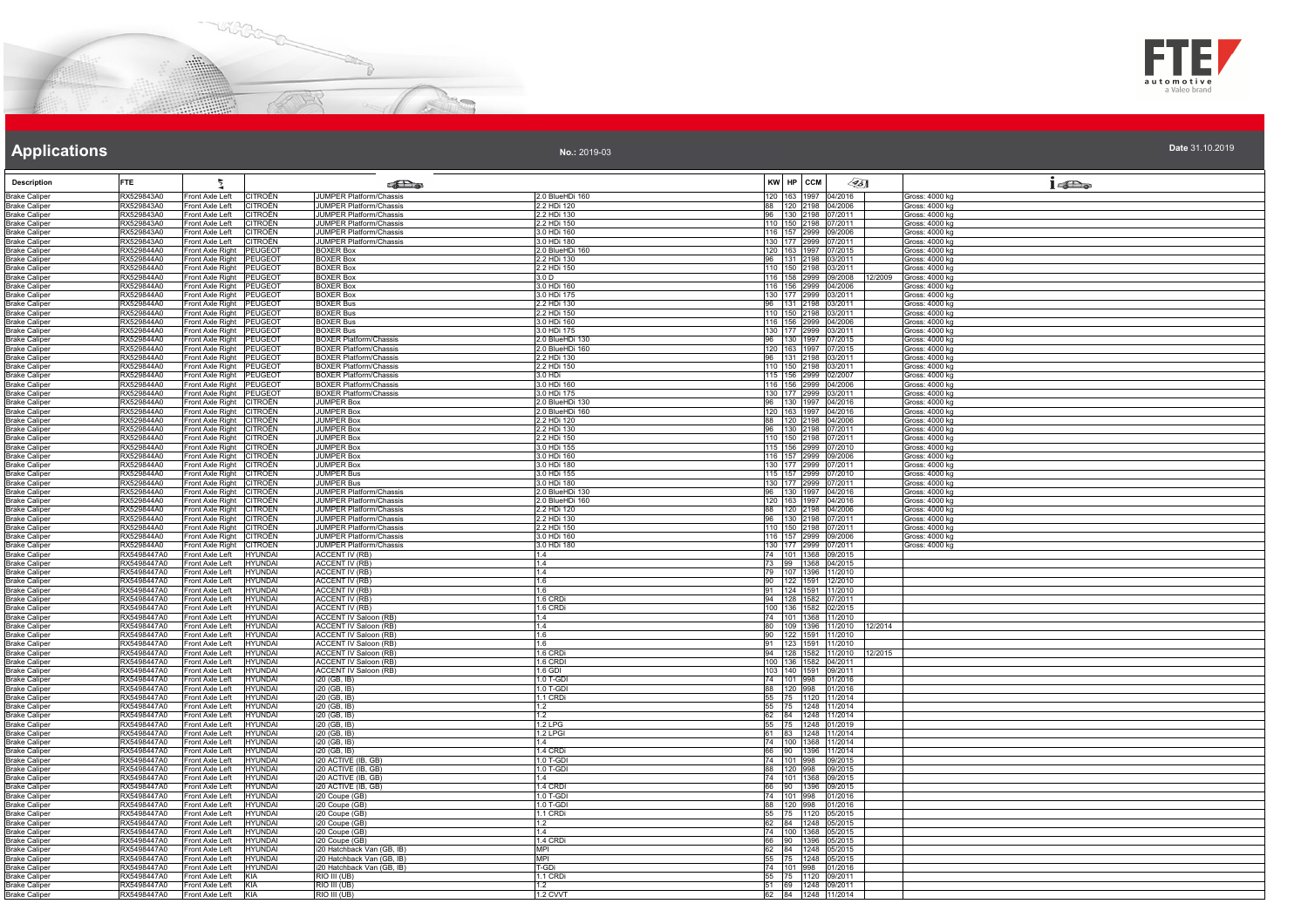# Applications

**No.:** 2019-03

**Date** 31.10.2019

| Description | FTE | | | | | KW | HP | CCM | | | |
|---|---|---|---|---|---|---|---|---|---|---|---|
| Brake Caliper | RX529843A0 | Front Axle Left | CITROËN | JUMPER Platform/Chassis | 2.0 BlueHDi 160 | 120 | 163 | 1997 | 04/2016 | | Gross: 4000 kg |
| Brake Caliper | RX529843A0 | Front Axle Left | CITROËN | JUMPER Platform/Chassis | 2.2 HDi 120 | 88 | 120 | 2198 | 04/2006 | | Gross: 4000 kg |
| Brake Caliper | RX529843A0 | Front Axle Left | CITROËN | JUMPER Platform/Chassis | 2.2 HDi 130 | 96 | 130 | 2198 | 07/2011 | | Gross: 4000 kg |
| Brake Caliper | RX529843A0 | Front Axle Left | CITROËN | JUMPER Platform/Chassis | 2.2 HDi 150 | 110 | 150 | 2198 | 07/2011 | | Gross: 4000 kg |
| Brake Caliper | RX529843A0 | Front Axle Left | CITROËN | JUMPER Platform/Chassis | 3.0 HDi 160 | 116 | 157 | 2999 | 09/2006 | | Gross: 4000 kg |
| Brake Caliper | RX529843A0 | Front Axle Left | CITROËN | JUMPER Platform/Chassis | 3.0 HDi 180 | 130 | 177 | 2999 | 07/2011 | | Gross: 4000 kg |
| Brake Caliper | RX529844A0 | Front Axle Right | PEUGEOT | BOXER Box | 2.0 BlueHDi 160 | 120 | 163 | 1997 | 07/2015 | | Gross: 4000 kg |
| Brake Caliper | RX529844A0 | Front Axle Right | PEUGEOT | BOXER Box | 2.2 HDi 130 | 96 | 131 | 2198 | 03/2011 | | Gross: 4000 kg |
| Brake Caliper | RX529844A0 | Front Axle Right | PEUGEOT | BOXER Box | 2.2 HDi 150 | 110 | 150 | 2198 | 03/2011 | | Gross: 4000 kg |
| Brake Caliper | RX529844A0 | Front Axle Right | PEUGEOT | BOXER Box | 3.0 D | 116 | 156 | 2999 | 09/2008 | 12/2009 | Gross: 4000 kg |
| Brake Caliper | RX529844A0 | Front Axle Right | PEUGEOT | BOXER Box | 3.0 HDi 160 | 116 | 156 | 2999 | 04/2006 | | Gross: 4000 kg |
| Brake Caliper | RX529844A0 | Front Axle Right | PEUGEOT | BOXER Box | 3.0 HDi 175 | 130 | 177 | 2999 | 03/2011 | | Gross: 4000 kg |
| Brake Caliper | RX529844A0 | Front Axle Right | PEUGEOT | BOXER Bus | 2.2 HDi 130 | 96 | 131 | 2198 | 03/2011 | | Gross: 4000 kg |
| Brake Caliper | RX529844A0 | Front Axle Right | PEUGEOT | BOXER Bus | 2.2 HDi 150 | 110 | 150 | 2198 | 03/2011 | | Gross: 4000 kg |
| Brake Caliper | RX529844A0 | Front Axle Right | PEUGEOT | BOXER Bus | 3.0 HDi 160 | 116 | 156 | 2999 | 04/2006 | | Gross: 4000 kg |
| Brake Caliper | RX529844A0 | Front Axle Right | PEUGEOT | BOXER Bus | 3.0 HDi 175 | 130 | 177 | 2999 | 03/2011 | | Gross: 4000 kg |
| Brake Caliper | RX529844A0 | Front Axle Right | PEUGEOT | BOXER Platform/Chassis | 2.0 BlueHDi 130 | 96 | 130 | 1997 | 07/2015 | | Gross: 4000 kg |
| Brake Caliper | RX529844A0 | Front Axle Right | PEUGEOT | BOXER Platform/Chassis | 2.0 BlueHDi 160 | 120 | 163 | 1997 | 07/2015 | | Gross: 4000 kg |
| Brake Caliper | RX529844A0 | Front Axle Right | PEUGEOT | BOXER Platform/Chassis | 2.2 HDi 130 | 96 | 131 | 2198 | 03/2011 | | Gross: 4000 kg |
| Brake Caliper | RX529844A0 | Front Axle Right | PEUGEOT | BOXER Platform/Chassis | 2.2 HDi 150 | 110 | 150 | 2198 | 03/2011 | | Gross: 4000 kg |
| Brake Caliper | RX529844A0 | Front Axle Right | PEUGEOT | BOXER Platform/Chassis | 3.0 HDi | 115 | 156 | 2999 | 02/2007 | | Gross: 4000 kg |
| Brake Caliper | RX529844A0 | Front Axle Right | PEUGEOT | BOXER Platform/Chassis | 3.0 HDi 160 | 116 | 156 | 2999 | 04/2006 | | Gross: 4000 kg |
| Brake Caliper | RX529844A0 | Front Axle Right | PEUGEOT | BOXER Platform/Chassis | 3.0 HDi 175 | 130 | 177 | 2999 | 03/2011 | | Gross: 4000 kg |
| Brake Caliper | RX529844A0 | Front Axle Right | CITROËN | JUMPER Box | 2.0 BlueHDi 130 | 96 | 130 | 1997 | 04/2016 | | Gross: 4000 kg |
| Brake Caliper | RX529844A0 | Front Axle Right | CITROËN | JUMPER Box | 2.0 BlueHDi 160 | 120 | 163 | 1997 | 04/2016 | | Gross: 4000 kg |
| Brake Caliper | RX529844A0 | Front Axle Right | CITROËN | JUMPER Box | 2.2 HDi 120 | 88 | 120 | 2198 | 04/2006 | | Gross: 4000 kg |
| Brake Caliper | RX529844A0 | Front Axle Right | CITROËN | JUMPER Box | 2.2 HDi 130 | 96 | 130 | 2198 | 07/2011 | | Gross: 4000 kg |
| Brake Caliper | RX529844A0 | Front Axle Right | CITROËN | JUMPER Box | 2.2 HDi 150 | 110 | 150 | 2198 | 07/2011 | | Gross: 4000 kg |
| Brake Caliper | RX529844A0 | Front Axle Right | CITROËN | JUMPER Box | 3.0 HDi 155 | 115 | 156 | 2999 | 07/2010 | | Gross: 4000 kg |
| Brake Caliper | RX529844A0 | Front Axle Right | CITROËN | JUMPER Box | 3.0 HDi 160 | 116 | 157 | 2999 | 09/2006 | | Gross: 4000 kg |
| Brake Caliper | RX529844A0 | Front Axle Right | CITROËN | JUMPER Box | 3.0 HDi 180 | 130 | 177 | 2999 | 07/2011 | | Gross: 4000 kg |
| Brake Caliper | RX529844A0 | Front Axle Right | CITROËN | JUMPER Bus | 3.0 HDi 155 | 115 | 157 | 2999 | 07/2010 | | Gross: 4000 kg |
| Brake Caliper | RX529844A0 | Front Axle Right | CITROËN | JUMPER Bus | 3.0 HDi 180 | 130 | 177 | 2999 | 07/2011 | | Gross: 4000 kg |
| Brake Caliper | RX529844A0 | Front Axle Right | CITROËN | JUMPER Platform/Chassis | 2.0 BlueHDi 130 | 96 | 130 | 1997 | 04/2016 | | Gross: 4000 kg |
| Brake Caliper | RX529844A0 | Front Axle Right | CITROËN | JUMPER Platform/Chassis | 2.0 BlueHDi 160 | 120 | 163 | 1997 | 04/2016 | | Gross: 4000 kg |
| Brake Caliper | RX529844A0 | Front Axle Right | CITROËN | JUMPER Platform/Chassis | 2.2 HDi 120 | 88 | 120 | 2198 | 04/2006 | | Gross: 4000 kg |
| Brake Caliper | RX529844A0 | Front Axle Right | CITROËN | JUMPER Platform/Chassis | 2.2 HDi 130 | 96 | 130 | 2198 | 07/2011 | | Gross: 4000 kg |
| Brake Caliper | RX529844A0 | Front Axle Right | CITROËN | JUMPER Platform/Chassis | 2.2 HDi 150 | 110 | 150 | 2198 | 07/2011 | | Gross: 4000 kg |
| Brake Caliper | RX529844A0 | Front Axle Right | CITROËN | JUMPER Platform/Chassis | 3.0 HDi 160 | 116 | 157 | 2999 | 09/2006 | | Gross: 4000 kg |
| Brake Caliper | RX529844A0 | Front Axle Right | CITROËN | JUMPER Platform/Chassis | 3.0 HDi 180 | 130 | 177 | 2999 | 07/2011 | | Gross: 4000 kg |
| Brake Caliper | RX5498447A0 | Front Axle Left | HYUNDAI | ACCENT IV (RB) | 1.4 | 74 | 101 | 1368 | 09/2015 | | |
| Brake Caliper | RX5498447A0 | Front Axle Left | HYUNDAI | ACCENT IV (RB) | 1.4 | 73 | 99 | 1368 | 04/2015 | | |
| Brake Caliper | RX5498447A0 | Front Axle Left | HYUNDAI | ACCENT IV (RB) | 1.4 | 79 | 107 | 1396 | 11/2010 | | |
| Brake Caliper | RX5498447A0 | Front Axle Left | HYUNDAI | ACCENT IV (RB) | 1.6 | 90 | 122 | 1591 | 12/2010 | | |
| Brake Caliper | RX5498447A0 | Front Axle Left | HYUNDAI | ACCENT IV (RB) | 1.6 | 91 | 124 | 1591 | 11/2010 | | |
| Brake Caliper | RX5498447A0 | Front Axle Left | HYUNDAI | ACCENT IV (RB) | 1.6 CRDi | 94 | 128 | 1582 | 07/2011 | | |
| Brake Caliper | RX5498447A0 | Front Axle Left | HYUNDAI | ACCENT IV (RB) | 1.6 CRDi | 100 | 136 | 1582 | 02/2015 | | |
| Brake Caliper | RX5498447A0 | Front Axle Left | HYUNDAI | ACCENT IV Saloon (RB) | 1.4 | 74 | 101 | 1368 | 11/2010 | | |
| Brake Caliper | RX5498447A0 | Front Axle Left | HYUNDAI | ACCENT IV Saloon (RB) | 1.4 | 80 | 109 | 1396 | 11/2010 | 12/2014 | |
| Brake Caliper | RX5498447A0 | Front Axle Left | HYUNDAI | ACCENT IV Saloon (RB) | 1.6 | 90 | 122 | 1591 | 11/2010 | | |
| Brake Caliper | RX5498447A0 | Front Axle Left | HYUNDAI | ACCENT IV Saloon (RB) | 1.6 | 91 | 123 | 1591 | 11/2010 | | |
| Brake Caliper | RX5498447A0 | Front Axle Left | HYUNDAI | ACCENT IV Saloon (RB) | 1.6 CRDi | 94 | 128 | 1582 | 11/2010 | 12/2015 | |
| Brake Caliper | RX5498447A0 | Front Axle Left | HYUNDAI | ACCENT IV Saloon (RB) | 1.6 CRDi | 100 | 136 | 1582 | 04/2011 | | |
| Brake Caliper | RX5498447A0 | Front Axle Left | HYUNDAI | ACCENT IV Saloon (RB) | 1.6 GDI | 103 | 140 | 1591 | 09/2011 | | |
| Brake Caliper | RX5498447A0 | Front Axle Left | HYUNDAI | i20 (GB, IB) | 1.0 T-GDI | 74 | 101 | 998 | 01/2016 | | |
| Brake Caliper | RX5498447A0 | Front Axle Left | HYUNDAI | i20 (GB, IB) | 1.0 T-GDI | 88 | 120 | 998 | 01/2016 | | |
| Brake Caliper | RX5498447A0 | Front Axle Left | HYUNDAI | i20 (GB, IB) | 1.1 CRDi | 55 | 75 | 1120 | 11/2014 | | |
| Brake Caliper | RX5498447A0 | Front Axle Left | HYUNDAI | i20 (GB, IB) | 1.2 | 55 | 75 | 1248 | 11/2014 | | |
| Brake Caliper | RX5498447A0 | Front Axle Left | HYUNDAI | i20 (GB, IB) | 1.2 | 62 | 84 | 1248 | 11/2014 | | |
| Brake Caliper | RX5498447A0 | Front Axle Left | HYUNDAI | i20 (GB, IB) | 1.2 LPG | 55 | 75 | 1248 | 01/2019 | | |
| Brake Caliper | RX5498447A0 | Front Axle Left | HYUNDAI | i20 (GB, IB) | 1.2 LPGI | 61 | 83 | 1248 | 11/2014 | | |
| Brake Caliper | RX5498447A0 | Front Axle Left | HYUNDAI | i20 (GB, IB) | 1.4 | 74 | 100 | 1368 | 11/2014 | | |
| Brake Caliper | RX5498447A0 | Front Axle Left | HYUNDAI | i20 (GB, IB) | 1.4 CRDi | 66 | 90 | 1396 | 11/2014 | | |
| Brake Caliper | RX5498447A0 | Front Axle Left | HYUNDAI | i20 ACTIVE (IB, GB) | 1.0 T-GDI | 74 | 101 | 998 | 09/2015 | | |
| Brake Caliper | RX5498447A0 | Front Axle Left | HYUNDAI | i20 ACTIVE (IB, GB) | 1.0 T-GDI | 88 | 120 | 998 | 09/2015 | | |
| Brake Caliper | RX5498447A0 | Front Axle Left | HYUNDAI | i20 ACTIVE (IB, GB) | 1.4 | 74 | 101 | 1368 | 09/2015 | | |
| Brake Caliper | RX5498447A0 | Front Axle Left | HYUNDAI | i20 ACTIVE (IB, GB) | 1.4 CRDi | 66 | 90 | 1396 | 09/2015 | | |
| Brake Caliper | RX5498447A0 | Front Axle Left | HYUNDAI | i20 Coupe (GB) | 1.0 T-GDI | 74 | 101 | 998 | 01/2016 | | |
| Brake Caliper | RX5498447A0 | Front Axle Left | HYUNDAI | i20 Coupe (GB) | 1.0 T-GDI | 88 | 120 | 998 | 01/2016 | | |
| Brake Caliper | RX5498447A0 | Front Axle Left | HYUNDAI | i20 Coupe (GB) | 1.1 CRDi | 55 | 75 | 1120 | 05/2015 | | |
| Brake Caliper | RX5498447A0 | Front Axle Left | HYUNDAI | i20 Coupe (GB) | 1.2 | 62 | 84 | 1248 | 05/2015 | | |
| Brake Caliper | RX5498447A0 | Front Axle Left | HYUNDAI | i20 Coupe (GB) | 1.4 | 74 | 100 | 1368 | 05/2015 | | |
| Brake Caliper | RX5498447A0 | Front Axle Left | HYUNDAI | i20 Coupe (GB) | 1.4 CRDi | 66 | 90 | 1396 | 05/2015 | | |
| Brake Caliper | RX5498447A0 | Front Axle Left | HYUNDAI | i20 Hatchback Van (GB, IB) | MPI | 62 | 84 | 1248 | 05/2015 | | |
| Brake Caliper | RX5498447A0 | Front Axle Left | HYUNDAI | i20 Hatchback Van (GB, IB) | MPI | 55 | 75 | 1248 | 05/2015 | | |
| Brake Caliper | RX5498447A0 | Front Axle Left | HYUNDAI | i20 Hatchback Van (GB, IB) | T-GDi | 74 | 101 | 998 | 01/2016 | | |
| Brake Caliper | RX5498447A0 | Front Axle Left | KIA | RIO III (UB) | 1.1 CRDi | 55 | 75 | 1120 | 09/2011 | | |
| Brake Caliper | RX5498447A0 | Front Axle Left | KIA | RIO III (UB) | 1.2 | 51 | 69 | 1248 | 09/2011 | | |
| Brake Caliper | RX5498447A0 | Front Axle Left | KIA | RIO III (UB) | 1.2 CVVT | 62 | 84 | 1248 | 11/2014 | | |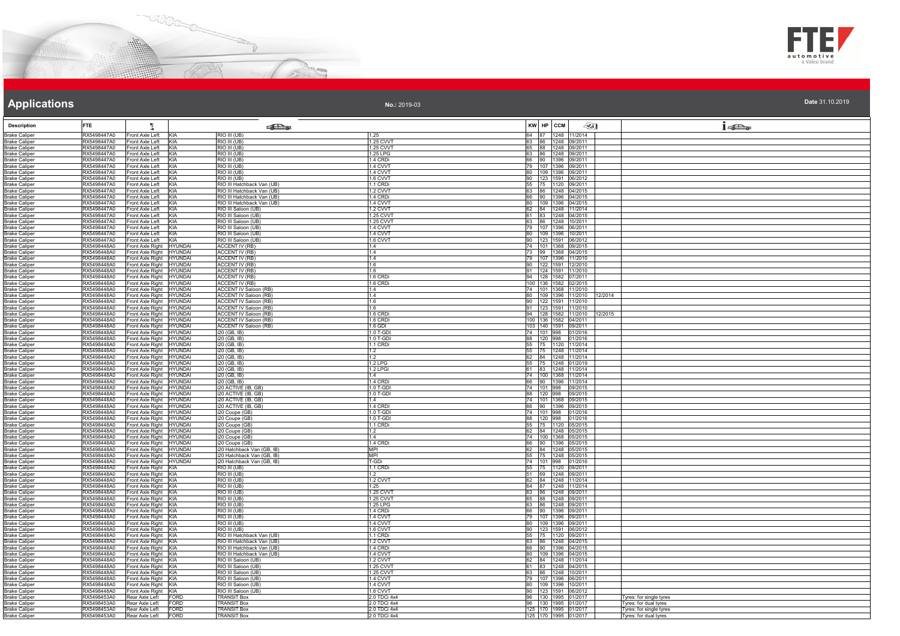# Applications

**No.:** 2019-03

**Date** 31.10.2019

| Description | FTE | | | | | KW | HP | CCM | | | |
|---|---|---|---|---|---|---|---|---|---|---|---|
| Brake Caliper | RX5498447A0 | Front Axle Left | KIA | RIO III (UB) | 1.25 | 64 | 87 | 1248 | 11/2014 | | |
| Brake Caliper | RX5498447A0 | Front Axle Left | KIA | RIO III (UB) | 1.25 CVVT | 63 | 86 | 1248 | 09/2011 | | |
| Brake Caliper | RX5498447A0 | Front Axle Left | KIA | RIO III (UB) | 1.25 CVVT | 65 | 88 | 1248 | 09/2011 | | |
| Brake Caliper | RX5498447A0 | Front Axle Left | KIA | RIO III (UB) | 1.25 LPG | 63 | 86 | 1248 | 09/2011 | | |
| Brake Caliper | RX5498447A0 | Front Axle Left | KIA | RIO III (UB) | 1.4 CRDi | 66 | 90 | 1396 | 09/2011 | | |
| Brake Caliper | RX5498447A0 | Front Axle Left | KIA | RIO III (UB) | 1.4 CVVT | 79 | 107 | 1396 | 09/2011 | | |
| Brake Caliper | RX5498447A0 | Front Axle Left | KIA | RIO III (UB) | 1.4 CVVT | 80 | 109 | 1396 | 09/2011 | | |
| Brake Caliper | RX5498447A0 | Front Axle Left | KIA | RIO III (UB) | 1.6 CVVT | 90 | 123 | 1591 | 06/2012 | | |
| Brake Caliper | RX5498447A0 | Front Axle Left | KIA | RIO III Hatchback Van (UB) | 1.1 CRDi | 55 | 75 | 1120 | 09/2011 | | |
| Brake Caliper | RX5498447A0 | Front Axle Left | KIA | RIO III Hatchback Van (UB) | 1.2 CVVT | 63 | 86 | 1248 | 04/2015 | | |
| Brake Caliper | RX5498447A0 | Front Axle Left | KIA | RIO III Hatchback Van (UB) | 1.4 CRDi | 66 | 90 | 1396 | 04/2015 | | |
| Brake Caliper | RX5498447A0 | Front Axle Left | KIA | RIO III Hatchback Van (UB) | 1.4 CVVT | 80 | 109 | 1396 | 04/2015 | | |
| Brake Caliper | RX5498447A0 | Front Axle Left | KIA | RIO III Saloon (UB) | 1.2 CVVT | 62 | 84 | 1248 | 11/2014 | | |
| Brake Caliper | RX5498447A0 | Front Axle Left | KIA | RIO III Saloon (UB) | 1.25 CVVT | 61 | 83 | 1248 | 04/2015 | | |
| Brake Caliper | RX5498447A0 | Front Axle Left | KIA | RIO III Saloon (UB) | 1.25 CVVT | 63 | 86 | 1248 | 10/2011 | | |
| Brake Caliper | RX5498447A0 | Front Axle Left | KIA | RIO III Saloon (UB) | 1.4 CVVT | 79 | 107 | 1396 | 06/2011 | | |
| Brake Caliper | RX5498447A0 | Front Axle Left | KIA | RIO III Saloon (UB) | 1.4 CVVT | 80 | 109 | 1396 | 10/2011 | | |
| Brake Caliper | RX5498447A0 | Front Axle Left | KIA | RIO III Saloon (UB) | 1.6 CVVT | 90 | 123 | 1591 | 06/2012 | | |
| Brake Caliper | RX5498448A0 | Front Axle Right | HYUNDAI | ACCENT IV (RB) | 1.4 | 74 | 101 | 1368 | 09/2015 | | |
| Brake Caliper | RX5498448A0 | Front Axle Right | HYUNDAI | ACCENT IV (RB) | 1.4 | 73 | 99 | 1368 | 04/2015 | | |
| Brake Caliper | RX5498448A0 | Front Axle Right | HYUNDAI | ACCENT IV (RB) | 1.4 | 79 | 107 | 1396 | 11/2010 | | |
| Brake Caliper | RX5498448A0 | Front Axle Right | HYUNDAI | ACCENT IV (RB) | 1.6 | 90 | 122 | 1591 | 12/2010 | | |
| Brake Caliper | RX5498448A0 | Front Axle Right | HYUNDAI | ACCENT IV (RB) | 1.6 | 91 | 124 | 1591 | 11/2010 | | |
| Brake Caliper | RX5498448A0 | Front Axle Right | HYUNDAI | ACCENT IV (RB) | 1.6 CRDi | 94 | 128 | 1582 | 07/2011 | | |
| Brake Caliper | RX5498448A0 | Front Axle Right | HYUNDAI | ACCENT IV (RB) | 1.6 CRDi | 100 | 136 | 1582 | 02/2015 | | |
| Brake Caliper | RX5498448A0 | Front Axle Right | HYUNDAI | ACCENT IV Saloon (RB) | 1.4 | 74 | 101 | 1368 | 11/2010 | | |
| Brake Caliper | RX5498448A0 | Front Axle Right | HYUNDAI | ACCENT IV Saloon (RB) | 1.4 | 80 | 109 | 1396 | 11/2010 | 12/2014 | |
| Brake Caliper | RX5498448A0 | Front Axle Right | HYUNDAI | ACCENT IV Saloon (RB) | 1.6 | 90 | 122 | 1591 | 11/2010 | | |
| Brake Caliper | RX5498448A0 | Front Axle Right | HYUNDAI | ACCENT IV Saloon (RB) | 1.6 | 91 | 123 | 1591 | 11/2010 | | |
| Brake Caliper | RX5498448A0 | Front Axle Right | HYUNDAI | ACCENT IV Saloon (RB) | 1.6 CRDi | 94 | 128 | 1582 | 11/2010 | 12/2015 | |
| Brake Caliper | RX5498448A0 | Front Axle Right | HYUNDAI | ACCENT IV Saloon (RB) | 1.6 CRDi | 100 | 136 | 1582 | 04/2011 | | |
| Brake Caliper | RX5498448A0 | Front Axle Right | HYUNDAI | ACCENT IV Saloon (RB) | 1.6 GDI | 103 | 140 | 1591 | 09/2011 | | |
| Brake Caliper | RX5498448A0 | Front Axle Right | HYUNDAI | i20 (GB, IB) | 1.0 T-GDI | 74 | 101 | 998 | 01/2016 | | |
| Brake Caliper | RX5498448A0 | Front Axle Right | HYUNDAI | i20 (GB, IB) | 1.0 T-GDI | 88 | 120 | 998 | 01/2016 | | |
| Brake Caliper | RX5498448A0 | Front Axle Right | HYUNDAI | i20 (GB, IB) | 1.1 CRDi | 55 | 75 | 1120 | 11/2014 | | |
| Brake Caliper | RX5498448A0 | Front Axle Right | HYUNDAI | i20 (GB, IB) | 1.2 | 55 | 75 | 1248 | 11/2014 | | |
| Brake Caliper | RX5498448A0 | Front Axle Right | HYUNDAI | i20 (GB, IB) | 1.2 | 62 | 84 | 1248 | 11/2014 | | |
| Brake Caliper | RX5498448A0 | Front Axle Right | HYUNDAI | i20 (GB, IB) | 1.2 LPG | 55 | 75 | 1248 | 01/2019 | | |
| Brake Caliper | RX5498448A0 | Front Axle Right | HYUNDAI | i20 (GB, IB) | 1.2 LPGI | 61 | 83 | 1248 | 11/2014 | | |
| Brake Caliper | RX5498448A0 | Front Axle Right | HYUNDAI | i20 (GB, IB) | 1.4 | 74 | 100 | 1368 | 11/2014 | | |
| Brake Caliper | RX5498448A0 | Front Axle Right | HYUNDAI | i20 (GB, IB) | 1.4 CRDi | 66 | 90 | 1396 | 11/2014 | | |
| Brake Caliper | RX5498448A0 | Front Axle Right | HYUNDAI | i20 ACTIVE (IB, GB) | 1.0 T-GDI | 74 | 101 | 998 | 09/2015 | | |
| Brake Caliper | RX5498448A0 | Front Axle Right | HYUNDAI | i20 ACTIVE (IB, GB) | 1.0 T-GDI | 88 | 120 | 998 | 09/2015 | | |
| Brake Caliper | RX5498448A0 | Front Axle Right | HYUNDAI | i20 ACTIVE (IB, GB) | 1.4 | 74 | 101 | 1368 | 09/2015 | | |
| Brake Caliper | RX5498448A0 | Front Axle Right | HYUNDAI | i20 ACTIVE (IB, GB) | 1.4 CRDI | 66 | 90 | 1396 | 09/2015 | | |
| Brake Caliper | RX5498448A0 | Front Axle Right | HYUNDAI | i20 Coupe (GB) | 1.0 T-GDI | 74 | 101 | 998 | 01/2016 | | |
| Brake Caliper | RX5498448A0 | Front Axle Right | HYUNDAI | i20 Coupe (GB) | 1.0 T-GDI | 88 | 120 | 998 | 01/2016 | | |
| Brake Caliper | RX5498448A0 | Front Axle Right | HYUNDAI | i20 Coupe (GB) | 1.1 CRDi | 55 | 75 | 1120 | 05/2015 | | |
| Brake Caliper | RX5498448A0 | Front Axle Right | HYUNDAI | i20 Coupe (GB) | 1.2 | 62 | 84 | 1248 | 05/2015 | | |
| Brake Caliper | RX5498448A0 | Front Axle Right | HYUNDAI | i20 Coupe (GB) | 1.4 | 74 | 100 | 1368 | 05/2015 | | |
| Brake Caliper | RX5498448A0 | Front Axle Right | HYUNDAI | i20 Coupe (GB) | 1.4 CRDi | 66 | 90 | 1396 | 05/2015 | | |
| Brake Caliper | RX5498448A0 | Front Axle Right | HYUNDAI | i20 Hatchback Van (GB, IB) | MPI | 62 | 84 | 1248 | 05/2015 | | |
| Brake Caliper | RX5498448A0 | Front Axle Right | HYUNDAI | i20 Hatchback Van (GB, IB) | MPI | 55 | 75 | 1248 | 05/2015 | | |
| Brake Caliper | RX5498448A0 | Front Axle Right | HYUNDAI | i20 Hatchback Van (GB, IB) | T-GDi | 74 | 101 | 998 | 01/2016 | | |
| Brake Caliper | RX5498448A0 | Front Axle Right | KIA | RIO III (UB) | 1.1 CRDi | 55 | 75 | 1120 | 09/2011 | | |
| Brake Caliper | RX5498448A0 | Front Axle Right | KIA | RIO III (UB) | 1.2 | 51 | 69 | 1248 | 09/2011 | | |
| Brake Caliper | RX5498448A0 | Front Axle Right | KIA | RIO III (UB) | 1.2 CVVT | 62 | 84 | 1248 | 11/2014 | | |
| Brake Caliper | RX5498448A0 | Front Axle Right | KIA | RIO III (UB) | 1.25 | 64 | 87 | 1248 | 11/2014 | | |
| Brake Caliper | RX5498448A0 | Front Axle Right | KIA | RIO III (UB) | 1.25 CVVT | 63 | 86 | 1248 | 09/2011 | | |
| Brake Caliper | RX5498448A0 | Front Axle Right | KIA | RIO III (UB) | 1.25 CVVT | 65 | 88 | 1248 | 09/2011 | | |
| Brake Caliper | RX5498448A0 | Front Axle Right | KIA | RIO III (UB) | 1.25 LPG | 63 | 86 | 1248 | 09/2011 | | |
| Brake Caliper | RX5498448A0 | Front Axle Right | KIA | RIO III (UB) | 1.4 CRDi | 66 | 90 | 1396 | 09/2011 | | |
| Brake Caliper | RX5498448A0 | Front Axle Right | KIA | RIO III (UB) | 1.4 CVVT | 79 | 107 | 1396 | 09/2011 | | |
| Brake Caliper | RX5498448A0 | Front Axle Right | KIA | RIO III (UB) | 1.4 CVVT | 80 | 109 | 1396 | 09/2011 | | |
| Brake Caliper | RX5498448A0 | Front Axle Right | KIA | RIO III (UB) | 1.6 CVVT | 90 | 123 | 1591 | 06/2012 | | |
| Brake Caliper | RX5498448A0 | Front Axle Right | KIA | RIO III Hatchback Van (UB) | 1.1 CRDi | 55 | 75 | 1120 | 09/2011 | | |
| Brake Caliper | RX5498448A0 | Front Axle Right | KIA | RIO III Hatchback Van (UB) | 1.2 CVVT | 63 | 86 | 1248 | 04/2015 | | |
| Brake Caliper | RX5498448A0 | Front Axle Right | KIA | RIO III Hatchback Van (UB) | 1.4 CRDi | 66 | 90 | 1396 | 04/2015 | | |
| Brake Caliper | RX5498448A0 | Front Axle Right | KIA | RIO III Hatchback Van (UB) | 1.4 CVVT | 80 | 109 | 1396 | 04/2015 | | |
| Brake Caliper | RX5498448A0 | Front Axle Right | KIA | RIO III Saloon (UB) | 1.2 CVVT | 62 | 84 | 1248 | 11/2014 | | |
| Brake Caliper | RX5498448A0 | Front Axle Right | KIA | RIO III Saloon (UB) | 1.25 CVVT | 61 | 83 | 1248 | 04/2015 | | |
| Brake Caliper | RX5498448A0 | Front Axle Right | KIA | RIO III Saloon (UB) | 1.25 CVVT | 63 | 86 | 1248 | 10/2011 | | |
| Brake Caliper | RX5498448A0 | Front Axle Right | KIA | RIO III Saloon (UB) | 1.4 CVVT | 79 | 107 | 1396 | 06/2011 | | |
| Brake Caliper | RX5498448A0 | Front Axle Right | KIA | RIO III Saloon (UB) | 1.4 CVVT | 80 | 109 | 1396 | 10/2011 | | |
| Brake Caliper | RX5498448A0 | Front Axle Right | KIA | RIO III Saloon (UB) | 1.6 CVVT | 90 | 123 | 1591 | 06/2012 | | |
| Brake Caliper | RX5498453A0 | Rear Axle Left | FORD | TRANSIT Box | 2.0 TDCi 4x4 | 96 | 130 | 1995 | 01/2017 | | Tyres: for single tyres |
| Brake Caliper | RX5498453A0 | Rear Axle Left | FORD | TRANSIT Box | 2.0 TDCi 4x4 | 96 | 130 | 1995 | 01/2017 | | Tyres: for dual tyres |
| Brake Caliper | RX5498453A0 | Rear Axle Left | FORD | TRANSIT Box | 2.0 TDCi 4x4 | 125 | 170 | 1995 | 01/2017 | | Tyres: for single tyres |
| Brake Caliper | RX5498453A0 | Rear Axle Left | FORD | TRANSIT Box | 2.0 TDCi 4x4 | 125 | 170 | 1995 | 01/2017 | | Tyres: for dual tyres |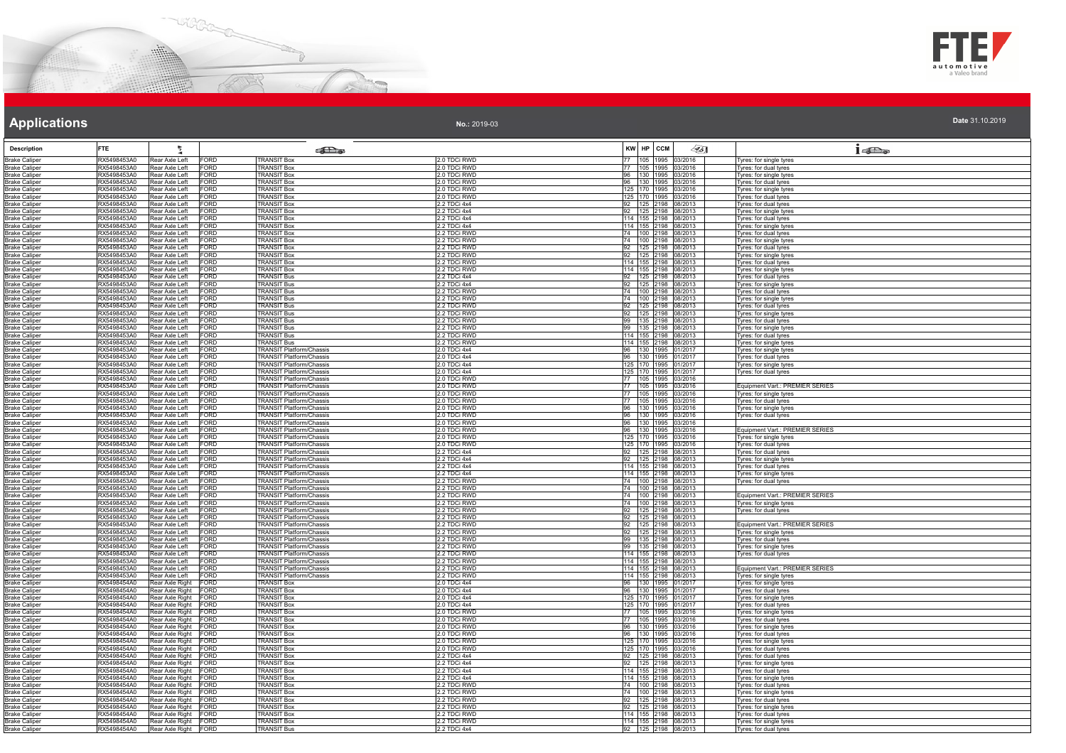# Applications

**No.:** 2019-03

**Date** 31.10.2019

| Description | FTE | | | | | KW | HP | CCM | | |
|---|---|---|---|---|---|---|---|---|---|---|
| Brake Caliper | RX5498453A0 | Rear Axle Left | FORD | TRANSIT Box | 2.0 TDCi RWD | 77 | 105 | 1995 | 03/2016 | Tyres: for single tyres |
| Brake Caliper | RX5498453A0 | Rear Axle Left | FORD | TRANSIT Box | 2.0 TDCi RWD | 77 | 105 | 1995 | 03/2016 | Tyres: for dual tyres |
| Brake Caliper | RX5498453A0 | Rear Axle Left | FORD | TRANSIT Box | 2.0 TDCi RWD | 96 | 130 | 1995 | 03/2016 | Tyres: for single tyres |
| Brake Caliper | RX5498453A0 | Rear Axle Left | FORD | TRANSIT Box | 2.0 TDCi RWD | 96 | 130 | 1995 | 03/2016 | Tyres: for dual tyres |
| Brake Caliper | RX5498453A0 | Rear Axle Left | FORD | TRANSIT Box | 2.0 TDCi RWD | 125 | 170 | 1995 | 03/2016 | Tyres: for single tyres |
| Brake Caliper | RX5498453A0 | Rear Axle Left | FORD | TRANSIT Box | 2.0 TDCi RWD | 125 | 170 | 1995 | 03/2016 | Tyres: for dual tyres |
| Brake Caliper | RX5498453A0 | Rear Axle Left | FORD | TRANSIT Box | 2.2 TDCi 4x4 | 92 | 125 | 2198 | 08/2013 | Tyres: for dual tyres |
| Brake Caliper | RX5498453A0 | Rear Axle Left | FORD | TRANSIT Box | 2.2 TDCi 4x4 | 92 | 125 | 2198 | 08/2013 | Tyres: for single tyres |
| Brake Caliper | RX5498453A0 | Rear Axle Left | FORD | TRANSIT Box | 2.2 TDCi 4x4 | 114 | 155 | 2198 | 08/2013 | Tyres: for dual tyres |
| Brake Caliper | RX5498453A0 | Rear Axle Left | FORD | TRANSIT Box | 2.2 TDCi 4x4 | 114 | 155 | 2198 | 08/2013 | Tyres: for single tyres |
| Brake Caliper | RX5498453A0 | Rear Axle Left | FORD | TRANSIT Box | 2.2 TDCi RWD | 74 | 100 | 2198 | 08/2013 | Tyres: for dual tyres |
| Brake Caliper | RX5498453A0 | Rear Axle Left | FORD | TRANSIT Box | 2.2 TDCi RWD | 74 | 100 | 2198 | 08/2013 | Tyres: for single tyres |
| Brake Caliper | RX5498453A0 | Rear Axle Left | FORD | TRANSIT Box | 2.2 TDCi RWD | 92 | 125 | 2198 | 08/2013 | Tyres: for dual tyres |
| Brake Caliper | RX5498453A0 | Rear Axle Left | FORD | TRANSIT Box | 2.2 TDCi RWD | 92 | 125 | 2198 | 08/2013 | Tyres: for single tyres |
| Brake Caliper | RX5498453A0 | Rear Axle Left | FORD | TRANSIT Box | 2.2 TDCi RWD | 114 | 155 | 2198 | 08/2013 | Tyres: for dual tyres |
| Brake Caliper | RX5498453A0 | Rear Axle Left | FORD | TRANSIT Box | 2.2 TDCi RWD | 114 | 155 | 2198 | 08/2013 | Tyres: for single tyres |
| Brake Caliper | RX5498453A0 | Rear Axle Left | FORD | TRANSIT Bus | 2.2 TDCi 4x4 | 92 | 125 | 2198 | 08/2013 | Tyres: for dual tyres |
| Brake Caliper | RX5498453A0 | Rear Axle Left | FORD | TRANSIT Bus | 2.2 TDCi 4x4 | 92 | 125 | 2198 | 08/2013 | Tyres: for single tyres |
| Brake Caliper | RX5498453A0 | Rear Axle Left | FORD | TRANSIT Bus | 2.2 TDCi RWD | 74 | 100 | 2198 | 08/2013 | Tyres: for dual tyres |
| Brake Caliper | RX5498453A0 | Rear Axle Left | FORD | TRANSIT Bus | 2.2 TDCi RWD | 74 | 100 | 2198 | 08/2013 | Tyres: for single tyres |
| Brake Caliper | RX5498453A0 | Rear Axle Left | FORD | TRANSIT Bus | 2.2 TDCi RWD | 92 | 125 | 2198 | 08/2013 | Tyres: for dual tyres |
| Brake Caliper | RX5498453A0 | Rear Axle Left | FORD | TRANSIT Bus | 2.2 TDCi RWD | 92 | 125 | 2198 | 08/2013 | Tyres: for single tyres |
| Brake Caliper | RX5498453A0 | Rear Axle Left | FORD | TRANSIT Bus | 2.2 TDCi RWD | 99 | 135 | 2198 | 08/2013 | Tyres: for dual tyres |
| Brake Caliper | RX5498453A0 | Rear Axle Left | FORD | TRANSIT Bus | 2.2 TDCi RWD | 99 | 135 | 2198 | 08/2013 | Tyres: for single tyres |
| Brake Caliper | RX5498453A0 | Rear Axle Left | FORD | TRANSIT Bus | 2.2 TDCi RWD | 114 | 155 | 2198 | 08/2013 | Tyres: for dual tyres |
| Brake Caliper | RX5498453A0 | Rear Axle Left | FORD | TRANSIT Bus | 2.2 TDCi RWD | 114 | 155 | 2198 | 08/2013 | Tyres: for single tyres |
| Brake Caliper | RX5498453A0 | Rear Axle Left | FORD | TRANSIT Platform/Chassis | 2.0 TDCi 4x4 | 96 | 130 | 1995 | 01/2017 | Tyres: for single tyres |
| Brake Caliper | RX5498453A0 | Rear Axle Left | FORD | TRANSIT Platform/Chassis | 2.0 TDCi 4x4 | 96 | 130 | 1995 | 01/2017 | Tyres: for dual tyres |
| Brake Caliper | RX5498453A0 | Rear Axle Left | FORD | TRANSIT Platform/Chassis | 2.0 TDCi 4x4 | 125 | 170 | 1995 | 01/2017 | Tyres: for single tyres |
| Brake Caliper | RX5498453A0 | Rear Axle Left | FORD | TRANSIT Platform/Chassis | 2.0 TDCi 4x4 | 125 | 170 | 1995 | 01/2017 | Tyres: for dual tyres |
| Brake Caliper | RX5498453A0 | Rear Axle Left | FORD | TRANSIT Platform/Chassis | 2.0 TDCi RWD | 77 | 105 | 1995 | 03/2016 | |
| Brake Caliper | RX5498453A0 | Rear Axle Left | FORD | TRANSIT Platform/Chassis | 2.0 TDCi RWD | 77 | 105 | 1995 | 03/2016 | Equipment Vart.: PREMIER SERIES |
| Brake Caliper | RX5498453A0 | Rear Axle Left | FORD | TRANSIT Platform/Chassis | 2.0 TDCi RWD | 77 | 105 | 1995 | 03/2016 | Tyres: for single tyres |
| Brake Caliper | RX5498453A0 | Rear Axle Left | FORD | TRANSIT Platform/Chassis | 2.0 TDCi RWD | 77 | 105 | 1995 | 03/2016 | Tyres: for dual tyres |
| Brake Caliper | RX5498453A0 | Rear Axle Left | FORD | TRANSIT Platform/Chassis | 2.0 TDCi RWD | 96 | 130 | 1995 | 03/2016 | Tyres: for single tyres |
| Brake Caliper | RX5498453A0 | Rear Axle Left | FORD | TRANSIT Platform/Chassis | 2.0 TDCi RWD | 96 | 130 | 1995 | 03/2016 | Tyres: for dual tyres |
| Brake Caliper | RX5498453A0 | Rear Axle Left | FORD | TRANSIT Platform/Chassis | 2.0 TDCi RWD | 96 | 130 | 1995 | 03/2016 | |
| Brake Caliper | RX5498453A0 | Rear Axle Left | FORD | TRANSIT Platform/Chassis | 2.0 TDCi RWD | 96 | 130 | 1995 | 03/2016 | Equipment Vart.: PREMIER SERIES |
| Brake Caliper | RX5498453A0 | Rear Axle Left | FORD | TRANSIT Platform/Chassis | 2.0 TDCi RWD | 125 | 170 | 1995 | 03/2016 | Tyres: for single tyres |
| Brake Caliper | RX5498453A0 | Rear Axle Left | FORD | TRANSIT Platform/Chassis | 2.0 TDCi RWD | 125 | 170 | 1995 | 03/2016 | Tyres: for dual tyres |
| Brake Caliper | RX5498453A0 | Rear Axle Left | FORD | TRANSIT Platform/Chassis | 2.2 TDCi 4x4 | 92 | 125 | 2198 | 08/2013 | Tyres: for dual tyres |
| Brake Caliper | RX5498453A0 | Rear Axle Left | FORD | TRANSIT Platform/Chassis | 2.2 TDCi 4x4 | 92 | 125 | 2198 | 08/2013 | Tyres: for single tyres |
| Brake Caliper | RX5498453A0 | Rear Axle Left | FORD | TRANSIT Platform/Chassis | 2.2 TDCi 4x4 | 114 | 155 | 2198 | 08/2013 | Tyres: for dual tyres |
| Brake Caliper | RX5498453A0 | Rear Axle Left | FORD | TRANSIT Platform/Chassis | 2.2 TDCi 4x4 | 114 | 155 | 2198 | 08/2013 | Tyres: for single tyres |
| Brake Caliper | RX5498453A0 | Rear Axle Left | FORD | TRANSIT Platform/Chassis | 2.2 TDCi RWD | 74 | 100 | 2198 | 08/2013 | Tyres: for dual tyres |
| Brake Caliper | RX5498453A0 | Rear Axle Left | FORD | TRANSIT Platform/Chassis | 2.2 TDCi RWD | 74 | 100 | 2198 | 08/2013 | |
| Brake Caliper | RX5498453A0 | Rear Axle Left | FORD | TRANSIT Platform/Chassis | 2.2 TDCi RWD | 74 | 100 | 2198 | 08/2013 | Equipment Vart.: PREMIER SERIES |
| Brake Caliper | RX5498453A0 | Rear Axle Left | FORD | TRANSIT Platform/Chassis | 2.2 TDCi RWD | 74 | 100 | 2198 | 08/2013 | Tyres: for single tyres |
| Brake Caliper | RX5498453A0 | Rear Axle Left | FORD | TRANSIT Platform/Chassis | 2.2 TDCi RWD | 92 | 125 | 2198 | 08/2013 | Tyres: for dual tyres |
| Brake Caliper | RX5498453A0 | Rear Axle Left | FORD | TRANSIT Platform/Chassis | 2.2 TDCi RWD | 92 | 125 | 2198 | 08/2013 | |
| Brake Caliper | RX5498453A0 | Rear Axle Left | FORD | TRANSIT Platform/Chassis | 2.2 TDCi RWD | 92 | 125 | 2198 | 08/2013 | Equipment Vart.: PREMIER SERIES |
| Brake Caliper | RX5498453A0 | Rear Axle Left | FORD | TRANSIT Platform/Chassis | 2.2 TDCi RWD | 92 | 125 | 2198 | 08/2013 | Tyres: for single tyres |
| Brake Caliper | RX5498453A0 | Rear Axle Left | FORD | TRANSIT Platform/Chassis | 2.2 TDCi RWD | 99 | 135 | 2198 | 08/2013 | Tyres: for dual tyres |
| Brake Caliper | RX5498453A0 | Rear Axle Left | FORD | TRANSIT Platform/Chassis | 2.2 TDCi RWD | 99 | 135 | 2198 | 08/2013 | Tyres: for single tyres |
| Brake Caliper | RX5498453A0 | Rear Axle Left | FORD | TRANSIT Platform/Chassis | 2.2 TDCi RWD | 114 | 155 | 2198 | 08/2013 | Tyres: for dual tyres |
| Brake Caliper | RX5498453A0 | Rear Axle Left | FORD | TRANSIT Platform/Chassis | 2.2 TDCi RWD | 114 | 155 | 2198 | 08/2013 | |
| Brake Caliper | RX5498453A0 | Rear Axle Left | FORD | TRANSIT Platform/Chassis | 2.2 TDCi RWD | 114 | 155 | 2198 | 08/2013 | Equipment Vart.: PREMIER SERIES |
| Brake Caliper | RX5498453A0 | Rear Axle Left | FORD | TRANSIT Platform/Chassis | 2.2 TDCi RWD | 114 | 155 | 2198 | 08/2013 | Tyres: for single tyres |
| Brake Caliper | RX5498454A0 | Rear Axle Right | FORD | TRANSIT Box | 2.0 TDCi 4x4 | 96 | 130 | 1995 | 01/2017 | Tyres: for single tyres |
| Brake Caliper | RX5498454A0 | Rear Axle Right | FORD | TRANSIT Box | 2.0 TDCi 4x4 | 96 | 130 | 1995 | 01/2017 | Tyres: for dual tyres |
| Brake Caliper | RX5498454A0 | Rear Axle Right | FORD | TRANSIT Box | 2.0 TDCi 4x4 | 125 | 170 | 1995 | 01/2017 | Tyres: for single tyres |
| Brake Caliper | RX5498454A0 | Rear Axle Right | FORD | TRANSIT Box | 2.0 TDCi 4x4 | 125 | 170 | 1995 | 01/2017 | Tyres: for dual tyres |
| Brake Caliper | RX5498454A0 | Rear Axle Right | FORD | TRANSIT Box | 2.0 TDCi RWD | 77 | 105 | 1995 | 03/2016 | Tyres: for single tyres |
| Brake Caliper | RX5498454A0 | Rear Axle Right | FORD | TRANSIT Box | 2.0 TDCi RWD | 77 | 105 | 1995 | 03/2016 | Tyres: for dual tyres |
| Brake Caliper | RX5498454A0 | Rear Axle Right | FORD | TRANSIT Box | 2.0 TDCi RWD | 96 | 130 | 1995 | 03/2016 | Tyres: for single tyres |
| Brake Caliper | RX5498454A0 | Rear Axle Right | FORD | TRANSIT Box | 2.0 TDCi RWD | 96 | 130 | 1995 | 03/2016 | Tyres: for dual tyres |
| Brake Caliper | RX5498454A0 | Rear Axle Right | FORD | TRANSIT Box | 2.0 TDCi RWD | 125 | 170 | 1995 | 03/2016 | Tyres: for single tyres |
| Brake Caliper | RX5498454A0 | Rear Axle Right | FORD | TRANSIT Box | 2.0 TDCi RWD | 125 | 170 | 1995 | 03/2016 | Tyres: for dual tyres |
| Brake Caliper | RX5498454A0 | Rear Axle Right | FORD | TRANSIT Box | 2.2 TDCi 4x4 | 92 | 125 | 2198 | 08/2013 | Tyres: for dual tyres |
| Brake Caliper | RX5498454A0 | Rear Axle Right | FORD | TRANSIT Box | 2.2 TDCi 4x4 | 92 | 125 | 2198 | 08/2013 | Tyres: for single tyres |
| Brake Caliper | RX5498454A0 | Rear Axle Right | FORD | TRANSIT Box | 2.2 TDCi 4x4 | 114 | 155 | 2198 | 08/2013 | Tyres: for dual tyres |
| Brake Caliper | RX5498454A0 | Rear Axle Right | FORD | TRANSIT Box | 2.2 TDCi 4x4 | 114 | 155 | 2198 | 08/2013 | Tyres: for single tyres |
| Brake Caliper | RX5498454A0 | Rear Axle Right | FORD | TRANSIT Box | 2.2 TDCi RWD | 74 | 100 | 2198 | 08/2013 | Tyres: for dual tyres |
| Brake Caliper | RX5498454A0 | Rear Axle Right | FORD | TRANSIT Box | 2.2 TDCi RWD | 74 | 100 | 2198 | 08/2013 | Tyres: for single tyres |
| Brake Caliper | RX5498454A0 | Rear Axle Right | FORD | TRANSIT Box | 2.2 TDCi RWD | 92 | 125 | 2198 | 08/2013 | Tyres: for dual tyres |
| Brake Caliper | RX5498454A0 | Rear Axle Right | FORD | TRANSIT Box | 2.2 TDCi RWD | 92 | 125 | 2198 | 08/2013 | Tyres: for single tyres |
| Brake Caliper | RX5498454A0 | Rear Axle Right | FORD | TRANSIT Box | 2.2 TDCi RWD | 114 | 155 | 2198 | 08/2013 | Tyres: for dual tyres |
| Brake Caliper | RX5498454A0 | Rear Axle Right | FORD | TRANSIT Box | 2.2 TDCi RWD | 114 | 155 | 2198 | 08/2013 | Tyres: for single tyres |
| Brake Caliper | RX5498454A0 | Rear Axle Right | FORD | TRANSIT Bus | 2.2 TDCi 4x4 | 92 | 125 | 2198 | 08/2013 | Tyres: for dual tyres |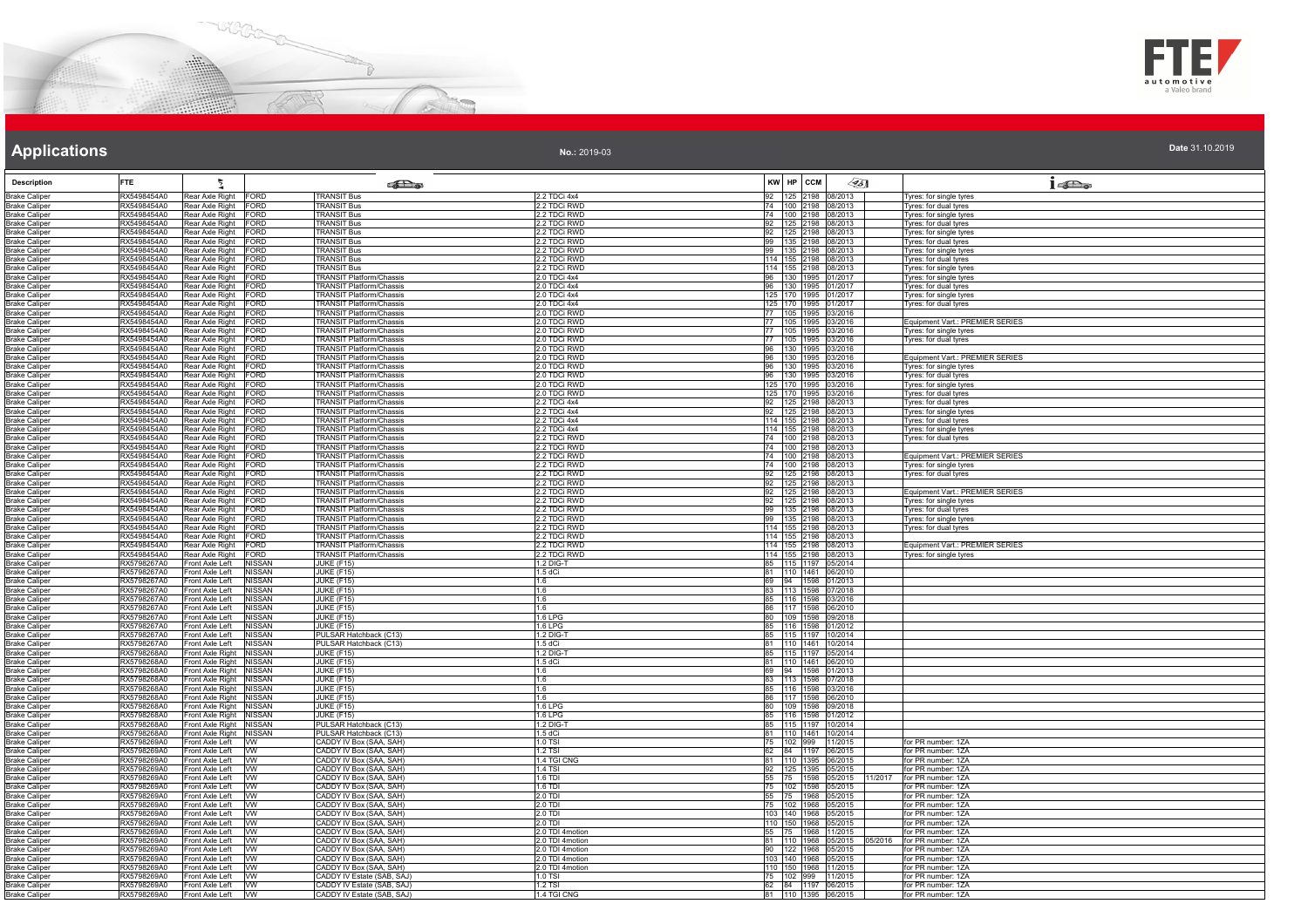# Applications

**No.:** 2019-03

**Date** 31.10.2019

| Description | FTE | | | | | KW | HP | CCM | | | |
|---|---|---|---|---|---|---|---|---|---|---|---|
| Brake Caliper | RX5498454A0 | Rear Axle Right | FORD | TRANSIT Bus | 2.2 TDCi 4x4 | 92 | 125 | 2198 | 08/2013 | | Tyres: for single tyres |
| Brake Caliper | RX5498454A0 | Rear Axle Right | FORD | TRANSIT Bus | 2.2 TDCi RWD | 74 | 100 | 2198 | 08/2013 | | Tyres: for dual tyres |
| Brake Caliper | RX5498454A0 | Rear Axle Right | FORD | TRANSIT Bus | 2.2 TDCi RWD | 74 | 100 | 2198 | 08/2013 | | Tyres: for single tyres |
| Brake Caliper | RX5498454A0 | Rear Axle Right | FORD | TRANSIT Bus | 2.2 TDCi RWD | 92 | 125 | 2198 | 08/2013 | | Tyres: for dual tyres |
| Brake Caliper | RX5498454A0 | Rear Axle Right | FORD | TRANSIT Bus | 2.2 TDCi RWD | 92 | 125 | 2198 | 08/2013 | | Tyres: for single tyres |
| Brake Caliper | RX5498454A0 | Rear Axle Right | FORD | TRANSIT Bus | 2.2 TDCi RWD | 99 | 135 | 2198 | 08/2013 | | Tyres: for dual tyres |
| Brake Caliper | RX5498454A0 | Rear Axle Right | FORD | TRANSIT Bus | 2.2 TDCi RWD | 99 | 135 | 2198 | 08/2013 | | Tyres: for single tyres |
| Brake Caliper | RX5498454A0 | Rear Axle Right | FORD | TRANSIT Bus | 2.2 TDCi RWD | 114 | 155 | 2198 | 08/2013 | | Tyres: for dual tyres |
| Brake Caliper | RX5498454A0 | Rear Axle Right | FORD | TRANSIT Bus | 2.2 TDCi RWD | 114 | 155 | 2198 | 08/2013 | | Tyres: for single tyres |
| Brake Caliper | RX5498454A0 | Rear Axle Right | FORD | TRANSIT Platform/Chassis | 2.0 TDCi 4x4 | 96 | 130 | 1995 | 01/2017 | | Tyres: for single tyres |
| Brake Caliper | RX5498454A0 | Rear Axle Right | FORD | TRANSIT Platform/Chassis | 2.0 TDCi 4x4 | 96 | 130 | 1995 | 01/2017 | | Tyres: for dual tyres |
| Brake Caliper | RX5498454A0 | Rear Axle Right | FORD | TRANSIT Platform/Chassis | 2.0 TDCi 4x4 | 125 | 170 | 1995 | 01/2017 | | Tyres: for single tyres |
| Brake Caliper | RX5498454A0 | Rear Axle Right | FORD | TRANSIT Platform/Chassis | 2.0 TDCi 4x4 | 125 | 170 | 1995 | 01/2017 | | Tyres: for dual tyres |
| Brake Caliper | RX5498454A0 | Rear Axle Right | FORD | TRANSIT Platform/Chassis | 2.0 TDCi RWD | 77 | 105 | 1995 | 03/2016 | | |
| Brake Caliper | RX5498454A0 | Rear Axle Right | FORD | TRANSIT Platform/Chassis | 2.0 TDCi RWD | 77 | 105 | 1995 | 03/2016 | | Equipment Vart.: PREMIER SERIES |
| Brake Caliper | RX5498454A0 | Rear Axle Right | FORD | TRANSIT Platform/Chassis | 2.0 TDCi RWD | 77 | 105 | 1995 | 03/2016 | | Tyres: for single tyres |
| Brake Caliper | RX5498454A0 | Rear Axle Right | FORD | TRANSIT Platform/Chassis | 2.0 TDCi RWD | 77 | 105 | 1995 | 03/2016 | | Tyres: for dual tyres |
| Brake Caliper | RX5498454A0 | Rear Axle Right | FORD | TRANSIT Platform/Chassis | 2.0 TDCi RWD | 96 | 130 | 1995 | 03/2016 | | |
| Brake Caliper | RX5498454A0 | Rear Axle Right | FORD | TRANSIT Platform/Chassis | 2.0 TDCi RWD | 96 | 130 | 1995 | 03/2016 | | Equipment Vart.: PREMIER SERIES |
| Brake Caliper | RX5498454A0 | Rear Axle Right | FORD | TRANSIT Platform/Chassis | 2.0 TDCi RWD | 96 | 130 | 1995 | 03/2016 | | Tyres: for single tyres |
| Brake Caliper | RX5498454A0 | Rear Axle Right | FORD | TRANSIT Platform/Chassis | 2.0 TDCi RWD | 96 | 130 | 1995 | 03/2016 | | Tyres: for dual tyres |
| Brake Caliper | RX5498454A0 | Rear Axle Right | FORD | TRANSIT Platform/Chassis | 2.0 TDCi RWD | 125 | 170 | 1995 | 03/2016 | | Tyres: for single tyres |
| Brake Caliper | RX5498454A0 | Rear Axle Right | FORD | TRANSIT Platform/Chassis | 2.0 TDCi RWD | 125 | 170 | 1995 | 03/2016 | | Tyres: for dual tyres |
| Brake Caliper | RX5498454A0 | Rear Axle Right | FORD | TRANSIT Platform/Chassis | 2.2 TDCi 4x4 | 92 | 125 | 2198 | 08/2013 | | Tyres: for dual tyres |
| Brake Caliper | RX5498454A0 | Rear Axle Right | FORD | TRANSIT Platform/Chassis | 2.2 TDCi 4x4 | 92 | 125 | 2198 | 08/2013 | | Tyres: for single tyres |
| Brake Caliper | RX5498454A0 | Rear Axle Right | FORD | TRANSIT Platform/Chassis | 2.2 TDCi 4x4 | 114 | 155 | 2198 | 08/2013 | | Tyres: for dual tyres |
| Brake Caliper | RX5498454A0 | Rear Axle Right | FORD | TRANSIT Platform/Chassis | 2.2 TDCi 4x4 | 114 | 155 | 2198 | 08/2013 | | Tyres: for single tyres |
| Brake Caliper | RX5498454A0 | Rear Axle Right | FORD | TRANSIT Platform/Chassis | 2.2 TDCi RWD | 74 | 100 | 2198 | 08/2013 | | Tyres: for dual tyres |
| Brake Caliper | RX5498454A0 | Rear Axle Right | FORD | TRANSIT Platform/Chassis | 2.2 TDCi RWD | 74 | 100 | 2198 | 08/2013 | | |
| Brake Caliper | RX5498454A0 | Rear Axle Right | FORD | TRANSIT Platform/Chassis | 2.2 TDCi RWD | 74 | 100 | 2198 | 08/2013 | | Equipment Vart.: PREMIER SERIES |
| Brake Caliper | RX5498454A0 | Rear Axle Right | FORD | TRANSIT Platform/Chassis | 2.2 TDCi RWD | 74 | 100 | 2198 | 08/2013 | | Tyres: for single tyres |
| Brake Caliper | RX5498454A0 | Rear Axle Right | FORD | TRANSIT Platform/Chassis | 2.2 TDCi RWD | 92 | 125 | 2198 | 08/2013 | | Tyres: for dual tyres |
| Brake Caliper | RX5498454A0 | Rear Axle Right | FORD | TRANSIT Platform/Chassis | 2.2 TDCi RWD | 92 | 125 | 2198 | 08/2013 | | |
| Brake Caliper | RX5498454A0 | Rear Axle Right | FORD | TRANSIT Platform/Chassis | 2.2 TDCi RWD | 92 | 125 | 2198 | 08/2013 | | Equipment Vart.: PREMIER SERIES |
| Brake Caliper | RX5498454A0 | Rear Axle Right | FORD | TRANSIT Platform/Chassis | 2.2 TDCi RWD | 92 | 125 | 2198 | 08/2013 | | Tyres: for single tyres |
| Brake Caliper | RX5498454A0 | Rear Axle Right | FORD | TRANSIT Platform/Chassis | 2.2 TDCi RWD | 99 | 135 | 2198 | 08/2013 | | Tyres: for dual tyres |
| Brake Caliper | RX5498454A0 | Rear Axle Right | FORD | TRANSIT Platform/Chassis | 2.2 TDCi RWD | 99 | 135 | 2198 | 08/2013 | | Tyres: for single tyres |
| Brake Caliper | RX5498454A0 | Rear Axle Right | FORD | TRANSIT Platform/Chassis | 2.2 TDCi RWD | 114 | 155 | 2198 | 08/2013 | | Tyres: for dual tyres |
| Brake Caliper | RX5498454A0 | Rear Axle Right | FORD | TRANSIT Platform/Chassis | 2.2 TDCi RWD | 114 | 155 | 2198 | 08/2013 | | |
| Brake Caliper | RX5498454A0 | Rear Axle Right | FORD | TRANSIT Platform/Chassis | 2.2 TDCi RWD | 114 | 155 | 2198 | 08/2013 | | Equipment Vart.: PREMIER SERIES |
| Brake Caliper | RX5498454A0 | Rear Axle Right | FORD | TRANSIT Platform/Chassis | 2.2 TDCi RWD | 114 | 155 | 2198 | 08/2013 | | Tyres: for single tyres |
| Brake Caliper | RX5798267A0 | Front Axle Left | NISSAN | JUKE (F15) | 1.2 DIG-T | 85 | 115 | 1197 | 05/2014 | | |
| Brake Caliper | RX5798267A0 | Front Axle Left | NISSAN | JUKE (F15) | 1.5 dCi | 81 | 110 | 1461 | 06/2010 | | |
| Brake Caliper | RX5798267A0 | Front Axle Left | NISSAN | JUKE (F15) | 1.6 | 69 | 94 | 1598 | 01/2013 | | |
| Brake Caliper | RX5798267A0 | Front Axle Left | NISSAN | JUKE (F15) | 1.6 | 83 | 113 | 1598 | 07/2018 | | |
| Brake Caliper | RX5798267A0 | Front Axle Left | NISSAN | JUKE (F15) | 1.6 | 85 | 116 | 1598 | 03/2016 | | |
| Brake Caliper | RX5798267A0 | Front Axle Left | NISSAN | JUKE (F15) | 1.6 | 86 | 117 | 1598 | 06/2010 | | |
| Brake Caliper | RX5798267A0 | Front Axle Left | NISSAN | JUKE (F15) | 1.6 LPG | 80 | 109 | 1598 | 09/2018 | | |
| Brake Caliper | RX5798267A0 | Front Axle Left | NISSAN | JUKE (F15) | 1.6 LPG | 85 | 116 | 1598 | 01/2012 | | |
| Brake Caliper | RX5798267A0 | Front Axle Left | NISSAN | PULSAR Hatchback (C13) | 1.2 DIG-T | 85 | 115 | 1197 | 10/2014 | | |
| Brake Caliper | RX5798267A0 | Front Axle Left | NISSAN | PULSAR Hatchback (C13) | 1.5 dCi | 81 | 110 | 1461 | 10/2014 | | |
| Brake Caliper | RX5798268A0 | Front Axle Right | NISSAN | JUKE (F15) | 1.2 DIG-T | 85 | 115 | 1197 | 05/2014 | | |
| Brake Caliper | RX5798268A0 | Front Axle Right | NISSAN | JUKE (F15) | 1.5 dCi | 81 | 110 | 1461 | 06/2010 | | |
| Brake Caliper | RX5798268A0 | Front Axle Right | NISSAN | JUKE (F15) | 1.6 | 69 | 94 | 1598 | 01/2013 | | |
| Brake Caliper | RX5798268A0 | Front Axle Right | NISSAN | JUKE (F15) | 1.6 | 83 | 113 | 1598 | 07/2018 | | |
| Brake Caliper | RX5798268A0 | Front Axle Right | NISSAN | JUKE (F15) | 1.6 | 85 | 116 | 1598 | 03/2016 | | |
| Brake Caliper | RX5798268A0 | Front Axle Right | NISSAN | JUKE (F15) | 1.6 | 86 | 117 | 1598 | 06/2010 | | |
| Brake Caliper | RX5798268A0 | Front Axle Right | NISSAN | JUKE (F15) | 1.6 LPG | 80 | 109 | 1598 | 09/2018 | | |
| Brake Caliper | RX5798268A0 | Front Axle Right | NISSAN | JUKE (F15) | 1.6 LPG | 85 | 116 | 1598 | 01/2012 | | |
| Brake Caliper | RX5798268A0 | Front Axle Right | NISSAN | PULSAR Hatchback (C13) | 1.2 DIG-T | 85 | 115 | 1197 | 10/2014 | | |
| Brake Caliper | RX5798268A0 | Front Axle Right | NISSAN | PULSAR Hatchback (C13) | 1.5 dCi | 81 | 110 | 1461 | 10/2014 | | |
| Brake Caliper | RX5798269A0 | Front Axle Left | VW | CADDY IV Box (SAA, SAH) | 1.0 TSI | 75 | 102 | 999 | 11/2015 | | for PR number: 1ZA |
| Brake Caliper | RX5798269A0 | Front Axle Left | VW | CADDY IV Box (SAA, SAH) | 1.2 TSI | 62 | 84 | 1197 | 06/2015 | | for PR number: 1ZA |
| Brake Caliper | RX5798269A0 | Front Axle Left | VW | CADDY IV Box (SAA, SAH) | 1.4 TGI CNG | 81 | 110 | 1395 | 06/2015 | | for PR number: 1ZA |
| Brake Caliper | RX5798269A0 | Front Axle Left | VW | CADDY IV Box (SAA, SAH) | 1.4 TSI | 92 | 125 | 1395 | 05/2015 | | for PR number: 1ZA |
| Brake Caliper | RX5798269A0 | Front Axle Left | VW | CADDY IV Box (SAA, SAH) | 1.6 TDI | 55 | 75 | 1598 | 05/2015 | 11/2017 | for PR number: 1ZA |
| Brake Caliper | RX5798269A0 | Front Axle Left | VW | CADDY IV Box (SAA, SAH) | 1.6 TDI | 75 | 102 | 1598 | 05/2015 | | for PR number: 1ZA |
| Brake Caliper | RX5798269A0 | Front Axle Left | VW | CADDY IV Box (SAA, SAH) | 2.0 TDI | 55 | 75 | 1968 | 05/2015 | | for PR number: 1ZA |
| Brake Caliper | RX5798269A0 | Front Axle Left | VW | CADDY IV Box (SAA, SAH) | 2.0 TDI | 75 | 102 | 1968 | 05/2015 | | for PR number: 1ZA |
| Brake Caliper | RX5798269A0 | Front Axle Left | VW | CADDY IV Box (SAA, SAH) | 2.0 TDI | 103 | 140 | 1968 | 05/2015 | | for PR number: 1ZA |
| Brake Caliper | RX5798269A0 | Front Axle Left | VW | CADDY IV Box (SAA, SAH) | 2.0 TDI | 110 | 150 | 1968 | 05/2015 | | for PR number: 1ZA |
| Brake Caliper | RX5798269A0 | Front Axle Left | VW | CADDY IV Box (SAA, SAH) | 2.0 TDI 4motion | 55 | 75 | 1968 | 11/2015 | | for PR number: 1ZA |
| Brake Caliper | RX5798269A0 | Front Axle Left | VW | CADDY IV Box (SAA, SAH) | 2.0 TDI 4motion | 81 | 110 | 1968 | 05/2015 | 05/2016 | for PR number: 1ZA |
| Brake Caliper | RX5798269A0 | Front Axle Left | VW | CADDY IV Box (SAA, SAH) | 2.0 TDI 4motion | 90 | 122 | 1968 | 05/2015 | | for PR number: 1ZA |
| Brake Caliper | RX5798269A0 | Front Axle Left | VW | CADDY IV Box (SAA, SAH) | 2.0 TDI 4motion | 103 | 140 | 1968 | 05/2015 | | for PR number: 1ZA |
| Brake Caliper | RX5798269A0 | Front Axle Left | VW | CADDY IV Box (SAA, SAH) | 2.0 TDI 4motion | 110 | 150 | 1968 | 11/2015 | | for PR number: 1ZA |
| Brake Caliper | RX5798269A0 | Front Axle Left | VW | CADDY IV Estate (SAB, SAJ) | 1.0 TSI | 75 | 102 | 999 | 11/2015 | | for PR number: 1ZA |
| Brake Caliper | RX5798269A0 | Front Axle Left | VW | CADDY IV Estate (SAB, SAJ) | 1.2 TSI | 62 | 84 | 1197 | 06/2015 | | for PR number: 1ZA |
| Brake Caliper | RX5798269A0 | Front Axle Left | VW | CADDY IV Estate (SAB, SAJ) | 1.4 TGI CNG | 81 | 110 | 1395 | 06/2015 | | for PR number: 1ZA |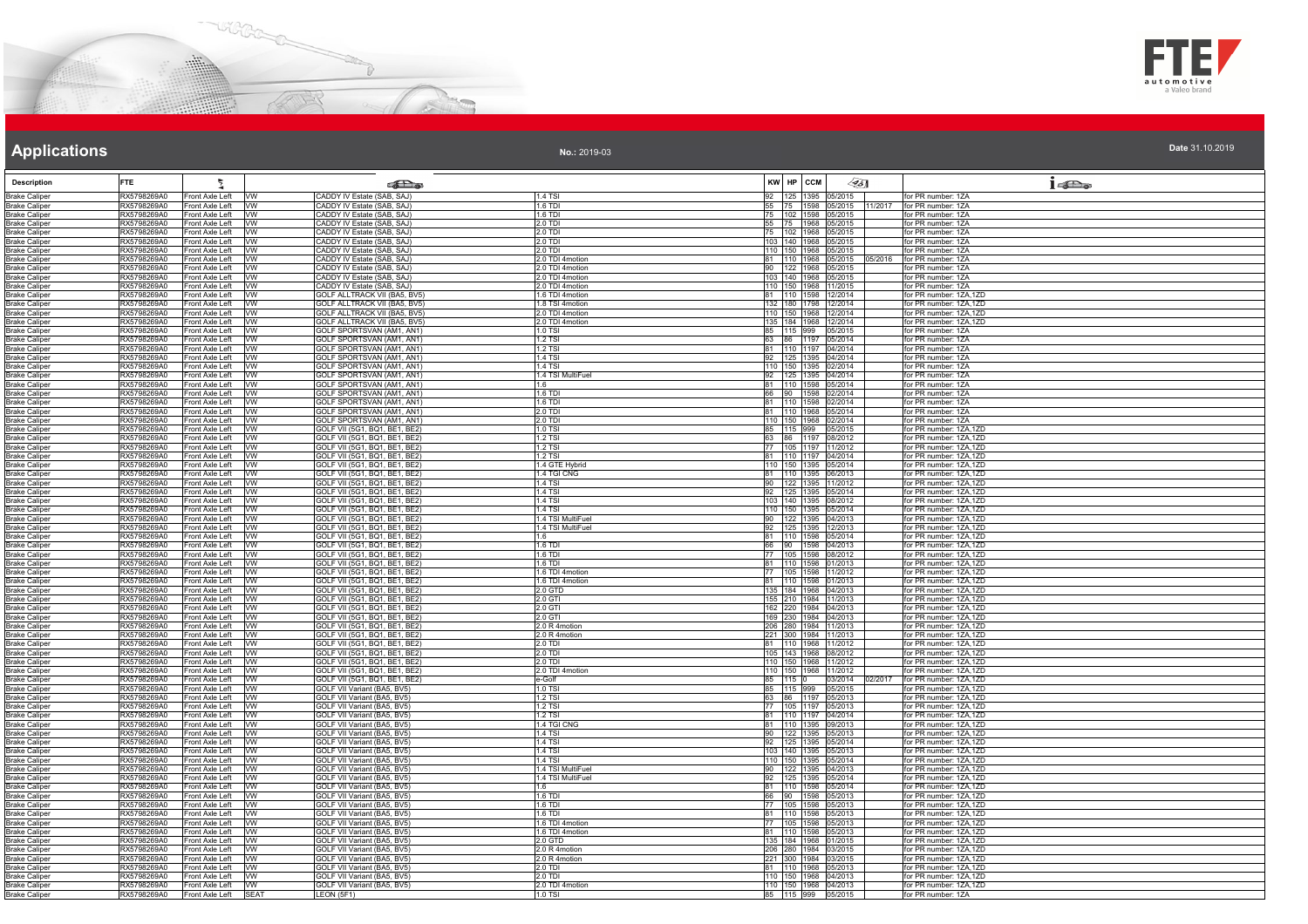# Applications

**No.:** 2019-03

**Date** 31.10.2019

| Description | FTE | | | | | KW | HP | CCM | | | |
|---|---|---|---|---|---|---|---|---|---|---|---|
| Brake Caliper | RX5798269A0 | Front Axle Left | VW | CADDY IV Estate (SAB, SAJ) | 1.4 TSI | 92 | 125 | 1395 | 05/2015 | | for PR number: 1ZA |
| Brake Caliper | RX5798269A0 | Front Axle Left | VW | CADDY IV Estate (SAB, SAJ) | 1.6 TDI | 55 | 75 | 1598 | 05/2015 | 11/2017 | for PR number: 1ZA |
| Brake Caliper | RX5798269A0 | Front Axle Left | VW | CADDY IV Estate (SAB, SAJ) | 1.6 TDI | 75 | 102 | 1598 | 05/2015 | | for PR number: 1ZA |
| Brake Caliper | RX5798269A0 | Front Axle Left | VW | CADDY IV Estate (SAB, SAJ) | 2.0 TDI | 55 | 75 | 1968 | 05/2015 | | for PR number: 1ZA |
| Brake Caliper | RX5798269A0 | Front Axle Left | VW | CADDY IV Estate (SAB, SAJ) | 2.0 TDI | 75 | 102 | 1968 | 05/2015 | | for PR number: 1ZA |
| Brake Caliper | RX5798269A0 | Front Axle Left | VW | CADDY IV Estate (SAB, SAJ) | 2.0 TDI | 103 | 140 | 1968 | 05/2015 | | for PR number: 1ZA |
| Brake Caliper | RX5798269A0 | Front Axle Left | VW | CADDY IV Estate (SAB, SAJ) | 2.0 TDI | 110 | 150 | 1968 | 05/2015 | | for PR number: 1ZA |
| Brake Caliper | RX5798269A0 | Front Axle Left | VW | CADDY IV Estate (SAB, SAJ) | 2.0 TDI 4motion | 81 | 110 | 1968 | 05/2015 | 05/2016 | for PR number: 1ZA |
| Brake Caliper | RX5798269A0 | Front Axle Left | VW | CADDY IV Estate (SAB, SAJ) | 2.0 TDI 4motion | 90 | 122 | 1968 | 05/2015 | | for PR number: 1ZA |
| Brake Caliper | RX5798269A0 | Front Axle Left | VW | CADDY IV Estate (SAB, SAJ) | 2.0 TDI 4motion | 103 | 140 | 1968 | 05/2015 | | for PR number: 1ZA |
| Brake Caliper | RX5798269A0 | Front Axle Left | VW | CADDY IV Estate (SAB, SAJ) | 2.0 TDI 4motion | 110 | 150 | 1968 | 11/2015 | | for PR number: 1ZA |
| Brake Caliper | RX5798269A0 | Front Axle Left | VW | GOLF ALLTRACK VII (BA5, BV5) | 1.6 TDI 4motion | 81 | 110 | 1598 | 12/2014 | | for PR number: 1ZA,1ZD |
| Brake Caliper | RX5798269A0 | Front Axle Left | VW | GOLF ALLTRACK VII (BA5, BV5) | 1.8 TSI 4motion | 132 | 180 | 1798 | 12/2014 | | for PR number: 1ZA,1ZD |
| Brake Caliper | RX5798269A0 | Front Axle Left | VW | GOLF ALLTRACK VII (BA5, BV5) | 2.0 TDI 4motion | 110 | 150 | 1968 | 12/2014 | | for PR number: 1ZA,1ZD |
| Brake Caliper | RX5798269A0 | Front Axle Left | VW | GOLF ALLTRACK VII (BA5, BV5) | 2.0 TDI 4motion | 135 | 184 | 1968 | 12/2014 | | for PR number: 1ZA,1ZD |
| Brake Caliper | RX5798269A0 | Front Axle Left | VW | GOLF SPORTSVAN (AM1, AN1) | 1.0 TSI | 85 | 115 | 999 | 05/2015 | | for PR number: 1ZA |
| Brake Caliper | RX5798269A0 | Front Axle Left | VW | GOLF SPORTSVAN (AM1, AN1) | 1.2 TSI | 63 | 86 | 1197 | 05/2014 | | for PR number: 1ZA |
| Brake Caliper | RX5798269A0 | Front Axle Left | VW | GOLF SPORTSVAN (AM1, AN1) | 1.2 TSI | 81 | 110 | 1197 | 04/2014 | | for PR number: 1ZA |
| Brake Caliper | RX5798269A0 | Front Axle Left | VW | GOLF SPORTSVAN (AM1, AN1) | 1.4 TSI | 92 | 125 | 1395 | 04/2014 | | for PR number: 1ZA |
| Brake Caliper | RX5798269A0 | Front Axle Left | VW | GOLF SPORTSVAN (AM1, AN1) | 1.4 TSI | 110 | 150 | 1395 | 02/2014 | | for PR number: 1ZA |
| Brake Caliper | RX5798269A0 | Front Axle Left | VW | GOLF SPORTSVAN (AM1, AN1) | 1.4 TSI MultiFuel | 92 | 125 | 1395 | 04/2014 | | for PR number: 1ZA |
| Brake Caliper | RX5798269A0 | Front Axle Left | VW | GOLF SPORTSVAN (AM1, AN1) | 1.6 | 81 | 110 | 1598 | 05/2014 | | for PR number: 1ZA |
| Brake Caliper | RX5798269A0 | Front Axle Left | VW | GOLF SPORTSVAN (AM1, AN1) | 1.6 TDI | 66 | 90 | 1598 | 02/2014 | | for PR number: 1ZA |
| Brake Caliper | RX5798269A0 | Front Axle Left | VW | GOLF SPORTSVAN (AM1, AN1) | 1.6 TDI | 81 | 110 | 1598 | 02/2014 | | for PR number: 1ZA |
| Brake Caliper | RX5798269A0 | Front Axle Left | VW | GOLF SPORTSVAN (AM1, AN1) | 2.0 TDI | 81 | 110 | 1968 | 05/2014 | | for PR number: 1ZA |
| Brake Caliper | RX5798269A0 | Front Axle Left | VW | GOLF SPORTSVAN (AM1, AN1) | 2.0 TDI | 110 | 150 | 1968 | 02/2014 | | for PR number: 1ZA |
| Brake Caliper | RX5798269A0 | Front Axle Left | VW | GOLF VII (5G1, BQ1, BE1, BE2) | 1.0 TSI | 85 | 115 | 999 | 05/2015 | | for PR number: 1ZA,1ZD |
| Brake Caliper | RX5798269A0 | Front Axle Left | VW | GOLF VII (5G1, BQ1, BE1, BE2) | 1.2 TSI | 63 | 86 | 1197 | 08/2012 | | for PR number: 1ZA,1ZD |
| Brake Caliper | RX5798269A0 | Front Axle Left | VW | GOLF VII (5G1, BQ1, BE1, BE2) | 1.2 TSI | 77 | 105 | 1197 | 11/2012 | | for PR number: 1ZA,1ZD |
| Brake Caliper | RX5798269A0 | Front Axle Left | VW | GOLF VII (5G1, BQ1, BE1, BE2) | 1.2 TSI | 81 | 110 | 1197 | 04/2014 | | for PR number: 1ZA,1ZD |
| Brake Caliper | RX5798269A0 | Front Axle Left | VW | GOLF VII (5G1, BQ1, BE1, BE2) | 1.4 GTE Hybrid | 110 | 150 | 1395 | 05/2014 | | for PR number: 1ZA,1ZD |
| Brake Caliper | RX5798269A0 | Front Axle Left | VW | GOLF VII (5G1, BQ1, BE1, BE2) | 1.4 TGI CNG | 81 | 110 | 1395 | 06/2013 | | for PR number: 1ZA,1ZD |
| Brake Caliper | RX5798269A0 | Front Axle Left | VW | GOLF VII (5G1, BQ1, BE1, BE2) | 1.4 TSI | 90 | 122 | 1395 | 11/2012 | | for PR number: 1ZA,1ZD |
| Brake Caliper | RX5798269A0 | Front Axle Left | VW | GOLF VII (5G1, BQ1, BE1, BE2) | 1.4 TSI | 92 | 125 | 1395 | 05/2014 | | for PR number: 1ZA,1ZD |
| Brake Caliper | RX5798269A0 | Front Axle Left | VW | GOLF VII (5G1, BQ1, BE1, BE2) | 1.4 TSI | 103 | 140 | 1395 | 08/2012 | | for PR number: 1ZA,1ZD |
| Brake Caliper | RX5798269A0 | Front Axle Left | VW | GOLF VII (5G1, BQ1, BE1, BE2) | 1.4 TSI | 110 | 150 | 1395 | 05/2014 | | for PR number: 1ZA,1ZD |
| Brake Caliper | RX5798269A0 | Front Axle Left | VW | GOLF VII (5G1, BQ1, BE1, BE2) | 1.4 TSI MultiFuel | 90 | 122 | 1395 | 04/2013 | | for PR number: 1ZA,1ZD |
| Brake Caliper | RX5798269A0 | Front Axle Left | VW | GOLF VII (5G1, BQ1, BE1, BE2) | 1.4 TSI MultiFuel | 92 | 125 | 1395 | 12/2013 | | for PR number: 1ZA,1ZD |
| Brake Caliper | RX5798269A0 | Front Axle Left | VW | GOLF VII (5G1, BQ1, BE1, BE2) | 1.6 | 81 | 110 | 1598 | 05/2014 | | for PR number: 1ZA,1ZD |
| Brake Caliper | RX5798269A0 | Front Axle Left | VW | GOLF VII (5G1, BQ1, BE1, BE2) | 1.6 TDI | 66 | 90 | 1598 | 04/2013 | | for PR number: 1ZA,1ZD |
| Brake Caliper | RX5798269A0 | Front Axle Left | VW | GOLF VII (5G1, BQ1, BE1, BE2) | 1.6 TDI | 77 | 105 | 1598 | 08/2012 | | for PR number: 1ZA,1ZD |
| Brake Caliper | RX5798269A0 | Front Axle Left | VW | GOLF VII (5G1, BQ1, BE1, BE2) | 1.6 TDI | 81 | 110 | 1598 | 01/2013 | | for PR number: 1ZA,1ZD |
| Brake Caliper | RX5798269A0 | Front Axle Left | VW | GOLF VII (5G1, BQ1, BE1, BE2) | 1.6 TDI 4motion | 77 | 105 | 1598 | 11/2012 | | for PR number: 1ZA,1ZD |
| Brake Caliper | RX5798269A0 | Front Axle Left | VW | GOLF VII (5G1, BQ1, BE1, BE2) | 1.6 TDI 4motion | 81 | 110 | 1598 | 01/2013 | | for PR number: 1ZA,1ZD |
| Brake Caliper | RX5798269A0 | Front Axle Left | VW | GOLF VII (5G1, BQ1, BE1, BE2) | 2.0 GTD | 135 | 184 | 1968 | 04/2013 | | for PR number: 1ZA,1ZD |
| Brake Caliper | RX5798269A0 | Front Axle Left | VW | GOLF VII (5G1, BQ1, BE1, BE2) | 2.0 GTI | 155 | 210 | 1984 | 11/2013 | | for PR number: 1ZA,1ZD |
| Brake Caliper | RX5798269A0 | Front Axle Left | VW | GOLF VII (5G1, BQ1, BE1, BE2) | 2.0 GTI | 162 | 220 | 1984 | 04/2013 | | for PR number: 1ZA,1ZD |
| Brake Caliper | RX5798269A0 | Front Axle Left | VW | GOLF VII (5G1, BQ1, BE1, BE2) | 2.0 GTI | 169 | 230 | 1984 | 04/2013 | | for PR number: 1ZA,1ZD |
| Brake Caliper | RX5798269A0 | Front Axle Left | VW | GOLF VII (5G1, BQ1, BE1, BE2) | 2.0 R 4motion | 206 | 280 | 1984 | 11/2013 | | for PR number: 1ZA,1ZD |
| Brake Caliper | RX5798269A0 | Front Axle Left | VW | GOLF VII (5G1, BQ1, BE1, BE2) | 2.0 R 4motion | 221 | 300 | 1984 | 11/2013 | | for PR number: 1ZA,1ZD |
| Brake Caliper | RX5798269A0 | Front Axle Left | VW | GOLF VII (5G1, BQ1, BE1, BE2) | 2.0 TDI | 81 | 110 | 1968 | 11/2012 | | for PR number: 1ZA,1ZD |
| Brake Caliper | RX5798269A0 | Front Axle Left | VW | GOLF VII (5G1, BQ1, BE1, BE2) | 2.0 TDI | 105 | 143 | 1968 | 08/2012 | | for PR number: 1ZA,1ZD |
| Brake Caliper | RX5798269A0 | Front Axle Left | VW | GOLF VII (5G1, BQ1, BE1, BE2) | 2.0 TDI | 110 | 150 | 1968 | 11/2012 | | for PR number: 1ZA,1ZD |
| Brake Caliper | RX5798269A0 | Front Axle Left | VW | GOLF VII (5G1, BQ1, BE1, BE2) | 2.0 TDI 4motion | 110 | 150 | 1968 | 11/2012 | | for PR number: 1ZA,1ZD |
| Brake Caliper | RX5798269A0 | Front Axle Left | VW | GOLF VII (5G1, BQ1, BE1, BE2) | e-Golf | 85 | 115 | 0 | 03/2014 | 02/2017 | for PR number: 1ZA,1ZD |
| Brake Caliper | RX5798269A0 | Front Axle Left | VW | GOLF VII Variant (BA5, BV5) | 1.0 TSI | 85 | 115 | 999 | 05/2015 | | for PR number: 1ZA,1ZD |
| Brake Caliper | RX5798269A0 | Front Axle Left | VW | GOLF VII Variant (BA5, BV5) | 1.2 TSI | 63 | 86 | 1197 | 05/2013 | | for PR number: 1ZA,1ZD |
| Brake Caliper | RX5798269A0 | Front Axle Left | VW | GOLF VII Variant (BA5, BV5) | 1.2 TSI | 77 | 105 | 1197 | 05/2013 | | for PR number: 1ZA,1ZD |
| Brake Caliper | RX5798269A0 | Front Axle Left | VW | GOLF VII Variant (BA5, BV5) | 1.2 TSI | 81 | 110 | 1197 | 04/2014 | | for PR number: 1ZA,1ZD |
| Brake Caliper | RX5798269A0 | Front Axle Left | VW | GOLF VII Variant (BA5, BV5) | 1.4 TGI CNG | 81 | 110 | 1395 | 09/2013 | | for PR number: 1ZA,1ZD |
| Brake Caliper | RX5798269A0 | Front Axle Left | VW | GOLF VII Variant (BA5, BV5) | 1.4 TSI | 90 | 122 | 1395 | 05/2013 | | for PR number: 1ZA,1ZD |
| Brake Caliper | RX5798269A0 | Front Axle Left | VW | GOLF VII Variant (BA5, BV5) | 1.4 TSI | 92 | 125 | 1395 | 05/2014 | | for PR number: 1ZA,1ZD |
| Brake Caliper | RX5798269A0 | Front Axle Left | VW | GOLF VII Variant (BA5, BV5) | 1.4 TSI | 103 | 140 | 1395 | 05/2013 | | for PR number: 1ZA,1ZD |
| Brake Caliper | RX5798269A0 | Front Axle Left | VW | GOLF VII Variant (BA5, BV5) | 1.4 TSI | 110 | 150 | 1395 | 05/2014 | | for PR number: 1ZA,1ZD |
| Brake Caliper | RX5798269A0 | Front Axle Left | VW | GOLF VII Variant (BA5, BV5) | 1.4 TSI MultiFuel | 90 | 122 | 1395 | 04/2013 | | for PR number: 1ZA,1ZD |
| Brake Caliper | RX5798269A0 | Front Axle Left | VW | GOLF VII Variant (BA5, BV5) | 1.4 TSI MultiFuel | 92 | 125 | 1395 | 05/2014 | | for PR number: 1ZA,1ZD |
| Brake Caliper | RX5798269A0 | Front Axle Left | VW | GOLF VII Variant (BA5, BV5) | 1.6 | 81 | 110 | 1598 | 05/2014 | | for PR number: 1ZA,1ZD |
| Brake Caliper | RX5798269A0 | Front Axle Left | VW | GOLF VII Variant (BA5, BV5) | 1.6 TDI | 66 | 90 | 1598 | 05/2013 | | for PR number: 1ZA,1ZD |
| Brake Caliper | RX5798269A0 | Front Axle Left | VW | GOLF VII Variant (BA5, BV5) | 1.6 TDI | 77 | 105 | 1598 | 05/2013 | | for PR number: 1ZA,1ZD |
| Brake Caliper | RX5798269A0 | Front Axle Left | VW | GOLF VII Variant (BA5, BV5) | 1.6 TDI | 81 | 110 | 1598 | 05/2013 | | for PR number: 1ZA,1ZD |
| Brake Caliper | RX5798269A0 | Front Axle Left | VW | GOLF VII Variant (BA5, BV5) | 1.6 TDI 4motion | 77 | 105 | 1598 | 05/2013 | | for PR number: 1ZA,1ZD |
| Brake Caliper | RX5798269A0 | Front Axle Left | VW | GOLF VII Variant (BA5, BV5) | 1.6 TDI 4motion | 81 | 110 | 1598 | 05/2013 | | for PR number: 1ZA,1ZD |
| Brake Caliper | RX5798269A0 | Front Axle Left | VW | GOLF VII Variant (BA5, BV5) | 2.0 GTD | 135 | 184 | 1968 | 01/2015 | | for PR number: 1ZA,1ZD |
| Brake Caliper | RX5798269A0 | Front Axle Left | VW | GOLF VII Variant (BA5, BV5) | 2.0 R 4motion | 206 | 280 | 1984 | 03/2015 | | for PR number: 1ZA,1ZD |
| Brake Caliper | RX5798269A0 | Front Axle Left | VW | GOLF VII Variant (BA5, BV5) | 2.0 R 4motion | 221 | 300 | 1984 | 03/2015 | | for PR number: 1ZA,1ZD |
| Brake Caliper | RX5798269A0 | Front Axle Left | VW | GOLF VII Variant (BA5, BV5) | 2.0 TDI | 81 | 110 | 1968 | 05/2013 | | for PR number: 1ZA,1ZD |
| Brake Caliper | RX5798269A0 | Front Axle Left | VW | GOLF VII Variant (BA5, BV5) | 2.0 TDI | 110 | 150 | 1968 | 04/2013 | | for PR number: 1ZA,1ZD |
| Brake Caliper | RX5798269A0 | Front Axle Left | VW | GOLF VII Variant (BA5, BV5) | 2.0 TDI 4motion | 110 | 150 | 1968 | 04/2013 | | for PR number: 1ZA,1ZD |
| Brake Caliper | RX5798269A0 | Front Axle Left | SEAT | LEON (5F1) | 1.0 TSI | 85 | 115 | 999 | 05/2015 | | for PR number: 1ZA |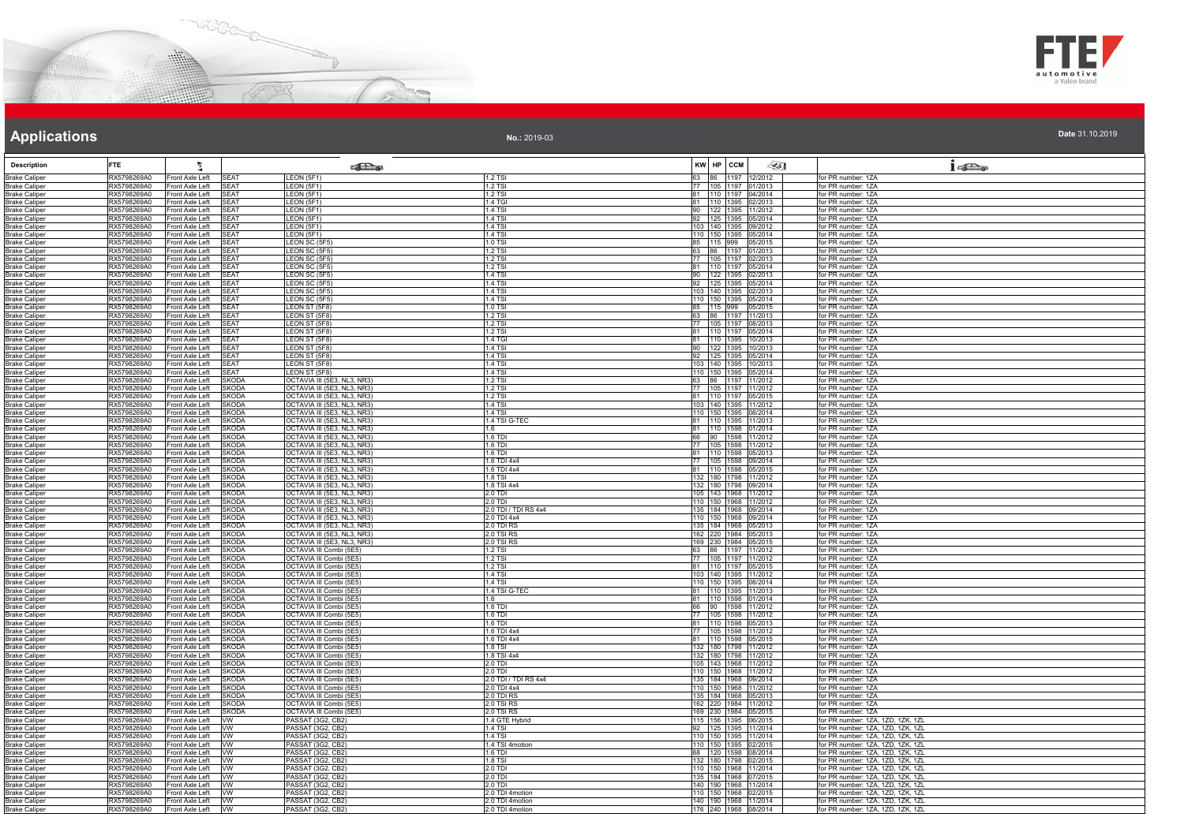# Applications

**No.:** 2019-03

**Date** 31.10.2019

| Description | FTE | | | | | KW | HP | CCM | | |
|---|---|---|---|---|---|---|---|---|---|---|
| Brake Caliper | RX598269A0 | Front Axle Left | SEAT | LEON (5F1) | 1.2 TSI | 63 | 86 | 1197 | 12/2012 | for PR number: 1ZA |
| Brake Caliper | RX598269A0 | Front Axle Left | SEAT | LEON (5F1) | 1.2 TSI | 77 | 105 | 1197 | 01/2013 | for PR number: 1ZA |
| Brake Caliper | RX598269A0 | Front Axle Left | SEAT | LEON (5F1) | 1.2 TSI | 81 | 110 | 1197 | 04/2014 | for PR number: 1ZA |
| Brake Caliper | RX598269A0 | Front Axle Left | SEAT | LEON (5F1) | 1.4 TGI | 81 | 110 | 1395 | 02/2013 | for PR number: 1ZA |
| Brake Caliper | RX598269A0 | Front Axle Left | SEAT | LEON (5F1) | 1.4 TSI | 90 | 122 | 1395 | 11/2012 | for PR number: 1ZA |
| Brake Caliper | RX598269A0 | Front Axle Left | SEAT | LEON (5F1) | 1.4 TSI | 92 | 125 | 1395 | 05/2014 | for PR number: 1ZA |
| Brake Caliper | RX598269A0 | Front Axle Left | SEAT | LEON (5F1) | 1.4 TSI | 103 | 140 | 1395 | 09/2012 | for PR number: 1ZA |
| Brake Caliper | RX598269A0 | Front Axle Left | SEAT | LEON (5F1) | 1.4 TSI | 110 | 150 | 1395 | 05/2014 | for PR number: 1ZA |
| Brake Caliper | RX598269A0 | Front Axle Left | SEAT | LEON SC (5F5) | 1.0 TSI | 85 | 115 | 999 | 05/2015 | for PR number: 1ZA |
| Brake Caliper | RX598269A0 | Front Axle Left | SEAT | LEON SC (5F5) | 1.2 TSI | 63 | 86 | 1197 | 01/2013 | for PR number: 1ZA |
| Brake Caliper | RX598269A0 | Front Axle Left | SEAT | LEON SC (5F5) | 1.2 TSI | 77 | 105 | 1197 | 02/2013 | for PR number: 1ZA |
| Brake Caliper | RX598269A0 | Front Axle Left | SEAT | LEON SC (5F5) | 1.2 TSI | 81 | 110 | 1197 | 05/2014 | for PR number: 1ZA |
| Brake Caliper | RX598269A0 | Front Axle Left | SEAT | LEON SC (5F5) | 1.4 TSI | 90 | 122 | 1395 | 02/2013 | for PR number: 1ZA |
| Brake Caliper | RX598269A0 | Front Axle Left | SEAT | LEON SC (5F5) | 1.4 TSI | 92 | 125 | 1395 | 05/2014 | for PR number: 1ZA |
| Brake Caliper | RX598269A0 | Front Axle Left | SEAT | LEON SC (5F5) | 1.4 TSI | 103 | 140 | 1395 | 02/2013 | for PR number: 1ZA |
| Brake Caliper | RX598269A0 | Front Axle Left | SEAT | LEON SC (5F5) | 1.4 TSI | 110 | 150 | 1395 | 05/2014 | for PR number: 1ZA |
| Brake Caliper | RX598269A0 | Front Axle Left | SEAT | LEON ST (5F8) | 1.0 TSI | 85 | 115 | 999 | 05/2015 | for PR number: 1ZA |
| Brake Caliper | RX598269A0 | Front Axle Left | SEAT | LEON ST (5F8) | 1.2 TSI | 63 | 86 | 1197 | 11/2013 | for PR number: 1ZA |
| Brake Caliper | RX598269A0 | Front Axle Left | SEAT | LEON ST (5F8) | 1.2 TSI | 77 | 105 | 1197 | 08/2013 | for PR number: 1ZA |
| Brake Caliper | RX598269A0 | Front Axle Left | SEAT | LEON ST (5F8) | 1.2 TSI | 81 | 110 | 1197 | 05/2014 | for PR number: 1ZA |
| Brake Caliper | RX598269A0 | Front Axle Left | SEAT | LEON ST (5F8) | 1.4 TGI | 81 | 110 | 1395 | 10/2013 | for PR number: 1ZA |
| Brake Caliper | RX598269A0 | Front Axle Left | SEAT | LEON ST (5F8) | 1.4 TSI | 90 | 122 | 1395 | 10/2013 | for PR number: 1ZA |
| Brake Caliper | RX598269A0 | Front Axle Left | SEAT | LEON ST (5F8) | 1.4 TSI | 92 | 125 | 1395 | 05/2014 | for PR number: 1ZA |
| Brake Caliper | RX598269A0 | Front Axle Left | SEAT | LEON ST (5F8) | 1.4 TSI | 103 | 140 | 1395 | 10/2013 | for PR number: 1ZA |
| Brake Caliper | RX598269A0 | Front Axle Left | SEAT | LEON ST (5F8) | 1.4 TSI | 110 | 150 | 1395 | 05/2014 | for PR number: 1ZA |
| Brake Caliper | RX598269A0 | Front Axle Left | SKODA | OCTAVIA III (5E3, NL3, NR3) | 1.2 TSI | 63 | 86 | 1197 | 11/2012 | for PR number: 1ZA |
| Brake Caliper | RX598269A0 | Front Axle Left | SKODA | OCTAVIA III (5E3, NL3, NR3) | 1.2 TSI | 77 | 105 | 1197 | 11/2012 | for PR number: 1ZA |
| Brake Caliper | RX598269A0 | Front Axle Left | SKODA | OCTAVIA III (5E3, NL3, NR3) | 1.2 TSI | 81 | 110 | 1197 | 05/2015 | for PR number: 1ZA |
| Brake Caliper | RX598269A0 | Front Axle Left | SKODA | OCTAVIA III (5E3, NL3, NR3) | 1.4 TSI | 103 | 140 | 1395 | 11/2012 | for PR number: 1ZA |
| Brake Caliper | RX598269A0 | Front Axle Left | SKODA | OCTAVIA III (5E3, NL3, NR3) | 1.4 TSI | 110 | 150 | 1395 | 08/2014 | for PR number: 1ZA |
| Brake Caliper | RX598269A0 | Front Axle Left | SKODA | OCTAVIA III (5E3, NL3, NR3) | 1.4 TSI G-TEC | 81 | 110 | 1395 | 11/2013 | for PR number: 1ZA |
| Brake Caliper | RX598269A0 | Front Axle Left | SKODA | OCTAVIA III (5E3, NL3, NR3) | 1.6 | 81 | 110 | 1598 | 01/2014 | for PR number: 1ZA |
| Brake Caliper | RX598269A0 | Front Axle Left | SKODA | OCTAVIA III (5E3, NL3, NR3) | 1.6 TDI | 66 | 90 | 1598 | 11/2012 | for PR number: 1ZA |
| Brake Caliper | RX598269A0 | Front Axle Left | SKODA | OCTAVIA III (5E3, NL3, NR3) | 1.6 TDI | 77 | 105 | 1598 | 11/2012 | for PR number: 1ZA |
| Brake Caliper | RX598269A0 | Front Axle Left | SKODA | OCTAVIA III (5E3, NL3, NR3) | 1.6 TDI | 81 | 110 | 1598 | 05/2013 | for PR number: 1ZA |
| Brake Caliper | RX598269A0 | Front Axle Left | SKODA | OCTAVIA III (5E3, NL3, NR3) | 1.6 TDI 4x4 | 77 | 105 | 1598 | 09/2014 | for PR number: 1ZA |
| Brake Caliper | RX598269A0 | Front Axle Left | SKODA | OCTAVIA III (5E3, NL3, NR3) | 1.6 TDI 4x4 | 81 | 110 | 1598 | 05/2015 | for PR number: 1ZA |
| Brake Caliper | RX598269A0 | Front Axle Left | SKODA | OCTAVIA III (5E3, NL3, NR3) | 1.8 TSI | 132 | 180 | 1798 | 11/2012 | for PR number: 1ZA |
| Brake Caliper | RX598269A0 | Front Axle Left | SKODA | OCTAVIA III (5E3, NL3, NR3) | 1.8 TSI 4x4 | 132 | 180 | 1798 | 09/2014 | for PR number: 1ZA |
| Brake Caliper | RX598269A0 | Front Axle Left | SKODA | OCTAVIA III (5E3, NL3, NR3) | 2.0 TDI | 105 | 143 | 1968 | 11/2012 | for PR number: 1ZA |
| Brake Caliper | RX598269A0 | Front Axle Left | SKODA | OCTAVIA III (5E3, NL3, NR3) | 2.0 TDI | 110 | 150 | 1968 | 11/2012 | for PR number: 1ZA |
| Brake Caliper | RX598269A0 | Front Axle Left | SKODA | OCTAVIA III (5E3, NL3, NR3) | 2.0 TDI / TDI RS 4x4 | 135 | 184 | 1968 | 09/2014 | for PR number: 1ZA |
| Brake Caliper | RX598269A0 | Front Axle Left | SKODA | OCTAVIA III (5E3, NL3, NR3) | 2.0 TDI 4x4 | 110 | 150 | 1968 | 09/2014 | for PR number: 1ZA |
| Brake Caliper | RX598269A0 | Front Axle Left | SKODA | OCTAVIA III (5E3, NL3, NR3) | 2.0 TDI RS | 135 | 184 | 1968 | 05/2013 | for PR number: 1ZA |
| Brake Caliper | RX598269A0 | Front Axle Left | SKODA | OCTAVIA III (5E3, NL3, NR3) | 2.0 TSI RS | 162 | 220 | 1984 | 05/2013 | for PR number: 1ZA |
| Brake Caliper | RX598269A0 | Front Axle Left | SKODA | OCTAVIA III (5E3, NL3, NR3) | 2.0 TSI RS | 169 | 230 | 1984 | 05/2015 | for PR number: 1ZA |
| Brake Caliper | RX598269A0 | Front Axle Left | SKODA | OCTAVIA III Combi (5E5) | 1.2 TSI | 63 | 86 | 1197 | 11/2012 | for PR number: 1ZA |
| Brake Caliper | RX598269A0 | Front Axle Left | SKODA | OCTAVIA III Combi (5E5) | 1.2 TSI | 77 | 105 | 1197 | 11/2012 | for PR number: 1ZA |
| Brake Caliper | RX598269A0 | Front Axle Left | SKODA | OCTAVIA III Combi (5E5) | 1.2 TSI | 81 | 110 | 1197 | 05/2015 | for PR number: 1ZA |
| Brake Caliper | RX598269A0 | Front Axle Left | SKODA | OCTAVIA III Combi (5E5) | 1.4 TSI | 103 | 140 | 1395 | 11/2012 | for PR number: 1ZA |
| Brake Caliper | RX598269A0 | Front Axle Left | SKODA | OCTAVIA III Combi (5E5) | 1.4 TSI | 110 | 150 | 1395 | 08/2014 | for PR number: 1ZA |
| Brake Caliper | RX598269A0 | Front Axle Left | SKODA | OCTAVIA III Combi (5E5) | 1.4 TSI G-TEC | 81 | 110 | 1395 | 11/2013 | for PR number: 1ZA |
| Brake Caliper | RX598269A0 | Front Axle Left | SKODA | OCTAVIA III Combi (5E5) | 1.6 | 81 | 110 | 1598 | 01/2014 | for PR number: 1ZA |
| Brake Caliper | RX598269A0 | Front Axle Left | SKODA | OCTAVIA III Combi (5E5) | 1.6 TDI | 66 | 90 | 1598 | 11/2012 | for PR number: 1ZA |
| Brake Caliper | RX598269A0 | Front Axle Left | SKODA | OCTAVIA III Combi (5E5) | 1.6 TDI | 77 | 105 | 1598 | 11/2012 | for PR number: 1ZA |
| Brake Caliper | RX598269A0 | Front Axle Left | SKODA | OCTAVIA III Combi (5E5) | 1.6 TDI | 81 | 110 | 1598 | 05/2013 | for PR number: 1ZA |
| Brake Caliper | RX598269A0 | Front Axle Left | SKODA | OCTAVIA III Combi (5E5) | 1.6 TDI 4x4 | 77 | 105 | 1598 | 11/2012 | for PR number: 1ZA |
| Brake Caliper | RX598269A0 | Front Axle Left | SKODA | OCTAVIA III Combi (5E5) | 1.6 TDI 4x4 | 81 | 110 | 1598 | 05/2015 | for PR number: 1ZA |
| Brake Caliper | RX598269A0 | Front Axle Left | SKODA | OCTAVIA III Combi (5E5) | 1.8 TSI | 132 | 180 | 1798 | 11/2012 | for PR number: 1ZA |
| Brake Caliper | RX598269A0 | Front Axle Left | SKODA | OCTAVIA III Combi (5E5) | 1.8 TSI 4x4 | 132 | 180 | 1798 | 11/2012 | for PR number: 1ZA |
| Brake Caliper | RX598269A0 | Front Axle Left | SKODA | OCTAVIA III Combi (5E5) | 2.0 TDI | 105 | 143 | 1968 | 11/2012 | for PR number: 1ZA |
| Brake Caliper | RX598269A0 | Front Axle Left | SKODA | OCTAVIA III Combi (5E5) | 2.0 TDI | 110 | 150 | 1968 | 11/2012 | for PR number: 1ZA |
| Brake Caliper | RX598269A0 | Front Axle Left | SKODA | OCTAVIA III Combi (5E5) | 2.0 TDI / TDI RS 4x4 | 135 | 184 | 1968 | 09/2014 | for PR number: 1ZA |
| Brake Caliper | RX598269A0 | Front Axle Left | SKODA | OCTAVIA III Combi (5E5) | 2.0 TDI 4x4 | 110 | 150 | 1968 | 11/2012 | for PR number: 1ZA |
| Brake Caliper | RX598269A0 | Front Axle Left | SKODA | OCTAVIA III Combi (5E5) | 2.0 TDI RS | 135 | 184 | 1968 | 05/2013 | for PR number: 1ZA |
| Brake Caliper | RX598269A0 | Front Axle Left | SKODA | OCTAVIA III Combi (5E5) | 2.0 TSI RS | 162 | 220 | 1984 | 11/2012 | for PR number: 1ZA |
| Brake Caliper | RX598269A0 | Front Axle Left | SKODA | OCTAVIA III Combi (5E5) | 2.0 TSI RS | 169 | 230 | 1984 | 05/2015 | for PR number: 1ZA |
| Brake Caliper | RX598269A0 | Front Axle Left | VW | PASSAT (3G2, CB2) | 1.4 GTE Hybrid | 115 | 156 | 1395 | 06/2015 | for PR number: 1ZA, 1ZD, 1ZK, 1ZL |
| Brake Caliper | RX598269A0 | Front Axle Left | VW | PASSAT (3G2, CB2) | 1.4 TSI | 92 | 125 | 1395 | 11/2014 | for PR number: 1ZA, 1ZD, 1ZK, 1ZL |
| Brake Caliper | RX598269A0 | Front Axle Left | VW | PASSAT (3G2, CB2) | 1.4 TSI | 110 | 150 | 1395 | 11/2014 | for PR number: 1ZA, 1ZD, 1ZK, 1ZL |
| Brake Caliper | RX598269A0 | Front Axle Left | VW | PASSAT (3G2, CB2) | 1.4 TSI 4motion | 110 | 150 | 1395 | 02/2015 | for PR number: 1ZA, 1ZD, 1ZK, 1ZL |
| Brake Caliper | RX598269A0 | Front Axle Left | VW | PASSAT (3G2, CB2) | 1.6 TDI | 88 | 120 | 1598 | 08/2014 | for PR number: 1ZA, 1ZD, 1ZK, 1ZL |
| Brake Caliper | RX598269A0 | Front Axle Left | VW | PASSAT (3G2, CB2) | 1.8 TSI | 132 | 180 | 1798 | 02/2015 | for PR number: 1ZA, 1ZD, 1ZK, 1ZL |
| Brake Caliper | RX598269A0 | Front Axle Left | VW | PASSAT (3G2, CB2) | 2.0 TDI | 110 | 150 | 1968 | 11/2014 | for PR number: 1ZA, 1ZD, 1ZK, 1ZL |
| Brake Caliper | RX598269A0 | Front Axle Left | VW | PASSAT (3G2, CB2) | 2.0 TDI | 135 | 184 | 1968 | 07/2015 | for PR number: 1ZA, 1ZD, 1ZK, 1ZL |
| Brake Caliper | RX598269A0 | Front Axle Left | VW | PASSAT (3G2, CB2) | 2.0 TDI | 140 | 190 | 1968 | 11/2014 | for PR number: 1ZA, 1ZD, 1ZK, 1ZL |
| Brake Caliper | RX598269A0 | Front Axle Left | VW | PASSAT (3G2, CB2) | 2.0 TDI 4motion | 110 | 150 | 1968 | 02/2015 | for PR number: 1ZA, 1ZD, 1ZK, 1ZL |
| Brake Caliper | RX598269A0 | Front Axle Left | VW | PASSAT (3G2, CB2) | 2.0 TDI 4motion | 140 | 190 | 1968 | 11/2014 | for PR number: 1ZA, 1ZD, 1ZK, 1ZL |
| Brake Caliper | RX598269A0 | Front Axle Left | VW | PASSAT (3G2, CB2) | 2.0 TDI 4motion | 176 | 240 | 1968 | 08/2014 | for PR number: 1ZA, 1ZD, 1ZK, 1ZL |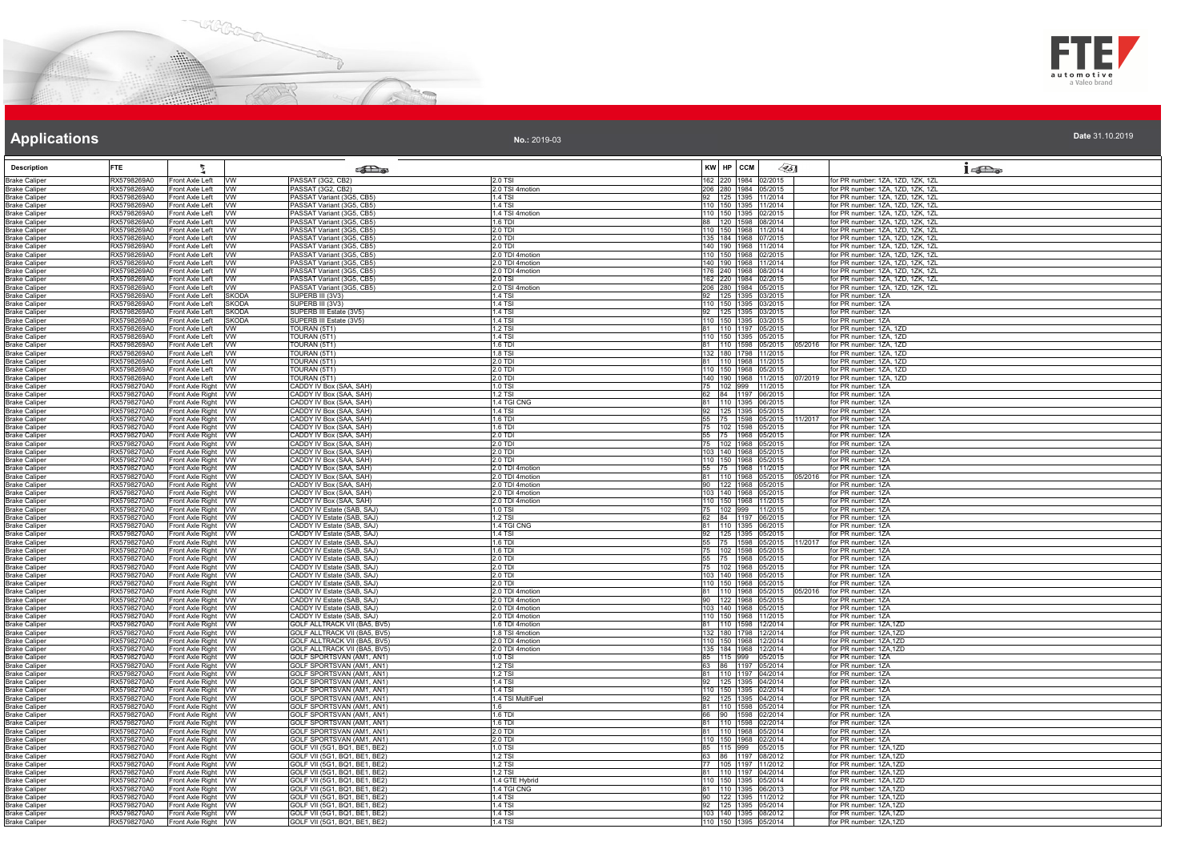# Applications

No.: 2019-03

Date 31.10.2019

| Description | FTE | | | | | KW | HP | CCM | | | |
|---|---|---|---|---|---|---|---|---|---|---|---|
| Brake Caliper | RX5798269A0 | Front Axle Left | VW | PASSAT (3G2, CB2) | 2.0 TSI | 162 | 220 | 1984 | 02/2015 | | for PR number: 1ZA, 1ZD, 1ZK, 1ZL |
| Brake Caliper | RX5798269A0 | Front Axle Left | VW | PASSAT (3G2, CB2) | 2.0 TSI 4motion | 206 | 280 | 1984 | 05/2015 | | for PR number: 1ZA, 1ZD, 1ZK, 1ZL |
| Brake Caliper | RX5798269A0 | Front Axle Left | VW | PASSAT Variant (3G5, CB5) | 1.4 TSI | 92 | 125 | 1395 | 11/2014 | | for PR number: 1ZA, 1ZD, 1ZK, 1ZL |
| Brake Caliper | RX5798269A0 | Front Axle Left | VW | PASSAT Variant (3G5, CB5) | 1.4 TSI | 110 | 150 | 1395 | 11/2014 | | for PR number: 1ZA, 1ZD, 1ZK, 1ZL |
| Brake Caliper | RX5798269A0 | Front Axle Left | VW | PASSAT Variant (3G5, CB5) | 1.4 TSI 4motion | 110 | 150 | 1395 | 02/2015 | | for PR number: 1ZA, 1ZD, 1ZK, 1ZL |
| Brake Caliper | RX5798269A0 | Front Axle Left | VW | PASSAT Variant (3G5, CB5) | 1.6 TDI | 88 | 120 | 1598 | 08/2014 | | for PR number: 1ZA, 1ZD, 1ZK, 1ZL |
| Brake Caliper | RX5798269A0 | Front Axle Left | VW | PASSAT Variant (3G5, CB5) | 2.0 TDI | 110 | 150 | 1968 | 11/2014 | | for PR number: 1ZA, 1ZD, 1ZK, 1ZL |
| Brake Caliper | RX5798269A0 | Front Axle Left | VW | PASSAT Variant (3G5, CB5) | 2.0 TDI | 135 | 184 | 1968 | 07/2015 | | for PR number: 1ZA, 1ZD, 1ZK, 1ZL |
| Brake Caliper | RX5798269A0 | Front Axle Left | VW | PASSAT Variant (3G5, CB5) | 2.0 TDI | 140 | 190 | 1968 | 11/2014 | | for PR number: 1ZA, 1ZD, 1ZK, 1ZL |
| Brake Caliper | RX5798269A0 | Front Axle Left | VW | PASSAT Variant (3G5, CB5) | 2.0 TDI 4motion | 110 | 150 | 1968 | 02/2015 | | for PR number: 1ZA, 1ZD, 1ZK, 1ZL |
| Brake Caliper | RX5798269A0 | Front Axle Left | VW | PASSAT Variant (3G5, CB5) | 2.0 TDI 4motion | 140 | 190 | 1968 | 11/2014 | | for PR number: 1ZA, 1ZD, 1ZK, 1ZL |
| Brake Caliper | RX5798269A0 | Front Axle Left | VW | PASSAT Variant (3G5, CB5) | 2.0 TDI 4motion | 176 | 240 | 1968 | 08/2014 | | for PR number: 1ZA, 1ZD, 1ZK, 1ZL |
| Brake Caliper | RX5798269A0 | Front Axle Left | VW | PASSAT Variant (3G5, CB5) | 2.0 TSI | 162 | 220 | 1984 | 02/2015 | | for PR number: 1ZA, 1ZD, 1ZK, 1ZL |
| Brake Caliper | RX5798269A0 | Front Axle Left | VW | PASSAT Variant (3G5, CB5) | 2.0 TSI 4motion | 206 | 280 | 1984 | 05/2015 | | for PR number: 1ZA, 1ZD, 1ZK, 1ZL |
| Brake Caliper | RX5798269A0 | Front Axle Left | SKODA | SUPERB III (3V3) | 1.4 TSI | 92 | 125 | 1395 | 03/2015 | | for PR number: 1ZA |
| Brake Caliper | RX5798269A0 | Front Axle Left | SKODA | SUPERB III (3V3) | 1.4 TSI | 110 | 150 | 1395 | 03/2015 | | for PR number: 1ZA |
| Brake Caliper | RX5798269A0 | Front Axle Left | SKODA | SUPERB III Estate (3V5) | 1.4 TSI | 92 | 125 | 1395 | 03/2015 | | for PR number: 1ZA |
| Brake Caliper | RX5798269A0 | Front Axle Left | SKODA | SUPERB III Estate (3V5) | 1.4 TSI | 110 | 150 | 1395 | 03/2015 | | for PR number: 1ZA |
| Brake Caliper | RX5798269A0 | Front Axle Left | VW | TOURAN (5T1) | 1.2 TSI | 81 | 110 | 1197 | 05/2015 | | for PR number: 1ZA, 1ZD |
| Brake Caliper | RX5798269A0 | Front Axle Left | VW | TOURAN (5T1) | 1.4 TSI | 110 | 150 | 1395 | 05/2015 | | for PR number: 1ZA, 1ZD |
| Brake Caliper | RX5798269A0 | Front Axle Left | VW | TOURAN (5T1) | 1.6 TDI | 81 | 110 | 1598 | 05/2015 | 05/2016 | for PR number: 1ZA, 1ZD |
| Brake Caliper | RX5798269A0 | Front Axle Left | VW | TOURAN (5T1) | 1.8 TSI | 132 | 180 | 1798 | 11/2015 | | for PR number: 1ZA, 1ZD |
| Brake Caliper | RX5798269A0 | Front Axle Left | VW | TOURAN (5T1) | 2.0 TDI | 81 | 110 | 1968 | 11/2015 | | for PR number: 1ZA, 1ZD |
| Brake Caliper | RX5798269A0 | Front Axle Left | VW | TOURAN (5T1) | 2.0 TDI | 110 | 150 | 1968 | 05/2015 | | for PR number: 1ZA, 1ZD |
| Brake Caliper | RX5798269A0 | Front Axle Left | VW | TOURAN (5T1) | 2.0 TDI | 140 | 190 | 1968 | 11/2015 | 07/2019 | for PR number: 1ZA, 1ZD |
| Brake Caliper | RX5798270A0 | Front Axle Right | VW | CADDY IV Box (SAA, SAH) | 1.0 TSI | 75 | 102 | 999 | 11/2015 | | for PR number: 1ZA |
| Brake Caliper | RX5798270A0 | Front Axle Right | VW | CADDY IV Box (SAA, SAH) | 1.2 TSI | 62 | 84 | 1197 | 06/2015 | | for PR number: 1ZA |
| Brake Caliper | RX5798270A0 | Front Axle Right | VW | CADDY IV Box (SAA, SAH) | 1.4 TGI CNG | 81 | 110 | 1395 | 06/2015 | | for PR number: 1ZA |
| Brake Caliper | RX5798270A0 | Front Axle Right | VW | CADDY IV Box (SAA, SAH) | 1.4 TSI | 92 | 125 | 1395 | 05/2015 | | for PR number: 1ZA |
| Brake Caliper | RX5798270A0 | Front Axle Right | VW | CADDY IV Box (SAA, SAH) | 1.6 TDI | 55 | 75 | 1598 | 05/2015 | 11/2017 | for PR number: 1ZA |
| Brake Caliper | RX5798270A0 | Front Axle Right | VW | CADDY IV Box (SAA, SAH) | 1.6 TDI | 75 | 102 | 1598 | 05/2015 | | for PR number: 1ZA |
| Brake Caliper | RX5798270A0 | Front Axle Right | VW | CADDY IV Box (SAA, SAH) | 2.0 TDI | 55 | 75 | 1968 | 05/2015 | | for PR number: 1ZA |
| Brake Caliper | RX5798270A0 | Front Axle Right | VW | CADDY IV Box (SAA, SAH) | 2.0 TDI | 75 | 102 | 1968 | 05/2015 | | for PR number: 1ZA |
| Brake Caliper | RX5798270A0 | Front Axle Right | VW | CADDY IV Box (SAA, SAH) | 2.0 TDI | 103 | 140 | 1968 | 05/2015 | | for PR number: 1ZA |
| Brake Caliper | RX5798270A0 | Front Axle Right | VW | CADDY IV Box (SAA, SAH) | 2.0 TDI | 110 | 150 | 1968 | 05/2015 | | for PR number: 1ZA |
| Brake Caliper | RX5798270A0 | Front Axle Right | VW | CADDY IV Box (SAA, SAH) | 2.0 TDI 4motion | 55 | 75 | 1968 | 11/2015 | | for PR number: 1ZA |
| Brake Caliper | RX5798270A0 | Front Axle Right | VW | CADDY IV Box (SAA, SAH) | 2.0 TDI 4motion | 81 | 110 | 1968 | 05/2015 | 05/2016 | for PR number: 1ZA |
| Brake Caliper | RX5798270A0 | Front Axle Right | VW | CADDY IV Box (SAA, SAH) | 2.0 TDI 4motion | 90 | 122 | 1968 | 05/2015 | | for PR number: 1ZA |
| Brake Caliper | RX5798270A0 | Front Axle Right | VW | CADDY IV Box (SAA, SAH) | 2.0 TDI 4motion | 103 | 140 | 1968 | 05/2015 | | for PR number: 1ZA |
| Brake Caliper | RX5798270A0 | Front Axle Right | VW | CADDY IV Box (SAA, SAH) | 2.0 TDI 4motion | 110 | 150 | 1968 | 11/2015 | | for PR number: 1ZA |
| Brake Caliper | RX5798270A0 | Front Axle Right | VW | CADDY IV Estate (SAB, SAJ) | 1.0 TSI | 75 | 102 | 999 | 11/2015 | | for PR number: 1ZA |
| Brake Caliper | RX5798270A0 | Front Axle Right | VW | CADDY IV Estate (SAB, SAJ) | 1.2 TSI | 62 | 84 | 1197 | 06/2015 | | for PR number: 1ZA |
| Brake Caliper | RX5798270A0 | Front Axle Right | VW | CADDY IV Estate (SAB, SAJ) | 1.4 TGI CNG | 81 | 110 | 1395 | 06/2015 | | for PR number: 1ZA |
| Brake Caliper | RX5798270A0 | Front Axle Right | VW | CADDY IV Estate (SAB, SAJ) | 1.4 TSI | 92 | 125 | 1395 | 05/2015 | | for PR number: 1ZA |
| Brake Caliper | RX5798270A0 | Front Axle Right | VW | CADDY IV Estate (SAB, SAJ) | 1.6 TDI | 55 | 75 | 1598 | 05/2015 | 11/2017 | for PR number: 1ZA |
| Brake Caliper | RX5798270A0 | Front Axle Right | VW | CADDY IV Estate (SAB, SAJ) | 1.6 TDI | 75 | 102 | 1598 | 05/2015 | | for PR number: 1ZA |
| Brake Caliper | RX5798270A0 | Front Axle Right | VW | CADDY IV Estate (SAB, SAJ) | 2.0 TDI | 55 | 75 | 1968 | 05/2015 | | for PR number: 1ZA |
| Brake Caliper | RX5798270A0 | Front Axle Right | VW | CADDY IV Estate (SAB, SAJ) | 2.0 TDI | 75 | 102 | 1968 | 05/2015 | | for PR number: 1ZA |
| Brake Caliper | RX5798270A0 | Front Axle Right | VW | CADDY IV Estate (SAB, SAJ) | 2.0 TDI | 103 | 140 | 1968 | 05/2015 | | for PR number: 1ZA |
| Brake Caliper | RX5798270A0 | Front Axle Right | VW | CADDY IV Estate (SAB, SAJ) | 2.0 TDI | 110 | 150 | 1968 | 05/2015 | | for PR number: 1ZA |
| Brake Caliper | RX5798270A0 | Front Axle Right | VW | CADDY IV Estate (SAB, SAJ) | 2.0 TDI 4motion | 81 | 110 | 1968 | 05/2015 | 05/2016 | for PR number: 1ZA |
| Brake Caliper | RX5798270A0 | Front Axle Right | VW | CADDY IV Estate (SAB, SAJ) | 2.0 TDI 4motion | 90 | 122 | 1968 | 05/2015 | | for PR number: 1ZA |
| Brake Caliper | RX5798270A0 | Front Axle Right | VW | CADDY IV Estate (SAB, SAJ) | 2.0 TDI 4motion | 103 | 140 | 1968 | 05/2015 | | for PR number: 1ZA |
| Brake Caliper | RX5798270A0 | Front Axle Right | VW | CADDY IV Estate (SAB, SAJ) | 2.0 TDI 4motion | 110 | 150 | 1968 | 11/2015 | | for PR number: 1ZA |
| Brake Caliper | RX5798270A0 | Front Axle Right | VW | GOLF ALLTRACK VII (BA5, BV5) | 1.6 TDI 4motion | 81 | 110 | 1598 | 12/2014 | | for PR number: 1ZA,1ZD |
| Brake Caliper | RX5798270A0 | Front Axle Right | VW | GOLF ALLTRACK VII (BA5, BV5) | 1.8 TSI 4motion | 132 | 180 | 1798 | 12/2014 | | for PR number: 1ZA,1ZD |
| Brake Caliper | RX5798270A0 | Front Axle Right | VW | GOLF ALLTRACK VII (BA5, BV5) | 2.0 TDI 4motion | 110 | 150 | 1968 | 12/2014 | | for PR number: 1ZA,1ZD |
| Brake Caliper | RX5798270A0 | Front Axle Right | VW | GOLF ALLTRACK VII (BA5, BV5) | 2.0 TDI 4motion | 135 | 184 | 1968 | 12/2014 | | for PR number: 1ZA,1ZD |
| Brake Caliper | RX5798270A0 | Front Axle Right | VW | GOLF SPORTSVAN (AM1, AN1) | 1.0 TSI | 85 | 115 | 999 | 05/2015 | | for PR number: 1ZA |
| Brake Caliper | RX5798270A0 | Front Axle Right | VW | GOLF SPORTSVAN (AM1, AN1) | 1.2 TSI | 63 | 86 | 1197 | 05/2014 | | for PR number: 1ZA |
| Brake Caliper | RX5798270A0 | Front Axle Right | VW | GOLF SPORTSVAN (AM1, AN1) | 1.2 TSI | 81 | 110 | 1197 | 04/2014 | | for PR number: 1ZA |
| Brake Caliper | RX5798270A0 | Front Axle Right | VW | GOLF SPORTSVAN (AM1, AN1) | 1.4 TSI | 92 | 125 | 1395 | 04/2014 | | for PR number: 1ZA |
| Brake Caliper | RX5798270A0 | Front Axle Right | VW | GOLF SPORTSVAN (AM1, AN1) | 1.4 TSI | 110 | 150 | 1395 | 02/2014 | | for PR number: 1ZA |
| Brake Caliper | RX5798270A0 | Front Axle Right | VW | GOLF SPORTSVAN (AM1, AN1) | 1.4 TSI MultiFuel | 92 | 125 | 1395 | 04/2014 | | for PR number: 1ZA |
| Brake Caliper | RX5798270A0 | Front Axle Right | VW | GOLF SPORTSVAN (AM1, AN1) | 1.6 | 81 | 110 | 1598 | 05/2014 | | for PR number: 1ZA |
| Brake Caliper | RX5798270A0 | Front Axle Right | VW | GOLF SPORTSVAN (AM1, AN1) | 1.6 TDI | 66 | 90 | 1598 | 02/2014 | | for PR number: 1ZA |
| Brake Caliper | RX5798270A0 | Front Axle Right | VW | GOLF SPORTSVAN (AM1, AN1) | 1.6 TDI | 81 | 110 | 1598 | 02/2014 | | for PR number: 1ZA |
| Brake Caliper | RX5798270A0 | Front Axle Right | VW | GOLF SPORTSVAN (AM1, AN1) | 2.0 TDI | 81 | 110 | 1968 | 05/2014 | | for PR number: 1ZA |
| Brake Caliper | RX5798270A0 | Front Axle Right | VW | GOLF SPORTSVAN (AM1, AN1) | 2.0 TDI | 110 | 150 | 1968 | 02/2014 | | for PR number: 1ZA |
| Brake Caliper | RX5798270A0 | Front Axle Right | VW | GOLF VII (5G1, BQ1, BE1, BE2) | 1.0 TSI | 85 | 115 | 999 | 05/2015 | | for PR number: 1ZA,1ZD |
| Brake Caliper | RX5798270A0 | Front Axle Right | VW | GOLF VII (5G1, BQ1, BE1, BE2) | 1.2 TSI | 63 | 86 | 1197 | 08/2012 | | for PR number: 1ZA,1ZD |
| Brake Caliper | RX5798270A0 | Front Axle Right | VW | GOLF VII (5G1, BQ1, BE1, BE2) | 1.2 TSI | 77 | 105 | 1197 | 11/2012 | | for PR number: 1ZA,1ZD |
| Brake Caliper | RX5798270A0 | Front Axle Right | VW | GOLF VII (5G1, BQ1, BE1, BE2) | 1.2 TSI | 81 | 110 | 1197 | 04/2014 | | for PR number: 1ZA,1ZD |
| Brake Caliper | RX5798270A0 | Front Axle Right | VW | GOLF VII (5G1, BQ1, BE1, BE2) | 1.4 GTE Hybrid | 110 | 150 | 1395 | 05/2014 | | for PR number: 1ZA,1ZD |
| Brake Caliper | RX5798270A0 | Front Axle Right | VW | GOLF VII (5G1, BQ1, BE1, BE2) | 1.4 TGI CNG | 81 | 110 | 1395 | 06/2013 | | for PR number: 1ZA,1ZD |
| Brake Caliper | RX5798270A0 | Front Axle Right | VW | GOLF VII (5G1, BQ1, BE1, BE2) | 1.4 TSI | 90 | 122 | 1395 | 11/2012 | | for PR number: 1ZA,1ZD |
| Brake Caliper | RX5798270A0 | Front Axle Right | VW | GOLF VII (5G1, BQ1, BE1, BE2) | 1.4 TSI | 92 | 125 | 1395 | 05/2014 | | for PR number: 1ZA,1ZD |
| Brake Caliper | RX5798270A0 | Front Axle Right | VW | GOLF VII (5G1, BQ1, BE1, BE2) | 1.4 TSI | 103 | 140 | 1395 | 08/2012 | | for PR number: 1ZA,1ZD |
| Brake Caliper | RX5798270A0 | Front Axle Right | VW | GOLF VII (5G1, BQ1, BE1, BE2) | 1.4 TSI | 110 | 150 | 1395 | 05/2014 | | for PR number: 1ZA,1ZD |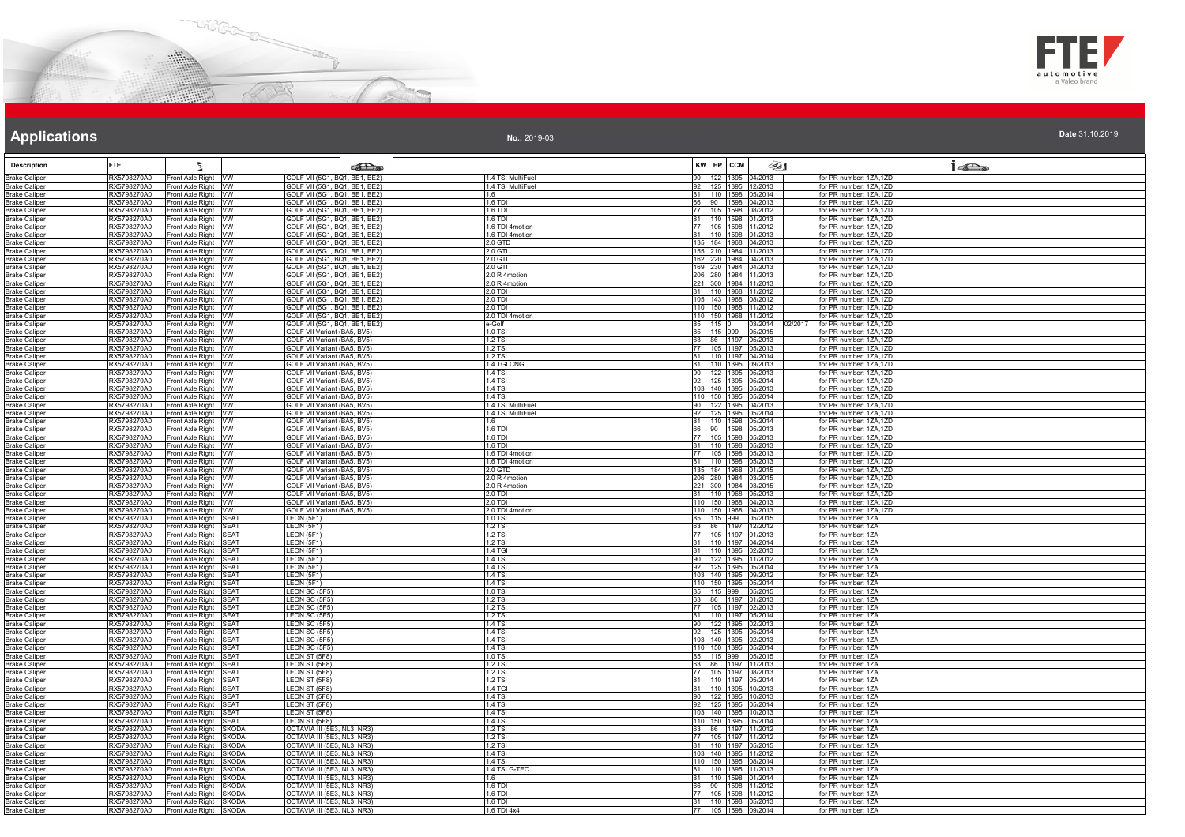# Applications

**No.:** 2019-03

**Date** 31.10.2019

| Description | FTE | | | | | KW | HP | CCM | | | |
|---|---|---|---|---|---|---|---|---|---|---|---|
| Brake Caliper | RX5798270A0 | Front Axle Right | VW | GOLF VII (5G1, BQ1, BE1, BE2) | 1.4 TSI MultiFuel | 90 | 122 | 1395 | 04/2013 | | for PR number: 1ZA,1ZD |
| Brake Caliper | RX5798270A0 | Front Axle Right | VW | GOLF VII (5G1, BQ1, BE1, BE2) | 1.4 TSI MultiFuel | 92 | 125 | 1395 | 12/2013 | | for PR number: 1ZA,1ZD |
| Brake Caliper | RX5798270A0 | Front Axle Right | VW | GOLF VII (5G1, BQ1, BE1, BE2) | 1.6 | 81 | 110 | 1598 | 05/2014 | | for PR number: 1ZA,1ZD |
| Brake Caliper | RX5798270A0 | Front Axle Right | VW | GOLF VII (5G1, BQ1, BE1, BE2) | 1.6 TDI | 66 | 90 | 1598 | 04/2013 | | for PR number: 1ZA,1ZD |
| Brake Caliper | RX5798270A0 | Front Axle Right | VW | GOLF VII (5G1, BQ1, BE1, BE2) | 1.6 TDI | 77 | 105 | 1598 | 08/2012 | | for PR number: 1ZA,1ZD |
| Brake Caliper | RX5798270A0 | Front Axle Right | VW | GOLF VII (5G1, BQ1, BE1, BE2) | 1.6 TDI | 81 | 110 | 1598 | 01/2013 | | for PR number: 1ZA,1ZD |
| Brake Caliper | RX5798270A0 | Front Axle Right | VW | GOLF VII (5G1, BQ1, BE1, BE2) | 1.6 TDI 4motion | 77 | 105 | 1598 | 11/2012 | | for PR number: 1ZA,1ZD |
| Brake Caliper | RX5798270A0 | Front Axle Right | VW | GOLF VII (5G1, BQ1, BE1, BE2) | 1.6 TDI 4motion | 81 | 110 | 1598 | 01/2013 | | for PR number: 1ZA,1ZD |
| Brake Caliper | RX5798270A0 | Front Axle Right | VW | GOLF VII (5G1, BQ1, BE1, BE2) | 2.0 GTD | 135 | 184 | 1968 | 04/2013 | | for PR number: 1ZA,1ZD |
| Brake Caliper | RX5798270A0 | Front Axle Right | VW | GOLF VII (5G1, BQ1, BE1, BE2) | 2.0 GTI | 155 | 210 | 1984 | 11/2013 | | for PR number: 1ZA,1ZD |
| Brake Caliper | RX5798270A0 | Front Axle Right | VW | GOLF VII (5G1, BQ1, BE1, BE2) | 2.0 GTI | 162 | 220 | 1984 | 04/2013 | | for PR number: 1ZA,1ZD |
| Brake Caliper | RX5798270A0 | Front Axle Right | VW | GOLF VII (5G1, BQ1, BE1, BE2) | 2.0 GTI | 169 | 230 | 1984 | 04/2013 | | for PR number: 1ZA,1ZD |
| Brake Caliper | RX5798270A0 | Front Axle Right | VW | GOLF VII (5G1, BQ1, BE1, BE2) | 2.0 R 4motion | 206 | 280 | 1984 | 11/2013 | | for PR number: 1ZA,1ZD |
| Brake Caliper | RX5798270A0 | Front Axle Right | VW | GOLF VII (5G1, BQ1, BE1, BE2) | 2.0 R 4motion | 221 | 300 | 1984 | 11/2013 | | for PR number: 1ZA,1ZD |
| Brake Caliper | RX5798270A0 | Front Axle Right | VW | GOLF VII (5G1, BQ1, BE1, BE2) | 2.0 TDI | 81 | 110 | 1968 | 11/2012 | | for PR number: 1ZA,1ZD |
| Brake Caliper | RX5798270A0 | Front Axle Right | VW | GOLF VII (5G1, BQ1, BE1, BE2) | 2.0 TDI | 105 | 143 | 1968 | 08/2012 | | for PR number: 1ZA,1ZD |
| Brake Caliper | RX5798270A0 | Front Axle Right | VW | GOLF VII (5G1, BQ1, BE1, BE2) | 2.0 TDI | 110 | 150 | 1968 | 11/2012 | | for PR number: 1ZA,1ZD |
| Brake Caliper | RX5798270A0 | Front Axle Right | VW | GOLF VII (5G1, BQ1, BE1, BE2) | 2.0 TDI 4motion | 110 | 150 | 1968 | 11/2012 | | for PR number: 1ZA,1ZD |
| Brake Caliper | RX5798270A0 | Front Axle Right | VW | GOLF VII (5G1, BQ1, BE1, BE2) | e-Golf | 85 | 115 | 0 | 03/2014 | 02/2017 | for PR number: 1ZA,1ZD |
| Brake Caliper | RX5798270A0 | Front Axle Right | VW | GOLF VII Variant (BA5, BV5) | 1.0 TSI | 85 | 115 | 999 | 05/2015 | | for PR number: 1ZA,1ZD |
| Brake Caliper | RX5798270A0 | Front Axle Right | VW | GOLF VII Variant (BA5, BV5) | 1.2 TSI | 63 | 86 | 1197 | 05/2013 | | for PR number: 1ZA,1ZD |
| Brake Caliper | RX5798270A0 | Front Axle Right | VW | GOLF VII Variant (BA5, BV5) | 1.2 TSI | 77 | 105 | 1197 | 05/2013 | | for PR number: 1ZA,1ZD |
| Brake Caliper | RX5798270A0 | Front Axle Right | VW | GOLF VII Variant (BA5, BV5) | 1.2 TSI | 81 | 110 | 1197 | 04/2014 | | for PR number: 1ZA,1ZD |
| Brake Caliper | RX5798270A0 | Front Axle Right | VW | GOLF VII Variant (BA5, BV5) | 1.4 TGI CNG | 81 | 110 | 1395 | 09/2013 | | for PR number: 1ZA,1ZD |
| Brake Caliper | RX5798270A0 | Front Axle Right | VW | GOLF VII Variant (BA5, BV5) | 1.4 TSI | 90 | 122 | 1395 | 05/2013 | | for PR number: 1ZA,1ZD |
| Brake Caliper | RX5798270A0 | Front Axle Right | VW | GOLF VII Variant (BA5, BV5) | 1.4 TSI | 92 | 125 | 1395 | 05/2014 | | for PR number: 1ZA,1ZD |
| Brake Caliper | RX5798270A0 | Front Axle Right | VW | GOLF VII Variant (BA5, BV5) | 1.4 TSI | 103 | 140 | 1395 | 05/2013 | | for PR number: 1ZA,1ZD |
| Brake Caliper | RX5798270A0 | Front Axle Right | VW | GOLF VII Variant (BA5, BV5) | 1.4 TSI | 110 | 150 | 1395 | 05/2014 | | for PR number: 1ZA,1ZD |
| Brake Caliper | RX5798270A0 | Front Axle Right | VW | GOLF VII Variant (BA5, BV5) | 1.4 TSI MultiFuel | 90 | 122 | 1395 | 04/2013 | | for PR number: 1ZA,1ZD |
| Brake Caliper | RX5798270A0 | Front Axle Right | VW | GOLF VII Variant (BA5, BV5) | 1.4 TSI MultiFuel | 92 | 125 | 1395 | 05/2014 | | for PR number: 1ZA,1ZD |
| Brake Caliper | RX5798270A0 | Front Axle Right | VW | GOLF VII Variant (BA5, BV5) | 1.6 | 81 | 110 | 1598 | 05/2014 | | for PR number: 1ZA,1ZD |
| Brake Caliper | RX5798270A0 | Front Axle Right | VW | GOLF VII Variant (BA5, BV5) | 1.6 TDI | 66 | 90 | 1598 | 05/2013 | | for PR number: 1ZA,1ZD |
| Brake Caliper | RX5798270A0 | Front Axle Right | VW | GOLF VII Variant (BA5, BV5) | 1.6 TDI | 77 | 105 | 1598 | 05/2013 | | for PR number: 1ZA,1ZD |
| Brake Caliper | RX5798270A0 | Front Axle Right | VW | GOLF VII Variant (BA5, BV5) | 1.6 TDI | 81 | 110 | 1598 | 05/2013 | | for PR number: 1ZA,1ZD |
| Brake Caliper | RX5798270A0 | Front Axle Right | VW | GOLF VII Variant (BA5, BV5) | 1.6 TDI 4motion | 77 | 105 | 1598 | 05/2013 | | for PR number: 1ZA,1ZD |
| Brake Caliper | RX5798270A0 | Front Axle Right | VW | GOLF VII Variant (BA5, BV5) | 1.6 TDI 4motion | 81 | 110 | 1598 | 05/2013 | | for PR number: 1ZA,1ZD |
| Brake Caliper | RX5798270A0 | Front Axle Right | VW | GOLF VII Variant (BA5, BV5) | 2.0 GTD | 135 | 184 | 1968 | 01/2015 | | for PR number: 1ZA,1ZD |
| Brake Caliper | RX5798270A0 | Front Axle Right | VW | GOLF VII Variant (BA5, BV5) | 2.0 R 4motion | 206 | 280 | 1984 | 03/2015 | | for PR number: 1ZA,1ZD |
| Brake Caliper | RX5798270A0 | Front Axle Right | VW | GOLF VII Variant (BA5, BV5) | 2.0 R 4motion | 221 | 300 | 1984 | 03/2015 | | for PR number: 1ZA,1ZD |
| Brake Caliper | RX5798270A0 | Front Axle Right | VW | GOLF VII Variant (BA5, BV5) | 2.0 TDI | 81 | 110 | 1968 | 05/2013 | | for PR number: 1ZA,1ZD |
| Brake Caliper | RX5798270A0 | Front Axle Right | VW | GOLF VII Variant (BA5, BV5) | 2.0 TDI | 110 | 150 | 1968 | 04/2013 | | for PR number: 1ZA,1ZD |
| Brake Caliper | RX5798270A0 | Front Axle Right | VW | GOLF VII Variant (BA5, BV5) | 2.0 TDI 4motion | 110 | 150 | 1968 | 04/2013 | | for PR number: 1ZA,1ZD |
| Brake Caliper | RX5798270A0 | Front Axle Right | SEAT | LEON (5F1) | 1.0 TSI | 85 | 115 | 999 | 05/2015 | | for PR number: 1ZA |
| Brake Caliper | RX5798270A0 | Front Axle Right | SEAT | LEON (5F1) | 1.2 TSI | 63 | 86 | 1197 | 12/2012 | | for PR number: 1ZA |
| Brake Caliper | RX5798270A0 | Front Axle Right | SEAT | LEON (5F1) | 1.2 TSI | 77 | 105 | 1197 | 01/2013 | | for PR number: 1ZA |
| Brake Caliper | RX5798270A0 | Front Axle Right | SEAT | LEON (5F1) | 1.2 TSI | 81 | 110 | 1197 | 04/2014 | | for PR number: 1ZA |
| Brake Caliper | RX5798270A0 | Front Axle Right | SEAT | LEON (5F1) | 1.4 TGI | 81 | 110 | 1395 | 02/2013 | | for PR number: 1ZA |
| Brake Caliper | RX5798270A0 | Front Axle Right | SEAT | LEON (5F1) | 1.4 TSI | 90 | 122 | 1395 | 11/2012 | | for PR number: 1ZA |
| Brake Caliper | RX5798270A0 | Front Axle Right | SEAT | LEON (5F1) | 1.4 TSI | 92 | 125 | 1395 | 05/2014 | | for PR number: 1ZA |
| Brake Caliper | RX5798270A0 | Front Axle Right | SEAT | LEON (5F1) | 1.4 TSI | 103 | 140 | 1395 | 09/2012 | | for PR number: 1ZA |
| Brake Caliper | RX5798270A0 | Front Axle Right | SEAT | LEON (5F1) | 1.4 TSI | 110 | 150 | 1395 | 05/2014 | | for PR number: 1ZA |
| Brake Caliper | RX5798270A0 | Front Axle Right | SEAT | LEON SC (5F5) | 1.0 TSI | 85 | 115 | 999 | 05/2015 | | for PR number: 1ZA |
| Brake Caliper | RX5798270A0 | Front Axle Right | SEAT | LEON SC (5F5) | 1.2 TSI | 63 | 86 | 1197 | 01/2013 | | for PR number: 1ZA |
| Brake Caliper | RX5798270A0 | Front Axle Right | SEAT | LEON SC (5F5) | 1.2 TSI | 77 | 105 | 1197 | 02/2013 | | for PR number: 1ZA |
| Brake Caliper | RX5798270A0 | Front Axle Right | SEAT | LEON SC (5F5) | 1.2 TSI | 81 | 110 | 1197 | 05/2014 | | for PR number: 1ZA |
| Brake Caliper | RX5798270A0 | Front Axle Right | SEAT | LEON SC (5F5) | 1.4 TSI | 90 | 122 | 1395 | 02/2013 | | for PR number: 1ZA |
| Brake Caliper | RX5798270A0 | Front Axle Right | SEAT | LEON SC (5F5) | 1.4 TSI | 92 | 125 | 1395 | 05/2014 | | for PR number: 1ZA |
| Brake Caliper | RX5798270A0 | Front Axle Right | SEAT | LEON SC (5F5) | 1.4 TSI | 103 | 140 | 1395 | 02/2013 | | for PR number: 1ZA |
| Brake Caliper | RX5798270A0 | Front Axle Right | SEAT | LEON SC (5F5) | 1.4 TSI | 110 | 150 | 1395 | 05/2014 | | for PR number: 1ZA |
| Brake Caliper | RX5798270A0 | Front Axle Right | SEAT | LEON ST (5F8) | 1.0 TSI | 85 | 115 | 999 | 05/2015 | | for PR number: 1ZA |
| Brake Caliper | RX5798270A0 | Front Axle Right | SEAT | LEON ST (5F8) | 1.2 TSI | 63 | 86 | 1197 | 11/2013 | | for PR number: 1ZA |
| Brake Caliper | RX5798270A0 | Front Axle Right | SEAT | LEON ST (5F8) | 1.2 TSI | 77 | 105 | 1197 | 08/2013 | | for PR number: 1ZA |
| Brake Caliper | RX5798270A0 | Front Axle Right | SEAT | LEON ST (5F8) | 1.2 TSI | 81 | 110 | 1197 | 05/2014 | | for PR number: 1ZA |
| Brake Caliper | RX5798270A0 | Front Axle Right | SEAT | LEON ST (5F8) | 1.4 TGI | 81 | 110 | 1395 | 10/2013 | | for PR number: 1ZA |
| Brake Caliper | RX5798270A0 | Front Axle Right | SEAT | LEON ST (5F8) | 1.4 TSI | 90 | 122 | 1395 | 10/2013 | | for PR number: 1ZA |
| Brake Caliper | RX5798270A0 | Front Axle Right | SEAT | LEON ST (5F8) | 1.4 TSI | 92 | 125 | 1395 | 05/2014 | | for PR number: 1ZA |
| Brake Caliper | RX5798270A0 | Front Axle Right | SEAT | LEON ST (5F8) | 1.4 TSI | 103 | 140 | 1395 | 10/2013 | | for PR number: 1ZA |
| Brake Caliper | RX5798270A0 | Front Axle Right | SEAT | LEON ST (5F8) | 1.4 TSI | 110 | 150 | 1395 | 05/2014 | | for PR number: 1ZA |
| Brake Caliper | RX5798270A0 | Front Axle Right | SKODA | OCTAVIA III (5E3, NL3, NR3) | 1.2 TSI | 63 | 86 | 1197 | 11/2012 | | for PR number: 1ZA |
| Brake Caliper | RX5798270A0 | Front Axle Right | SKODA | OCTAVIA III (5E3, NL3, NR3) | 1.2 TSI | 77 | 105 | 1197 | 11/2012 | | for PR number: 1ZA |
| Brake Caliper | RX5798270A0 | Front Axle Right | SKODA | OCTAVIA III (5E3, NL3, NR3) | 1.2 TSI | 81 | 110 | 1197 | 05/2015 | | for PR number: 1ZA |
| Brake Caliper | RX5798270A0 | Front Axle Right | SKODA | OCTAVIA III (5E3, NL3, NR3) | 1.4 TSI | 103 | 140 | 1395 | 11/2012 | | for PR number: 1ZA |
| Brake Caliper | RX5798270A0 | Front Axle Right | SKODA | OCTAVIA III (5E3, NL3, NR3) | 1.4 TSI | 110 | 150 | 1395 | 08/2014 | | for PR number: 1ZA |
| Brake Caliper | RX5798270A0 | Front Axle Right | SKODA | OCTAVIA III (5E3, NL3, NR3) | 1.4 TSI G-TEC | 81 | 110 | 1395 | 11/2013 | | for PR number: 1ZA |
| Brake Caliper | RX5798270A0 | Front Axle Right | SKODA | OCTAVIA III (5E3, NL3, NR3) | 1.6 | 81 | 110 | 1598 | 01/2014 | | for PR number: 1ZA |
| Brake Caliper | RX5798270A0 | Front Axle Right | SKODA | OCTAVIA III (5E3, NL3, NR3) | 1.6 TDI | 66 | 90 | 1598 | 11/2012 | | for PR number: 1ZA |
| Brake Caliper | RX5798270A0 | Front Axle Right | SKODA | OCTAVIA III (5E3, NL3, NR3) | 1.6 TDI | 77 | 105 | 1598 | 11/2012 | | for PR number: 1ZA |
| Brake Caliper | RX5798270A0 | Front Axle Right | SKODA | OCTAVIA III (5E3, NL3, NR3) | 1.6 TDI | 81 | 110 | 1598 | 05/2013 | | for PR number: 1ZA |
| Brake Caliper | RX5798270A0 | Front Axle Right | SKODA | OCTAVIA III (5E3, NL3, NR3) | 1.6 TDI 4x4 | 77 | 105 | 1598 | 09/2014 | | for PR number: 1ZA |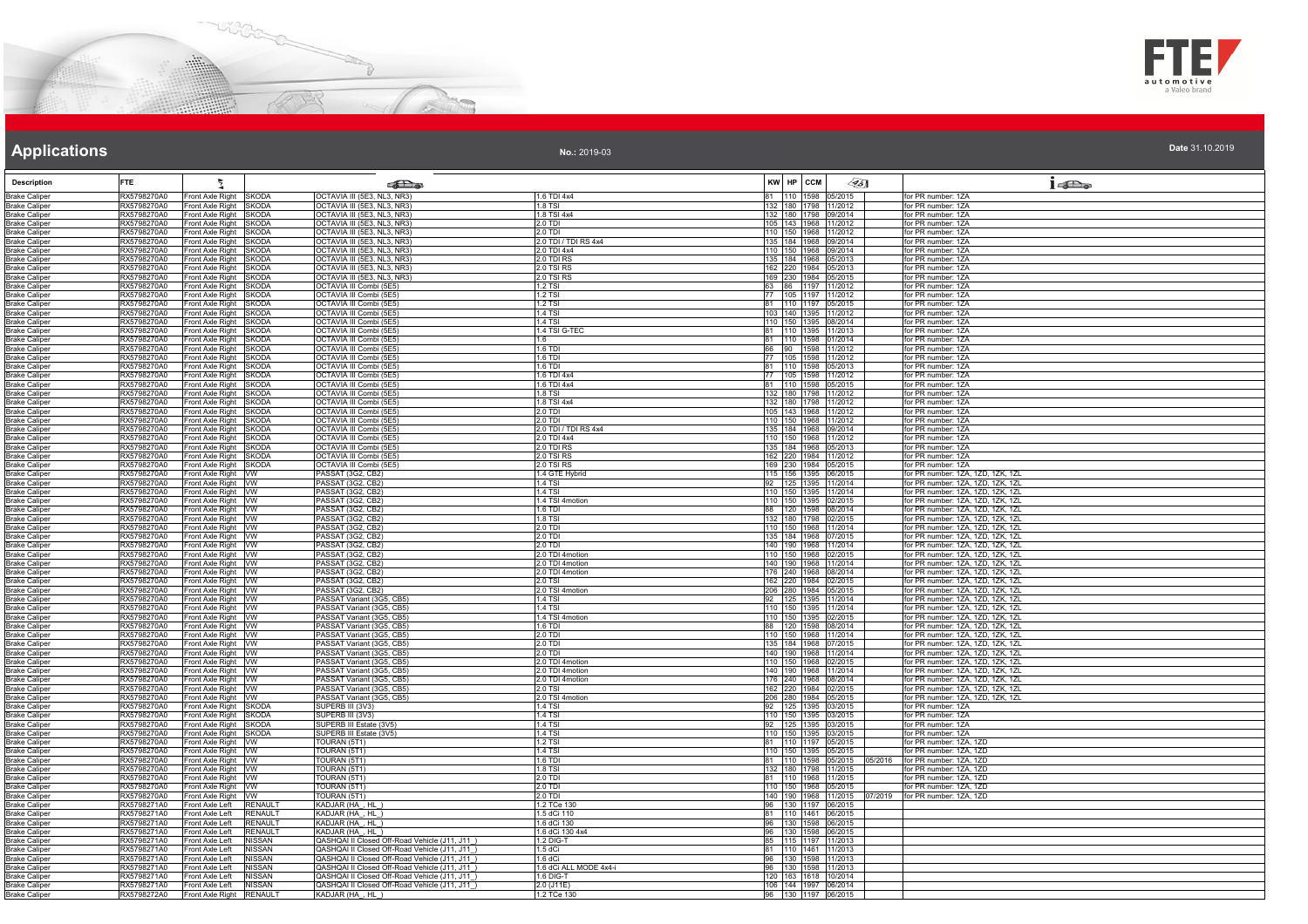# Applications

**No.:** 2019-03

**Date** 31.10.2019

| Description | FTE | | | | | KW | HP | CCM | | | |
|---|---|---|---|---|---|---|---|---|---|---|---|
| Brake Caliper | RX5798270A0 | Front Axle Right | SKODA | OCTAVIA III (5E3, NL3, NR3) | 1.6 TDI 4x4 | 81 | 110 | 1598 | 05/2015 | | for PR number: 1ZA |
| Brake Caliper | RX5798270A0 | Front Axle Right | SKODA | OCTAVIA III (5E3, NL3, NR3) | 1.8 TSI | 132 | 180 | 1798 | 11/2012 | | for PR number: 1ZA |
| Brake Caliper | RX5798270A0 | Front Axle Right | SKODA | OCTAVIA III (5E3, NL3, NR3) | 1.8 TSI 4x4 | 132 | 180 | 1798 | 09/2014 | | for PR number: 1ZA |
| Brake Caliper | RX5798270A0 | Front Axle Right | SKODA | OCTAVIA III (5E3, NL3, NR3) | 2.0 TDI | 105 | 143 | 1968 | 11/2012 | | for PR number: 1ZA |
| Brake Caliper | RX5798270A0 | Front Axle Right | SKODA | OCTAVIA III (5E3, NL3, NR3) | 2.0 TDI | 110 | 150 | 1968 | 11/2012 | | for PR number: 1ZA |
| Brake Caliper | RX5798270A0 | Front Axle Right | SKODA | OCTAVIA III (5E3, NL3, NR3) | 2.0 TDI / TDI RS 4x4 | 135 | 184 | 1968 | 09/2014 | | for PR number: 1ZA |
| Brake Caliper | RX5798270A0 | Front Axle Right | SKODA | OCTAVIA III (5E3, NL3, NR3) | 2.0 TDI 4x4 | 110 | 150 | 1968 | 09/2014 | | for PR number: 1ZA |
| Brake Caliper | RX5798270A0 | Front Axle Right | SKODA | OCTAVIA III (5E3, NL3, NR3) | 2.0 TDI RS | 135 | 184 | 1968 | 05/2013 | | for PR number: 1ZA |
| Brake Caliper | RX5798270A0 | Front Axle Right | SKODA | OCTAVIA III (5E3, NL3, NR3) | 2.0 TSI RS | 162 | 220 | 1984 | 05/2013 | | for PR number: 1ZA |
| Brake Caliper | RX5798270A0 | Front Axle Right | SKODA | OCTAVIA III (5E3, NL3, NR3) | 2.0 TSI RS | 169 | 230 | 1984 | 05/2015 | | for PR number: 1ZA |
| Brake Caliper | RX5798270A0 | Front Axle Right | SKODA | OCTAVIA III Combi (5E5) | 1.2 TSI | 63 | 86 | 1197 | 11/2012 | | for PR number: 1ZA |
| Brake Caliper | RX5798270A0 | Front Axle Right | SKODA | OCTAVIA III Combi (5E5) | 1.2 TSI | 77 | 105 | 1197 | 11/2012 | | for PR number: 1ZA |
| Brake Caliper | RX5798270A0 | Front Axle Right | SKODA | OCTAVIA III Combi (5E5) | 1.2 TSI | 81 | 110 | 1197 | 05/2015 | | for PR number: 1ZA |
| Brake Caliper | RX5798270A0 | Front Axle Right | SKODA | OCTAVIA III Combi (5E5) | 1.4 TSI | 103 | 140 | 1395 | 11/2012 | | for PR number: 1ZA |
| Brake Caliper | RX5798270A0 | Front Axle Right | SKODA | OCTAVIA III Combi (5E5) | 1.4 TSI | 110 | 150 | 1395 | 08/2014 | | for PR number: 1ZA |
| Brake Caliper | RX5798270A0 | Front Axle Right | SKODA | OCTAVIA III Combi (5E5) | 1.4 TSI G-TEC | 81 | 110 | 1395 | 11/2013 | | for PR number: 1ZA |
| Brake Caliper | RX5798270A0 | Front Axle Right | SKODA | OCTAVIA III Combi (5E5) | 1.6 | 81 | 110 | 1598 | 01/2014 | | for PR number: 1ZA |
| Brake Caliper | RX5798270A0 | Front Axle Right | SKODA | OCTAVIA III Combi (5E5) | 1.6 TDI | 66 | 90 | 1598 | 11/2012 | | for PR number: 1ZA |
| Brake Caliper | RX5798270A0 | Front Axle Right | SKODA | OCTAVIA III Combi (5E5) | 1.6 TDI | 77 | 105 | 1598 | 11/2012 | | for PR number: 1ZA |
| Brake Caliper | RX5798270A0 | Front Axle Right | SKODA | OCTAVIA III Combi (5E5) | 1.6 TDI | 81 | 110 | 1598 | 05/2013 | | for PR number: 1ZA |
| Brake Caliper | RX5798270A0 | Front Axle Right | SKODA | OCTAVIA III Combi (5E5) | 1.6 TDI 4x4 | 77 | 105 | 1598 | 11/2012 | | for PR number: 1ZA |
| Brake Caliper | RX5798270A0 | Front Axle Right | SKODA | OCTAVIA III Combi (5E5) | 1.6 TDI 4x4 | 81 | 110 | 1598 | 05/2015 | | for PR number: 1ZA |
| Brake Caliper | RX5798270A0 | Front Axle Right | SKODA | OCTAVIA III Combi (5E5) | 1.8 TSI | 132 | 180 | 1798 | 11/2012 | | for PR number: 1ZA |
| Brake Caliper | RX5798270A0 | Front Axle Right | SKODA | OCTAVIA III Combi (5E5) | 1.8 TSI 4x4 | 132 | 180 | 1798 | 11/2012 | | for PR number: 1ZA |
| Brake Caliper | RX5798270A0 | Front Axle Right | SKODA | OCTAVIA III Combi (5E5) | 2.0 TDI | 105 | 143 | 1968 | 11/2012 | | for PR number: 1ZA |
| Brake Caliper | RX5798270A0 | Front Axle Right | SKODA | OCTAVIA III Combi (5E5) | 2.0 TDI | 110 | 150 | 1968 | 11/2012 | | for PR number: 1ZA |
| Brake Caliper | RX5798270A0 | Front Axle Right | SKODA | OCTAVIA III Combi (5E5) | 2.0 TDI / TDI RS 4x4 | 135 | 184 | 1968 | 09/2014 | | for PR number: 1ZA |
| Brake Caliper | RX5798270A0 | Front Axle Right | SKODA | OCTAVIA III Combi (5E5) | 2.0 TDI 4x4 | 110 | 150 | 1968 | 11/2012 | | for PR number: 1ZA |
| Brake Caliper | RX5798270A0 | Front Axle Right | SKODA | OCTAVIA III Combi (5E5) | 2.0 TDI RS | 135 | 184 | 1968 | 05/2013 | | for PR number: 1ZA |
| Brake Caliper | RX5798270A0 | Front Axle Right | SKODA | OCTAVIA III Combi (5E5) | 2.0 TSI RS | 162 | 220 | 1984 | 11/2012 | | for PR number: 1ZA |
| Brake Caliper | RX5798270A0 | Front Axle Right | SKODA | OCTAVIA III Combi (5E5) | 2.0 TSI RS | 169 | 230 | 1984 | 05/2015 | | for PR number: 1ZA |
| Brake Caliper | RX5798270A0 | Front Axle Right | VW | PASSAT (3G2, CB2) | 1.4 GTE Hybrid | 115 | 156 | 1395 | 06/2015 | | for PR number: 1ZA, 1ZD, 1ZK, 1ZL |
| Brake Caliper | RX5798270A0 | Front Axle Right | VW | PASSAT (3G2, CB2) | 1.4 TSI | 92 | 125 | 1395 | 11/2014 | | for PR number: 1ZA, 1ZD, 1ZK, 1ZL |
| Brake Caliper | RX5798270A0 | Front Axle Right | VW | PASSAT (3G2, CB2) | 1.4 TSI | 110 | 150 | 1395 | 11/2014 | | for PR number: 1ZA, 1ZD, 1ZK, 1ZL |
| Brake Caliper | RX5798270A0 | Front Axle Right | VW | PASSAT (3G2, CB2) | 1.4 TSI 4motion | 110 | 150 | 1395 | 02/2015 | | for PR number: 1ZA, 1ZD, 1ZK, 1ZL |
| Brake Caliper | RX5798270A0 | Front Axle Right | VW | PASSAT (3G2, CB2) | 1.6 TDI | 88 | 120 | 1598 | 08/2014 | | for PR number: 1ZA, 1ZD, 1ZK, 1ZL |
| Brake Caliper | RX5798270A0 | Front Axle Right | VW | PASSAT (3G2, CB2) | 1.8 TSI | 132 | 180 | 1798 | 02/2015 | | for PR number: 1ZA, 1ZD, 1ZK, 1ZL |
| Brake Caliper | RX5798270A0 | Front Axle Right | VW | PASSAT (3G2, CB2) | 2.0 TDI | 110 | 150 | 1968 | 11/2014 | | for PR number: 1ZA, 1ZD, 1ZK, 1ZL |
| Brake Caliper | RX5798270A0 | Front Axle Right | VW | PASSAT (3G2, CB2) | 2.0 TDI | 135 | 184 | 1968 | 07/2015 | | for PR number: 1ZA, 1ZD, 1ZK, 1ZL |
| Brake Caliper | RX5798270A0 | Front Axle Right | VW | PASSAT (3G2, CB2) | 2.0 TDI | 140 | 190 | 1968 | 11/2014 | | for PR number: 1ZA, 1ZD, 1ZK, 1ZL |
| Brake Caliper | RX5798270A0 | Front Axle Right | VW | PASSAT (3G2, CB2) | 2.0 TDI 4motion | 110 | 150 | 1968 | 02/2015 | | for PR number: 1ZA, 1ZD, 1ZK, 1ZL |
| Brake Caliper | RX5798270A0 | Front Axle Right | VW | PASSAT (3G2, CB2) | 2.0 TDI 4motion | 140 | 190 | 1968 | 11/2014 | | for PR number: 1ZA, 1ZD, 1ZK, 1ZL |
| Brake Caliper | RX5798270A0 | Front Axle Right | VW | PASSAT (3G2, CB2) | 2.0 TDI 4motion | 176 | 240 | 1968 | 08/2014 | | for PR number: 1ZA, 1ZD, 1ZK, 1ZL |
| Brake Caliper | RX5798270A0 | Front Axle Right | VW | PASSAT (3G2, CB2) | 2.0 TSI | 162 | 220 | 1984 | 02/2015 | | for PR number: 1ZA, 1ZD, 1ZK, 1ZL |
| Brake Caliper | RX5798270A0 | Front Axle Right | VW | PASSAT (3G2, CB2) | 2.0 TSI 4motion | 206 | 280 | 1984 | 05/2015 | | for PR number: 1ZA, 1ZD, 1ZK, 1ZL |
| Brake Caliper | RX5798270A0 | Front Axle Right | VW | PASSAT Variant (3G5, CB5) | 1.4 TSI | 92 | 125 | 1395 | 11/2014 | | for PR number: 1ZA, 1ZD, 1ZK, 1ZL |
| Brake Caliper | RX5798270A0 | Front Axle Right | VW | PASSAT Variant (3G5, CB5) | 1.4 TSI | 110 | 150 | 1395 | 11/2014 | | for PR number: 1ZA, 1ZD, 1ZK, 1ZL |
| Brake Caliper | RX5798270A0 | Front Axle Right | VW | PASSAT Variant (3G5, CB5) | 1.4 TSI 4motion | 110 | 150 | 1395 | 02/2015 | | for PR number: 1ZA, 1ZD, 1ZK, 1ZL |
| Brake Caliper | RX5798270A0 | Front Axle Right | VW | PASSAT Variant (3G5, CB5) | 1.6 TDI | 88 | 120 | 1598 | 08/2014 | | for PR number: 1ZA, 1ZD, 1ZK, 1ZL |
| Brake Caliper | RX5798270A0 | Front Axle Right | VW | PASSAT Variant (3G5, CB5) | 2.0 TDI | 110 | 150 | 1968 | 11/2014 | | for PR number: 1ZA, 1ZD, 1ZK, 1ZL |
| Brake Caliper | RX5798270A0 | Front Axle Right | VW | PASSAT Variant (3G5, CB5) | 2.0 TDI | 135 | 184 | 1968 | 07/2015 | | for PR number: 1ZA, 1ZD, 1ZK, 1ZL |
| Brake Caliper | RX5798270A0 | Front Axle Right | VW | PASSAT Variant (3G5, CB5) | 2.0 TDI | 140 | 190 | 1968 | 11/2014 | | for PR number: 1ZA, 1ZD, 1ZK, 1ZL |
| Brake Caliper | RX5798270A0 | Front Axle Right | VW | PASSAT Variant (3G5, CB5) | 2.0 TDI 4motion | 110 | 150 | 1968 | 02/2015 | | for PR number: 1ZA, 1ZD, 1ZK, 1ZL |
| Brake Caliper | RX5798270A0 | Front Axle Right | VW | PASSAT Variant (3G5, CB5) | 2.0 TDI 4motion | 140 | 190 | 1968 | 11/2014 | | for PR number: 1ZA, 1ZD, 1ZK, 1ZL |
| Brake Caliper | RX5798270A0 | Front Axle Right | VW | PASSAT Variant (3G5, CB5) | 2.0 TDI 4motion | 176 | 240 | 1968 | 08/2014 | | for PR number: 1ZA, 1ZD, 1ZK, 1ZL |
| Brake Caliper | RX5798270A0 | Front Axle Right | VW | PASSAT Variant (3G5, CB5) | 2.0 TSI | 162 | 220 | 1984 | 02/2015 | | for PR number: 1ZA, 1ZD, 1ZK, 1ZL |
| Brake Caliper | RX5798270A0 | Front Axle Right | VW | PASSAT Variant (3G5, CB5) | 2.0 TSI 4motion | 206 | 280 | 1984 | 05/2015 | | for PR number: 1ZA, 1ZD, 1ZK, 1ZL |
| Brake Caliper | RX5798270A0 | Front Axle Right | SKODA | SUPERB III (3V3) | 1.4 TSI | 92 | 125 | 1395 | 03/2015 | | for PR number: 1ZA |
| Brake Caliper | RX5798270A0 | Front Axle Right | SKODA | SUPERB III (3V3) | 1.4 TSI | 110 | 150 | 1395 | 03/2015 | | for PR number: 1ZA |
| Brake Caliper | RX5798270A0 | Front Axle Right | SKODA | SUPERB III Estate (3V5) | 1.4 TSI | 92 | 125 | 1395 | 03/2015 | | for PR number: 1ZA |
| Brake Caliper | RX5798270A0 | Front Axle Right | SKODA | SUPERB III Estate (3V5) | 1.4 TSI | 110 | 150 | 1395 | 03/2015 | | for PR number: 1ZA |
| Brake Caliper | RX5798270A0 | Front Axle Right | VW | TOURAN (5T1) | 1.2 TSI | 81 | 110 | 1197 | 05/2015 | | for PR number: 1ZA, 1ZD |
| Brake Caliper | RX5798270A0 | Front Axle Right | VW | TOURAN (5T1) | 1.4 TSI | 110 | 150 | 1395 | 05/2015 | | for PR number: 1ZA, 1ZD |
| Brake Caliper | RX5798270A0 | Front Axle Right | VW | TOURAN (5T1) | 1.6 TDI | 81 | 110 | 1598 | 05/2015 | 05/2016 | for PR number: 1ZA, 1ZD |
| Brake Caliper | RX5798270A0 | Front Axle Right | VW | TOURAN (5T1) | 1.8 TSI | 132 | 180 | 1798 | 11/2015 | | for PR number: 1ZA, 1ZD |
| Brake Caliper | RX5798270A0 | Front Axle Right | VW | TOURAN (5T1) | 2.0 TDI | 81 | 110 | 1968 | 11/2015 | | for PR number: 1ZA, 1ZD |
| Brake Caliper | RX5798270A0 | Front Axle Right | VW | TOURAN (5T1) | 2.0 TDI | 110 | 150 | 1968 | 05/2015 | | for PR number: 1ZA, 1ZD |
| Brake Caliper | RX5798270A0 | Front Axle Right | VW | TOURAN (5T1) | 2.0 TDI | 140 | 190 | 1968 | 11/2015 | 07/2019 | for PR number: 1ZA, 1ZD |
| Brake Caliper | RX5798271A0 | Front Axle Left | RENAULT | KADJAR (HA_, HL_) | 1.2 TCe 130 | 96 | 130 | 1197 | 06/2015 | | |
| Brake Caliper | RX5798271A0 | Front Axle Left | RENAULT | KADJAR (HA_, HL_) | 1.5 dCi 110 | 81 | 110 | 1461 | 06/2015 | | |
| Brake Caliper | RX5798271A0 | Front Axle Left | RENAULT | KADJAR (HA_, HL_) | 1.6 dCi 130 | 96 | 130 | 1598 | 06/2015 | | |
| Brake Caliper | RX5798271A0 | Front Axle Left | RENAULT | KADJAR (HA_, HL_) | 1.6 dCi 130 4x4 | 96 | 130 | 1598 | 06/2015 | | |
| Brake Caliper | RX5798271A0 | Front Axle Left | NISSAN | QASHQAI II Closed Off-Road Vehicle (J11, J11_) | 1.2 DIG-T | 85 | 115 | 1197 | 11/2013 | | |
| Brake Caliper | RX5798271A0 | Front Axle Left | NISSAN | QASHQAI II Closed Off-Road Vehicle (J11, J11_) | 1.5 dCi | 81 | 110 | 1461 | 11/2013 | | |
| Brake Caliper | RX5798271A0 | Front Axle Left | NISSAN | QASHQAI II Closed Off-Road Vehicle (J11, J11_) | 1.6 dCi | 96 | 130 | 1598 | 11/2013 | | |
| Brake Caliper | RX5798271A0 | Front Axle Left | NISSAN | QASHQAI II Closed Off-Road Vehicle (J11, J11_) | 1.6 dCi ALL MODE 4x4-i | 96 | 130 | 1598 | 11/2013 | | |
| Brake Caliper | RX5798271A0 | Front Axle Left | NISSAN | QASHQAI II Closed Off-Road Vehicle (J11, J11_) | 1.6 DIG-T | 120 | 163 | 1618 | 10/2014 | | |
| Brake Caliper | RX5798271A0 | Front Axle Left | NISSAN | QASHQAI II Closed Off-Road Vehicle (J11, J11_) | 2.0 (J11E) | 106 | 144 | 1997 | 06/2014 | | |
| Brake Caliper | RX5798272A0 | Front Axle Right | RENAULT | KADJAR (HA_, HL_) | 1.2 TCe 130 | 96 | 130 | 1197 | 06/2015 | | |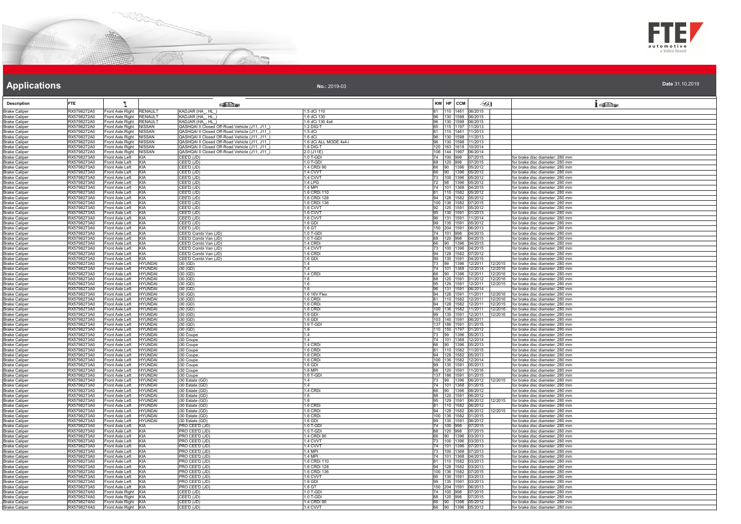## Applications

No.: 2019-03

Date 31.10.2019

| Description | FTE | | | | | KW | HP | CCM | | | |
|---|---|---|---|---|---|---|---|---|---|---|---|
| Brake Caliper | RX5798272A0 | Front Axle Right | RENAULT | KADJAR (HA_, HL_) | 1.5 dCi 110 | 81 | 110 | 1461 | 06/2015 | | |
| Brake Caliper | RX5798272A0 | Front Axle Right | RENAULT | KADJAR (HA_, HL_) | 1.6 dCi 130 | 96 | 130 | 1598 | 06/2015 | | |
| Brake Caliper | RX5798272A0 | Front Axle Right | RENAULT | KADJAR (HA_, HL_) | 1.6 dCi 130 4x4 | 96 | 130 | 1598 | 06/2015 | | |
| Brake Caliper | RX5798272A0 | Front Axle Right | NISSAN | QASHQAI II Closed Off-Road Vehicle (J11, J11_) | 1.2 DIG-T | 85 | 115 | 1197 | 11/2013 | | |
| Brake Caliper | RX5798272A0 | Front Axle Right | NISSAN | QASHQAI II Closed Off-Road Vehicle (J11, J11_) | 1.5 dCi | 81 | 110 | 1461 | 11/2013 | | |
| Brake Caliper | RX5798272A0 | Front Axle Right | NISSAN | QASHQAI II Closed Off-Road Vehicle (J11, J11_) | 1.6 dCi | 96 | 130 | 1598 | 11/2013 | | |
| Brake Caliper | RX5798272A0 | Front Axle Right | NISSAN | QASHQAI II Closed Off-Road Vehicle (J11, J11_) | 1.6 dCi ALL MODE 4x4-i | 96 | 130 | 1598 | 11/2013 | | |
| Brake Caliper | RX5798272A0 | Front Axle Right | NISSAN | QASHQAI II Closed Off-Road Vehicle (J11, J11_) | 1.6 DIG-T | 120 | 163 | 1618 | 10/2014 | | |
| Brake Caliper | RX5798272A0 | Front Axle Right | NISSAN | QASHQAI II Closed Off-Road Vehicle (J11, J11_) | 2.0 (J11E) | 106 | 144 | 1997 | 06/2014 | | |
| Brake Caliper | RX5798273A0 | Front Axle Left | KIA | CEE'D (JD) | 1.0 T-GDI | 74 | 100 | 998 | 07/2015 | | for brake disc diameter: 280 mm |
| Brake Caliper | RX5798273A0 | Front Axle Left | KIA | CEE'D (JD) | 1.0 T-GDI | 88 | 120 | 998 | 07/2015 | | for brake disc diameter: 280 mm |
| Brake Caliper | RX5798273A0 | Front Axle Left | KIA | CEE'D (JD) | 1.4 CRDi 90 | 66 | 90 | 1396 | 05/2012 | | for brake disc diameter: 280 mm |
| Brake Caliper | RX5798273A0 | Front Axle Left | KIA | CEE'D (JD) | 1.4 CVVT | 66 | 90 | 1396 | 05/2012 | | for brake disc diameter: 280 mm |
| Brake Caliper | RX5798273A0 | Front Axle Left | KIA | CEE'D (JD) | 1.4 CVVT | 73 | 100 | 1396 | 05/2012 | | for brake disc diameter: 280 mm |
| Brake Caliper | RX5798273A0 | Front Axle Left | KIA | CEE'D (JD) | 1.4 LPG | 72 | 98 | 1396 | 05/2012 | | for brake disc diameter: 280 mm |
| Brake Caliper | RX5798273A0 | Front Axle Left | KIA | CEE'D (JD) | 1.4 MPI | 74 | 101 | 1368 | 04/2015 | | for brake disc diameter: 280 mm |
| Brake Caliper | RX5798273A0 | Front Axle Left | KIA | CEE'D (JD) | 1.6 CRDi 110 | 81 | 110 | 1582 | 05/2012 | | for brake disc diameter: 280 mm |
| Brake Caliper | RX5798273A0 | Front Axle Left | KIA | CEE'D (JD) | 1.6 CRDi 128 | 94 | 128 | 1582 | 05/2012 | | for brake disc diameter: 280 mm |
| Brake Caliper | RX5798273A0 | Front Axle Left | KIA | CEE'D (JD) | 1.6 CRDi 136 | 100 | 136 | 1582 | 07/2015 | | for brake disc diameter: 280 mm |
| Brake Caliper | RX5798273A0 | Front Axle Left | KIA | CEE'D (JD) | 1.6 CVVT | 92 | 125 | 1591 | 05/2012 | | for brake disc diameter: 280 mm |
| Brake Caliper | RX5798273A0 | Front Axle Left | KIA | CEE'D (JD) | 1.6 CVVT | 95 | 130 | 1591 | 01/2013 | | for brake disc diameter: 280 mm |
| Brake Caliper | RX5798273A0 | Front Axle Left | KIA | CEE'D (JD) | 1.6 CVVT | 96 | 131 | 1591 | 11/2014 | | for brake disc diameter: 280 mm |
| Brake Caliper | RX5798273A0 | Front Axle Left | KIA | CEE'D (JD) | 1.6 GDI | 99 | 135 | 1591 | 05/2012 | | for brake disc diameter: 280 mm |
| Brake Caliper | RX5798273A0 | Front Axle Left | KIA | CEE'D (JD) | 1.6 GT | 150 | 204 | 1591 | 06/2013 | | for brake disc diameter: 280 mm |
| Brake Caliper | RX5798273A0 | Front Axle Left | KIA | CEE'D Combi Van (JD) | 1.0 T-GDI | 74 | 101 | 998 | 04/2015 | | for brake disc diameter: 280 mm |
| Brake Caliper | RX5798273A0 | Front Axle Left | KIA | CEE'D Combi Van (JD) | 1.0 T-GDI | 88 | 120 | 998 | 04/2015 | | for brake disc diameter: 280 mm |
| Brake Caliper | RX5798273A0 | Front Axle Left | KIA | CEE'D Combi Van (JD) | 1.4 CRDi | 66 | 90 | 1396 | 04/2015 | | for brake disc diameter: 280 mm |
| Brake Caliper | RX5798273A0 | Front Axle Left | KIA | CEE'D Combi Van (JD) | 1.4 CVVT | 73 | 100 | 1396 | 04/2015 | | for brake disc diameter: 280 mm |
| Brake Caliper | RX5798273A0 | Front Axle Left | KIA | CEE'D Combi Van (JD) | 1.6 CRDi | 94 | 128 | 1582 | 07/2012 | | for brake disc diameter: 280 mm |
| Brake Caliper | RX5798273A0 | Front Axle Left | KIA | CEE'D Combi Van (JD) | 1.6 GDi | 99 | 135 | 1591 | 04/2015 | | for brake disc diameter: 280 mm |
| Brake Caliper | RX5798273A0 | Front Axle Left | HYUNDAI | i30 (GD) | 1.4 | 73 | 99 | 1396 | 12/2011 | 12/2015 | for brake disc diameter: 280 mm |
| Brake Caliper | RX5798273A0 | Front Axle Left | HYUNDAI | i30 (GD) | 1.4 | 74 | 101 | 1368 | 12/2014 | 12/2016 | for brake disc diameter: 280 mm |
| Brake Caliper | RX5798273A0 | Front Axle Left | HYUNDAI | i30 (GD) | 1.4 CRDi | 66 | 90 | 1396 | 12/2011 | 12/2016 | for brake disc diameter: 280 mm |
| Brake Caliper | RX5798273A0 | Front Axle Left | HYUNDAI | i30 (GD) | 1.6 | 88 | 120 | 1591 | 01/2012 | 12/2016 | for brake disc diameter: 280 mm |
| Brake Caliper | RX5798273A0 | Front Axle Left | HYUNDAI | i30 (GD) | 1.6 | 95 | 129 | 1591 | 12/2011 | 12/2015 | for brake disc diameter: 280 mm |
| Brake Caliper | RX5798273A0 | Front Axle Left | HYUNDAI | i30 (GD) | 1.6 | 96 | 131 | 1591 | 06/2014 | | for brake disc diameter: 280 mm |
| Brake Caliper | RX5798273A0 | Front Axle Left | HYUNDAI | i30 (GD) | 1.6 16V Flex | 94 | 128 | 1591 | 11/2011 | 12/2016 | for brake disc diameter: 280 mm |
| Brake Caliper | RX5798273A0 | Front Axle Left | HYUNDAI | i30 (GD) | 1.6 CRDi | 81 | 110 | 1582 | 12/2011 | 12/2016 | for brake disc diameter: 280 mm |
| Brake Caliper | RX5798273A0 | Front Axle Left | HYUNDAI | i30 (GD) | 1.6 CRDi | 94 | 128 | 1582 | 12/2011 | 12/2015 | for brake disc diameter: 280 mm |
| Brake Caliper | RX5798273A0 | Front Axle Left | HYUNDAI | i30 (GD) | 1.6 CRDi | 100 | 136 | 1582 | 11/2011 | 12/2016 | for brake disc diameter: 280 mm |
| Brake Caliper | RX5798273A0 | Front Axle Left | HYUNDAI | i30 (GD) | 1.6 GDI | 99 | 135 | 1591 | 12/2011 | 12/2016 | for brake disc diameter: 280 mm |
| Brake Caliper | RX5798273A0 | Front Axle Left | HYUNDAI | i30 (GD) | 1.6 GDI | 103 | 140 | 1591 | 06/2011 | | for brake disc diameter: 280 mm |
| Brake Caliper | RX5798273A0 | Front Axle Left | HYUNDAI | i30 (GD) | 1.6 T-GDI | 137 | 186 | 1591 | 01/2015 | | for brake disc diameter: 280 mm |
| Brake Caliper | RX5798273A0 | Front Axle Left | HYUNDAI | i30 (GD) | 1.8 | 110 | 150 | 1797 | 01/2012 | | for brake disc diameter: 280 mm |
| Brake Caliper | RX5798273A0 | Front Axle Left | HYUNDAI | i30 Coupe | 1.4 | 73 | 99 | 1396 | 05/2013 | | for brake disc diameter: 280 mm |
| Brake Caliper | RX5798273A0 | Front Axle Left | HYUNDAI | i30 Coupe | 1.4 | 74 | 101 | 1368 | 12/2014 | | for brake disc diameter: 280 mm |
| Brake Caliper | RX5798273A0 | Front Axle Left | HYUNDAI | i30 Coupe | 1.4 CRDi | 66 | 90 | 1396 | 05/2013 | | for brake disc diameter: 280 mm |
| Brake Caliper | RX5798273A0 | Front Axle Left | HYUNDAI | i30 Coupe | 1.6 CRDi | 81 | 110 | 1582 | 11/2015 | | for brake disc diameter: 280 mm |
| Brake Caliper | RX5798273A0 | Front Axle Left | HYUNDAI | i30 Coupe | 1.6 CRDi | 94 | 128 | 1582 | 05/2013 | | for brake disc diameter: 280 mm |
| Brake Caliper | RX5798273A0 | Front Axle Left | HYUNDAI | i30 Coupe | 1.6 CRDi | 100 | 136 | 1582 | 12/2014 | | for brake disc diameter: 280 mm |
| Brake Caliper | RX5798273A0 | Front Axle Left | HYUNDAI | i30 Coupe | 1.6 GDI | 99 | 135 | 1591 | 05/2013 | | for brake disc diameter: 280 mm |
| Brake Caliper | RX5798273A0 | Front Axle Left | HYUNDAI | i30 Coupe | 1.6 MPI | 88 | 120 | 1591 | 11/2016 | | for brake disc diameter: 280 mm |
| Brake Caliper | RX5798273A0 | Front Axle Left | HYUNDAI | i30 Coupe | 1.6 T-GDI | 137 | 186 | 1591 | 01/2015 | | for brake disc diameter: 280 mm |
| Brake Caliper | RX5798273A0 | Front Axle Left | HYUNDAI | i30 Estate (GD) | 1.4 | 73 | 99 | 1396 | 06/2012 | 12/2015 | for brake disc diameter: 280 mm |
| Brake Caliper | RX5798273A0 | Front Axle Left | HYUNDAI | i30 Estate (GD) | 1.4 | 74 | 101 | 1368 | 01/2015 | | for brake disc diameter: 280 mm |
| Brake Caliper | RX5798273A0 | Front Axle Left | HYUNDAI | i30 Estate (GD) | 1.4 CRDi | 66 | 90 | 1396 | 06/2012 | | for brake disc diameter: 280 mm |
| Brake Caliper | RX5798273A0 | Front Axle Left | HYUNDAI | i30 Estate (GD) | 1.6 | 88 | 120 | 1591 | 06/2012 | | for brake disc diameter: 280 mm |
| Brake Caliper | RX5798273A0 | Front Axle Left | HYUNDAI | i30 Estate (GD) | 1.6 | 95 | 129 | 1591 | 06/2012 | 12/2015 | for brake disc diameter: 280 mm |
| Brake Caliper | RX5798273A0 | Front Axle Left | HYUNDAI | i30 Estate (GD) | 1.6 CRDi | 81 | 110 | 1582 | 06/2012 | | for brake disc diameter: 280 mm |
| Brake Caliper | RX5798273A0 | Front Axle Left | HYUNDAI | i30 Estate (GD) | 1.6 CRDi | 94 | 128 | 1582 | 06/2012 | 12/2015 | for brake disc diameter: 280 mm |
| Brake Caliper | RX5798273A0 | Front Axle Left | HYUNDAI | i30 Estate (GD) | 1.6 CRDi | 100 | 136 | 1582 | 01/2015 | | for brake disc diameter: 280 mm |
| Brake Caliper | RX5798273A0 | Front Axle Left | HYUNDAI | i30 Estate (GD) | 1.6 GDI | 99 | 135 | 1591 | 06/2012 | | for brake disc diameter: 280 mm |
| Brake Caliper | RX5798273A0 | Front Axle Left | KIA | PRO CEE'D (JD) | 1.0 T-GDI | 74 | 100 | 998 | 07/2015 | | for brake disc diameter: 280 mm |
| Brake Caliper | RX5798273A0 | Front Axle Left | KIA | PRO CEE'D (JD) | 1.0 T-GDI | 88 | 120 | 998 | 07/2015 | | for brake disc diameter: 280 mm |
| Brake Caliper | RX5798273A0 | Front Axle Left | KIA | PRO CEE'D (JD) | 1.4 CRDi 90 | 66 | 90 | 1396 | 03/2013 | | for brake disc diameter: 280 mm |
| Brake Caliper | RX5798273A0 | Front Axle Left | KIA | PRO CEE'D (JD) | 1.4 CVVT | 73 | 100 | 1396 | 03/2013 | | for brake disc diameter: 280 mm |
| Brake Caliper | RX5798273A0 | Front Axle Left | KIA | PRO CEE'D (JD) | 1.4 CVVT | 74 | 101 | 1396 | 07/2013 | | for brake disc diameter: 280 mm |
| Brake Caliper | RX5798273A0 | Front Axle Left | KIA | PRO CEE'D (JD) | 1.4 MPI | 73 | 100 | 1368 | 07/2013 | | for brake disc diameter: 280 mm |
| Brake Caliper | RX5798273A0 | Front Axle Left | KIA | PRO CEE'D (JD) | 1.4 MPI | 74 | 101 | 1368 | 04/2015 | | for brake disc diameter: 280 mm |
| Brake Caliper | RX5798273A0 | Front Axle Left | KIA | PRO CEE'D (JD) | 1.6 CRDi 110 | 81 | 110 | 1582 | 03/2013 | | for brake disc diameter: 280 mm |
| Brake Caliper | RX5798273A0 | Front Axle Left | KIA | PRO CEE'D (JD) | 1.6 CRDi 128 | 94 | 128 | 1582 | 03/2013 | | for brake disc diameter: 280 mm |
| Brake Caliper | RX5798273A0 | Front Axle Left | KIA | PRO CEE'D (JD) | 1.6 CRDi 136 | 100 | 136 | 1582 | 07/2015 | | for brake disc diameter: 280 mm |
| Brake Caliper | RX5798273A0 | Front Axle Left | KIA | PRO CEE'D (JD) | 1.6 CVVT | 95 | 130 | 1591 | 03/2013 | | for brake disc diameter: 280 mm |
| Brake Caliper | RX5798273A0 | Front Axle Left | KIA | PRO CEE'D (JD) | 1.6 GDI | 99 | 135 | 1591 | 03/2013 | | for brake disc diameter: 280 mm |
| Brake Caliper | RX5798273A0 | Front Axle Left | KIA | PRO CEE'D (JD) | 1.6 GT | 150 | 204 | 1591 | 06/2013 | | for brake disc diameter: 280 mm |
| Brake Caliper | RX5798274A0 | Front Axle Right | KIA | CEE'D (JD) | 1.0 T-GDI | 74 | 100 | 998 | 07/2015 | | for brake disc diameter: 280 mm |
| Brake Caliper | RX5798274A0 | Front Axle Right | KIA | CEE'D (JD) | 1.0 T-GDI | 88 | 120 | 998 | 07/2015 | | for brake disc diameter: 280 mm |
| Brake Caliper | RX5798274A0 | Front Axle Right | KIA | CEE'D (JD) | 1.4 CRDi 90 | 66 | 90 | 1396 | 05/2012 | | for brake disc diameter: 280 mm |
| Brake Caliper | RX5798274A0 | Front Axle Right | KIA | CEE'D (JD) | 1.4 CVVT | 66 | 90 | 1396 | 05/2012 | | for brake disc diameter: 280 mm |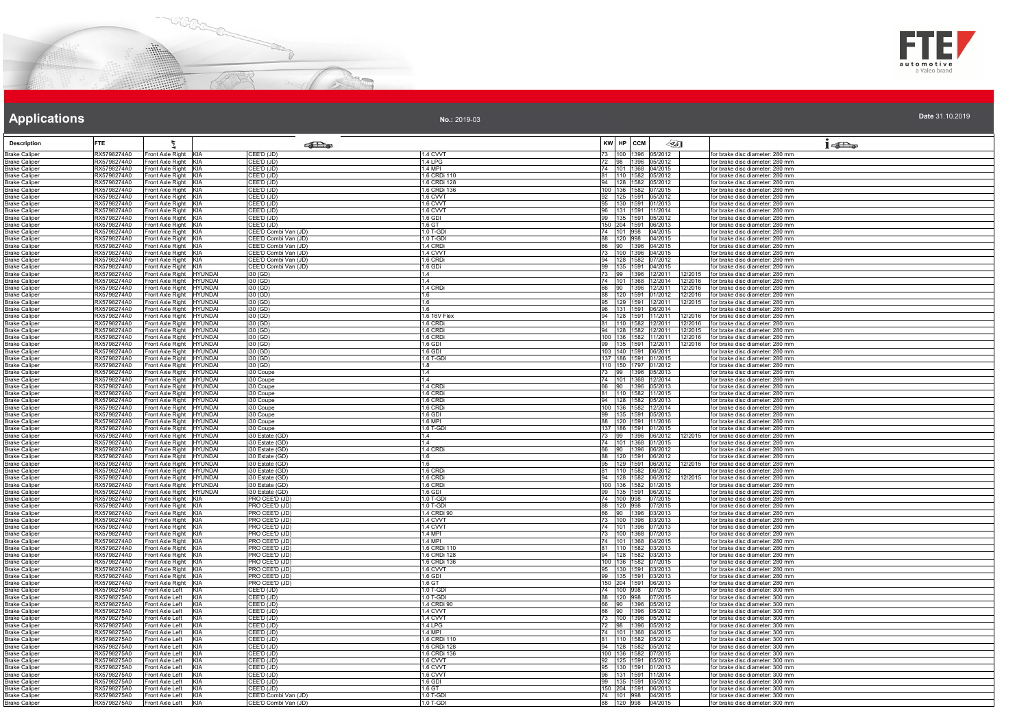# Applications

**No.:** 2019-03

**Date** 31.10.2019

| Description | FTE | | | | | KW | HP | CCM | | | |
|---|---|---|---|---|---|---|---|---|---|---|---|
| Brake Caliper | RX5798274A0 | Front Axle Right | KIA | CEE'D (JD) | 1.4 CVVT | 73 | 100 | 1396 | 05/2012 | | for brake disc diameter: 280 mm |
| Brake Caliper | RX5798274A0 | Front Axle Right | KIA | CEE'D (JD) | 1.4 LPG | 72 | 98 | 1396 | 05/2012 | | for brake disc diameter: 280 mm |
| Brake Caliper | RX5798274A0 | Front Axle Right | KIA | CEE'D (JD) | 1.4 MPI | 74 | 101 | 1368 | 04/2015 | | for brake disc diameter: 280 mm |
| Brake Caliper | RX5798274A0 | Front Axle Right | KIA | CEE'D (JD) | 1.6 CRDi 110 | 81 | 110 | 1582 | 05/2012 | | for brake disc diameter: 280 mm |
| Brake Caliper | RX5798274A0 | Front Axle Right | KIA | CEE'D (JD) | 1.6 CRDi 128 | 94 | 128 | 1582 | 05/2012 | | for brake disc diameter: 280 mm |
| Brake Caliper | RX5798274A0 | Front Axle Right | KIA | CEE'D (JD) | 1.6 CRDi 136 | 100 | 136 | 1582 | 07/2015 | | for brake disc diameter: 280 mm |
| Brake Caliper | RX5798274A0 | Front Axle Right | KIA | CEE'D (JD) | 1.6 CVVT | 92 | 125 | 1591 | 05/2012 | | for brake disc diameter: 280 mm |
| Brake Caliper | RX5798274A0 | Front Axle Right | KIA | CEE'D (JD) | 1.6 CVVT | 95 | 130 | 1591 | 01/2013 | | for brake disc diameter: 280 mm |
| Brake Caliper | RX5798274A0 | Front Axle Right | KIA | CEE'D (JD) | 1.6 CVVT | 96 | 131 | 1591 | 11/2014 | | for brake disc diameter: 280 mm |
| Brake Caliper | RX5798274A0 | Front Axle Right | KIA | CEE'D (JD) | 1.6 GDI | 99 | 135 | 1591 | 05/2012 | | for brake disc diameter: 280 mm |
| Brake Caliper | RX5798274A0 | Front Axle Right | KIA | CEE'D (JD) | 1.6 GT | 150 | 204 | 1591 | 06/2013 | | for brake disc diameter: 280 mm |
| Brake Caliper | RX5798274A0 | Front Axle Right | KIA | CEE'D Combi Van (JD) | 1.0 T-GDI | 74 | 101 | 998 | 04/2015 | | for brake disc diameter: 280 mm |
| Brake Caliper | RX5798274A0 | Front Axle Right | KIA | CEE'D Combi Van (JD) | 1.0 T-GDI | 88 | 120 | 998 | 04/2015 | | for brake disc diameter: 280 mm |
| Brake Caliper | RX5798274A0 | Front Axle Right | KIA | CEE'D Combi Van (JD) | 1.4 CRDi | 66 | 90 | 1396 | 04/2015 | | for brake disc diameter: 280 mm |
| Brake Caliper | RX5798274A0 | Front Axle Right | KIA | CEE'D Combi Van (JD) | 1.4 CVVT | 73 | 100 | 1396 | 04/2015 | | for brake disc diameter: 280 mm |
| Brake Caliper | RX5798274A0 | Front Axle Right | KIA | CEE'D Combi Van (JD) | 1.6 CRDi | 94 | 128 | 1582 | 07/2012 | | for brake disc diameter: 280 mm |
| Brake Caliper | RX5798274A0 | Front Axle Right | KIA | CEE'D Combi Van (JD) | 1.6 GDI | 99 | 135 | 1591 | 04/2015 | | for brake disc diameter: 280 mm |
| Brake Caliper | RX5798274A0 | Front Axle Right | HYUNDAI | i30 (GD) | 1.4 | 73 | 99 | 1396 | 12/2011 | 12/2015 | for brake disc diameter: 280 mm |
| Brake Caliper | RX5798274A0 | Front Axle Right | HYUNDAI | i30 (GD) | 1.4 | 74 | 101 | 1368 | 12/2014 | 12/2016 | for brake disc diameter: 280 mm |
| Brake Caliper | RX5798274A0 | Front Axle Right | HYUNDAI | i30 (GD) | 1.4 CRDi | 66 | 90 | 1396 | 12/2011 | 12/2016 | for brake disc diameter: 280 mm |
| Brake Caliper | RX5798274A0 | Front Axle Right | HYUNDAI | i30 (GD) | 1.6 | 88 | 120 | 1591 | 01/2012 | 12/2016 | for brake disc diameter: 280 mm |
| Brake Caliper | RX5798274A0 | Front Axle Right | HYUNDAI | i30 (GD) | 1.6 | 95 | 129 | 1591 | 12/2011 | 12/2015 | for brake disc diameter: 280 mm |
| Brake Caliper | RX5798274A0 | Front Axle Right | HYUNDAI | i30 (GD) | 1.6 | 96 | 131 | 1591 | 06/2014 | | for brake disc diameter: 280 mm |
| Brake Caliper | RX5798274A0 | Front Axle Right | HYUNDAI | i30 (GD) | 1.6 16V Flex | 94 | 128 | 1591 | 11/2011 | 12/2016 | for brake disc diameter: 280 mm |
| Brake Caliper | RX5798274A0 | Front Axle Right | HYUNDAI | i30 (GD) | 1.6 CRDi | 81 | 110 | 1582 | 12/2011 | 12/2016 | for brake disc diameter: 280 mm |
| Brake Caliper | RX5798274A0 | Front Axle Right | HYUNDAI | i30 (GD) | 1.6 CRDi | 94 | 128 | 1582 | 12/2011 | 12/2015 | for brake disc diameter: 280 mm |
| Brake Caliper | RX5798274A0 | Front Axle Right | HYUNDAI | i30 (GD) | 1.6 CRDi | 100 | 136 | 1582 | 11/2011 | 12/2016 | for brake disc diameter: 280 mm |
| Brake Caliper | RX5798274A0 | Front Axle Right | HYUNDAI | i30 (GD) | 1.6 GDI | 99 | 135 | 1591 | 12/2011 | 12/2016 | for brake disc diameter: 280 mm |
| Brake Caliper | RX5798274A0 | Front Axle Right | HYUNDAI | i30 (GD) | 1.6 GDI | 103 | 140 | 1591 | 06/2011 | | for brake disc diameter: 280 mm |
| Brake Caliper | RX5798274A0 | Front Axle Right | HYUNDAI | i30 (GD) | 1.6 T-GDI | 137 | 186 | 1591 | 01/2015 | | for brake disc diameter: 280 mm |
| Brake Caliper | RX5798274A0 | Front Axle Right | HYUNDAI | i30 (GD) | 1.8 | 110 | 150 | 1797 | 01/2012 | | for brake disc diameter: 280 mm |
| Brake Caliper | RX5798274A0 | Front Axle Right | HYUNDAI | i30 Coupe | 1.4 | 73 | 99 | 1396 | 05/2013 | | for brake disc diameter: 280 mm |
| Brake Caliper | RX5798274A0 | Front Axle Right | HYUNDAI | i30 Coupe | 1.4 | 74 | 101 | 1368 | 12/2014 | | for brake disc diameter: 280 mm |
| Brake Caliper | RX5798274A0 | Front Axle Right | HYUNDAI | i30 Coupe | 1.4 CRDi | 66 | 90 | 1396 | 05/2013 | | for brake disc diameter: 280 mm |
| Brake Caliper | RX5798274A0 | Front Axle Right | HYUNDAI | i30 Coupe | 1.6 CRDi | 81 | 110 | 1582 | 11/2015 | | for brake disc diameter: 280 mm |
| Brake Caliper | RX5798274A0 | Front Axle Right | HYUNDAI | i30 Coupe | 1.6 CRDi | 94 | 128 | 1582 | 05/2013 | | for brake disc diameter: 280 mm |
| Brake Caliper | RX5798274A0 | Front Axle Right | HYUNDAI | i30 Coupe | 1.6 CRDi | 100 | 136 | 1582 | 12/2014 | | for brake disc diameter: 280 mm |
| Brake Caliper | RX5798274A0 | Front Axle Right | HYUNDAI | i30 Coupe | 1.6 GDI | 99 | 135 | 1591 | 05/2013 | | for brake disc diameter: 280 mm |
| Brake Caliper | RX5798274A0 | Front Axle Right | HYUNDAI | i30 Coupe | 1.6 MPI | 88 | 120 | 1591 | 11/2016 | | for brake disc diameter: 280 mm |
| Brake Caliper | RX5798274A0 | Front Axle Right | HYUNDAI | i30 Coupe | 1.6 T-GDI | 137 | 186 | 1591 | 01/2015 | | for brake disc diameter: 280 mm |
| Brake Caliper | RX5798274A0 | Front Axle Right | HYUNDAI | i30 Estate (GD) | 1.4 | 73 | 99 | 1396 | 06/2012 | 12/2015 | for brake disc diameter: 280 mm |
| Brake Caliper | RX5798274A0 | Front Axle Right | HYUNDAI | i30 Estate (GD) | 1.4 | 74 | 101 | 1368 | 01/2015 | | for brake disc diameter: 280 mm |
| Brake Caliper | RX5798274A0 | Front Axle Right | HYUNDAI | i30 Estate (GD) | 1.4 CRDi | 66 | 90 | 1396 | 06/2012 | | for brake disc diameter: 280 mm |
| Brake Caliper | RX5798274A0 | Front Axle Right | HYUNDAI | i30 Estate (GD) | 1.6 | 88 | 120 | 1591 | 06/2012 | | for brake disc diameter: 280 mm |
| Brake Caliper | RX5798274A0 | Front Axle Right | HYUNDAI | i30 Estate (GD) | 1.6 | 95 | 129 | 1591 | 06/2012 | 12/2015 | for brake disc diameter: 280 mm |
| Brake Caliper | RX5798274A0 | Front Axle Right | HYUNDAI | i30 Estate (GD) | 1.6 CRDi | 81 | 110 | 1582 | 06/2012 | | for brake disc diameter: 280 mm |
| Brake Caliper | RX5798274A0 | Front Axle Right | HYUNDAI | i30 Estate (GD) | 1.6 CRDi | 94 | 128 | 1582 | 06/2012 | 12/2015 | for brake disc diameter: 280 mm |
| Brake Caliper | RX5798274A0 | Front Axle Right | HYUNDAI | i30 Estate (GD) | 1.6 CRDi | 100 | 136 | 1582 | 01/2015 | | for brake disc diameter: 280 mm |
| Brake Caliper | RX5798274A0 | Front Axle Right | HYUNDAI | i30 Estate (GD) | 1.6 GDI | 99 | 135 | 1591 | 06/2012 | | for brake disc diameter: 280 mm |
| Brake Caliper | RX5798274A0 | Front Axle Right | KIA | PRO CEE'D (JD) | 1.0 T-GDI | 74 | 100 | 998 | 07/2015 | | for brake disc diameter: 280 mm |
| Brake Caliper | RX5798274A0 | Front Axle Right | KIA | PRO CEE'D (JD) | 1.0 T-GDI | 88 | 120 | 998 | 07/2015 | | for brake disc diameter: 280 mm |
| Brake Caliper | RX5798274A0 | Front Axle Right | KIA | PRO CEE'D (JD) | 1.4 CRDi 90 | 66 | 90 | 1396 | 03/2013 | | for brake disc diameter: 280 mm |
| Brake Caliper | RX5798274A0 | Front Axle Right | KIA | PRO CEE'D (JD) | 1.4 CVVT | 73 | 100 | 1396 | 03/2013 | | for brake disc diameter: 280 mm |
| Brake Caliper | RX5798274A0 | Front Axle Right | KIA | PRO CEE'D (JD) | 1.4 CVVT | 74 | 101 | 1396 | 07/2013 | | for brake disc diameter: 280 mm |
| Brake Caliper | RX5798274A0 | Front Axle Right | KIA | PRO CEE'D (JD) | 1.4 MPI | 73 | 100 | 1368 | 07/2013 | | for brake disc diameter: 280 mm |
| Brake Caliper | RX5798274A0 | Front Axle Right | KIA | PRO CEE'D (JD) | 1.4 MPI | 74 | 101 | 1368 | 04/2015 | | for brake disc diameter: 280 mm |
| Brake Caliper | RX5798274A0 | Front Axle Right | KIA | PRO CEE'D (JD) | 1.6 CRDi 110 | 81 | 110 | 1582 | 03/2013 | | for brake disc diameter: 280 mm |
| Brake Caliper | RX5798274A0 | Front Axle Right | KIA | PRO CEE'D (JD) | 1.6 CRDi 128 | 94 | 128 | 1582 | 03/2013 | | for brake disc diameter: 280 mm |
| Brake Caliper | RX5798274A0 | Front Axle Right | KIA | PRO CEE'D (JD) | 1.6 CRDi 136 | 100 | 136 | 1582 | 07/2015 | | for brake disc diameter: 280 mm |
| Brake Caliper | RX5798274A0 | Front Axle Right | KIA | PRO CEE'D (JD) | 1.6 CVVT | 95 | 130 | 1591 | 03/2013 | | for brake disc diameter: 280 mm |
| Brake Caliper | RX5798274A0 | Front Axle Right | KIA | PRO CEE'D (JD) | 1.6 GDI | 99 | 135 | 1591 | 03/2013 | | for brake disc diameter: 280 mm |
| Brake Caliper | RX5798274A0 | Front Axle Right | KIA | PRO CEE'D (JD) | 1.6 GT | 150 | 204 | 1591 | 06/2013 | | for brake disc diameter: 280 mm |
| Brake Caliper | RX5798275A0 | Front Axle Left | KIA | CEE'D (JD) | 1.0 T-GDI | 74 | 100 | 998 | 07/2015 | | for brake disc diameter: 300 mm |
| Brake Caliper | RX5798275A0 | Front Axle Left | KIA | CEE'D (JD) | 1.0 T-GDI | 88 | 120 | 998 | 07/2015 | | for brake disc diameter: 300 mm |
| Brake Caliper | RX5798275A0 | Front Axle Left | KIA | CEE'D (JD) | 1.4 CRDi 90 | 66 | 90 | 1396 | 05/2012 | | for brake disc diameter: 300 mm |
| Brake Caliper | RX5798275A0 | Front Axle Left | KIA | CEE'D (JD) | 1.4 CVVT | 66 | 90 | 1396 | 05/2012 | | for brake disc diameter: 300 mm |
| Brake Caliper | RX5798275A0 | Front Axle Left | KIA | CEE'D (JD) | 1.4 CVVT | 73 | 100 | 1396 | 05/2012 | | for brake disc diameter: 300 mm |
| Brake Caliper | RX5798275A0 | Front Axle Left | KIA | CEE'D (JD) | 1.4 LPG | 72 | 98 | 1396 | 05/2012 | | for brake disc diameter: 300 mm |
| Brake Caliper | RX5798275A0 | Front Axle Left | KIA | CEE'D (JD) | 1.4 MPI | 74 | 101 | 1368 | 04/2015 | | for brake disc diameter: 300 mm |
| Brake Caliper | RX5798275A0 | Front Axle Left | KIA | CEE'D (JD) | 1.6 CRDi 110 | 81 | 110 | 1582 | 05/2012 | | for brake disc diameter: 300 mm |
| Brake Caliper | RX5798275A0 | Front Axle Left | KIA | CEE'D (JD) | 1.6 CRDi 128 | 94 | 128 | 1582 | 05/2012 | | for brake disc diameter: 300 mm |
| Brake Caliper | RX5798275A0 | Front Axle Left | KIA | CEE'D (JD) | 1.6 CRDi 136 | 100 | 136 | 1582 | 07/2015 | | for brake disc diameter: 300 mm |
| Brake Caliper | RX5798275A0 | Front Axle Left | KIA | CEE'D (JD) | 1.6 CVVT | 92 | 125 | 1591 | 05/2012 | | for brake disc diameter: 300 mm |
| Brake Caliper | RX5798275A0 | Front Axle Left | KIA | CEE'D (JD) | 1.6 CVVT | 95 | 130 | 1591 | 01/2013 | | for brake disc diameter: 300 mm |
| Brake Caliper | RX5798275A0 | Front Axle Left | KIA | CEE'D (JD) | 1.6 CVVT | 96 | 131 | 1591 | 11/2014 | | for brake disc diameter: 300 mm |
| Brake Caliper | RX5798275A0 | Front Axle Left | KIA | CEE'D (JD) | 1.6 GDI | 99 | 135 | 1591 | 05/2012 | | for brake disc diameter: 300 mm |
| Brake Caliper | RX5798275A0 | Front Axle Left | KIA | CEE'D (JD) | 1.6 GT | 150 | 204 | 1591 | 06/2013 | | for brake disc diameter: 300 mm |
| Brake Caliper | RX5798275A0 | Front Axle Left | KIA | CEE'D Combi Van (JD) | 1.0 T-GDI | 74 | 101 | 998 | 04/2015 | | for brake disc diameter: 300 mm |
| Brake Caliper | RX5798275A0 | Front Axle Left | KIA | CEE'D Combi Van (JD) | 1.0 T-GDI | 88 | 120 | 998 | 04/2015 | | for brake disc diameter: 300 mm |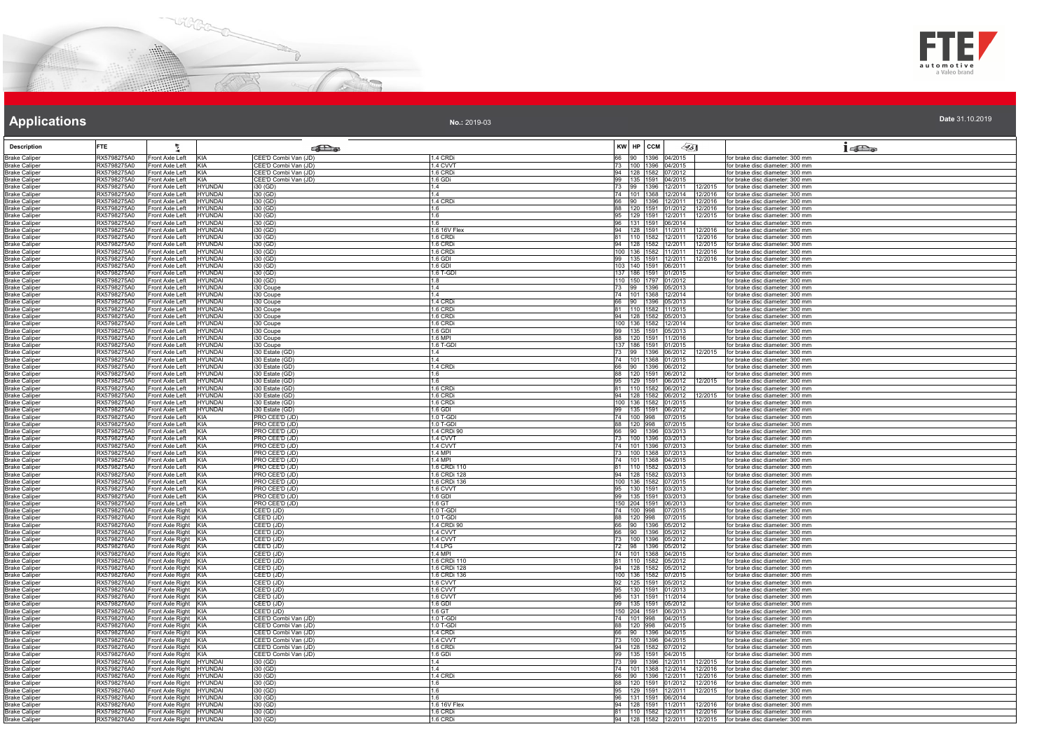# Applications

No.: 2019-03

Date 31.10.2019

| Description | FTE | | | | | KW | HP | CCM | | | |
|---|---|---|---|---|---|---|---|---|---|---|---|
| Brake Caliper | RX5798275A0 | Front Axle Left | KIA | CEE'D Combi Van (JD) | 1.4 CRDi | 66 | 90 | 1396 | 04/2015 | | for brake disc diameter: 300 mm |
| Brake Caliper | RX5798275A0 | Front Axle Left | KIA | CEE'D Combi Van (JD) | 1.4 CVVT | 73 | 100 | 1396 | 04/2015 | | for brake disc diameter: 300 mm |
| Brake Caliper | RX5798275A0 | Front Axle Left | KIA | CEE'D Combi Van (JD) | 1.6 CRDi | 94 | 128 | 1582 | 07/2012 | | for brake disc diameter: 300 mm |
| Brake Caliper | RX5798275A0 | Front Axle Left | KIA | CEE'D Combi Van (JD) | 1.6 GDi | 99 | 135 | 1591 | 04/2015 | | for brake disc diameter: 300 mm |
| Brake Caliper | RX5798275A0 | Front Axle Left | HYUNDAI | i30 (GD) | 1.4 | 73 | 99 | 1396 | 12/2011 | 12/2015 | for brake disc diameter: 300 mm |
| Brake Caliper | RX5798275A0 | Front Axle Left | HYUNDAI | i30 (GD) | 1.4 | 74 | 101 | 1368 | 12/2014 | 12/2016 | for brake disc diameter: 300 mm |
| Brake Caliper | RX5798275A0 | Front Axle Left | HYUNDAI | i30 (GD) | 1.4 CRDi | 66 | 90 | 1396 | 12/2011 | 12/2016 | for brake disc diameter: 300 mm |
| Brake Caliper | RX5798275A0 | Front Axle Left | HYUNDAI | i30 (GD) | 1.6 | 88 | 120 | 1591 | 01/2012 | 12/2016 | for brake disc diameter: 300 mm |
| Brake Caliper | RX5798275A0 | Front Axle Left | HYUNDAI | i30 (GD) | 1.6 | 95 | 129 | 1591 | 12/2011 | 12/2015 | for brake disc diameter: 300 mm |
| Brake Caliper | RX5798275A0 | Front Axle Left | HYUNDAI | i30 (GD) | 1.6 | 96 | 131 | 1591 | 06/2014 | | for brake disc diameter: 300 mm |
| Brake Caliper | RX5798275A0 | Front Axle Left | HYUNDAI | i30 (GD) | 1.6 16V Flex | 94 | 128 | 1591 | 11/2011 | 12/2016 | for brake disc diameter: 300 mm |
| Brake Caliper | RX5798275A0 | Front Axle Left | HYUNDAI | i30 (GD) | 1.6 CRDi | 81 | 110 | 1582 | 12/2011 | 12/2016 | for brake disc diameter: 300 mm |
| Brake Caliper | RX5798275A0 | Front Axle Left | HYUNDAI | i30 (GD) | 1.6 CRDi | 94 | 128 | 1582 | 12/2011 | 12/2015 | for brake disc diameter: 300 mm |
| Brake Caliper | RX5798275A0 | Front Axle Left | HYUNDAI | i30 (GD) | 1.6 CRDi | 100 | 136 | 1582 | 11/2011 | 12/2016 | for brake disc diameter: 300 mm |
| Brake Caliper | RX5798275A0 | Front Axle Left | HYUNDAI | i30 (GD) | 1.6 GDI | 99 | 135 | 1591 | 12/2011 | 12/2016 | for brake disc diameter: 300 mm |
| Brake Caliper | RX5798275A0 | Front Axle Left | HYUNDAI | i30 (GD) | 1.6 GDI | 103 | 140 | 1591 | 06/2011 | | for brake disc diameter: 300 mm |
| Brake Caliper | RX5798275A0 | Front Axle Left | HYUNDAI | i30 (GD) | 1.6 T-GDI | 137 | 186 | 1591 | 01/2015 | | for brake disc diameter: 300 mm |
| Brake Caliper | RX5798275A0 | Front Axle Left | HYUNDAI | i30 (GD) | 1.8 | 110 | 150 | 1797 | 01/2012 | | for brake disc diameter: 300 mm |
| Brake Caliper | RX5798275A0 | Front Axle Left | HYUNDAI | i30 Coupe | 1.4 | 73 | 99 | 1396 | 05/2013 | | for brake disc diameter: 300 mm |
| Brake Caliper | RX5798275A0 | Front Axle Left | HYUNDAI | i30 Coupe | 1.4 | 74 | 101 | 1368 | 12/2014 | | for brake disc diameter: 300 mm |
| Brake Caliper | RX5798275A0 | Front Axle Left | HYUNDAI | i30 Coupe | 1.4 CRDi | 66 | 90 | 1396 | 05/2013 | | for brake disc diameter: 300 mm |
| Brake Caliper | RX5798275A0 | Front Axle Left | HYUNDAI | i30 Coupe | 1.6 CRDi | 81 | 110 | 1582 | 11/2015 | | for brake disc diameter: 300 mm |
| Brake Caliper | RX5798275A0 | Front Axle Left | HYUNDAI | i30 Coupe | 1.6 CRDi | 94 | 128 | 1582 | 05/2013 | | for brake disc diameter: 300 mm |
| Brake Caliper | RX5798275A0 | Front Axle Left | HYUNDAI | i30 Coupe | 1.6 CRDi | 100 | 136 | 1582 | 12/2014 | | for brake disc diameter: 300 mm |
| Brake Caliper | RX5798275A0 | Front Axle Left | HYUNDAI | i30 Coupe | 1.6 GDI | 99 | 135 | 1591 | 05/2013 | | for brake disc diameter: 300 mm |
| Brake Caliper | RX5798275A0 | Front Axle Left | HYUNDAI | i30 Coupe | 1.6 MPI | 88 | 120 | 1591 | 11/2016 | | for brake disc diameter: 300 mm |
| Brake Caliper | RX5798275A0 | Front Axle Left | HYUNDAI | i30 Coupe | 1.6 T-GDI | 137 | 186 | 1591 | 01/2015 | | for brake disc diameter: 300 mm |
| Brake Caliper | RX5798275A0 | Front Axle Left | HYUNDAI | i30 Estate (GD) | 1.4 | 73 | 99 | 1396 | 06/2012 | 12/2015 | for brake disc diameter: 300 mm |
| Brake Caliper | RX5798275A0 | Front Axle Left | HYUNDAI | i30 Estate (GD) | 1.4 | 74 | 101 | 1368 | 01/2015 | | for brake disc diameter: 300 mm |
| Brake Caliper | RX5798275A0 | Front Axle Left | HYUNDAI | i30 Estate (GD) | 1.4 CRDi | 66 | 90 | 1396 | 06/2012 | | for brake disc diameter: 300 mm |
| Brake Caliper | RX5798275A0 | Front Axle Left | HYUNDAI | i30 Estate (GD) | 1.6 | 88 | 120 | 1591 | 06/2012 | | for brake disc diameter: 300 mm |
| Brake Caliper | RX5798275A0 | Front Axle Left | HYUNDAI | i30 Estate (GD) | 1.6 | 95 | 129 | 1591 | 06/2012 | 12/2015 | for brake disc diameter: 300 mm |
| Brake Caliper | RX5798275A0 | Front Axle Left | HYUNDAI | i30 Estate (GD) | 1.6 CRDi | 81 | 110 | 1582 | 06/2012 | | for brake disc diameter: 300 mm |
| Brake Caliper | RX5798275A0 | Front Axle Left | HYUNDAI | i30 Estate (GD) | 1.6 CRDi | 94 | 128 | 1582 | 06/2012 | 12/2015 | for brake disc diameter: 300 mm |
| Brake Caliper | RX5798275A0 | Front Axle Left | HYUNDAI | i30 Estate (GD) | 1.6 CRDi | 100 | 136 | 1582 | 01/2015 | | for brake disc diameter: 300 mm |
| Brake Caliper | RX5798275A0 | Front Axle Left | HYUNDAI | i30 Estate (GD) | 1.6 GDI | 99 | 135 | 1591 | 06/2012 | | for brake disc diameter: 300 mm |
| Brake Caliper | RX5798275A0 | Front Axle Left | KIA | PRO CEE'D (JD) | 1.0 T-GDI | 74 | 100 | 998 | 07/2015 | | for brake disc diameter: 300 mm |
| Brake Caliper | RX5798275A0 | Front Axle Left | KIA | PRO CEE'D (JD) | 1.0 T-GDI | 88 | 120 | 998 | 07/2015 | | for brake disc diameter: 300 mm |
| Brake Caliper | RX5798275A0 | Front Axle Left | KIA | PRO CEE'D (JD) | 1.4 CRDi 90 | 66 | 90 | 1396 | 03/2013 | | for brake disc diameter: 300 mm |
| Brake Caliper | RX5798275A0 | Front Axle Left | KIA | PRO CEE'D (JD) | 1.4 CVVT | 73 | 100 | 1396 | 03/2013 | | for brake disc diameter: 300 mm |
| Brake Caliper | RX5798275A0 | Front Axle Left | KIA | PRO CEE'D (JD) | 1.4 CVVT | 74 | 101 | 1396 | 07/2013 | | for brake disc diameter: 300 mm |
| Brake Caliper | RX5798275A0 | Front Axle Left | KIA | PRO CEE'D (JD) | 1.4 MPI | 73 | 100 | 1368 | 07/2013 | | for brake disc diameter: 300 mm |
| Brake Caliper | RX5798275A0 | Front Axle Left | KIA | PRO CEE'D (JD) | 1.4 MPI | 74 | 101 | 1368 | 04/2015 | | for brake disc diameter: 300 mm |
| Brake Caliper | RX5798275A0 | Front Axle Left | KIA | PRO CEE'D (JD) | 1.6 CRDi 110 | 81 | 110 | 1582 | 03/2013 | | for brake disc diameter: 300 mm |
| Brake Caliper | RX5798275A0 | Front Axle Left | KIA | PRO CEE'D (JD) | 1.6 CRDi 128 | 94 | 128 | 1582 | 03/2013 | | for brake disc diameter: 300 mm |
| Brake Caliper | RX5798275A0 | Front Axle Left | KIA | PRO CEE'D (JD) | 1.6 CRDi 136 | 100 | 136 | 1582 | 07/2015 | | for brake disc diameter: 300 mm |
| Brake Caliper | RX5798275A0 | Front Axle Left | KIA | PRO CEE'D (JD) | 1.6 CVVT | 95 | 130 | 1591 | 03/2013 | | for brake disc diameter: 300 mm |
| Brake Caliper | RX5798275A0 | Front Axle Left | KIA | PRO CEE'D (JD) | 1.6 GDI | 99 | 135 | 1591 | 03/2013 | | for brake disc diameter: 300 mm |
| Brake Caliper | RX5798275A0 | Front Axle Left | KIA | PRO CEE'D (JD) | 1.6 GT | 150 | 204 | 1591 | 06/2013 | | for brake disc diameter: 300 mm |
| Brake Caliper | RX5798276A0 | Front Axle Right | KIA | CEE'D (JD) | 1.0 T-GDI | 74 | 100 | 998 | 07/2015 | | for brake disc diameter: 300 mm |
| Brake Caliper | RX5798276A0 | Front Axle Right | KIA | CEE'D (JD) | 1.0 T-GDI | 88 | 120 | 998 | 07/2015 | | for brake disc diameter: 300 mm |
| Brake Caliper | RX5798276A0 | Front Axle Right | KIA | CEE'D (JD) | 1.4 CRDi 90 | 66 | 90 | 1396 | 05/2012 | | for brake disc diameter: 300 mm |
| Brake Caliper | RX5798276A0 | Front Axle Right | KIA | CEE'D (JD) | 1.4 CVVT | 66 | 90 | 1396 | 05/2012 | | for brake disc diameter: 300 mm |
| Brake Caliper | RX5798276A0 | Front Axle Right | KIA | CEE'D (JD) | 1.4 CVVT | 73 | 100 | 1396 | 05/2012 | | for brake disc diameter: 300 mm |
| Brake Caliper | RX5798276A0 | Front Axle Right | KIA | CEE'D (JD) | 1.4 LPG | 72 | 98 | 1396 | 05/2012 | | for brake disc diameter: 300 mm |
| Brake Caliper | RX5798276A0 | Front Axle Right | KIA | CEE'D (JD) | 1.4 MPI | 74 | 101 | 1368 | 04/2015 | | for brake disc diameter: 300 mm |
| Brake Caliper | RX5798276A0 | Front Axle Right | KIA | CEE'D (JD) | 1.6 CRDi 110 | 81 | 110 | 1582 | 05/2012 | | for brake disc diameter: 300 mm |
| Brake Caliper | RX5798276A0 | Front Axle Right | KIA | CEE'D (JD) | 1.6 CRDi 128 | 94 | 128 | 1582 | 05/2012 | | for brake disc diameter: 300 mm |
| Brake Caliper | RX5798276A0 | Front Axle Right | KIA | CEE'D (JD) | 1.6 CRDi 136 | 100 | 136 | 1582 | 07/2015 | | for brake disc diameter: 300 mm |
| Brake Caliper | RX5798276A0 | Front Axle Right | KIA | CEE'D (JD) | 1.6 CVVT | 92 | 125 | 1591 | 05/2012 | | for brake disc diameter: 300 mm |
| Brake Caliper | RX5798276A0 | Front Axle Right | KIA | CEE'D (JD) | 1.6 CVVT | 95 | 130 | 1591 | 01/2013 | | for brake disc diameter: 300 mm |
| Brake Caliper | RX5798276A0 | Front Axle Right | KIA | CEE'D (JD) | 1.6 CVVT | 96 | 131 | 1591 | 11/2014 | | for brake disc diameter: 300 mm |
| Brake Caliper | RX5798276A0 | Front Axle Right | KIA | CEE'D (JD) | 1.6 GDI | 99 | 135 | 1591 | 05/2012 | | for brake disc diameter: 300 mm |
| Brake Caliper | RX5798276A0 | Front Axle Right | KIA | CEE'D (JD) | 1.6 GT | 150 | 204 | 1591 | 06/2013 | | for brake disc diameter: 300 mm |
| Brake Caliper | RX5798276A0 | Front Axle Right | KIA | CEE'D Combi Van (JD) | 1.0 T-GDI | 74 | 101 | 998 | 04/2015 | | for brake disc diameter: 300 mm |
| Brake Caliper | RX5798276A0 | Front Axle Right | KIA | CEE'D Combi Van (JD) | 1.0 T-GDI | 88 | 120 | 998 | 04/2015 | | for brake disc diameter: 300 mm |
| Brake Caliper | RX5798276A0 | Front Axle Right | KIA | CEE'D Combi Van (JD) | 1.4 CRDi | 66 | 90 | 1396 | 04/2015 | | for brake disc diameter: 300 mm |
| Brake Caliper | RX5798276A0 | Front Axle Right | KIA | CEE'D Combi Van (JD) | 1.4 CVVT | 73 | 100 | 1396 | 04/2015 | | for brake disc diameter: 300 mm |
| Brake Caliper | RX5798276A0 | Front Axle Right | KIA | CEE'D Combi Van (JD) | 1.6 CRDi | 94 | 128 | 1582 | 07/2012 | | for brake disc diameter: 300 mm |
| Brake Caliper | RX5798276A0 | Front Axle Right | KIA | CEE'D Combi Van (JD) | 1.6 GDi | 99 | 135 | 1591 | 04/2015 | | for brake disc diameter: 300 mm |
| Brake Caliper | RX5798276A0 | Front Axle Right | HYUNDAI | i30 (GD) | 1.4 | 73 | 99 | 1396 | 12/2011 | 12/2015 | for brake disc diameter: 300 mm |
| Brake Caliper | RX5798276A0 | Front Axle Right | HYUNDAI | i30 (GD) | 1.4 | 74 | 101 | 1368 | 12/2014 | 12/2016 | for brake disc diameter: 300 mm |
| Brake Caliper | RX5798276A0 | Front Axle Right | HYUNDAI | i30 (GD) | 1.4 CRDi | 66 | 90 | 1396 | 12/2011 | 12/2016 | for brake disc diameter: 300 mm |
| Brake Caliper | RX5798276A0 | Front Axle Right | HYUNDAI | i30 (GD) | 1.6 | 88 | 120 | 1591 | 01/2012 | 12/2016 | for brake disc diameter: 300 mm |
| Brake Caliper | RX5798276A0 | Front Axle Right | HYUNDAI | i30 (GD) | 1.6 | 95 | 129 | 1591 | 12/2011 | 12/2015 | for brake disc diameter: 300 mm |
| Brake Caliper | RX5798276A0 | Front Axle Right | HYUNDAI | i30 (GD) | 1.6 | 96 | 131 | 1591 | 06/2014 | | for brake disc diameter: 300 mm |
| Brake Caliper | RX5798276A0 | Front Axle Right | HYUNDAI | i30 (GD) | 1.6 16V Flex | 94 | 128 | 1591 | 11/2011 | 12/2016 | for brake disc diameter: 300 mm |
| Brake Caliper | RX5798276A0 | Front Axle Right | HYUNDAI | i30 (GD) | 1.6 CRDi | 81 | 110 | 1582 | 12/2011 | 12/2016 | for brake disc diameter: 300 mm |
| Brake Caliper | RX5798276A0 | Front Axle Right | HYUNDAI | i30 (GD) | 1.6 CRDi | 94 | 128 | 1582 | 12/2011 | 12/2015 | for brake disc diameter: 300 mm |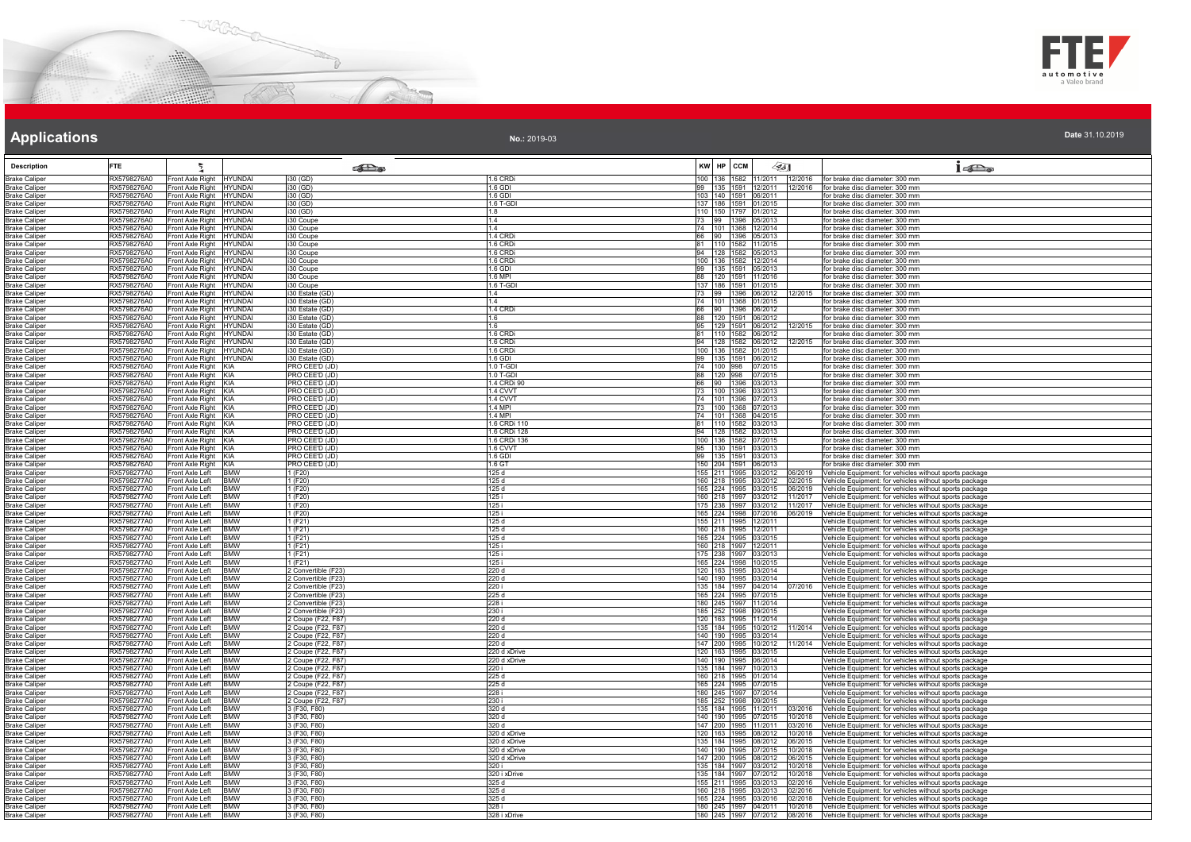# Applications

**No.:** 2019-03

**Date** 31.10.2019

| Description | FTE | | | | | KW | HP | CCM | | | |
|---|---|---|---|---|---|---|---|---|---|---|---|
| Brake Caliper | RX5798276A0 | Front Axle Right | HYUNDAI | i30 (GD) | 1.6 CRDi | 100 | 136 | 1582 | 11/2011 | 12/2016 | for brake disc diameter: 300 mm |
| Brake Caliper | RX5798276A0 | Front Axle Right | HYUNDAI | i30 (GD) | 1.6 GDI | 99 | 135 | 1591 | 12/2011 | 12/2016 | for brake disc diameter: 300 mm |
| Brake Caliper | RX5798276A0 | Front Axle Right | HYUNDAI | i30 (GD) | 1.6 GDI | 103 | 140 | 1591 | 06/2011 | | for brake disc diameter: 300 mm |
| Brake Caliper | RX5798276A0 | Front Axle Right | HYUNDAI | i30 (GD) | 1.6 T-GDI | 137 | 186 | 1591 | 01/2015 | | for brake disc diameter: 300 mm |
| Brake Caliper | RX5798276A0 | Front Axle Right | HYUNDAI | i30 (GD) | 1.8 | 110 | 150 | 1797 | 01/2012 | | for brake disc diameter: 300 mm |
| Brake Caliper | RX5798276A0 | Front Axle Right | HYUNDAI | i30 Coupe | 1.4 | 73 | 99 | 1396 | 05/2013 | | for brake disc diameter: 300 mm |
| Brake Caliper | RX5798276A0 | Front Axle Right | HYUNDAI | i30 Coupe | 1.4 | 74 | 101 | 1368 | 12/2014 | | for brake disc diameter: 300 mm |
| Brake Caliper | RX5798276A0 | Front Axle Right | HYUNDAI | i30 Coupe | 1.4 CRDi | 66 | 90 | 1396 | 05/2013 | | for brake disc diameter: 300 mm |
| Brake Caliper | RX5798276A0 | Front Axle Right | HYUNDAI | i30 Coupe | 1.6 CRDi | 81 | 110 | 1582 | 11/2015 | | for brake disc diameter: 300 mm |
| Brake Caliper | RX5798276A0 | Front Axle Right | HYUNDAI | i30 Coupe | 1.6 CRDi | 94 | 128 | 1582 | 05/2013 | | for brake disc diameter: 300 mm |
| Brake Caliper | RX5798276A0 | Front Axle Right | HYUNDAI | i30 Coupe | 1.6 CRDi | 100 | 136 | 1582 | 12/2014 | | for brake disc diameter: 300 mm |
| Brake Caliper | RX5798276A0 | Front Axle Right | HYUNDAI | i30 Coupe | 1.6 GDI | 99 | 135 | 1591 | 05/2013 | | for brake disc diameter: 300 mm |
| Brake Caliper | RX5798276A0 | Front Axle Right | HYUNDAI | i30 Coupe | 1.6 MPI | 88 | 120 | 1591 | 11/2016 | | for brake disc diameter: 300 mm |
| Brake Caliper | RX5798276A0 | Front Axle Right | HYUNDAI | i30 Coupe | 1.6 T-GDI | 137 | 186 | 1591 | 01/2015 | | for brake disc diameter: 300 mm |
| Brake Caliper | RX5798276A0 | Front Axle Right | HYUNDAI | i30 Estate (GD) | 1.4 | 73 | 99 | 1396 | 06/2012 | 12/2015 | for brake disc diameter: 300 mm |
| Brake Caliper | RX5798276A0 | Front Axle Right | HYUNDAI | i30 Estate (GD) | 1.4 | 74 | 101 | 1368 | 01/2015 | | for brake disc diameter: 300 mm |
| Brake Caliper | RX5798276A0 | Front Axle Right | HYUNDAI | i30 Estate (GD) | 1.4 CRDi | 66 | 90 | 1396 | 06/2012 | | for brake disc diameter: 300 mm |
| Brake Caliper | RX5798276A0 | Front Axle Right | HYUNDAI | i30 Estate (GD) | 1.6 | 88 | 120 | 1591 | 06/2012 | | for brake disc diameter: 300 mm |
| Brake Caliper | RX5798276A0 | Front Axle Right | HYUNDAI | i30 Estate (GD) | 1.6 | 95 | 129 | 1591 | 06/2012 | 12/2015 | for brake disc diameter: 300 mm |
| Brake Caliper | RX5798276A0 | Front Axle Right | HYUNDAI | i30 Estate (GD) | 1.6 CRDi | 81 | 110 | 1582 | 06/2012 | | for brake disc diameter: 300 mm |
| Brake Caliper | RX5798276A0 | Front Axle Right | HYUNDAI | i30 Estate (GD) | 1.6 CRDi | 94 | 128 | 1582 | 06/2012 | 12/2015 | for brake disc diameter: 300 mm |
| Brake Caliper | RX5798276A0 | Front Axle Right | HYUNDAI | i30 Estate (GD) | 1.6 CRDi | 100 | 136 | 1582 | 01/2015 | | for brake disc diameter: 300 mm |
| Brake Caliper | RX5798276A0 | Front Axle Right | HYUNDAI | i30 Estate (GD) | 1.6 GDI | 99 | 135 | 1591 | 06/2012 | | for brake disc diameter: 300 mm |
| Brake Caliper | RX5798276A0 | Front Axle Right | KIA | PRO CEE'D (JD) | 1.0 T-GDI | 74 | 100 | 998 | 07/2015 | | for brake disc diameter: 300 mm |
| Brake Caliper | RX5798276A0 | Front Axle Right | KIA | PRO CEE'D (JD) | 1.0 T-GDI | 88 | 120 | 998 | 07/2015 | | for brake disc diameter: 300 mm |
| Brake Caliper | RX5798276A0 | Front Axle Right | KIA | PRO CEE'D (JD) | 1.4 CRDi 90 | 66 | 90 | 1396 | 03/2013 | | for brake disc diameter: 300 mm |
| Brake Caliper | RX5798276A0 | Front Axle Right | KIA | PRO CEE'D (JD) | 1.4 CVVT | 73 | 100 | 1396 | 03/2013 | | for brake disc diameter: 300 mm |
| Brake Caliper | RX5798276A0 | Front Axle Right | KIA | PRO CEE'D (JD) | 1.4 CVVT | 74 | 101 | 1396 | 07/2013 | | for brake disc diameter: 300 mm |
| Brake Caliper | RX5798276A0 | Front Axle Right | KIA | PRO CEE'D (JD) | 1.4 MPI | 73 | 100 | 1368 | 07/2013 | | for brake disc diameter: 300 mm |
| Brake Caliper | RX5798276A0 | Front Axle Right | KIA | PRO CEE'D (JD) | 1.4 MPI | 74 | 101 | 1368 | 04/2015 | | for brake disc diameter: 300 mm |
| Brake Caliper | RX5798276A0 | Front Axle Right | KIA | PRO CEE'D (JD) | 1.6 CRDi 110 | 81 | 110 | 1582 | 03/2013 | | for brake disc diameter: 300 mm |
| Brake Caliper | RX5798276A0 | Front Axle Right | KIA | PRO CEE'D (JD) | 1.6 CRDi 128 | 94 | 128 | 1582 | 03/2013 | | for brake disc diameter: 300 mm |
| Brake Caliper | RX5798276A0 | Front Axle Right | KIA | PRO CEE'D (JD) | 1.6 CRDi 136 | 100 | 136 | 1582 | 07/2015 | | for brake disc diameter: 300 mm |
| Brake Caliper | RX5798276A0 | Front Axle Right | KIA | PRO CEE'D (JD) | 1.6 CVVT | 95 | 130 | 1591 | 03/2013 | | for brake disc diameter: 300 mm |
| Brake Caliper | RX5798276A0 | Front Axle Right | KIA | PRO CEE'D (JD) | 1.6 GDI | 99 | 135 | 1591 | 03/2013 | | for brake disc diameter: 300 mm |
| Brake Caliper | RX5798276A0 | Front Axle Right | KIA | PRO CEE'D (JD) | 1.6 GT | 150 | 204 | 1591 | 06/2013 | | for brake disc diameter: 300 mm |
| Brake Caliper | RX5798277A0 | Front Axle Left | BMW | 1 (F20) | 125 d | 155 | 211 | 1995 | 03/2012 | 06/2019 | Vehicle Equipment: for vehicles without sports package |
| Brake Caliper | RX5798277A0 | Front Axle Left | BMW | 1 (F20) | 125 d | 160 | 218 | 1995 | 03/2012 | 02/2015 | Vehicle Equipment: for vehicles without sports package |
| Brake Caliper | RX5798277A0 | Front Axle Left | BMW | 1 (F20) | 125 d | 165 | 224 | 1995 | 03/2015 | 06/2019 | Vehicle Equipment: for vehicles without sports package |
| Brake Caliper | RX5798277A0 | Front Axle Left | BMW | 1 (F20) | 125 i | 160 | 218 | 1997 | 03/2012 | 11/2017 | Vehicle Equipment: for vehicles without sports package |
| Brake Caliper | RX5798277A0 | Front Axle Left | BMW | 1 (F20) | 125 i | 175 | 238 | 1997 | 03/2012 | 11/2017 | Vehicle Equipment: for vehicles without sports package |
| Brake Caliper | RX5798277A0 | Front Axle Left | BMW | 1 (F20) | 125 i | 165 | 224 | 1998 | 07/2016 | 06/2019 | Vehicle Equipment: for vehicles without sports package |
| Brake Caliper | RX5798277A0 | Front Axle Left | BMW | 1 (F21) | 125 d | 155 | 211 | 1995 | 12/2011 | | Vehicle Equipment: for vehicles without sports package |
| Brake Caliper | RX5798277A0 | Front Axle Left | BMW | 1 (F21) | 125 d | 160 | 218 | 1995 | 12/2011 | | Vehicle Equipment: for vehicles without sports package |
| Brake Caliper | RX5798277A0 | Front Axle Left | BMW | 1 (F21) | 125 d | 165 | 224 | 1995 | 03/2015 | | Vehicle Equipment: for vehicles without sports package |
| Brake Caliper | RX5798277A0 | Front Axle Left | BMW | 1 (F21) | 125 i | 160 | 218 | 1997 | 12/2011 | | Vehicle Equipment: for vehicles without sports package |
| Brake Caliper | RX5798277A0 | Front Axle Left | BMW | 1 (F21) | 125 i | 175 | 238 | 1997 | 03/2013 | | Vehicle Equipment: for vehicles without sports package |
| Brake Caliper | RX5798277A0 | Front Axle Left | BMW | 1 (F21) | 125 i | 165 | 224 | 1998 | 10/2015 | | Vehicle Equipment: for vehicles without sports package |
| Brake Caliper | RX5798277A0 | Front Axle Left | BMW | 2 Convertible (F23) | 220 d | 120 | 163 | 1995 | 03/2014 | | Vehicle Equipment: for vehicles without sports package |
| Brake Caliper | RX5798277A0 | Front Axle Left | BMW | 2 Convertible (F23) | 220 d | 140 | 190 | 1995 | 03/2014 | | Vehicle Equipment: for vehicles without sports package |
| Brake Caliper | RX5798277A0 | Front Axle Left | BMW | 2 Convertible (F23) | 220 i | 135 | 184 | 1997 | 04/2014 | 07/2016 | Vehicle Equipment: for vehicles without sports package |
| Brake Caliper | RX5798277A0 | Front Axle Left | BMW | 2 Convertible (F23) | 225 d | 165 | 224 | 1995 | 07/2015 | | Vehicle Equipment: for vehicles without sports package |
| Brake Caliper | RX5798277A0 | Front Axle Left | BMW | 2 Convertible (F23) | 228 i | 180 | 245 | 1997 | 11/2014 | | Vehicle Equipment: for vehicles without sports package |
| Brake Caliper | RX5798277A0 | Front Axle Left | BMW | 2 Convertible (F23) | 230 i | 185 | 252 | 1998 | 09/2015 | | Vehicle Equipment: for vehicles without sports package |
| Brake Caliper | RX5798277A0 | Front Axle Left | BMW | 2 Coupe (F22, F87) | 220 d | 120 | 163 | 1995 | 11/2014 | | Vehicle Equipment: for vehicles without sports package |
| Brake Caliper | RX5798277A0 | Front Axle Left | BMW | 2 Coupe (F22, F87) | 220 d | 135 | 184 | 1995 | 10/2012 | 11/2014 | Vehicle Equipment: for vehicles without sports package |
| Brake Caliper | RX5798277A0 | Front Axle Left | BMW | 2 Coupe (F22, F87) | 220 d | 140 | 190 | 1995 | 03/2014 | | Vehicle Equipment: for vehicles without sports package |
| Brake Caliper | RX5798277A0 | Front Axle Left | BMW | 2 Coupe (F22, F87) | 220 d | 147 | 200 | 1995 | 10/2012 | 11/2014 | Vehicle Equipment: for vehicles without sports package |
| Brake Caliper | RX5798277A0 | Front Axle Left | BMW | 2 Coupe (F22, F87) | 220 d xDrive | 120 | 163 | 1995 | 03/2015 | | Vehicle Equipment: for vehicles without sports package |
| Brake Caliper | RX5798277A0 | Front Axle Left | BMW | 2 Coupe (F22, F87) | 220 d xDrive | 140 | 190 | 1995 | 06/2014 | | Vehicle Equipment: for vehicles without sports package |
| Brake Caliper | RX5798277A0 | Front Axle Left | BMW | 2 Coupe (F22, F87) | 220 i | 135 | 184 | 1997 | 10/2013 | | Vehicle Equipment: for vehicles without sports package |
| Brake Caliper | RX5798277A0 | Front Axle Left | BMW | 2 Coupe (F22, F87) | 225 d | 160 | 218 | 1995 | 01/2014 | | Vehicle Equipment: for vehicles without sports package |
| Brake Caliper | RX5798277A0 | Front Axle Left | BMW | 2 Coupe (F22, F87) | 225 d | 165 | 224 | 1995 | 07/2015 | | Vehicle Equipment: for vehicles without sports package |
| Brake Caliper | RX5798277A0 | Front Axle Left | BMW | 2 Coupe (F22, F87) | 228 i | 180 | 245 | 1997 | 07/2014 | | Vehicle Equipment: for vehicles without sports package |
| Brake Caliper | RX5798277A0 | Front Axle Left | BMW | 2 Coupe (F22, F87) | 230 i | 185 | 252 | 1998 | 09/2015 | | Vehicle Equipment: for vehicles without sports package |
| Brake Caliper | RX5798277A0 | Front Axle Left | BMW | 3 (F30, F80) | 320 d | 135 | 184 | 1995 | 11/2011 | 03/2016 | Vehicle Equipment: for vehicles without sports package |
| Brake Caliper | RX5798277A0 | Front Axle Left | BMW | 3 (F30, F80) | 320 d | 140 | 190 | 1995 | 07/2015 | 10/2018 | Vehicle Equipment: for vehicles without sports package |
| Brake Caliper | RX5798277A0 | Front Axle Left | BMW | 3 (F30, F80) | 320 d | 147 | 200 | 1995 | 11/2011 | 03/2016 | Vehicle Equipment: for vehicles without sports package |
| Brake Caliper | RX5798277A0 | Front Axle Left | BMW | 3 (F30, F80) | 320 d xDrive | 120 | 163 | 1995 | 08/2012 | 10/2018 | Vehicle Equipment: for vehicles without sports package |
| Brake Caliper | RX5798277A0 | Front Axle Left | BMW | 3 (F30, F80) | 320 d xDrive | 135 | 184 | 1995 | 08/2012 | 06/2015 | Vehicle Equipment: for vehicles without sports package |
| Brake Caliper | RX5798277A0 | Front Axle Left | BMW | 3 (F30, F80) | 320 d xDrive | 140 | 190 | 1995 | 07/2015 | 10/2018 | Vehicle Equipment: for vehicles without sports package |
| Brake Caliper | RX5798277A0 | Front Axle Left | BMW | 3 (F30, F80) | 320 d xDrive | 147 | 200 | 1995 | 08/2012 | 06/2015 | Vehicle Equipment: for vehicles without sports package |
| Brake Caliper | RX5798277A0 | Front Axle Left | BMW | 3 (F30, F80) | 320 i | 135 | 184 | 1997 | 03/2012 | 10/2018 | Vehicle Equipment: for vehicles without sports package |
| Brake Caliper | RX5798277A0 | Front Axle Left | BMW | 3 (F30, F80) | 320 i xDrive | 135 | 184 | 1997 | 07/2012 | 10/2018 | Vehicle Equipment: for vehicles without sports package |
| Brake Caliper | RX5798277A0 | Front Axle Left | BMW | 3 (F30, F80) | 325 d | 155 | 211 | 1995 | 03/2013 | 02/2016 | Vehicle Equipment: for vehicles without sports package |
| Brake Caliper | RX5798277A0 | Front Axle Left | BMW | 3 (F30, F80) | 325 d | 160 | 218 | 1995 | 03/2013 | 02/2016 | Vehicle Equipment: for vehicles without sports package |
| Brake Caliper | RX5798277A0 | Front Axle Left | BMW | 3 (F30, F80) | 325 d | 165 | 224 | 1995 | 03/2016 | 02/2018 | Vehicle Equipment: for vehicles without sports package |
| Brake Caliper | RX5798277A0 | Front Axle Left | BMW | 3 (F30, F80) | 328 i | 180 | 245 | 1997 | 04/2011 | 10/2018 | Vehicle Equipment: for vehicles without sports package |
| Brake Caliper | RX5798277A0 | Front Axle Left | BMW | 3 (F30, F80) | 328 i xDrive | 180 | 245 | 1997 | 07/2012 | 08/2016 | Vehicle Equipment: for vehicles without sports package |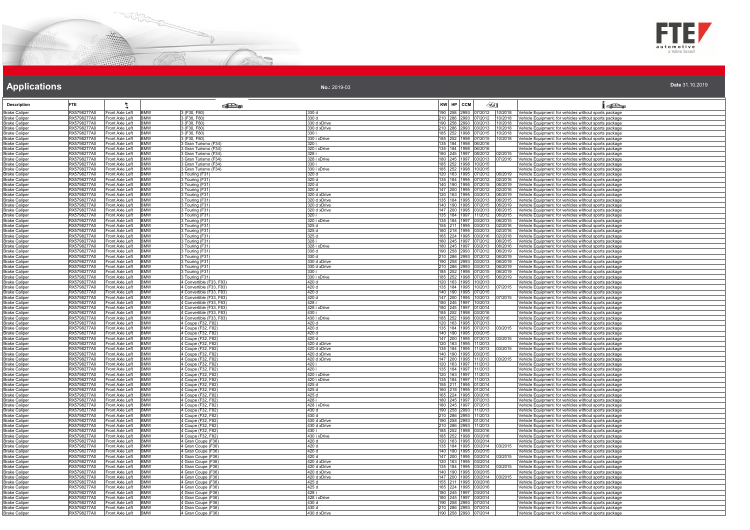# Applications

**No.:** 2019-03

**Date** 31.10.2019

| Description | FTE | | | | | KW | HP | CCM | | | |
|---|---|---|---|---|---|---|---|---|---|---|---|
| Brake Caliper | RX5798277A0 | Front Axle Left | BMW | 3 (F30, F80) | 330 d | 190 | 258 | 2993 | 07/2012 | 10/2018 | Vehicle Equipment: for vehicles without sports package |
| Brake Caliper | RX5798277A0 | Front Axle Left | BMW | 3 (F30, F80) | 330 d | 210 | 286 | 2993 | 07/2012 | 10/2018 | Vehicle Equipment: for vehicles without sports package |
| Brake Caliper | RX5798277A0 | Front Axle Left | BMW | 3 (F30, F80) | 330 d xDrive | 190 | 258 | 2993 | 03/2013 | 10/2018 | Vehicle Equipment: for vehicles without sports package |
| Brake Caliper | RX5798277A0 | Front Axle Left | BMW | 3 (F30, F80) | 330 d xDrive | 210 | 286 | 2993 | 03/2013 | 10/2018 | Vehicle Equipment: for vehicles without sports package |
| Brake Caliper | RX5798277A0 | Front Axle Left | BMW | 3 (F30, F80) | 330 i | 185 | 252 | 1998 | 07/2015 | 10/2018 | Vehicle Equipment: for vehicles without sports package |
| Brake Caliper | RX5798277A0 | Front Axle Left | BMW | 3 (F30, F80) | 330 i xDrive | 185 | 252 | 1998 | 07/2015 | 10/2018 | Vehicle Equipment: for vehicles without sports package |
| Brake Caliper | RX5798277A0 | Front Axle Left | BMW | 3 Gran Turismo (F34) | 320 i | 135 | 184 | 1998 | 06/2016 | | Vehicle Equipment: for vehicles without sports package |
| Brake Caliper | RX5798277A0 | Front Axle Left | BMW | 3 Gran Turismo (F34) | 320 i xDrive | 135 | 184 | 1998 | 06/2016 | | Vehicle Equipment: for vehicles without sports package |
| Brake Caliper | RX5798277A0 | Front Axle Left | BMW | 3 Gran Turismo (F34) | 328 i | 180 | 245 | 1997 | 08/2012 | 02/2015 | Vehicle Equipment: for vehicles without sports package |
| Brake Caliper | RX5798277A0 | Front Axle Left | BMW | 3 Gran Turismo (F34) | 328 i xDrive | 180 | 245 | 1997 | 03/2013 | 07/2016 | Vehicle Equipment: for vehicles without sports package |
| Brake Caliper | RX5798277A0 | Front Axle Left | BMW | 3 Gran Turismo (F34) | 330 i | 185 | 252 | 1998 | 10/2015 | | Vehicle Equipment: for vehicles without sports package |
| Brake Caliper | RX5798277A0 | Front Axle Left | BMW | 3 Gran Turismo (F34) | 330 i xDrive | 185 | 252 | 1998 | 10/2015 | | Vehicle Equipment: for vehicles without sports package |
| Brake Caliper | RX5798277A0 | Front Axle Left | BMW | 3 Touring (F31) | 320 d | 120 | 163 | 1995 | 07/2012 | 06/2019 | Vehicle Equipment: for vehicles without sports package |
| Brake Caliper | RX5798277A0 | Front Axle Left | BMW | 3 Touring (F31) | 320 d | 135 | 184 | 1995 | 07/2012 | 02/2016 | Vehicle Equipment: for vehicles without sports package |
| Brake Caliper | RX5798277A0 | Front Axle Left | BMW | 3 Touring (F31) | 320 d | 140 | 190 | 1995 | 07/2015 | 06/2019 | Vehicle Equipment: for vehicles without sports package |
| Brake Caliper | RX5798277A0 | Front Axle Left | BMW | 3 Touring (F31) | 320 d | 147 | 200 | 1995 | 07/2012 | 02/2016 | Vehicle Equipment: for vehicles without sports package |
| Brake Caliper | RX5798277A0 | Front Axle Left | BMW | 3 Touring (F31) | 320 d xDrive | 120 | 163 | 1995 | 03/2013 | 06/2019 | Vehicle Equipment: for vehicles without sports package |
| Brake Caliper | RX5798277A0 | Front Axle Left | BMW | 3 Touring (F31) | 320 d xDrive | 135 | 184 | 1995 | 03/2013 | 06/2015 | Vehicle Equipment: for vehicles without sports package |
| Brake Caliper | RX5798277A0 | Front Axle Left | BMW | 3 Touring (F31) | 320 d xDrive | 140 | 190 | 1995 | 07/2015 | 06/2019 | Vehicle Equipment: for vehicles without sports package |
| Brake Caliper | RX5798277A0 | Front Axle Left | BMW | 3 Touring (F31) | 320 d xDrive | 147 | 200 | 1995 | 03/2013 | 06/2015 | Vehicle Equipment: for vehicles without sports package |
| Brake Caliper | RX5798277A0 | Front Axle Left | BMW | 3 Touring (F31) | 320 i | 135 | 184 | 1997 | 11/2012 | 06/2015 | Vehicle Equipment: for vehicles without sports package |
| Brake Caliper | RX5798277A0 | Front Axle Left | BMW | 3 Touring (F31) | 320 i xDrive | 135 | 184 | 1997 | 03/2013 | 06/2015 | Vehicle Equipment: for vehicles without sports package |
| Brake Caliper | RX5798277A0 | Front Axle Left | BMW | 3 Touring (F31) | 325 d | 155 | 211 | 1995 | 03/2013 | 02/2016 | Vehicle Equipment: for vehicles without sports package |
| Brake Caliper | RX5798277A0 | Front Axle Left | BMW | 3 Touring (F31) | 325 d | 160 | 218 | 1995 | 03/2013 | 02/2016 | Vehicle Equipment: for vehicles without sports package |
| Brake Caliper | RX5798277A0 | Front Axle Left | BMW | 3 Touring (F31) | 325 d | 165 | 224 | 1995 | 03/2016 | 02/2018 | Vehicle Equipment: for vehicles without sports package |
| Brake Caliper | RX5798277A0 | Front Axle Left | BMW | 3 Touring (F31) | 328 i | 180 | 245 | 1997 | 07/2012 | 06/2015 | Vehicle Equipment: for vehicles without sports package |
| Brake Caliper | RX5798277A0 | Front Axle Left | BMW | 3 Touring (F31) | 328 i xDrive | 180 | 245 | 1997 | 03/2013 | 06/2016 | Vehicle Equipment: for vehicles without sports package |
| Brake Caliper | RX5798277A0 | Front Axle Left | BMW | 3 Touring (F31) | 330 d | 190 | 258 | 2993 | 07/2012 | 06/2019 | Vehicle Equipment: for vehicles without sports package |
| Brake Caliper | RX5798277A0 | Front Axle Left | BMW | 3 Touring (F31) | 330 d | 210 | 286 | 2993 | 07/2012 | 06/2019 | Vehicle Equipment: for vehicles without sports package |
| Brake Caliper | RX5798277A0 | Front Axle Left | BMW | 3 Touring (F31) | 330 d xDrive | 190 | 258 | 2993 | 03/2013 | 06/2019 | Vehicle Equipment: for vehicles without sports package |
| Brake Caliper | RX5798277A0 | Front Axle Left | BMW | 3 Touring (F31) | 330 d xDrive | 210 | 286 | 2993 | 03/2013 | 06/2019 | Vehicle Equipment: for vehicles without sports package |
| Brake Caliper | RX5798277A0 | Front Axle Left | BMW | 3 Touring (F31) | 330 i | 185 | 252 | 1998 | 07/2015 | 06/2019 | Vehicle Equipment: for vehicles without sports package |
| Brake Caliper | RX5798277A0 | Front Axle Left | BMW | 3 Touring (F31) | 330 i xDrive | 185 | 252 | 1998 | 07/2015 | 06/2019 | Vehicle Equipment: for vehicles without sports package |
| Brake Caliper | RX5798277A0 | Front Axle Left | BMW | 4 Convertible (F33, F83) | 420 d | 120 | 163 | 1995 | 10/2013 | | Vehicle Equipment: for vehicles without sports package |
| Brake Caliper | RX5798277A0 | Front Axle Left | BMW | 4 Convertible (F33, F83) | 420 d | 135 | 184 | 1995 | 10/2013 | 07/2015 | Vehicle Equipment: for vehicles without sports package |
| Brake Caliper | RX5798277A0 | Front Axle Left | BMW | 4 Convertible (F33, F83) | 420 d | 140 | 190 | 1995 | 07/2015 | | Vehicle Equipment: for vehicles without sports package |
| Brake Caliper | RX5798277A0 | Front Axle Left | BMW | 4 Convertible (F33, F83) | 420 d | 147 | 200 | 1995 | 10/2013 | 07/2015 | Vehicle Equipment: for vehicles without sports package |
| Brake Caliper | RX5798277A0 | Front Axle Left | BMW | 4 Convertible (F33, F83) | 428 i | 180 | 245 | 1997 | 10/2013 | | Vehicle Equipment: for vehicles without sports package |
| Brake Caliper | RX5798277A0 | Front Axle Left | BMW | 4 Convertible (F33, F83) | 428 i xDrive | 180 | 245 | 1997 | 01/2014 | | Vehicle Equipment: for vehicles without sports package |
| Brake Caliper | RX5798277A0 | Front Axle Left | BMW | 4 Convertible (F33, F83) | 430 i | 185 | 252 | 1998 | 03/2016 | | Vehicle Equipment: for vehicles without sports package |
| Brake Caliper | RX5798277A0 | Front Axle Left | BMW | 4 Convertible (F33, F83) | 430 i xDrive | 185 | 252 | 1998 | 03/2016 | | Vehicle Equipment: for vehicles without sports package |
| Brake Caliper | RX5798277A0 | Front Axle Left | BMW | 4 Coupe (F32, F82) | 420 d | 120 | 163 | 1995 | 07/2013 | | Vehicle Equipment: for vehicles without sports package |
| Brake Caliper | RX5798277A0 | Front Axle Left | BMW | 4 Coupe (F32, F82) | 420 d | 135 | 184 | 1995 | 07/2013 | 03/2015 | Vehicle Equipment: for vehicles without sports package |
| Brake Caliper | RX5798277A0 | Front Axle Left | BMW | 4 Coupe (F32, F82) | 420 d | 140 | 190 | 1995 | 03/2015 | | Vehicle Equipment: for vehicles without sports package |
| Brake Caliper | RX5798277A0 | Front Axle Left | BMW | 4 Coupe (F32, F82) | 420 d | 147 | 200 | 1995 | 07/2013 | 03/2015 | Vehicle Equipment: for vehicles without sports package |
| Brake Caliper | RX5798277A0 | Front Axle Left | BMW | 4 Coupe (F32, F82) | 420 d xDrive | 120 | 163 | 1995 | 11/2013 | | Vehicle Equipment: for vehicles without sports package |
| Brake Caliper | RX5798277A0 | Front Axle Left | BMW | 4 Coupe (F32, F82) | 420 d xDrive | 135 | 184 | 1995 | 11/2013 | 03/2015 | Vehicle Equipment: for vehicles without sports package |
| Brake Caliper | RX5798277A0 | Front Axle Left | BMW | 4 Coupe (F32, F82) | 420 d xDrive | 140 | 190 | 1995 | 03/2015 | | Vehicle Equipment: for vehicles without sports package |
| Brake Caliper | RX5798277A0 | Front Axle Left | BMW | 4 Coupe (F32, F82) | 420 d xDrive | 147 | 200 | 1995 | 11/2013 | 03/2015 | Vehicle Equipment: for vehicles without sports package |
| Brake Caliper | RX5798277A0 | Front Axle Left | BMW | 4 Coupe (F32, F82) | 420 i | 120 | 163 | 1997 | 11/2013 | | Vehicle Equipment: for vehicles without sports package |
| Brake Caliper | RX5798277A0 | Front Axle Left | BMW | 4 Coupe (F32, F82) | 420 i | 135 | 184 | 1997 | 11/2013 | | Vehicle Equipment: for vehicles without sports package |
| Brake Caliper | RX5798277A0 | Front Axle Left | BMW | 4 Coupe (F32, F82) | 420 i xDrive | 120 | 163 | 1997 | 11/2013 | | Vehicle Equipment: for vehicles without sports package |
| Brake Caliper | RX5798277A0 | Front Axle Left | BMW | 4 Coupe (F32, F82) | 420 i xDrive | 135 | 184 | 1997 | 11/2013 | | Vehicle Equipment: for vehicles without sports package |
| Brake Caliper | RX5798277A0 | Front Axle Left | BMW | 4 Coupe (F32, F82) | 425 d | 155 | 211 | 1995 | 01/2014 | | Vehicle Equipment: for vehicles without sports package |
| Brake Caliper | RX5798277A0 | Front Axle Left | BMW | 4 Coupe (F32, F82) | 425 d | 160 | 218 | 1995 | 01/2014 | | Vehicle Equipment: for vehicles without sports package |
| Brake Caliper | RX5798277A0 | Front Axle Left | BMW | 4 Coupe (F32, F82) | 425 d | 165 | 224 | 1995 | 03/2016 | | Vehicle Equipment: for vehicles without sports package |
| Brake Caliper | RX5798277A0 | Front Axle Left | BMW | 4 Coupe (F32, F82) | 428 i | 180 | 245 | 1997 | 07/2013 | | Vehicle Equipment: for vehicles without sports package |
| Brake Caliper | RX5798277A0 | Front Axle Left | BMW | 4 Coupe (F32, F82) | 428 i xDrive | 180 | 245 | 1997 | 07/2013 | | Vehicle Equipment: for vehicles without sports package |
| Brake Caliper | RX5798277A0 | Front Axle Left | BMW | 4 Coupe (F32, F82) | 430 d | 190 | 258 | 2993 | 11/2013 | | Vehicle Equipment: for vehicles without sports package |
| Brake Caliper | RX5798277A0 | Front Axle Left | BMW | 4 Coupe (F32, F82) | 430 d | 210 | 286 | 2993 | 11/2013 | | Vehicle Equipment: for vehicles without sports package |
| Brake Caliper | RX5798277A0 | Front Axle Left | BMW | 4 Coupe (F32, F82) | 430 d xDrive | 190 | 258 | 2993 | 01/2014 | | Vehicle Equipment: for vehicles without sports package |
| Brake Caliper | RX5798277A0 | Front Axle Left | BMW | 4 Coupe (F32, F82) | 430 d xDrive | 210 | 286 | 2993 | 11/2013 | | Vehicle Equipment: for vehicles without sports package |
| Brake Caliper | RX5798277A0 | Front Axle Left | BMW | 4 Coupe (F32, F82) | 430 i | 185 | 252 | 1998 | 03/2016 | | Vehicle Equipment: for vehicles without sports package |
| Brake Caliper | RX5798277A0 | Front Axle Left | BMW | 4 Coupe (F32, F82) | 430 i xDrive | 185 | 252 | 1998 | 03/2016 | | Vehicle Equipment: for vehicles without sports package |
| Brake Caliper | RX5798277A0 | Front Axle Left | BMW | 4 Gran Coupe (F36) | 420 d | 120 | 163 | 1995 | 03/2014 | | Vehicle Equipment: for vehicles without sports package |
| Brake Caliper | RX5798277A0 | Front Axle Left | BMW | 4 Gran Coupe (F36) | 420 d | 135 | 184 | 1995 | 03/2014 | 03/2015 | Vehicle Equipment: for vehicles without sports package |
| Brake Caliper | RX5798277A0 | Front Axle Left | BMW | 4 Gran Coupe (F36) | 420 d | 140 | 190 | 1995 | 03/2015 | | Vehicle Equipment: for vehicles without sports package |
| Brake Caliper | RX5798277A0 | Front Axle Left | BMW | 4 Gran Coupe (F36) | 420 d | 147 | 200 | 1995 | 03/2014 | 03/2015 | Vehicle Equipment: for vehicles without sports package |
| Brake Caliper | RX5798277A0 | Front Axle Left | BMW | 4 Gran Coupe (F36) | 420 d xDrive | 120 | 163 | 1995 | 03/2014 | | Vehicle Equipment: for vehicles without sports package |
| Brake Caliper | RX5798277A0 | Front Axle Left | BMW | 4 Gran Coupe (F36) | 420 d xDrive | 135 | 184 | 1995 | 03/2014 | 03/2015 | Vehicle Equipment: for vehicles without sports package |
| Brake Caliper | RX5798277A0 | Front Axle Left | BMW | 4 Gran Coupe (F36) | 420 d xDrive | 140 | 190 | 1995 | 03/2015 | | Vehicle Equipment: for vehicles without sports package |
| Brake Caliper | RX5798277A0 | Front Axle Left | BMW | 4 Gran Coupe (F36) | 420 d xDrive | 147 | 200 | 1995 | 03/2014 | 03/2015 | Vehicle Equipment: for vehicles without sports package |
| Brake Caliper | RX5798277A0 | Front Axle Left | BMW | 4 Gran Coupe (F36) | 425 d | 155 | 211 | 1995 | 03/2016 | | Vehicle Equipment: for vehicles without sports package |
| Brake Caliper | RX5798277A0 | Front Axle Left | BMW | 4 Gran Coupe (F36) | 425 d | 165 | 224 | 1995 | 03/2016 | | Vehicle Equipment: for vehicles without sports package |
| Brake Caliper | RX5798277A0 | Front Axle Left | BMW | 4 Gran Coupe (F36) | 428 i | 180 | 245 | 1997 | 03/2014 | | Vehicle Equipment: for vehicles without sports package |
| Brake Caliper | RX5798277A0 | Front Axle Left | BMW | 4 Gran Coupe (F36) | 428 i xDrive | 180 | 245 | 1997 | 03/2014 | | Vehicle Equipment: for vehicles without sports package |
| Brake Caliper | RX5798277A0 | Front Axle Left | BMW | 4 Gran Coupe (F36) | 430 d | 190 | 258 | 2993 | 07/2014 | | Vehicle Equipment: for vehicles without sports package |
| Brake Caliper | RX5798277A0 | Front Axle Left | BMW | 4 Gran Coupe (F36) | 430 d | 210 | 286 | 2993 | 07/2014 | | Vehicle Equipment: for vehicles without sports package |
| Brake Caliper | RX5798277A0 | Front Axle Left | BMW | 4 Gran Coupe (F36) | 430 d xDrive | 190 | 258 | 2993 | 07/2014 | | Vehicle Equipment: for vehicles without sports package |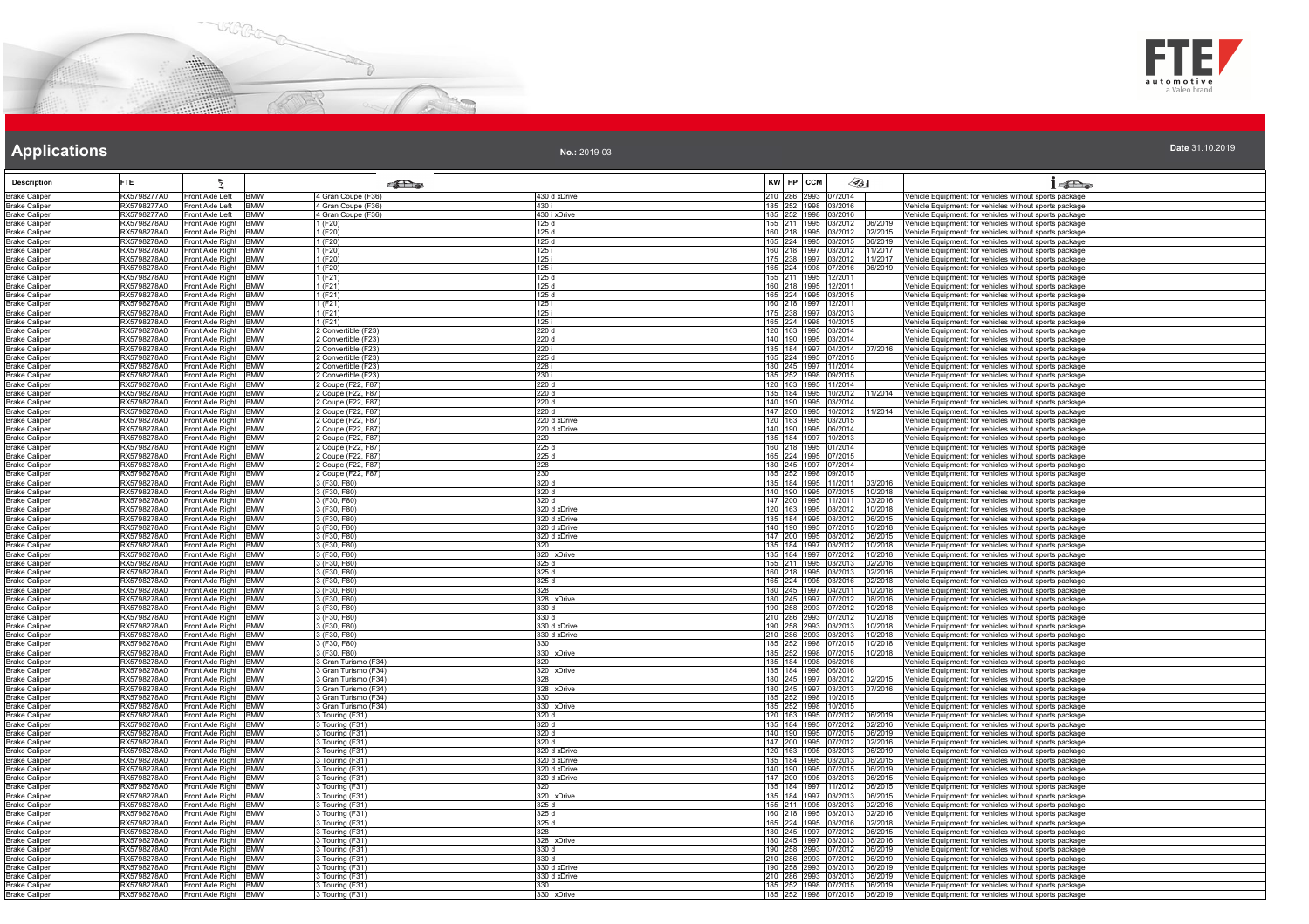# Applications

**No.:** 2019-03

**Date** 31.10.2019

| Description | FTE | | | | | KW | HP | CCM | | | |
|---|---|---|---|---|---|---|---|---|---|---|---|
| Brake Caliper | RX5798277A0 | Front Axle Left | BMW | 4 Gran Coupe (F36) | 430 d xDrive | 210 | 286 | 2993 | 07/2014 | | Vehicle Equipment: for vehicles without sports package |
| Brake Caliper | RX5798277A0 | Front Axle Left | BMW | 4 Gran Coupe (F36) | 430 i | 185 | 252 | 1998 | 03/2016 | | Vehicle Equipment: for vehicles without sports package |
| Brake Caliper | RX5798277A0 | Front Axle Left | BMW | 4 Gran Coupe (F36) | 430 i xDrive | 185 | 252 | 1998 | 03/2016 | | Vehicle Equipment: for vehicles without sports package |
| Brake Caliper | RX5798278A0 | Front Axle Right | BMW | 1 (F20) | 125 d | 155 | 211 | 1995 | 03/2012 | 06/2019 | Vehicle Equipment: for vehicles without sports package |
| Brake Caliper | RX5798278A0 | Front Axle Right | BMW | 1 (F20) | 125 d | 160 | 218 | 1995 | 03/2012 | 02/2015 | Vehicle Equipment: for vehicles without sports package |
| Brake Caliper | RX5798278A0 | Front Axle Right | BMW | 1 (F20) | 125 d | 165 | 224 | 1995 | 03/2015 | 06/2019 | Vehicle Equipment: for vehicles without sports package |
| Brake Caliper | RX5798278A0 | Front Axle Right | BMW | 1 (F20) | 125 i | 160 | 218 | 1997 | 03/2012 | 11/2017 | Vehicle Equipment: for vehicles without sports package |
| Brake Caliper | RX5798278A0 | Front Axle Right | BMW | 1 (F20) | 125 i | 175 | 238 | 1997 | 03/2012 | 11/2017 | Vehicle Equipment: for vehicles without sports package |
| Brake Caliper | RX5798278A0 | Front Axle Right | BMW | 1 (F20) | 125 i | 165 | 224 | 1998 | 07/2016 | 06/2019 | Vehicle Equipment: for vehicles without sports package |
| Brake Caliper | RX5798278A0 | Front Axle Right | BMW | 1 (F21) | 125 d | 155 | 211 | 1995 | 12/2011 | | Vehicle Equipment: for vehicles without sports package |
| Brake Caliper | RX5798278A0 | Front Axle Right | BMW | 1 (F21) | 125 d | 160 | 218 | 1995 | 12/2011 | | Vehicle Equipment: for vehicles without sports package |
| Brake Caliper | RX5798278A0 | Front Axle Right | BMW | 1 (F21) | 125 d | 165 | 224 | 1995 | 03/2015 | | Vehicle Equipment: for vehicles without sports package |
| Brake Caliper | RX5798278A0 | Front Axle Right | BMW | 1 (F21) | 125 i | 160 | 218 | 1997 | 12/2011 | | Vehicle Equipment: for vehicles without sports package |
| Brake Caliper | RX5798278A0 | Front Axle Right | BMW | 1 (F21) | 125 i | 175 | 238 | 1997 | 03/2013 | | Vehicle Equipment: for vehicles without sports package |
| Brake Caliper | RX5798278A0 | Front Axle Right | BMW | 1 (F21) | 125 i | 165 | 224 | 1998 | 10/2015 | | Vehicle Equipment: for vehicles without sports package |
| Brake Caliper | RX5798278A0 | Front Axle Right | BMW | 2 Convertible (F23) | 220 d | 120 | 163 | 1995 | 03/2014 | | Vehicle Equipment: for vehicles without sports package |
| Brake Caliper | RX5798278A0 | Front Axle Right | BMW | 2 Convertible (F23) | 220 d | 140 | 190 | 1995 | 03/2014 | | Vehicle Equipment: for vehicles without sports package |
| Brake Caliper | RX5798278A0 | Front Axle Right | BMW | 2 Convertible (F23) | 220 i | 135 | 184 | 1997 | 04/2014 | 07/2016 | Vehicle Equipment: for vehicles without sports package |
| Brake Caliper | RX5798278A0 | Front Axle Right | BMW | 2 Convertible (F23) | 225 d | 165 | 224 | 1995 | 07/2015 | | Vehicle Equipment: for vehicles without sports package |
| Brake Caliper | RX5798278A0 | Front Axle Right | BMW | 2 Convertible (F23) | 228 i | 180 | 245 | 1997 | 11/2014 | | Vehicle Equipment: for vehicles without sports package |
| Brake Caliper | RX5798278A0 | Front Axle Right | BMW | 2 Convertible (F23) | 230 i | 185 | 252 | 1998 | 09/2015 | | Vehicle Equipment: for vehicles without sports package |
| Brake Caliper | RX5798278A0 | Front Axle Right | BMW | 2 Coupe (F22, F87) | 220 d | 120 | 163 | 1995 | 11/2014 | | Vehicle Equipment: for vehicles without sports package |
| Brake Caliper | RX5798278A0 | Front Axle Right | BMW | 2 Coupe (F22, F87) | 220 d | 135 | 184 | 1995 | 10/2012 | 11/2014 | Vehicle Equipment: for vehicles without sports package |
| Brake Caliper | RX5798278A0 | Front Axle Right | BMW | 2 Coupe (F22, F87) | 220 d | 140 | 190 | 1995 | 03/2014 | | Vehicle Equipment: for vehicles without sports package |
| Brake Caliper | RX5798278A0 | Front Axle Right | BMW | 2 Coupe (F22, F87) | 220 d | 147 | 200 | 1995 | 10/2012 | 11/2014 | Vehicle Equipment: for vehicles without sports package |
| Brake Caliper | RX5798278A0 | Front Axle Right | BMW | 2 Coupe (F22, F87) | 220 d xDrive | 120 | 163 | 1995 | 03/2015 | | Vehicle Equipment: for vehicles without sports package |
| Brake Caliper | RX5798278A0 | Front Axle Right | BMW | 2 Coupe (F22, F87) | 220 d xDrive | 140 | 190 | 1995 | 06/2014 | | Vehicle Equipment: for vehicles without sports package |
| Brake Caliper | RX5798278A0 | Front Axle Right | BMW | 2 Coupe (F22, F87) | 220 i | 135 | 184 | 1997 | 10/2013 | | Vehicle Equipment: for vehicles without sports package |
| Brake Caliper | RX5798278A0 | Front Axle Right | BMW | 2 Coupe (F22, F87) | 225 d | 160 | 218 | 1995 | 01/2014 | | Vehicle Equipment: for vehicles without sports package |
| Brake Caliper | RX5798278A0 | Front Axle Right | BMW | 2 Coupe (F22, F87) | 225 d | 165 | 224 | 1995 | 07/2015 | | Vehicle Equipment: for vehicles without sports package |
| Brake Caliper | RX5798278A0 | Front Axle Right | BMW | 2 Coupe (F22, F87) | 228 i | 180 | 245 | 1997 | 07/2014 | | Vehicle Equipment: for vehicles without sports package |
| Brake Caliper | RX5798278A0 | Front Axle Right | BMW | 2 Coupe (F22, F87) | 230 i | 185 | 252 | 1998 | 09/2015 | | Vehicle Equipment: for vehicles without sports package |
| Brake Caliper | RX5798278A0 | Front Axle Right | BMW | 3 (F30, F80) | 320 d | 135 | 184 | 1995 | 11/2011 | 03/2016 | Vehicle Equipment: for vehicles without sports package |
| Brake Caliper | RX5798278A0 | Front Axle Right | BMW | 3 (F30, F80) | 320 d | 140 | 190 | 1995 | 07/2015 | 10/2018 | Vehicle Equipment: for vehicles without sports package |
| Brake Caliper | RX5798278A0 | Front Axle Right | BMW | 3 (F30, F80) | 320 d | 147 | 200 | 1995 | 11/2011 | 03/2016 | Vehicle Equipment: for vehicles without sports package |
| Brake Caliper | RX5798278A0 | Front Axle Right | BMW | 3 (F30, F80) | 320 d xDrive | 120 | 163 | 1995 | 08/2012 | 10/2018 | Vehicle Equipment: for vehicles without sports package |
| Brake Caliper | RX5798278A0 | Front Axle Right | BMW | 3 (F30, F80) | 320 d xDrive | 135 | 184 | 1995 | 08/2012 | 06/2015 | Vehicle Equipment: for vehicles without sports package |
| Brake Caliper | RX5798278A0 | Front Axle Right | BMW | 3 (F30, F80) | 320 d xDrive | 140 | 190 | 1995 | 07/2015 | 10/2018 | Vehicle Equipment: for vehicles without sports package |
| Brake Caliper | RX5798278A0 | Front Axle Right | BMW | 3 (F30, F80) | 320 d xDrive | 147 | 200 | 1995 | 08/2012 | 06/2015 | Vehicle Equipment: for vehicles without sports package |
| Brake Caliper | RX5798278A0 | Front Axle Right | BMW | 3 (F30, F80) | 320 i | 135 | 184 | 1997 | 03/2012 | 10/2018 | Vehicle Equipment: for vehicles without sports package |
| Brake Caliper | RX5798278A0 | Front Axle Right | BMW | 3 (F30, F80) | 320 i xDrive | 135 | 184 | 1997 | 07/2012 | 10/2018 | Vehicle Equipment: for vehicles without sports package |
| Brake Caliper | RX5798278A0 | Front Axle Right | BMW | 3 (F30, F80) | 325 d | 155 | 211 | 1995 | 03/2013 | 02/2016 | Vehicle Equipment: for vehicles without sports package |
| Brake Caliper | RX5798278A0 | Front Axle Right | BMW | 3 (F30, F80) | 325 d | 160 | 218 | 1995 | 03/2013 | 02/2016 | Vehicle Equipment: for vehicles without sports package |
| Brake Caliper | RX5798278A0 | Front Axle Right | BMW | 3 (F30, F80) | 325 d | 165 | 224 | 1995 | 03/2016 | 02/2018 | Vehicle Equipment: for vehicles without sports package |
| Brake Caliper | RX5798278A0 | Front Axle Right | BMW | 3 (F30, F80) | 328 i | 180 | 245 | 1997 | 04/2011 | 10/2018 | Vehicle Equipment: for vehicles without sports package |
| Brake Caliper | RX5798278A0 | Front Axle Right | BMW | 3 (F30, F80) | 328 i xDrive | 180 | 245 | 1997 | 07/2012 | 08/2016 | Vehicle Equipment: for vehicles without sports package |
| Brake Caliper | RX5798278A0 | Front Axle Right | BMW | 3 (F30, F80) | 330 d | 190 | 258 | 2993 | 07/2012 | 10/2018 | Vehicle Equipment: for vehicles without sports package |
| Brake Caliper | RX5798278A0 | Front Axle Right | BMW | 3 (F30, F80) | 330 d | 210 | 286 | 2993 | 07/2012 | 10/2018 | Vehicle Equipment: for vehicles without sports package |
| Brake Caliper | RX5798278A0 | Front Axle Right | BMW | 3 (F30, F80) | 330 d xDrive | 190 | 258 | 2993 | 03/2013 | 10/2018 | Vehicle Equipment: for vehicles without sports package |
| Brake Caliper | RX5798278A0 | Front Axle Right | BMW | 3 (F30, F80) | 330 d xDrive | 210 | 286 | 2993 | 03/2013 | 10/2018 | Vehicle Equipment: for vehicles without sports package |
| Brake Caliper | RX5798278A0 | Front Axle Right | BMW | 3 (F30, F80) | 330 i | 185 | 252 | 1998 | 07/2015 | 10/2018 | Vehicle Equipment: for vehicles without sports package |
| Brake Caliper | RX5798278A0 | Front Axle Right | BMW | 3 (F30, F80) | 330 i xDrive | 185 | 252 | 1998 | 07/2015 | 10/2018 | Vehicle Equipment: for vehicles without sports package |
| Brake Caliper | RX5798278A0 | Front Axle Right | BMW | 3 Gran Turismo (F34) | 320 i | 135 | 184 | 1998 | 06/2016 | | Vehicle Equipment: for vehicles without sports package |
| Brake Caliper | RX5798278A0 | Front Axle Right | BMW | 3 Gran Turismo (F34) | 320 i xDrive | 135 | 184 | 1998 | 06/2016 | | Vehicle Equipment: for vehicles without sports package |
| Brake Caliper | RX5798278A0 | Front Axle Right | BMW | 3 Gran Turismo (F34) | 328 i | 180 | 245 | 1997 | 08/2012 | 02/2015 | Vehicle Equipment: for vehicles without sports package |
| Brake Caliper | RX5798278A0 | Front Axle Right | BMW | 3 Gran Turismo (F34) | 328 i xDrive | 180 | 245 | 1997 | 03/2013 | 07/2016 | Vehicle Equipment: for vehicles without sports package |
| Brake Caliper | RX5798278A0 | Front Axle Right | BMW | 3 Gran Turismo (F34) | 330 i | 185 | 252 | 1998 | 10/2015 | | Vehicle Equipment: for vehicles without sports package |
| Brake Caliper | RX5798278A0 | Front Axle Right | BMW | 3 Gran Turismo (F34) | 330 i xDrive | 185 | 252 | 1998 | 10/2015 | | Vehicle Equipment: for vehicles without sports package |
| Brake Caliper | RX5798278A0 | Front Axle Right | BMW | 3 Touring (F31) | 320 d | 120 | 163 | 1995 | 07/2012 | 06/2019 | Vehicle Equipment: for vehicles without sports package |
| Brake Caliper | RX5798278A0 | Front Axle Right | BMW | 3 Touring (F31) | 320 d | 135 | 184 | 1995 | 07/2012 | 02/2016 | Vehicle Equipment: for vehicles without sports package |
| Brake Caliper | RX5798278A0 | Front Axle Right | BMW | 3 Touring (F31) | 320 d | 140 | 190 | 1995 | 07/2015 | 06/2019 | Vehicle Equipment: for vehicles without sports package |
| Brake Caliper | RX5798278A0 | Front Axle Right | BMW | 3 Touring (F31) | 320 d | 147 | 200 | 1995 | 07/2012 | 02/2016 | Vehicle Equipment: for vehicles without sports package |
| Brake Caliper | RX5798278A0 | Front Axle Right | BMW | 3 Touring (F31) | 320 d xDrive | 120 | 163 | 1995 | 03/2013 | 06/2019 | Vehicle Equipment: for vehicles without sports package |
| Brake Caliper | RX5798278A0 | Front Axle Right | BMW | 3 Touring (F31) | 320 d xDrive | 135 | 184 | 1995 | 03/2013 | 06/2015 | Vehicle Equipment: for vehicles without sports package |
| Brake Caliper | RX5798278A0 | Front Axle Right | BMW | 3 Touring (F31) | 320 d xDrive | 140 | 190 | 1995 | 07/2015 | 06/2019 | Vehicle Equipment: for vehicles without sports package |
| Brake Caliper | RX5798278A0 | Front Axle Right | BMW | 3 Touring (F31) | 320 d xDrive | 147 | 200 | 1995 | 03/2013 | 06/2015 | Vehicle Equipment: for vehicles without sports package |
| Brake Caliper | RX5798278A0 | Front Axle Right | BMW | 3 Touring (F31) | 320 i | 135 | 184 | 1997 | 11/2012 | 06/2015 | Vehicle Equipment: for vehicles without sports package |
| Brake Caliper | RX5798278A0 | Front Axle Right | BMW | 3 Touring (F31) | 320 i xDrive | 135 | 184 | 1997 | 03/2013 | 06/2015 | Vehicle Equipment: for vehicles without sports package |
| Brake Caliper | RX5798278A0 | Front Axle Right | BMW | 3 Touring (F31) | 325 d | 155 | 211 | 1995 | 03/2013 | 02/2016 | Vehicle Equipment: for vehicles without sports package |
| Brake Caliper | RX5798278A0 | Front Axle Right | BMW | 3 Touring (F31) | 325 d | 160 | 218 | 1995 | 03/2013 | 02/2016 | Vehicle Equipment: for vehicles without sports package |
| Brake Caliper | RX5798278A0 | Front Axle Right | BMW | 3 Touring (F31) | 325 d | 165 | 224 | 1995 | 03/2016 | 02/2018 | Vehicle Equipment: for vehicles without sports package |
| Brake Caliper | RX5798278A0 | Front Axle Right | BMW | 3 Touring (F31) | 328 i | 180 | 245 | 1997 | 07/2012 | 06/2015 | Vehicle Equipment: for vehicles without sports package |
| Brake Caliper | RX5798278A0 | Front Axle Right | BMW | 3 Touring (F31) | 328 i xDrive | 180 | 245 | 1997 | 03/2013 | 06/2016 | Vehicle Equipment: for vehicles without sports package |
| Brake Caliper | RX5798278A0 | Front Axle Right | BMW | 3 Touring (F31) | 330 d | 190 | 258 | 2993 | 07/2012 | 06/2019 | Vehicle Equipment: for vehicles without sports package |
| Brake Caliper | RX5798278A0 | Front Axle Right | BMW | 3 Touring (F31) | 330 d | 210 | 286 | 2993 | 07/2012 | 06/2019 | Vehicle Equipment: for vehicles without sports package |
| Brake Caliper | RX5798278A0 | Front Axle Right | BMW | 3 Touring (F31) | 330 d xDrive | 190 | 258 | 2993 | 03/2013 | 06/2019 | Vehicle Equipment: for vehicles without sports package |
| Brake Caliper | RX5798278A0 | Front Axle Right | BMW | 3 Touring (F31) | 330 d xDrive | 210 | 286 | 2993 | 03/2013 | 06/2019 | Vehicle Equipment: for vehicles without sports package |
| Brake Caliper | RX5798278A0 | Front Axle Right | BMW | 3 Touring (F31) | 330 i | 185 | 252 | 1998 | 07/2015 | 06/2019 | Vehicle Equipment: for vehicles without sports package |
| Brake Caliper | RX5798278A0 | Front Axle Right | BMW | 3 Touring (F31) | 330 i xDrive | 185 | 252 | 1998 | 07/2015 | 06/2019 | Vehicle Equipment: for vehicles without sports package |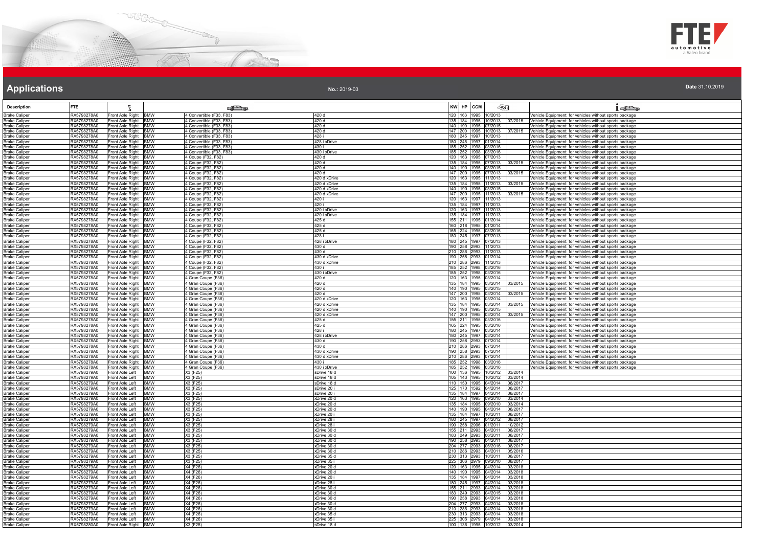# Applications

**No.:** 2019-03

**Date** 31.10.2019

| Description | FTE | | | | | KW | HP | CCM | | | |
|---|---|---|---|---|---|---|---|---|---|---|---|
| Brake Caliper | RX5798278A0 | Front Axle Right | BMW | 4 Convertible (F33, F83) | 420 d | 120 | 163 | 1995 | 10/2013 | | Vehicle Equipment: for vehicles without sports package |
| Brake Caliper | RX5798278A0 | Front Axle Right | BMW | 4 Convertible (F33, F83) | 420 d | 135 | 184 | 1995 | 10/2013 | 07/2015 | Vehicle Equipment: for vehicles without sports package |
| Brake Caliper | RX5798278A0 | Front Axle Right | BMW | 4 Convertible (F33, F83) | 420 d | 140 | 190 | 1995 | 07/2015 | | Vehicle Equipment: for vehicles without sports package |
| Brake Caliper | RX5798278A0 | Front Axle Right | BMW | 4 Convertible (F33, F83) | 420 d | 147 | 200 | 1995 | 10/2013 | 07/2015 | Vehicle Equipment: for vehicles without sports package |
| Brake Caliper | RX5798278A0 | Front Axle Right | BMW | 4 Convertible (F33, F83) | 428 i | 180 | 245 | 1997 | 10/2013 | | Vehicle Equipment: for vehicles without sports package |
| Brake Caliper | RX5798278A0 | Front Axle Right | BMW | 4 Convertible (F33, F83) | 428 i xDrive | 180 | 245 | 1997 | 01/2014 | | Vehicle Equipment: for vehicles without sports package |
| Brake Caliper | RX5798278A0 | Front Axle Right | BMW | 4 Convertible (F33, F83) | 430 i | 185 | 252 | 1998 | 03/2016 | | Vehicle Equipment: for vehicles without sports package |
| Brake Caliper | RX5798278A0 | Front Axle Right | BMW | 4 Convertible (F33, F83) | 430 i xDrive | 185 | 252 | 1998 | 03/2016 | | Vehicle Equipment: for vehicles without sports package |
| Brake Caliper | RX5798278A0 | Front Axle Right | BMW | 4 Coupe (F32, F82) | 420 d | 120 | 163 | 1995 | 07/2013 | | Vehicle Equipment: for vehicles without sports package |
| Brake Caliper | RX5798278A0 | Front Axle Right | BMW | 4 Coupe (F32, F82) | 420 d | 135 | 184 | 1995 | 07/2013 | 03/2015 | Vehicle Equipment: for vehicles without sports package |
| Brake Caliper | RX5798278A0 | Front Axle Right | BMW | 4 Coupe (F32, F82) | 420 d | 140 | 190 | 1995 | 03/2015 | | Vehicle Equipment: for vehicles without sports package |
| Brake Caliper | RX5798278A0 | Front Axle Right | BMW | 4 Coupe (F32, F82) | 420 d | 147 | 200 | 1995 | 07/2013 | 03/2015 | Vehicle Equipment: for vehicles without sports package |
| Brake Caliper | RX5798278A0 | Front Axle Right | BMW | 4 Coupe (F32, F82) | 420 d xDrive | 120 | 163 | 1995 | 11/2013 | | Vehicle Equipment: for vehicles without sports package |
| Brake Caliper | RX5798278A0 | Front Axle Right | BMW | 4 Coupe (F32, F82) | 420 d xDrive | 135 | 184 | 1995 | 11/2013 | 03/2015 | Vehicle Equipment: for vehicles without sports package |
| Brake Caliper | RX5798278A0 | Front Axle Right | BMW | 4 Coupe (F32, F82) | 420 d xDrive | 140 | 190 | 1995 | 03/2015 | | Vehicle Equipment: for vehicles without sports package |
| Brake Caliper | RX5798278A0 | Front Axle Right | BMW | 4 Coupe (F32, F82) | 420 d xDrive | 147 | 200 | 1995 | 11/2013 | 03/2015 | Vehicle Equipment: for vehicles without sports package |
| Brake Caliper | RX5798278A0 | Front Axle Right | BMW | 4 Coupe (F32, F82) | 420 i | 120 | 163 | 1997 | 11/2013 | | Vehicle Equipment: for vehicles without sports package |
| Brake Caliper | RX5798278A0 | Front Axle Right | BMW | 4 Coupe (F32, F82) | 420 i | 135 | 184 | 1997 | 11/2013 | | Vehicle Equipment: for vehicles without sports package |
| Brake Caliper | RX5798278A0 | Front Axle Right | BMW | 4 Coupe (F32, F82) | 420 i xDrive | 120 | 163 | 1997 | 11/2013 | | Vehicle Equipment: for vehicles without sports package |
| Brake Caliper | RX5798278A0 | Front Axle Right | BMW | 4 Coupe (F32, F82) | 420 i xDrive | 135 | 184 | 1997 | 11/2013 | | Vehicle Equipment: for vehicles without sports package |
| Brake Caliper | RX5798278A0 | Front Axle Right | BMW | 4 Coupe (F32, F82) | 425 d | 155 | 211 | 1995 | 01/2014 | | Vehicle Equipment: for vehicles without sports package |
| Brake Caliper | RX5798278A0 | Front Axle Right | BMW | 4 Coupe (F32, F82) | 425 d | 160 | 218 | 1995 | 01/2014 | | Vehicle Equipment: for vehicles without sports package |
| Brake Caliper | RX5798278A0 | Front Axle Right | BMW | 4 Coupe (F32, F82) | 425 d | 165 | 224 | 1995 | 03/2016 | | Vehicle Equipment: for vehicles without sports package |
| Brake Caliper | RX5798278A0 | Front Axle Right | BMW | 4 Coupe (F32, F82) | 428 i | 180 | 245 | 1997 | 07/2013 | | Vehicle Equipment: for vehicles without sports package |
| Brake Caliper | RX5798278A0 | Front Axle Right | BMW | 4 Coupe (F32, F82) | 428 i xDrive | 180 | 245 | 1997 | 07/2013 | | Vehicle Equipment: for vehicles without sports package |
| Brake Caliper | RX5798278A0 | Front Axle Right | BMW | 4 Coupe (F32, F82) | 430 d | 190 | 258 | 2993 | 11/2013 | | Vehicle Equipment: for vehicles without sports package |
| Brake Caliper | RX5798278A0 | Front Axle Right | BMW | 4 Coupe (F32, F82) | 430 d | 210 | 286 | 2993 | 11/2013 | | Vehicle Equipment: for vehicles without sports package |
| Brake Caliper | RX5798278A0 | Front Axle Right | BMW | 4 Coupe (F32, F82) | 430 d xDrive | 190 | 258 | 2993 | 01/2014 | | Vehicle Equipment: for vehicles without sports package |
| Brake Caliper | RX5798278A0 | Front Axle Right | BMW | 4 Coupe (F32, F82) | 430 d xDrive | 210 | 286 | 2993 | 11/2013 | | Vehicle Equipment: for vehicles without sports package |
| Brake Caliper | RX5798278A0 | Front Axle Right | BMW | 4 Coupe (F32, F82) | 430 i | 185 | 252 | 1998 | 03/2016 | | Vehicle Equipment: for vehicles without sports package |
| Brake Caliper | RX5798278A0 | Front Axle Right | BMW | 4 Coupe (F32, F82) | 430 i xDrive | 185 | 252 | 1998 | 03/2016 | | Vehicle Equipment: for vehicles without sports package |
| Brake Caliper | RX5798278A0 | Front Axle Right | BMW | 4 Gran Coupe (F36) | 420 d | 120 | 163 | 1995 | 03/2014 | | Vehicle Equipment: for vehicles without sports package |
| Brake Caliper | RX5798278A0 | Front Axle Right | BMW | 4 Gran Coupe (F36) | 420 d | 135 | 184 | 1995 | 03/2014 | 03/2015 | Vehicle Equipment: for vehicles without sports package |
| Brake Caliper | RX5798278A0 | Front Axle Right | BMW | 4 Gran Coupe (F36) | 420 d | 140 | 190 | 1995 | 03/2015 | | Vehicle Equipment: for vehicles without sports package |
| Brake Caliper | RX5798278A0 | Front Axle Right | BMW | 4 Gran Coupe (F36) | 420 d | 147 | 200 | 1995 | 03/2014 | 03/2015 | Vehicle Equipment: for vehicles without sports package |
| Brake Caliper | RX5798278A0 | Front Axle Right | BMW | 4 Gran Coupe (F36) | 420 d xDrive | 120 | 163 | 1995 | 03/2014 | | Vehicle Equipment: for vehicles without sports package |
| Brake Caliper | RX5798278A0 | Front Axle Right | BMW | 4 Gran Coupe (F36) | 420 d xDrive | 135 | 184 | 1995 | 03/2014 | 03/2015 | Vehicle Equipment: for vehicles without sports package |
| Brake Caliper | RX5798278A0 | Front Axle Right | BMW | 4 Gran Coupe (F36) | 420 d xDrive | 140 | 190 | 1995 | 03/2015 | | Vehicle Equipment: for vehicles without sports package |
| Brake Caliper | RX5798278A0 | Front Axle Right | BMW | 4 Gran Coupe (F36) | 420 d xDrive | 147 | 200 | 1995 | 03/2014 | 03/2015 | Vehicle Equipment: for vehicles without sports package |
| Brake Caliper | RX5798278A0 | Front Axle Right | BMW | 4 Gran Coupe (F36) | 425 d | 155 | 211 | 1995 | 03/2016 | | Vehicle Equipment: for vehicles without sports package |
| Brake Caliper | RX5798278A0 | Front Axle Right | BMW | 4 Gran Coupe (F36) | 425 d | 165 | 224 | 1995 | 03/2016 | | Vehicle Equipment: for vehicles without sports package |
| Brake Caliper | RX5798278A0 | Front Axle Right | BMW | 4 Gran Coupe (F36) | 428 i | 180 | 245 | 1997 | 03/2014 | | Vehicle Equipment: for vehicles without sports package |
| Brake Caliper | RX5798278A0 | Front Axle Right | BMW | 4 Gran Coupe (F36) | 428 i xDrive | 180 | 245 | 1997 | 03/2014 | | Vehicle Equipment: for vehicles without sports package |
| Brake Caliper | RX5798278A0 | Front Axle Right | BMW | 4 Gran Coupe (F36) | 430 d | 190 | 258 | 2993 | 07/2014 | | Vehicle Equipment: for vehicles without sports package |
| Brake Caliper | RX5798278A0 | Front Axle Right | BMW | 4 Gran Coupe (F36) | 430 d | 210 | 286 | 2993 | 07/2014 | | Vehicle Equipment: for vehicles without sports package |
| Brake Caliper | RX5798278A0 | Front Axle Right | BMW | 4 Gran Coupe (F36) | 430 d xDrive | 190 | 258 | 2993 | 07/2014 | | Vehicle Equipment: for vehicles without sports package |
| Brake Caliper | RX5798278A0 | Front Axle Right | BMW | 4 Gran Coupe (F36) | 430 d xDrive | 210 | 286 | 2993 | 07/2014 | | Vehicle Equipment: for vehicles without sports package |
| Brake Caliper | RX5798278A0 | Front Axle Right | BMW | 4 Gran Coupe (F36) | 430 i | 185 | 252 | 1998 | 03/2016 | | Vehicle Equipment: for vehicles without sports package |
| Brake Caliper | RX5798278A0 | Front Axle Right | BMW | 4 Gran Coupe (F36) | 430 i xDrive | 185 | 252 | 1998 | 03/2016 | | Vehicle Equipment: for vehicles without sports package |
| Brake Caliper | RX5798279A0 | Front Axle Left | BMW | X3 (F25) | sDrive 18 d | 100 | 136 | 1995 | 10/2012 | 03/2014 | |
| Brake Caliper | RX5798279A0 | Front Axle Left | BMW | X3 (F25) | sDrive 18 d | 105 | 143 | 1995 | 10/2012 | 03/2014 | |
| Brake Caliper | RX5798279A0 | Front Axle Left | BMW | X3 (F25) | sDrive 18 d | 110 | 150 | 1995 | 04/2014 | 08/2017 | |
| Brake Caliper | RX5798279A0 | Front Axle Left | BMW | X3 (F25) | sDrive 20 i | 125 | 170 | 1592 | 04/2014 | 08/2017 | |
| Brake Caliper | RX5798279A0 | Front Axle Left | BMW | X3 (F25) | sDrive 20 i | 135 | 184 | 1997 | 04/2014 | 08/2017 | |
| Brake Caliper | RX5798279A0 | Front Axle Left | BMW | X3 (F25) | xDrive 20 d | 120 | 163 | 1995 | 09/2010 | 03/2014 | |
| Brake Caliper | RX5798279A0 | Front Axle Left | BMW | X3 (F25) | xDrive 20 d | 135 | 184 | 1995 | 09/2010 | 03/2014 | |
| Brake Caliper | RX5798279A0 | Front Axle Left | BMW | X3 (F25) | xDrive 20 d | 140 | 190 | 1995 | 04/2014 | 08/2017 | |
| Brake Caliper | RX5798279A0 | Front Axle Left | BMW | X3 (F25) | xDrive 20 i | 135 | 184 | 1997 | 10/2011 | 08/2017 | |
| Brake Caliper | RX5798279A0 | Front Axle Left | BMW | X3 (F25) | xDrive 28 i | 180 | 245 | 1997 | 04/2012 | 08/2017 | |
| Brake Caliper | RX5798279A0 | Front Axle Left | BMW | X3 (F25) | xDrive 28 i | 190 | 258 | 2996 | 01/2011 | 10/2012 | |
| Brake Caliper | RX5798279A0 | Front Axle Left | BMW | X3 (F25) | xDrive 30 d | 155 | 211 | 2993 | 04/2011 | 08/2017 | |
| Brake Caliper | RX5798279A0 | Front Axle Left | BMW | X3 (F25) | xDrive 30 d | 183 | 249 | 2993 | 06/2011 | 08/2017 | |
| Brake Caliper | RX5798279A0 | Front Axle Left | BMW | X3 (F25) | xDrive 30 d | 190 | 258 | 2993 | 04/2011 | 08/2017 | |
| Brake Caliper | RX5798279A0 | Front Axle Left | BMW | X3 (F25) | xDrive 30 d | 204 | 277 | 2993 | 06/2016 | 08/2017 | |
| Brake Caliper | RX5798279A0 | Front Axle Left | BMW | X3 (F25) | xDrive 30 d | 210 | 286 | 2993 | 04/2011 | 05/2016 | |
| Brake Caliper | RX5798279A0 | Front Axle Left | BMW | X3 (F25) | xDrive 35 d | 230 | 313 | 2993 | 10/2011 | 08/2017 | |
| Brake Caliper | RX5798279A0 | Front Axle Left | BMW | X3 (F25) | xDrive 35 i | 225 | 306 | 2979 | 09/2010 | 08/2017 | |
| Brake Caliper | RX5798279A0 | Front Axle Left | BMW | X4 (F26) | xDrive 20 d | 120 | 163 | 1995 | 04/2014 | 03/2018 | |
| Brake Caliper | RX5798279A0 | Front Axle Left | BMW | X4 (F26) | xDrive 20 d | 140 | 190 | 1995 | 04/2014 | 03/2018 | |
| Brake Caliper | RX5798279A0 | Front Axle Left | BMW | X4 (F26) | xDrive 20 i | 135 | 184 | 1997 | 04/2014 | 03/2018 | |
| Brake Caliper | RX5798279A0 | Front Axle Left | BMW | X4 (F26) | xDrive 28 i | 180 | 245 | 1997 | 04/2014 | 03/2018 | |
| Brake Caliper | RX5798279A0 | Front Axle Left | BMW | X4 (F26) | xDrive 30 d | 155 | 211 | 2993 | 04/2014 | 03/2018 | |
| Brake Caliper | RX5798279A0 | Front Axle Left | BMW | X4 (F26) | xDrive 30 d | 183 | 249 | 2993 | 04/2015 | 03/2018 | |
| Brake Caliper | RX5798279A0 | Front Axle Left | BMW | X4 (F26) | xDrive 30 d | 190 | 258 | 2993 | 04/2014 | 03/2018 | |
| Brake Caliper | RX5798279A0 | Front Axle Left | BMW | X4 (F26) | xDrive 30 d | 204 | 277 | 2993 | 04/2014 | 03/2018 | |
| Brake Caliper | RX5798279A0 | Front Axle Left | BMW | X4 (F26) | xDrive 30 d | 210 | 286 | 2993 | 04/2014 | 03/2018 | |
| Brake Caliper | RX5798279A0 | Front Axle Left | BMW | X4 (F26) | xDrive 35 d | 230 | 313 | 2993 | 04/2014 | 03/2018 | |
| Brake Caliper | RX5798279A0 | Front Axle Left | BMW | X4 (F26) | xDrive 35 i | 225 | 306 | 2979 | 04/2014 | 03/2018 | |
| Brake Caliper | RX5798280A0 | Front Axle Right | BMW | X3 (F25) | sDrive 18 d | 100 | 136 | 1995 | 10/2012 | 03/2014 | |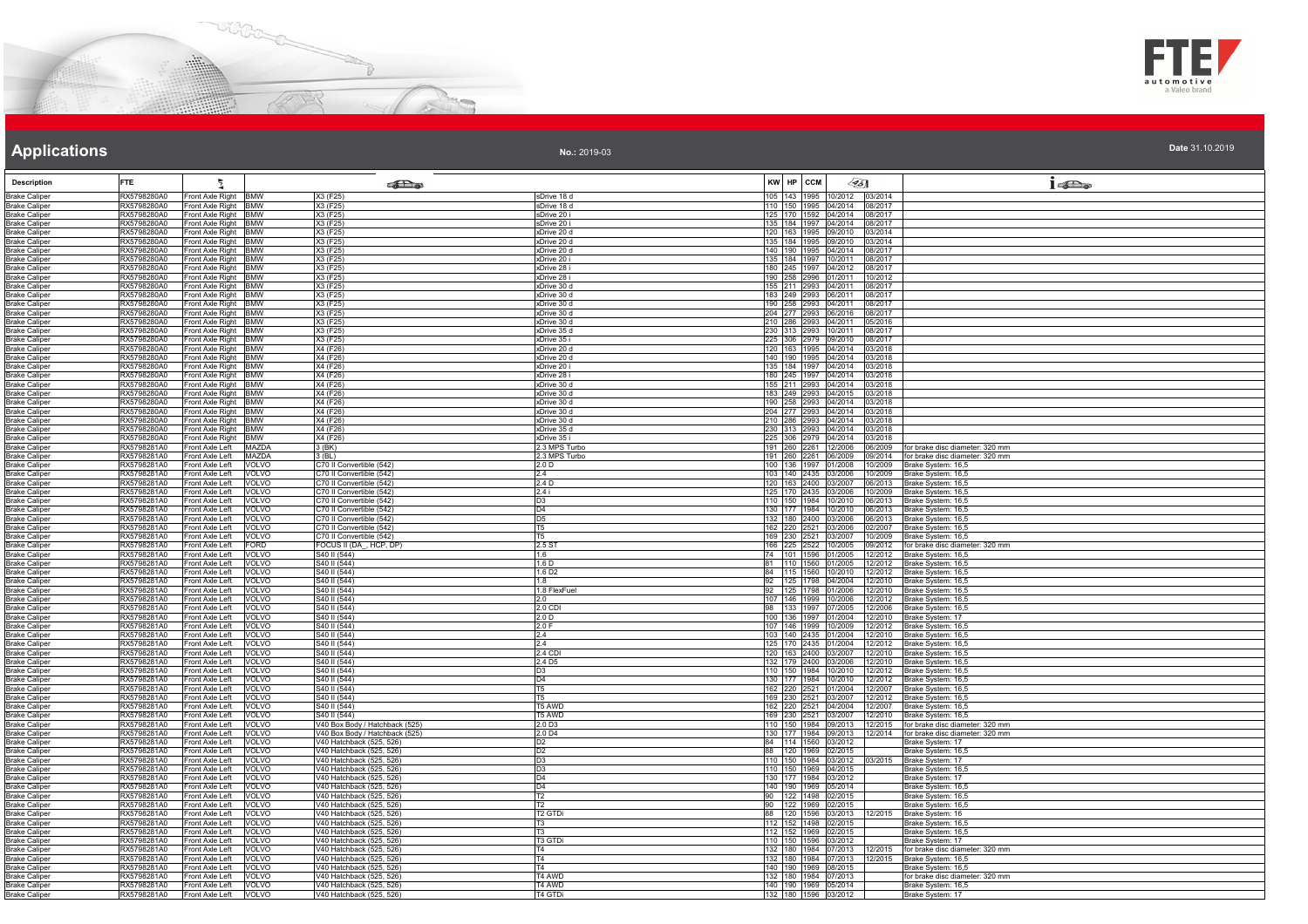# Applications

**No.:** 2019-03

**Date** 31.10.2019

| Description | FTE | | | | | KW | HP | CCM | | | |
|---|---|---|---|---|---|---|---|---|---|---|---|
| Brake Caliper | RX5798280A0 | Front Axle Right | BMW | X3 (F25) | sDrive 18 d | 105 | 143 | 1995 | 10/2012 | 03/2014 | |
| Brake Caliper | RX5798280A0 | Front Axle Right | BMW | X3 (F25) | sDrive 18 d | 110 | 150 | 1995 | 04/2014 | 08/2017 | |
| Brake Caliper | RX5798280A0 | Front Axle Right | BMW | X3 (F25) | sDrive 20 i | 125 | 170 | 1592 | 04/2014 | 08/2017 | |
| Brake Caliper | RX5798280A0 | Front Axle Right | BMW | X3 (F25) | sDrive 20 i | 135 | 184 | 1997 | 04/2014 | 08/2017 | |
| Brake Caliper | RX5798280A0 | Front Axle Right | BMW | X3 (F25) | xDrive 20 d | 120 | 163 | 1995 | 09/2010 | 03/2014 | |
| Brake Caliper | RX5798280A0 | Front Axle Right | BMW | X3 (F25) | xDrive 20 d | 135 | 184 | 1995 | 09/2010 | 03/2014 | |
| Brake Caliper | RX5798280A0 | Front Axle Right | BMW | X3 (F25) | xDrive 20 d | 140 | 190 | 1995 | 04/2014 | 08/2017 | |
| Brake Caliper | RX5798280A0 | Front Axle Right | BMW | X3 (F25) | xDrive 20 i | 135 | 184 | 1997 | 10/2011 | 08/2017 | |
| Brake Caliper | RX5798280A0 | Front Axle Right | BMW | X3 (F25) | xDrive 28 i | 180 | 245 | 1997 | 04/2012 | 08/2017 | |
| Brake Caliper | RX5798280A0 | Front Axle Right | BMW | X3 (F25) | xDrive 28 i | 190 | 258 | 2996 | 01/2011 | 10/2012 | |
| Brake Caliper | RX5798280A0 | Front Axle Right | BMW | X3 (F25) | xDrive 30 d | 155 | 211 | 2993 | 04/2011 | 08/2017 | |
| Brake Caliper | RX5798280A0 | Front Axle Right | BMW | X3 (F25) | xDrive 30 d | 183 | 249 | 2993 | 06/2011 | 08/2017 | |
| Brake Caliper | RX5798280A0 | Front Axle Right | BMW | X3 (F25) | xDrive 30 d | 190 | 258 | 2993 | 04/2011 | 08/2017 | |
| Brake Caliper | RX5798280A0 | Front Axle Right | BMW | X3 (F25) | xDrive 30 d | 204 | 277 | 2993 | 06/2016 | 08/2017 | |
| Brake Caliper | RX5798280A0 | Front Axle Right | BMW | X3 (F25) | xDrive 30 d | 210 | 286 | 2993 | 04/2011 | 05/2016 | |
| Brake Caliper | RX5798280A0 | Front Axle Right | BMW | X3 (F25) | xDrive 35 d | 230 | 313 | 2993 | 10/2011 | 08/2017 | |
| Brake Caliper | RX5798280A0 | Front Axle Right | BMW | X3 (F25) | xDrive 35 i | 225 | 306 | 2979 | 09/2010 | 08/2017 | |
| Brake Caliper | RX5798280A0 | Front Axle Right | BMW | X4 (F26) | xDrive 20 d | 120 | 163 | 1995 | 04/2014 | 03/2018 | |
| Brake Caliper | RX5798280A0 | Front Axle Right | BMW | X4 (F26) | xDrive 20 d | 140 | 190 | 1995 | 04/2014 | 03/2018 | |
| Brake Caliper | RX5798280A0 | Front Axle Right | BMW | X4 (F26) | xDrive 20 i | 135 | 184 | 1997 | 04/2014 | 03/2018 | |
| Brake Caliper | RX5798280A0 | Front Axle Right | BMW | X4 (F26) | xDrive 28 i | 180 | 245 | 1997 | 04/2014 | 03/2018 | |
| Brake Caliper | RX5798280A0 | Front Axle Right | BMW | X4 (F26) | xDrive 30 d | 155 | 211 | 2993 | 04/2014 | 03/2018 | |
| Brake Caliper | RX5798280A0 | Front Axle Right | BMW | X4 (F26) | xDrive 30 d | 183 | 249 | 2993 | 04/2015 | 03/2018 | |
| Brake Caliper | RX5798280A0 | Front Axle Right | BMW | X4 (F26) | xDrive 30 d | 190 | 258 | 2993 | 04/2014 | 03/2018 | |
| Brake Caliper | RX5798280A0 | Front Axle Right | BMW | X4 (F26) | xDrive 30 d | 204 | 277 | 2993 | 04/2014 | 03/2018 | |
| Brake Caliper | RX5798280A0 | Front Axle Right | BMW | X4 (F26) | xDrive 30 d | 210 | 286 | 2993 | 04/2014 | 03/2018 | |
| Brake Caliper | RX5798280A0 | Front Axle Right | BMW | X4 (F26) | xDrive 35 d | 230 | 313 | 2993 | 04/2014 | 03/2018 | |
| Brake Caliper | RX5798280A0 | Front Axle Right | BMW | X4 (F26) | xDrive 35 i | 225 | 306 | 2979 | 04/2014 | 03/2018 | |
| Brake Caliper | RX5798281A0 | Front Axle Left | MAZDA | 3 (BK) | 2.3 MPS Turbo | 191 | 260 | 2261 | 12/2006 | 06/2009 | for brake disc diameter: 320 mm |
| Brake Caliper | RX5798281A0 | Front Axle Left | MAZDA | 3 (BL) | 2.3 MPS Turbo | 191 | 260 | 2261 | 06/2009 | 09/2014 | for brake disc diameter: 320 mm |
| Brake Caliper | RX5798281A0 | Front Axle Left | VOLVO | C70 II Convertible (542) | 2.0 D | 100 | 136 | 1997 | 01/2008 | 10/2009 | Brake System: 16,5 |
| Brake Caliper | RX5798281A0 | Front Axle Left | VOLVO | C70 II Convertible (542) | 2.4 | 103 | 140 | 2435 | 03/2006 | 10/2009 | Brake System: 16,5 |
| Brake Caliper | RX5798281A0 | Front Axle Left | VOLVO | C70 II Convertible (542) | 2.4 D | 120 | 163 | 2400 | 03/2007 | 06/2013 | Brake System: 16,5 |
| Brake Caliper | RX5798281A0 | Front Axle Left | VOLVO | C70 II Convertible (542) | 2.4 i | 125 | 170 | 2435 | 03/2006 | 10/2009 | Brake System: 16,5 |
| Brake Caliper | RX5798281A0 | Front Axle Left | VOLVO | C70 II Convertible (542) | D3 | 110 | 150 | 1984 | 10/2010 | 06/2013 | Brake System: 16,5 |
| Brake Caliper | RX5798281A0 | Front Axle Left | VOLVO | C70 II Convertible (542) | D4 | 130 | 177 | 1984 | 10/2010 | 06/2013 | Brake System: 16,5 |
| Brake Caliper | RX5798281A0 | Front Axle Left | VOLVO | C70 II Convertible (542) | D5 | 132 | 180 | 2400 | 03/2006 | 06/2013 | Brake System: 16,5 |
| Brake Caliper | RX5798281A0 | Front Axle Left | VOLVO | C70 II Convertible (542) | T5 | 162 | 220 | 2521 | 03/2006 | 02/2007 | Brake System: 16,5 |
| Brake Caliper | RX5798281A0 | Front Axle Left | VOLVO | C70 II Convertible (542) | T5 | 169 | 230 | 2521 | 03/2007 | 10/2009 | Brake System: 16,5 |
| Brake Caliper | RX5798281A0 | Front Axle Left | FORD | FOCUS II (DA_, HCP, DP) | 2.5 ST | 166 | 225 | 2522 | 10/2005 | 09/2012 | for brake disc diameter: 320 mm |
| Brake Caliper | RX5798281A0 | Front Axle Left | VOLVO | S40 II (544) | 1.6 | 74 | 101 | 1596 | 01/2005 | 12/2012 | Brake System: 16,5 |
| Brake Caliper | RX5798281A0 | Front Axle Left | VOLVO | S40 II (544) | 1.6 D | 81 | 110 | 1560 | 01/2005 | 12/2012 | Brake System: 16,5 |
| Brake Caliper | RX5798281A0 | Front Axle Left | VOLVO | S40 II (544) | 1.6 D2 | 84 | 115 | 1560 | 10/2010 | 12/2012 | Brake System: 16,5 |
| Brake Caliper | RX5798281A0 | Front Axle Left | VOLVO | S40 II (544) | 1.8 | 92 | 125 | 1798 | 04/2004 | 12/2010 | Brake System: 16,5 |
| Brake Caliper | RX5798281A0 | Front Axle Left | VOLVO | S40 II (544) | 1.8 FlexFuel | 92 | 125 | 1798 | 01/2006 | 12/2010 | Brake System: 16,5 |
| Brake Caliper | RX5798281A0 | Front Axle Left | VOLVO | S40 II (544) | 2.0 | 107 | 146 | 1999 | 10/2006 | 12/2012 | Brake System: 16,5 |
| Brake Caliper | RX5798281A0 | Front Axle Left | VOLVO | S40 II (544) | 2.0 CDI | 98 | 133 | 1997 | 07/2005 | 12/2006 | Brake System: 16,5 |
| Brake Caliper | RX5798281A0 | Front Axle Left | VOLVO | S40 II (544) | 2.0 D | 100 | 136 | 1997 | 01/2004 | 12/2010 | Brake System: 17 |
| Brake Caliper | RX5798281A0 | Front Axle Left | VOLVO | S40 II (544) | 2.0 F | 107 | 146 | 1999 | 10/2009 | 12/2012 | Brake System: 16,5 |
| Brake Caliper | RX5798281A0 | Front Axle Left | VOLVO | S40 II (544) | 2.4 | 103 | 140 | 2435 | 01/2004 | 12/2010 | Brake System: 16,5 |
| Brake Caliper | RX5798281A0 | Front Axle Left | VOLVO | S40 II (544) | 2.4 | 125 | 170 | 2435 | 01/2004 | 12/2012 | Brake System: 16,5 |
| Brake Caliper | RX5798281A0 | Front Axle Left | VOLVO | S40 II (544) | 2.4 CDI | 120 | 163 | 2400 | 03/2007 | 12/2010 | Brake System: 16,5 |
| Brake Caliper | RX5798281A0 | Front Axle Left | VOLVO | S40 II (544) | 2.4 D5 | 132 | 179 | 2400 | 03/2006 | 12/2010 | Brake System: 16,5 |
| Brake Caliper | RX5798281A0 | Front Axle Left | VOLVO | S40 II (544) | D3 | 110 | 150 | 1984 | 10/2010 | 12/2012 | Brake System: 16,5 |
| Brake Caliper | RX5798281A0 | Front Axle Left | VOLVO | S40 II (544) | D4 | 130 | 177 | 1984 | 10/2010 | 12/2012 | Brake System: 16,5 |
| Brake Caliper | RX5798281A0 | Front Axle Left | VOLVO | S40 II (544) | T5 | 162 | 220 | 2521 | 01/2004 | 12/2007 | Brake System: 16,5 |
| Brake Caliper | RX5798281A0 | Front Axle Left | VOLVO | S40 II (544) | T5 | 169 | 230 | 2521 | 03/2007 | 12/2012 | Brake System: 16,5 |
| Brake Caliper | RX5798281A0 | Front Axle Left | VOLVO | S40 II (544) | T5 AWD | 162 | 220 | 2521 | 04/2004 | 12/2007 | Brake System: 16,5 |
| Brake Caliper | RX5798281A0 | Front Axle Left | VOLVO | S40 II (544) | T5 AWD | 169 | 230 | 2521 | 03/2007 | 12/2010 | Brake System: 16,5 |
| Brake Caliper | RX5798281A0 | Front Axle Left | VOLVO | V40 Box Body / Hatchback (525) | 2.0 D3 | 110 | 150 | 1984 | 09/2013 | 12/2015 | for brake disc diameter: 320 mm |
| Brake Caliper | RX5798281A0 | Front Axle Left | VOLVO | V40 Box Body / Hatchback (525) | 2.0 D4 | 130 | 177 | 1984 | 09/2013 | 12/2014 | for brake disc diameter: 320 mm |
| Brake Caliper | RX5798281A0 | Front Axle Left | VOLVO | V40 Hatchback (525, 526) | D2 | 84 | 114 | 1560 | 03/2012 | | Brake System: 17 |
| Brake Caliper | RX5798281A0 | Front Axle Left | VOLVO | V40 Hatchback (525, 526) | D2 | 88 | 120 | 1969 | 02/2015 | | Brake System: 16,5 |
| Brake Caliper | RX5798281A0 | Front Axle Left | VOLVO | V40 Hatchback (525, 526) | D3 | 110 | 150 | 1984 | 03/2012 | 03/2015 | Brake System: 17 |
| Brake Caliper | RX5798281A0 | Front Axle Left | VOLVO | V40 Hatchback (525, 526) | D3 | 110 | 150 | 1969 | 04/2015 | | Brake System: 16,5 |
| Brake Caliper | RX5798281A0 | Front Axle Left | VOLVO | V40 Hatchback (525, 526) | D4 | 130 | 177 | 1984 | 03/2012 | | Brake System: 17 |
| Brake Caliper | RX5798281A0 | Front Axle Left | VOLVO | V40 Hatchback (525, 526) | D4 | 140 | 190 | 1969 | 05/2014 | | Brake System: 16,5 |
| Brake Caliper | RX5798281A0 | Front Axle Left | VOLVO | V40 Hatchback (525, 526) | T2 | 90 | 122 | 1498 | 02/2015 | | Brake System: 16,5 |
| Brake Caliper | RX5798281A0 | Front Axle Left | VOLVO | V40 Hatchback (525, 526) | T2 | 90 | 122 | 1969 | 02/2015 | | Brake System: 16,5 |
| Brake Caliper | RX5798281A0 | Front Axle Left | VOLVO | V40 Hatchback (525, 526) | T2 GTDi | 88 | 120 | 1596 | 03/2013 | 12/2015 | Brake System: 16 |
| Brake Caliper | RX5798281A0 | Front Axle Left | VOLVO | V40 Hatchback (525, 526) | T3 | 112 | 152 | 1498 | 02/2015 | | Brake System: 16,5 |
| Brake Caliper | RX5798281A0 | Front Axle Left | VOLVO | V40 Hatchback (525, 526) | T3 | 112 | 152 | 1969 | 02/2015 | | Brake System: 16,5 |
| Brake Caliper | RX5798281A0 | Front Axle Left | VOLVO | V40 Hatchback (525, 526) | T3 GTDi | 110 | 150 | 1596 | 03/2012 | | Brake System: 17 |
| Brake Caliper | RX5798281A0 | Front Axle Left | VOLVO | V40 Hatchback (525, 526) | T4 | 132 | 180 | 1984 | 07/2013 | 12/2015 | for brake disc diameter: 320 mm |
| Brake Caliper | RX5798281A0 | Front Axle Left | VOLVO | V40 Hatchback (525, 526) | T4 | 132 | 180 | 1984 | 07/2013 | 12/2015 | Brake System: 16,5 |
| Brake Caliper | RX5798281A0 | Front Axle Left | VOLVO | V40 Hatchback (525, 526) | T4 | 140 | 190 | 1969 | 08/2015 | | Brake System: 16,5 |
| Brake Caliper | RX5798281A0 | Front Axle Left | VOLVO | V40 Hatchback (525, 526) | T4 AWD | 132 | 180 | 1984 | 07/2013 | | for brake disc diameter: 320 mm |
| Brake Caliper | RX5798281A0 | Front Axle Left | VOLVO | V40 Hatchback (525, 526) | T4 AWD | 140 | 190 | 1969 | 05/2014 | | Brake System: 16,5 |
| Brake Caliper | RX5798281A0 | Front Axle Left | VOLVO | V40 Hatchback (525, 526) | T4 GTDi | 132 | 180 | 1596 | 03/2012 | | Brake System: 17 |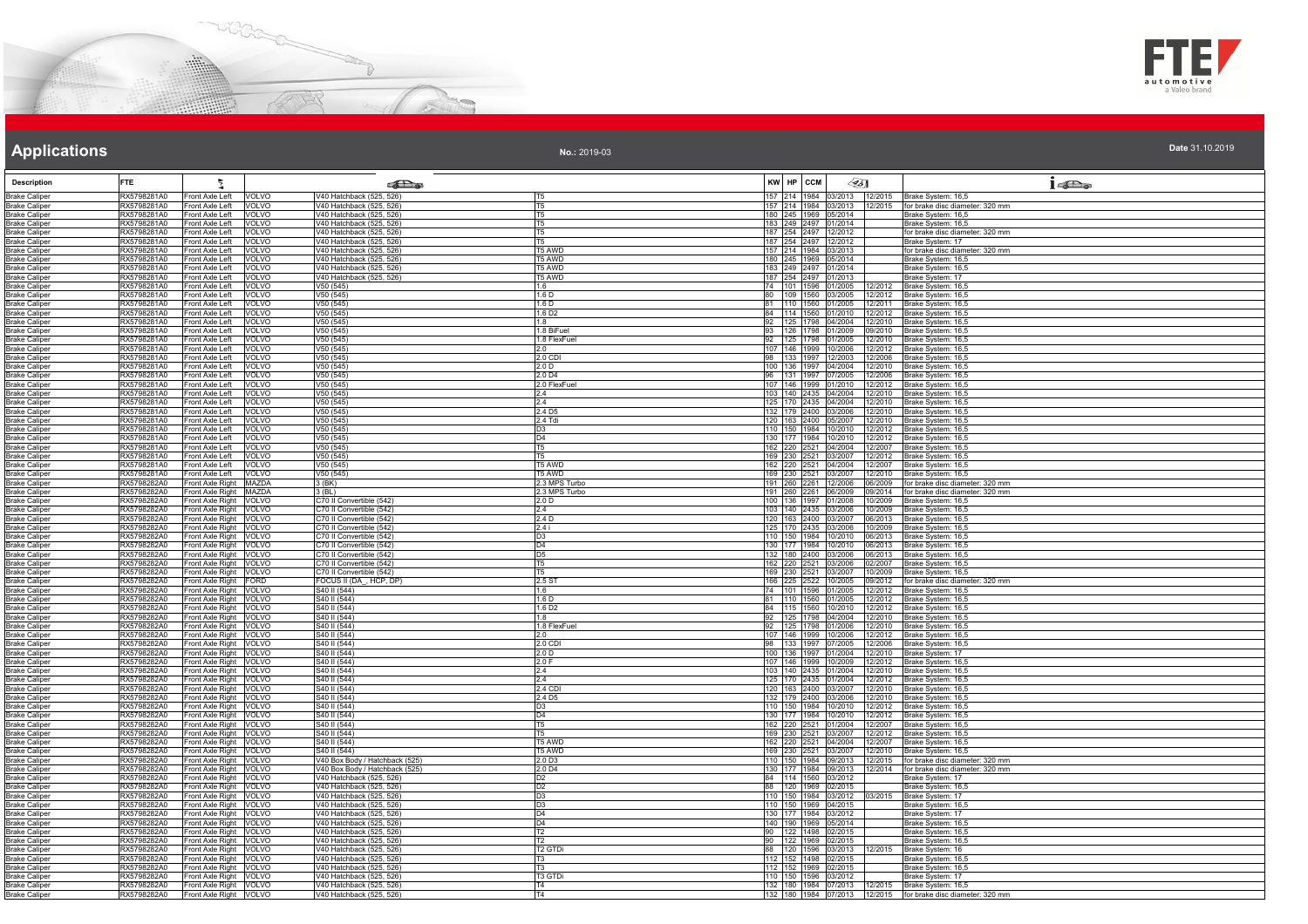# Applications

**No.:** 2019-03

**Date** 31.10.2019

| Description | FTE | | | | | KW | HP | CCM | | | |
|---|---|---|---|---|---|---|---|---|---|---|---|
| Brake Caliper | RX5798281A0 | Front Axle Left | VOLVO | V40 Hatchback (525, 526) | T5 | 157 | 214 | 1984 | 03/2013 | 12/2015 | Brake System: 16,5 |
| Brake Caliper | RX5798281A0 | Front Axle Left | VOLVO | V40 Hatchback (525, 526) | T5 | 157 | 214 | 1984 | 03/2013 | 12/2015 | for brake disc diameter: 320 mm |
| Brake Caliper | RX5798281A0 | Front Axle Left | VOLVO | V40 Hatchback (525, 526) | T5 | 180 | 245 | 1969 | 05/2014 | | Brake System: 16,5 |
| Brake Caliper | RX5798281A0 | Front Axle Left | VOLVO | V40 Hatchback (525, 526) | T5 | 183 | 249 | 2497 | 01/2014 | | Brake System: 16,5 |
| Brake Caliper | RX5798281A0 | Front Axle Left | VOLVO | V40 Hatchback (525, 526) | T5 | 187 | 254 | 2497 | 12/2012 | | for brake disc diameter: 320 mm |
| Brake Caliper | RX5798281A0 | Front Axle Left | VOLVO | V40 Hatchback (525, 526) | T5 | 187 | 254 | 2497 | 12/2012 | | Brake System: 17 |
| Brake Caliper | RX5798281A0 | Front Axle Left | VOLVO | V40 Hatchback (525, 526) | T5 AWD | 157 | 214 | 1984 | 03/2013 | | for brake disc diameter: 320 mm |
| Brake Caliper | RX5798281A0 | Front Axle Left | VOLVO | V40 Hatchback (525, 526) | T5 AWD | 180 | 245 | 1969 | 05/2014 | | Brake System: 16,5 |
| Brake Caliper | RX5798281A0 | Front Axle Left | VOLVO | V40 Hatchback (525, 526) | T5 AWD | 183 | 249 | 2497 | 01/2014 | | Brake System: 16,5 |
| Brake Caliper | RX5798281A0 | Front Axle Left | VOLVO | V40 Hatchback (525, 526) | T5 AWD | 187 | 254 | 2497 | 01/2013 | | Brake System: 17 |
| Brake Caliper | RX5798281A0 | Front Axle Left | VOLVO | V50 (545) | 1.6 | 74 | 101 | 1596 | 01/2005 | 12/2012 | Brake System: 16,5 |
| Brake Caliper | RX5798281A0 | Front Axle Left | VOLVO | V50 (545) | 1.6 D | 80 | 109 | 1560 | 03/2005 | 12/2012 | Brake System: 16,5 |
| Brake Caliper | RX5798281A0 | Front Axle Left | VOLVO | V50 (545) | 1.6 D | 81 | 110 | 1560 | 01/2005 | 12/2011 | Brake System: 16,5 |
| Brake Caliper | RX5798281A0 | Front Axle Left | VOLVO | V50 (545) | 1.6 D2 | 84 | 114 | 1560 | 01/2010 | 12/2012 | Brake System: 16,5 |
| Brake Caliper | RX5798281A0 | Front Axle Left | VOLVO | V50 (545) | 1.8 | 92 | 125 | 1798 | 04/2004 | 12/2010 | Brake System: 16,5 |
| Brake Caliper | RX5798281A0 | Front Axle Left | VOLVO | V50 (545) | 1.8 BiFuel | 93 | 126 | 1798 | 01/2009 | 09/2010 | Brake System: 16,5 |
| Brake Caliper | RX5798281A0 | Front Axle Left | VOLVO | V50 (545) | 1.8 FlexFuel | 92 | 125 | 1798 | 01/2005 | 12/2010 | Brake System: 16,5 |
| Brake Caliper | RX5798281A0 | Front Axle Left | VOLVO | V50 (545) | 2.0 | 107 | 146 | 1999 | 10/2006 | 12/2012 | Brake System: 16,5 |
| Brake Caliper | RX5798281A0 | Front Axle Left | VOLVO | V50 (545) | 2.0 CDI | 98 | 133 | 1997 | 12/2003 | 12/2006 | Brake System: 16,5 |
| Brake Caliper | RX5798281A0 | Front Axle Left | VOLVO | V50 (545) | 2.0 D | 100 | 136 | 1997 | 04/2004 | 12/2010 | Brake System: 16,5 |
| Brake Caliper | RX5798281A0 | Front Axle Left | VOLVO | V50 (545) | 2.0 D4 | 96 | 131 | 1997 | 07/2005 | 12/2006 | Brake System: 16,5 |
| Brake Caliper | RX5798281A0 | Front Axle Left | VOLVO | V50 (545) | 2.0 FlexFuel | 107 | 146 | 1999 | 01/2010 | 12/2012 | Brake System: 16,5 |
| Brake Caliper | RX5798281A0 | Front Axle Left | VOLVO | V50 (545) | 2.4 | 103 | 140 | 2435 | 01/2004 | 12/2010 | Brake System: 16,5 |
| Brake Caliper | RX5798281A0 | Front Axle Left | VOLVO | V50 (545) | 2.4 | 125 | 170 | 2435 | 04/2004 | 12/2010 | Brake System: 16,5 |
| Brake Caliper | RX5798281A0 | Front Axle Left | VOLVO | V50 (545) | 2.4 D5 | 132 | 179 | 2400 | 03/2006 | 12/2010 | Brake System: 16,5 |
| Brake Caliper | RX5798281A0 | Front Axle Left | VOLVO | V50 (545) | 2.4 Tdi | 120 | 163 | 2400 | 05/2007 | 12/2010 | Brake System: 16,5 |
| Brake Caliper | RX5798281A0 | Front Axle Left | VOLVO | V50 (545) | D3 | 110 | 150 | 1984 | 10/2010 | 12/2012 | Brake System: 16,5 |
| Brake Caliper | RX5798281A0 | Front Axle Left | VOLVO | V50 (545) | D4 | 130 | 177 | 1984 | 10/2010 | 12/2012 | Brake System: 16,5 |
| Brake Caliper | RX5798281A0 | Front Axle Left | VOLVO | V50 (545) | T5 | 162 | 220 | 2521 | 04/2004 | 12/2007 | Brake System: 16,5 |
| Brake Caliper | RX5798281A0 | Front Axle Left | VOLVO | V50 (545) | T5 | 169 | 230 | 2521 | 03/2007 | 12/2012 | Brake System: 16,5 |
| Brake Caliper | RX5798281A0 | Front Axle Left | VOLVO | V50 (545) | T5 AWD | 162 | 220 | 2521 | 04/2004 | 12/2007 | Brake System: 16,5 |
| Brake Caliper | RX5798281A0 | Front Axle Left | VOLVO | V50 (545) | T5 AWD | 169 | 230 | 2521 | 03/2007 | 12/2010 | Brake System: 16,5 |
| Brake Caliper | RX5798282A0 | Front Axle Right | MAZDA | 3 (BK) | 2.3 MPS Turbo | 191 | 260 | 2261 | 12/2006 | 06/2009 | for brake disc diameter: 320 mm |
| Brake Caliper | RX5798282A0 | Front Axle Right | MAZDA | 3 (BL) | 2.3 MPS Turbo | 191 | 260 | 2261 | 06/2009 | 09/2014 | for brake disc diameter: 320 mm |
| Brake Caliper | RX5798282A0 | Front Axle Right | VOLVO | C70 II Convertible (542) | 2.0 D | 100 | 136 | 1997 | 01/2008 | 10/2009 | Brake System: 16,5 |
| Brake Caliper | RX5798282A0 | Front Axle Right | VOLVO | C70 II Convertible (542) | 2.4 | 103 | 140 | 2435 | 03/2006 | 10/2009 | Brake System: 16,5 |
| Brake Caliper | RX5798282A0 | Front Axle Right | VOLVO | C70 II Convertible (542) | 2.4 D | 120 | 163 | 2400 | 03/2007 | 06/2013 | Brake System: 16,5 |
| Brake Caliper | RX5798282A0 | Front Axle Right | VOLVO | C70 II Convertible (542) | 2.4 i | 125 | 170 | 2435 | 03/2006 | 10/2009 | Brake System: 16,5 |
| Brake Caliper | RX5798282A0 | Front Axle Right | VOLVO | C70 II Convertible (542) | D3 | 110 | 150 | 1984 | 10/2010 | 06/2013 | Brake System: 16,5 |
| Brake Caliper | RX5798282A0 | Front Axle Right | VOLVO | C70 II Convertible (542) | D4 | 130 | 177 | 1984 | 10/2010 | 06/2013 | Brake System: 16,5 |
| Brake Caliper | RX5798282A0 | Front Axle Right | VOLVO | C70 II Convertible (542) | D5 | 132 | 180 | 2400 | 03/2006 | 06/2013 | Brake System: 16,5 |
| Brake Caliper | RX5798282A0 | Front Axle Right | VOLVO | C70 II Convertible (542) | T5 | 162 | 220 | 2521 | 03/2006 | 02/2007 | Brake System: 16,5 |
| Brake Caliper | RX5798282A0 | Front Axle Right | VOLVO | C70 II Convertible (542) | T5 | 169 | 230 | 2521 | 03/2007 | 10/2009 | Brake System: 16,5 |
| Brake Caliper | RX5798282A0 | Front Axle Right | FORD | FOCUS II (DA_, HCP, DP) | 2.5 ST | 166 | 225 | 2522 | 10/2005 | 09/2012 | for brake disc diameter: 320 mm |
| Brake Caliper | RX5798282A0 | Front Axle Right | VOLVO | S40 II (544) | 1.6 | 74 | 101 | 1596 | 01/2005 | 12/2012 | Brake System: 16,5 |
| Brake Caliper | RX5798282A0 | Front Axle Right | VOLVO | S40 II (544) | 1.6 D | 81 | 110 | 1560 | 01/2005 | 12/2012 | Brake System: 16,5 |
| Brake Caliper | RX5798282A0 | Front Axle Right | VOLVO | S40 II (544) | 1.6 D2 | 84 | 115 | 1560 | 10/2010 | 12/2012 | Brake System: 16,5 |
| Brake Caliper | RX5798282A0 | Front Axle Right | VOLVO | S40 II (544) | 1.8 | 92 | 125 | 1798 | 04/2004 | 12/2010 | Brake System: 16,5 |
| Brake Caliper | RX5798282A0 | Front Axle Right | VOLVO | S40 II (544) | 1.8 FlexFuel | 92 | 125 | 1798 | 01/2006 | 12/2010 | Brake System: 16,5 |
| Brake Caliper | RX5798282A0 | Front Axle Right | VOLVO | S40 II (544) | 2.0 | 107 | 146 | 1999 | 10/2006 | 12/2012 | Brake System: 16,5 |
| Brake Caliper | RX5798282A0 | Front Axle Right | VOLVO | S40 II (544) | 2.0 CDI | 98 | 133 | 1997 | 07/2005 | 12/2006 | Brake System: 16,5 |
| Brake Caliper | RX5798282A0 | Front Axle Right | VOLVO | S40 II (544) | 2.0 D | 100 | 136 | 1997 | 01/2004 | 12/2010 | Brake System: 17 |
| Brake Caliper | RX5798282A0 | Front Axle Right | VOLVO | S40 II (544) | 2.0 F | 107 | 146 | 1999 | 10/2009 | 12/2012 | Brake System: 16,5 |
| Brake Caliper | RX5798282A0 | Front Axle Right | VOLVO | S40 II (544) | 2.4 | 103 | 140 | 2435 | 01/2004 | 12/2010 | Brake System: 16,5 |
| Brake Caliper | RX5798282A0 | Front Axle Right | VOLVO | S40 II (544) | 2.4 | 125 | 170 | 2435 | 01/2004 | 12/2012 | Brake System: 16,5 |
| Brake Caliper | RX5798282A0 | Front Axle Right | VOLVO | S40 II (544) | 2.4 CDI | 120 | 163 | 2400 | 03/2007 | 12/2010 | Brake System: 16,5 |
| Brake Caliper | RX5798282A0 | Front Axle Right | VOLVO | S40 II (544) | 2.4 D5 | 132 | 179 | 2400 | 03/2006 | 12/2010 | Brake System: 16,5 |
| Brake Caliper | RX5798282A0 | Front Axle Right | VOLVO | S40 II (544) | D3 | 110 | 150 | 1984 | 10/2010 | 12/2012 | Brake System: 16,5 |
| Brake Caliper | RX5798282A0 | Front Axle Right | VOLVO | S40 II (544) | D4 | 130 | 177 | 1984 | 10/2010 | 12/2012 | Brake System: 16,5 |
| Brake Caliper | RX5798282A0 | Front Axle Right | VOLVO | S40 II (544) | T5 | 162 | 220 | 2521 | 01/2004 | 12/2007 | Brake System: 16,5 |
| Brake Caliper | RX5798282A0 | Front Axle Right | VOLVO | S40 II (544) | T5 | 169 | 230 | 2521 | 03/2007 | 12/2012 | Brake System: 16,5 |
| Brake Caliper | RX5798282A0 | Front Axle Right | VOLVO | S40 II (544) | T5 AWD | 162 | 220 | 2521 | 04/2004 | 12/2007 | Brake System: 16,5 |
| Brake Caliper | RX5798282A0 | Front Axle Right | VOLVO | S40 II (544) | T5 AWD | 169 | 230 | 2521 | 03/2007 | 12/2010 | Brake System: 16,5 |
| Brake Caliper | RX5798282A0 | Front Axle Right | VOLVO | V40 Box Body / Hatchback (525) | 2.0 D3 | 110 | 150 | 1984 | 09/2013 | 12/2015 | for brake disc diameter: 320 mm |
| Brake Caliper | RX5798282A0 | Front Axle Right | VOLVO | V40 Box Body / Hatchback (525) | 2.0 D4 | 130 | 177 | 1984 | 09/2013 | 12/2014 | for brake disc diameter: 320 mm |
| Brake Caliper | RX5798282A0 | Front Axle Right | VOLVO | V40 Hatchback (525, 526) | D2 | 84 | 114 | 1560 | 03/2012 | | Brake System: 17 |
| Brake Caliper | RX5798282A0 | Front Axle Right | VOLVO | V40 Hatchback (525, 526) | D2 | 88 | 120 | 1969 | 02/2015 | | Brake System: 16,5 |
| Brake Caliper | RX5798282A0 | Front Axle Right | VOLVO | V40 Hatchback (525, 526) | D3 | 110 | 150 | 1984 | 03/2012 | 03/2015 | Brake System: 17 |
| Brake Caliper | RX5798282A0 | Front Axle Right | VOLVO | V40 Hatchback (525, 526) | D3 | 110 | 150 | 1969 | 04/2015 | | Brake System: 16,5 |
| Brake Caliper | RX5798282A0 | Front Axle Right | VOLVO | V40 Hatchback (525, 526) | D4 | 130 | 177 | 1984 | 03/2012 | | Brake System: 17 |
| Brake Caliper | RX5798282A0 | Front Axle Right | VOLVO | V40 Hatchback (525, 526) | D4 | 140 | 190 | 1969 | 05/2014 | | Brake System: 16,5 |
| Brake Caliper | RX5798282A0 | Front Axle Right | VOLVO | V40 Hatchback (525, 526) | T2 | 90 | 122 | 1498 | 02/2015 | | Brake System: 16,5 |
| Brake Caliper | RX5798282A0 | Front Axle Right | VOLVO | V40 Hatchback (525, 526) | T2 | 90 | 122 | 1969 | 02/2015 | | Brake System: 16,5 |
| Brake Caliper | RX5798282A0 | Front Axle Right | VOLVO | V40 Hatchback (525, 526) | T2 GTDi | 88 | 120 | 1596 | 03/2013 | 12/2015 | Brake System: 16 |
| Brake Caliper | RX5798282A0 | Front Axle Right | VOLVO | V40 Hatchback (525, 526) | T3 | 112 | 152 | 1498 | 02/2015 | | Brake System: 16,5 |
| Brake Caliper | RX5798282A0 | Front Axle Right | VOLVO | V40 Hatchback (525, 526) | T3 | 112 | 152 | 1969 | 02/2015 | | Brake System: 16,5 |
| Brake Caliper | RX5798282A0 | Front Axle Right | VOLVO | V40 Hatchback (525, 526) | T3 GTDi | 110 | 150 | 1596 | 03/2012 | | Brake System: 17 |
| Brake Caliper | RX5798282A0 | Front Axle Right | VOLVO | V40 Hatchback (525, 526) | T4 | 132 | 180 | 1984 | 07/2013 | 12/2015 | Brake System: 16,5 |
| Brake Caliper | RX5798282A0 | Front Axle Right | VOLVO | V40 Hatchback (525, 526) | T4 | 132 | 180 | 1984 | 07/2013 | 12/2015 | for brake disc diameter: 320 mm |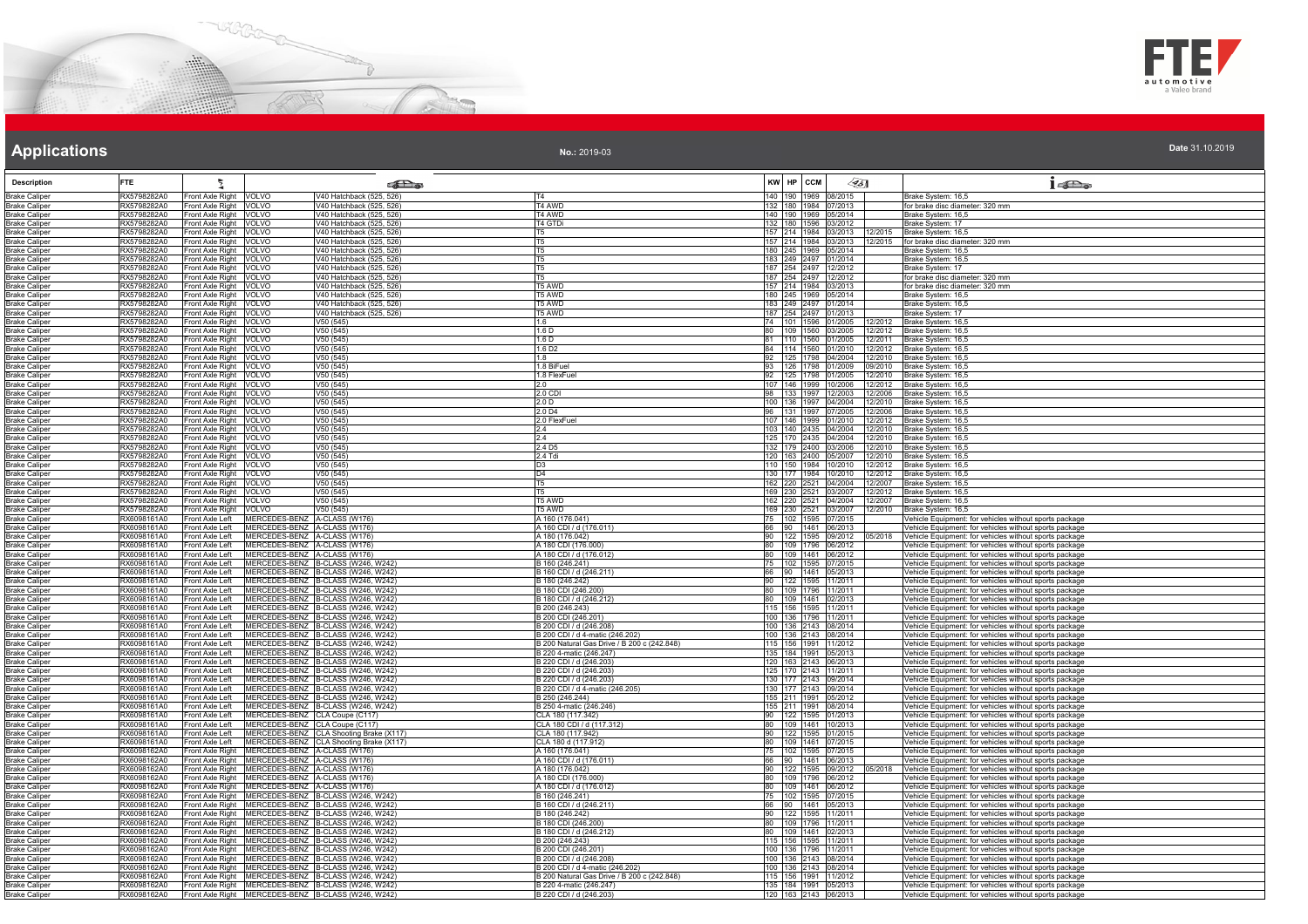## Applications

**No.:** 2019-03

**Date** 31.10.2019

| Description | FTE | | | | | KW | HP | CCM | | | |
|---|---|---|---|---|---|---|---|---|---|---|---|
| Brake Caliper | RX5798282A0 | Front Axle Right | VOLVO | V40 Hatchback (525, 526) | T4 | 140 | 190 | 1969 | 08/2015 | | Brake System: 16,5 |
| Brake Caliper | RX5798282A0 | Front Axle Right | VOLVO | V40 Hatchback (525, 526) | T4 AWD | 132 | 180 | 1984 | 07/2013 | | for brake disc diameter: 320 mm |
| Brake Caliper | RX5798282A0 | Front Axle Right | VOLVO | V40 Hatchback (525, 526) | T4 AWD | 140 | 190 | 1969 | 05/2014 | | Brake System: 16,5 |
| Brake Caliper | RX5798282A0 | Front Axle Right | VOLVO | V40 Hatchback (525, 526) | T4 GTDi | 132 | 180 | 1596 | 03/2012 | | Brake System: 17 |
| Brake Caliper | RX5798282A0 | Front Axle Right | VOLVO | V40 Hatchback (525, 526) | T5 | 157 | 214 | 1984 | 03/2013 | 12/2015 | Brake System: 16,5 |
| Brake Caliper | RX5798282A0 | Front Axle Right | VOLVO | V40 Hatchback (525, 526) | T5 | 157 | 214 | 1984 | 03/2013 | 12/2015 | for brake disc diameter: 320 mm |
| Brake Caliper | RX5798282A0 | Front Axle Right | VOLVO | V40 Hatchback (525, 526) | T5 | 180 | 245 | 1969 | 05/2014 | | Brake System: 16,5 |
| Brake Caliper | RX5798282A0 | Front Axle Right | VOLVO | V40 Hatchback (525, 526) | T5 | 183 | 249 | 2497 | 01/2014 | | Brake System: 16,5 |
| Brake Caliper | RX5798282A0 | Front Axle Right | VOLVO | V40 Hatchback (525, 526) | T5 | 187 | 254 | 2497 | 12/2012 | | Brake System: 17 |
| Brake Caliper | RX5798282A0 | Front Axle Right | VOLVO | V40 Hatchback (525, 526) | T5 | 187 | 254 | 2497 | 12/2012 | | for brake disc diameter: 320 mm |
| Brake Caliper | RX5798282A0 | Front Axle Right | VOLVO | V40 Hatchback (525, 526) | T5 AWD | 157 | 214 | 1984 | 03/2013 | | for brake disc diameter: 320 mm |
| Brake Caliper | RX5798282A0 | Front Axle Right | VOLVO | V40 Hatchback (525, 526) | T5 AWD | 180 | 245 | 1969 | 05/2014 | | Brake System: 16,5 |
| Brake Caliper | RX5798282A0 | Front Axle Right | VOLVO | V40 Hatchback (525, 526) | T5 AWD | 183 | 249 | 2497 | 01/2014 | | Brake System: 16,5 |
| Brake Caliper | RX5798282A0 | Front Axle Right | VOLVO | V40 Hatchback (525, 526) | T5 AWD | 187 | 254 | 2497 | 01/2013 | | Brake System: 17 |
| Brake Caliper | RX5798282A0 | Front Axle Right | VOLVO | V50 (545) | 1.6 | 74 | 101 | 1596 | 01/2005 | 12/2012 | Brake System: 16,5 |
| Brake Caliper | RX5798282A0 | Front Axle Right | VOLVO | V50 (545) | 1.6 D | 80 | 109 | 1560 | 03/2005 | 12/2012 | Brake System: 16,5 |
| Brake Caliper | RX5798282A0 | Front Axle Right | VOLVO | V50 (545) | 1.6 D | 81 | 110 | 1560 | 01/2005 | 12/2011 | Brake System: 16,5 |
| Brake Caliper | RX5798282A0 | Front Axle Right | VOLVO | V50 (545) | 1.6 D2 | 84 | 114 | 1560 | 01/2010 | 12/2012 | Brake System: 16,5 |
| Brake Caliper | RX5798282A0 | Front Axle Right | VOLVO | V50 (545) | 1.8 | 92 | 125 | 1798 | 04/2004 | 12/2010 | Brake System: 16,5 |
| Brake Caliper | RX5798282A0 | Front Axle Right | VOLVO | V50 (545) | 1.8 BiFuel | 93 | 126 | 1798 | 01/2009 | 09/2010 | Brake System: 16,5 |
| Brake Caliper | RX5798282A0 | Front Axle Right | VOLVO | V50 (545) | 1.8 FlexFuel | 92 | 125 | 1798 | 01/2005 | 12/2010 | Brake System: 16,5 |
| Brake Caliper | RX5798282A0 | Front Axle Right | VOLVO | V50 (545) | 2.0 | 107 | 146 | 1999 | 10/2006 | 12/2012 | Brake System: 16,5 |
| Brake Caliper | RX5798282A0 | Front Axle Right | VOLVO | V50 (545) | 2.0 CDI | 98 | 133 | 1997 | 12/2003 | 12/2006 | Brake System: 16,5 |
| Brake Caliper | RX5798282A0 | Front Axle Right | VOLVO | V50 (545) | 2.0 D | 100 | 136 | 1997 | 04/2004 | 12/2010 | Brake System: 16,5 |
| Brake Caliper | RX5798282A0 | Front Axle Right | VOLVO | V50 (545) | 2.0 D4 | 96 | 131 | 1997 | 07/2005 | 12/2006 | Brake System: 16,5 |
| Brake Caliper | RX5798282A0 | Front Axle Right | VOLVO | V50 (545) | 2.0 FlexFuel | 107 | 146 | 1999 | 01/2010 | 12/2012 | Brake System: 16,5 |
| Brake Caliper | RX5798282A0 | Front Axle Right | VOLVO | V50 (545) | 2.4 | 103 | 140 | 2435 | 04/2004 | 12/2010 | Brake System: 16,5 |
| Brake Caliper | RX5798282A0 | Front Axle Right | VOLVO | V50 (545) | 2.4 | 125 | 170 | 2435 | 04/2004 | 12/2010 | Brake System: 16,5 |
| Brake Caliper | RX5798282A0 | Front Axle Right | VOLVO | V50 (545) | 2.4 D5 | 132 | 179 | 2400 | 03/2006 | 12/2010 | Brake System: 16,5 |
| Brake Caliper | RX5798282A0 | Front Axle Right | VOLVO | V50 (545) | 2.4 Tdi | 120 | 163 | 2400 | 05/2007 | 12/2010 | Brake System: 16,5 |
| Brake Caliper | RX5798282A0 | Front Axle Right | VOLVO | V50 (545) | D3 | 110 | 150 | 1984 | 10/2010 | 12/2012 | Brake System: 16,5 |
| Brake Caliper | RX5798282A0 | Front Axle Right | VOLVO | V50 (545) | D4 | 130 | 177 | 1984 | 10/2010 | 12/2012 | Brake System: 16,5 |
| Brake Caliper | RX5798282A0 | Front Axle Right | VOLVO | V50 (545) | T5 | 162 | 220 | 2521 | 04/2004 | 12/2007 | Brake System: 16,5 |
| Brake Caliper | RX5798282A0 | Front Axle Right | VOLVO | V50 (545) | T5 | 169 | 230 | 2521 | 03/2007 | 12/2012 | Brake System: 16,5 |
| Brake Caliper | RX5798282A0 | Front Axle Right | VOLVO | V50 (545) | T5 AWD | 162 | 220 | 2521 | 04/2004 | 12/2007 | Brake System: 16,5 |
| Brake Caliper | RX5798282A0 | Front Axle Right | VOLVO | V50 (545) | T5 AWD | 169 | 230 | 2521 | 03/2007 | 12/2010 | Brake System: 16,5 |
| Brake Caliper | RX6098161A0 | Front Axle Left | MERCEDES-BENZ | A-CLASS (W176) | A 160 (176.041) | 75 | 102 | 1595 | 07/2015 | | Vehicle Equipment: for vehicles without sports package |
| Brake Caliper | RX6098161A0 | Front Axle Left | MERCEDES-BENZ | A-CLASS (W176) | A 160 CDI / d (176.011) | 66 | 90 | 1461 | 06/2013 | | Vehicle Equipment: for vehicles without sports package |
| Brake Caliper | RX6098161A0 | Front Axle Left | MERCEDES-BENZ | A-CLASS (W176) | A 180 (176.042) | 90 | 122 | 1595 | 09/2012 | 05/2018 | Vehicle Equipment: for vehicles without sports package |
| Brake Caliper | RX6098161A0 | Front Axle Left | MERCEDES-BENZ | A-CLASS (W176) | A 180 CDI (176.000) | 80 | 109 | 1796 | 06/2012 | | Vehicle Equipment: for vehicles without sports package |
| Brake Caliper | RX6098161A0 | Front Axle Left | MERCEDES-BENZ | A-CLASS (W176) | A 180 CDI / d (176.012) | 80 | 109 | 1461 | 06/2012 | | Vehicle Equipment: for vehicles without sports package |
| Brake Caliper | RX6098161A0 | Front Axle Left | MERCEDES-BENZ | B-CLASS (W246, W242) | B 160 (246.241) | 75 | 102 | 1595 | 07/2015 | | Vehicle Equipment: for vehicles without sports package |
| Brake Caliper | RX6098161A0 | Front Axle Left | MERCEDES-BENZ | B-CLASS (W246, W242) | B 160 CDI / d (246.211) | 66 | 90 | 1461 | 05/2013 | | Vehicle Equipment: for vehicles without sports package |
| Brake Caliper | RX6098161A0 | Front Axle Left | MERCEDES-BENZ | B-CLASS (W246, W242) | B 180 (246.242) | 90 | 122 | 1595 | 11/2011 | | Vehicle Equipment: for vehicles without sports package |
| Brake Caliper | RX6098161A0 | Front Axle Left | MERCEDES-BENZ | B-CLASS (W246, W242) | B 180 CDI (246.200) | 80 | 109 | 1796 | 11/2011 | | Vehicle Equipment: for vehicles without sports package |
| Brake Caliper | RX6098161A0 | Front Axle Left | MERCEDES-BENZ | B-CLASS (W246, W242) | B 180 CDI / d (246.212) | 80 | 109 | 1461 | 02/2013 | | Vehicle Equipment: for vehicles without sports package |
| Brake Caliper | RX6098161A0 | Front Axle Left | MERCEDES-BENZ | B-CLASS (W246, W242) | B 200 (246.243) | 115 | 156 | 1595 | 11/2011 | | Vehicle Equipment: for vehicles without sports package |
| Brake Caliper | RX6098161A0 | Front Axle Left | MERCEDES-BENZ | B-CLASS (W246, W242) | B 200 CDI (246.201) | 100 | 136 | 1796 | 11/2011 | | Vehicle Equipment: for vehicles without sports package |
| Brake Caliper | RX6098161A0 | Front Axle Left | MERCEDES-BENZ | B-CLASS (W246, W242) | B 200 CDI / d (246.208) | 100 | 136 | 2143 | 08/2014 | | Vehicle Equipment: for vehicles without sports package |
| Brake Caliper | RX6098161A0 | Front Axle Left | MERCEDES-BENZ | B-CLASS (W246, W242) | B 200 CDI / d 4-matic (246.202) | 100 | 136 | 2143 | 08/2014 | | Vehicle Equipment: for vehicles without sports package |
| Brake Caliper | RX6098161A0 | Front Axle Left | MERCEDES-BENZ | B-CLASS (W246, W242) | B 200 Natural Gas Drive / B 200 c (242.848) | 115 | 156 | 1991 | 11/2012 | | Vehicle Equipment: for vehicles without sports package |
| Brake Caliper | RX6098161A0 | Front Axle Left | MERCEDES-BENZ | B-CLASS (W246, W242) | B 220 4-matic (246.247) | 135 | 184 | 1991 | 05/2013 | | Vehicle Equipment: for vehicles without sports package |
| Brake Caliper | RX6098161A0 | Front Axle Left | MERCEDES-BENZ | B-CLASS (W246, W242) | B 220 CDI / d (246.203) | 120 | 163 | 2143 | 06/2013 | | Vehicle Equipment: for vehicles without sports package |
| Brake Caliper | RX6098161A0 | Front Axle Left | MERCEDES-BENZ | B-CLASS (W246, W242) | B 220 CDI / d (246.203) | 125 | 170 | 2143 | 11/2011 | | Vehicle Equipment: for vehicles without sports package |
| Brake Caliper | RX6098161A0 | Front Axle Left | MERCEDES-BENZ | B-CLASS (W246, W242) | B 220 CDI / d (246.203) | 130 | 177 | 2143 | 09/2014 | | Vehicle Equipment: for vehicles without sports package |
| Brake Caliper | RX6098161A0 | Front Axle Left | MERCEDES-BENZ | B-CLASS (W246, W242) | B 220 CDI / d 4-matic (246.205) | 130 | 177 | 2143 | 09/2014 | | Vehicle Equipment: for vehicles without sports package |
| Brake Caliper | RX6098161A0 | Front Axle Left | MERCEDES-BENZ | B-CLASS (W246, W242) | B 250 (246.244) | 155 | 211 | 1991 | 05/2012 | | Vehicle Equipment: for vehicles without sports package |
| Brake Caliper | RX6098161A0 | Front Axle Left | MERCEDES-BENZ | B-CLASS (W246, W242) | B 250 4-matic (246.246) | 155 | 211 | 1991 | 08/2014 | | Vehicle Equipment: for vehicles without sports package |
| Brake Caliper | RX6098161A0 | Front Axle Left | MERCEDES-BENZ | CLA Coupe (C117) | CLA 180 (117.342) | 90 | 122 | 1595 | 01/2013 | | Vehicle Equipment: for vehicles without sports package |
| Brake Caliper | RX6098161A0 | Front Axle Left | MERCEDES-BENZ | CLA Coupe (C117) | CLA 180 CDI / d (117.312) | 80 | 109 | 1461 | 10/2013 | | Vehicle Equipment: for vehicles without sports package |
| Brake Caliper | RX6098161A0 | Front Axle Left | MERCEDES-BENZ | CLA Shooting Brake (X117) | CLA 180 (117.942) | 90 | 122 | 1595 | 01/2015 | | Vehicle Equipment: for vehicles without sports package |
| Brake Caliper | RX6098161A0 | Front Axle Left | MERCEDES-BENZ | CLA Shooting Brake (X117) | CLA 180 d (117.912) | 80 | 109 | 1461 | 07/2015 | | Vehicle Equipment: for vehicles without sports package |
| Brake Caliper | RX6098162A0 | Front Axle Right | MERCEDES-BENZ | A-CLASS (W176) | A 160 (176.041) | 75 | 102 | 1595 | 07/2015 | | Vehicle Equipment: for vehicles without sports package |
| Brake Caliper | RX6098162A0 | Front Axle Right | MERCEDES-BENZ | A-CLASS (W176) | A 160 CDI / d (176.011) | 66 | 90 | 1461 | 06/2013 | | Vehicle Equipment: for vehicles without sports package |
| Brake Caliper | RX6098162A0 | Front Axle Right | MERCEDES-BENZ | A-CLASS (W176) | A 180 (176.042) | 90 | 122 | 1595 | 09/2012 | 05/2018 | Vehicle Equipment: for vehicles without sports package |
| Brake Caliper | RX6098162A0 | Front Axle Right | MERCEDES-BENZ | A-CLASS (W176) | A 180 CDI (176.000) | 80 | 109 | 1796 | 06/2012 | | Vehicle Equipment: for vehicles without sports package |
| Brake Caliper | RX6098162A0 | Front Axle Right | MERCEDES-BENZ | A-CLASS (W176) | A 180 CDI / d (176.012) | 80 | 109 | 1461 | 06/2012 | | Vehicle Equipment: for vehicles without sports package |
| Brake Caliper | RX6098162A0 | Front Axle Right | MERCEDES-BENZ | B-CLASS (W246, W242) | B 160 (246.241) | 75 | 102 | 1595 | 07/2015 | | Vehicle Equipment: for vehicles without sports package |
| Brake Caliper | RX6098162A0 | Front Axle Right | MERCEDES-BENZ | B-CLASS (W246, W242) | B 160 CDI / d (246.211) | 66 | 90 | 1461 | 05/2013 | | Vehicle Equipment: for vehicles without sports package |
| Brake Caliper | RX6098162A0 | Front Axle Right | MERCEDES-BENZ | B-CLASS (W246, W242) | B 180 (246.242) | 90 | 122 | 1595 | 11/2011 | | Vehicle Equipment: for vehicles without sports package |
| Brake Caliper | RX6098162A0 | Front Axle Right | MERCEDES-BENZ | B-CLASS (W246, W242) | B 180 CDI (246.200) | 80 | 109 | 1796 | 11/2011 | | Vehicle Equipment: for vehicles without sports package |
| Brake Caliper | RX6098162A0 | Front Axle Right | MERCEDES-BENZ | B-CLASS (W246, W242) | B 180 CDI / d (246.212) | 80 | 109 | 1461 | 02/2013 | | Vehicle Equipment: for vehicles without sports package |
| Brake Caliper | RX6098162A0 | Front Axle Right | MERCEDES-BENZ | B-CLASS (W246, W242) | B 200 (246.243) | 115 | 156 | 1595 | 11/2011 | | Vehicle Equipment: for vehicles without sports package |
| Brake Caliper | RX6098162A0 | Front Axle Right | MERCEDES-BENZ | B-CLASS (W246, W242) | B 200 CDI (246.201) | 100 | 136 | 1796 | 11/2011 | | Vehicle Equipment: for vehicles without sports package |
| Brake Caliper | RX6098162A0 | Front Axle Right | MERCEDES-BENZ | B-CLASS (W246, W242) | B 200 CDI / d (246.208) | 100 | 136 | 2143 | 08/2014 | | Vehicle Equipment: for vehicles without sports package |
| Brake Caliper | RX6098162A0 | Front Axle Right | MERCEDES-BENZ | B-CLASS (W246, W242) | B 200 CDI / d 4-matic (246.202) | 100 | 136 | 2143 | 08/2014 | | Vehicle Equipment: for vehicles without sports package |
| Brake Caliper | RX6098162A0 | Front Axle Right | MERCEDES-BENZ | B-CLASS (W246, W242) | B 200 Natural Gas Drive / B 200 c (242.848) | 115 | 156 | 1991 | 11/2012 | | Vehicle Equipment: for vehicles without sports package |
| Brake Caliper | RX6098162A0 | Front Axle Right | MERCEDES-BENZ | B-CLASS (W246, W242) | B 220 4-matic (246.247) | 135 | 184 | 1991 | 05/2013 | | Vehicle Equipment: for vehicles without sports package |
| Brake Caliper | RX6098162A0 | Front Axle Right | MERCEDES-BENZ | B-CLASS (W246, W242) | B 220 CDI / d (246.203) | 120 | 163 | 2143 | 06/2013 | | Vehicle Equipment: for vehicles without sports package |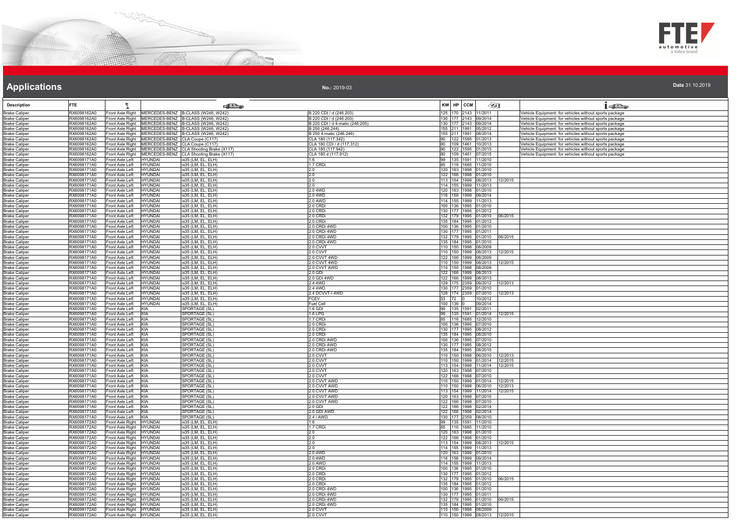# Applications

**No.:** 2019-03

**Date** 31.10.2019

| Description | FTE | | | | | KW | HP | CCM | | | |
|---|---|---|---|---|---|---|---|---|---|---|---|
| Brake Caliper | RX6098162A0 | Front Axle Right | MERCEDES-BENZ | B-CLASS (W246, W242) | B 220 CDI / d (246.203) | 125 | 170 | 2143 | 11/2011 | | Vehicle Equipment: for vehicles without sports package |
| Brake Caliper | RX6098162A0 | Front Axle Right | MERCEDES-BENZ | B-CLASS (W246, W242) | B 220 CDI / d (246.203) | 130 | 177 | 2143 | 09/2014 | | Vehicle Equipment: for vehicles without sports package |
| Brake Caliper | RX6098162A0 | Front Axle Right | MERCEDES-BENZ | B-CLASS (W246, W242) | B 220 CDI / d 4-matic (246.205) | 130 | 177 | 2143 | 09/2014 | | Vehicle Equipment: for vehicles without sports package |
| Brake Caliper | RX6098162A0 | Front Axle Right | MERCEDES-BENZ | B-CLASS (W246, W242) | B 250 (246.244) | 155 | 211 | 1991 | 05/2012 | | Vehicle Equipment: for vehicles without sports package |
| Brake Caliper | RX6098162A0 | Front Axle Right | MERCEDES-BENZ | B-CLASS (W246, W242) | B 250 4-matic (246.246) | 155 | 211 | 1991 | 08/2014 | | Vehicle Equipment: for vehicles without sports package |
| Brake Caliper | RX6098162A0 | Front Axle Right | MERCEDES-BENZ | CLA Coupe (C117) | CLA 180 (117.342) | 90 | 122 | 1595 | 01/2013 | | Vehicle Equipment: for vehicles without sports package |
| Brake Caliper | RX6098162A0 | Front Axle Right | MERCEDES-BENZ | CLA Coupe (C117) | CLA 180 CDI / d (117.312) | 80 | 109 | 1461 | 10/2013 | | Vehicle Equipment: for vehicles without sports package |
| Brake Caliper | RX6098162A0 | Front Axle Right | MERCEDES-BENZ | CLA Shooting Brake (X117) | CLA 180 (117.942) | 90 | 122 | 1595 | 01/2015 | | Vehicle Equipment: for vehicles without sports package |
| Brake Caliper | RX6098162A0 | Front Axle Right | MERCEDES-BENZ | CLA Shooting Brake (X117) | CLA 180 d (117.912) | 80 | 109 | 1461 | 07/2015 | | Vehicle Equipment: for vehicles without sports package |
| Brake Caliper | RX6098171A0 | Front Axle Left | HYUNDAI | ix35 (LM, EL, ELH) | 1.6 | 99 | 135 | 1591 | 11/2010 | | |
| Brake Caliper | RX6098171A0 | Front Axle Left | HYUNDAI | ix35 (LM, EL, ELH) | 1.7 CRDi | 85 | 116 | 1685 | 11/2010 | | |
| Brake Caliper | RX6098171A0 | Front Axle Left | HYUNDAI | ix35 (LM, EL, ELH) | 2.0 | 120 | 163 | 1998 | 01/2010 | | |
| Brake Caliper | RX6098171A0 | Front Axle Left | HYUNDAI | ix35 (LM, EL, ELH) | 2.0 | 122 | 166 | 1998 | 01/2010 | | |
| Brake Caliper | RX6098171A0 | Front Axle Left | HYUNDAI | ix35 (LM, EL, ELH) | 2.0 | 113 | 154 | 1999 | 08/2013 | 12/2015 | |
| Brake Caliper | RX6098171A0 | Front Axle Left | HYUNDAI | ix35 (LM, EL, ELH) | 2.0 | 114 | 155 | 1999 | 11/2013 | | |
| Brake Caliper | RX6098171A0 | Front Axle Left | HYUNDAI | ix35 (LM, EL, ELH) | 2.0 4WD | 120 | 163 | 1998 | 01/2010 | | |
| Brake Caliper | RX6098171A0 | Front Axle Left | HYUNDAI | ix35 (LM, EL, ELH) | 2.0 4WD | 116 | 158 | 1999 | 09/2014 | | |
| Brake Caliper | RX6098171A0 | Front Axle Left | HYUNDAI | ix35 (LM, EL, ELH) | 2.0 AWD | 114 | 155 | 1999 | 11/2013 | | |
| Brake Caliper | RX6098171A0 | Front Axle Left | HYUNDAI | ix35 (LM, EL, ELH) | 2.0 CRDi | 100 | 136 | 1995 | 01/2010 | | |
| Brake Caliper | RX6098171A0 | Front Axle Left | HYUNDAI | ix35 (LM, EL, ELH) | 2.0 CRDi | 130 | 177 | 1995 | 01/2012 | | |
| Brake Caliper | RX6098171A0 | Front Axle Left | HYUNDAI | ix35 (LM, EL, ELH) | 2.0 CRDi | 132 | 179 | 1995 | 01/2010 | 06/2015 | |
| Brake Caliper | RX6098171A0 | Front Axle Left | HYUNDAI | ix35 (LM, EL, ELH) | 2.0 CRDi | 135 | 184 | 1995 | 01/2012 | | |
| Brake Caliper | RX6098171A0 | Front Axle Left | HYUNDAI | ix35 (LM, EL, ELH) | 2.0 CRDi 4WD | 100 | 136 | 1995 | 01/2010 | | |
| Brake Caliper | RX6098171A0 | Front Axle Left | HYUNDAI | ix35 (LM, EL, ELH) | 2.0 CRDi 4WD | 130 | 177 | 1995 | 01/2011 | | |
| Brake Caliper | RX6098171A0 | Front Axle Left | HYUNDAI | ix35 (LM, EL, ELH) | 2.0 CRDi 4WD | 132 | 179 | 1995 | 01/2010 | 06/2015 | |
| Brake Caliper | RX6098171A0 | Front Axle Left | HYUNDAI | ix35 (LM, EL, ELH) | 2.0 CRDi 4WD | 135 | 184 | 1995 | 01/2010 | | |
| Brake Caliper | RX6098171A0 | Front Axle Left | HYUNDAI | ix35 (LM, EL, ELH) | 2.0 CVVT | 110 | 150 | 1998 | 08/2009 | | |
| Brake Caliper | RX6098171A0 | Front Axle Left | HYUNDAI | ix35 (LM, EL, ELH) | 2.0 CVVT | 110 | 150 | 1999 | 08/2013 | 12/2015 | |
| Brake Caliper | RX6098171A0 | Front Axle Left | HYUNDAI | ix35 (LM, EL, ELH) | 2.0 CVVT 4WD | 122 | 166 | 1999 | 08/2009 | | |
| Brake Caliper | RX6098171A0 | Front Axle Left | HYUNDAI | ix35 (LM, EL, ELH) | 2.0 CVVT 4WD | 110 | 150 | 1999 | 08/2013 | 12/2015 | |
| Brake Caliper | RX6098171A0 | Front Axle Left | HYUNDAI | ix35 (LM, EL, ELH) | 2.0 CVVT AWD | 110 | 150 | 1998 | 08/2009 | | |
| Brake Caliper | RX6098171A0 | Front Axle Left | HYUNDAI | ix35 (LM, EL, ELH) | 2.0 GDi | 122 | 166 | 1999 | 08/2013 | | |
| Brake Caliper | RX6098171A0 | Front Axle Left | HYUNDAI | ix35 (LM, EL, ELH) | 2.0 GDi 4WD | 122 | 166 | 1999 | 08/2013 | | |
| Brake Caliper | RX6098171A0 | Front Axle Left | HYUNDAI | ix35 (LM, EL, ELH) | 2.4 4WD | 129 | 175 | 2359 | 09/2012 | 12/2013 | |
| Brake Caliper | RX6098171A0 | Front Axle Left | HYUNDAI | ix35 (LM, EL, ELH) | 2.4 4WD | 130 | 177 | 2359 | 01/2010 | | |
| Brake Caliper | RX6098171A0 | Front Axle Left | HYUNDAI | ix35 (LM, EL, ELH) | 2.4 DCVVT-I 4WD | 128 | 174 | 2359 | 07/2010 | 12/2013 | |
| Brake Caliper | RX6098171A0 | Front Axle Left | HYUNDAI | ix35 (LM, EL, ELH) | FCEV | 53 | 72 | 0 | 10/2012 | | |
| Brake Caliper | RX6098171A0 | Front Axle Left | HYUNDAI | ix35 (LM, EL, ELH) | Fuel Cell | 100 | 136 | 0 | 09/2014 | | |
| Brake Caliper | RX6098171A0 | Front Axle Left | KIA | SPORTAGE (SL) | 1.6 GDI | 99 | 135 | 1591 | 02/2011 | | |
| Brake Caliper | RX6098171A0 | Front Axle Left | KIA | SPORTAGE (SL) | 1.6 LPG | 99 | 135 | 1591 | 01/2014 | 12/2015 | |
| Brake Caliper | RX6098171A0 | Front Axle Left | KIA | SPORTAGE (SL) | 1.7 CRDi | 85 | 116 | 1685 | 12/2010 | | |
| Brake Caliper | RX6098171A0 | Front Axle Left | KIA | SPORTAGE (SL) | 2.0 CRDi | 100 | 136 | 1995 | 07/2010 | | |
| Brake Caliper | RX6098171A0 | Front Axle Left | KIA | SPORTAGE (SL) | 2.0 CRDi | 130 | 177 | 1995 | 08/2012 | | |
| Brake Caliper | RX6098171A0 | Front Axle Left | KIA | SPORTAGE (SL) | 2.0 CRDi | 135 | 184 | 1995 | 08/2010 | | |
| Brake Caliper | RX6098171A0 | Front Axle Left | KIA | SPORTAGE (SL) | 2.0 CRDi AWD | 100 | 136 | 1995 | 07/2010 | | |
| Brake Caliper | RX6098171A0 | Front Axle Left | KIA | SPORTAGE (SL) | 2.0 CRDi AWD | 130 | 177 | 1995 | 08/2012 | | |
| Brake Caliper | RX6098171A0 | Front Axle Left | KIA | SPORTAGE (SL) | 2.0 CRDi AWD | 135 | 184 | 1995 | 08/2010 | | |
| Brake Caliper | RX6098171A0 | Front Axle Left | KIA | SPORTAGE (SL) | 2.0 CVVT | 110 | 150 | 1998 | 06/2010 | 12/2013 | |
| Brake Caliper | RX6098171A0 | Front Axle Left | KIA | SPORTAGE (SL) | 2.0 CVVT | 110 | 150 | 1999 | 01/2014 | 12/2015 | |
| Brake Caliper | RX6098171A0 | Front Axle Left | KIA | SPORTAGE (SL) | 2.0 CVVT | 113 | 154 | 1998 | 11/2014 | 12/2015 | |
| Brake Caliper | RX6098171A0 | Front Axle Left | KIA | SPORTAGE (SL) | 2.0 CVVT | 120 | 163 | 1998 | 07/2010 | | |
| Brake Caliper | RX6098171A0 | Front Axle Left | KIA | SPORTAGE (SL) | 2.0 CVVT | 122 | 166 | 1998 | 07/2010 | | |
| Brake Caliper | RX6098171A0 | Front Axle Left | KIA | SPORTAGE (SL) | 2.0 CVVT AWD | 110 | 150 | 1999 | 01/2014 | 12/2015 | |
| Brake Caliper | RX6098171A0 | Front Axle Left | KIA | SPORTAGE (SL) | 2.0 CVVT AWD | 110 | 150 | 1998 | 06/2010 | 12/2013 | |
| Brake Caliper | RX6098171A0 | Front Axle Left | KIA | SPORTAGE (SL) | 2.0 CVVT AWD | 113 | 154 | 1999 | 11/2014 | 12/2015 | |
| Brake Caliper | RX6098171A0 | Front Axle Left | KIA | SPORTAGE (SL) | 2.0 CVVT AWD | 120 | 163 | 1998 | 07/2010 | | |
| Brake Caliper | RX6098171A0 | Front Axle Left | KIA | SPORTAGE (SL) | 2.0 CVVT AWD | 122 | 166 | 1998 | 07/2010 | | |
| Brake Caliper | RX6098171A0 | Front Axle Left | KIA | SPORTAGE (SL) | 2.0 GDI | 122 | 166 | 1998 | 02/2014 | | |
| Brake Caliper | RX6098171A0 | Front Axle Left | KIA | SPORTAGE (SL) | 2.0 GDI AWD | 122 | 166 | 1998 | 02/2014 | | |
| Brake Caliper | RX6098171A0 | Front Axle Left | KIA | SPORTAGE (SL) | 2.4 i AWD | 130 | 177 | 2359 | 08/2010 | | |
| Brake Caliper | RX6098172A0 | Front Axle Right | HYUNDAI | ix35 (LM, EL, ELH) | 1.6 | 99 | 135 | 1591 | 11/2010 | | |
| Brake Caliper | RX6098172A0 | Front Axle Right | HYUNDAI | ix35 (LM, EL, ELH) | 1.7 CRDi | 85 | 116 | 1685 | 11/2010 | | |
| Brake Caliper | RX6098172A0 | Front Axle Right | HYUNDAI | ix35 (LM, EL, ELH) | 2.0 | 120 | 163 | 1998 | 01/2010 | | |
| Brake Caliper | RX6098172A0 | Front Axle Right | HYUNDAI | ix35 (LM, EL, ELH) | 2.0 | 122 | 166 | 1998 | 01/2010 | | |
| Brake Caliper | RX6098172A0 | Front Axle Right | HYUNDAI | ix35 (LM, EL, ELH) | 2.0 | 113 | 154 | 1999 | 08/2013 | 12/2015 | |
| Brake Caliper | RX6098172A0 | Front Axle Right | HYUNDAI | ix35 (LM, EL, ELH) | 2.0 | 114 | 155 | 1999 | 11/2013 | | |
| Brake Caliper | RX6098172A0 | Front Axle Right | HYUNDAI | ix35 (LM, EL, ELH) | 2.0 4WD | 120 | 163 | 1998 | 01/2010 | | |
| Brake Caliper | RX6098172A0 | Front Axle Right | HYUNDAI | ix35 (LM, EL, ELH) | 2.0 4WD | 116 | 158 | 1999 | 09/2014 | | |
| Brake Caliper | RX6098172A0 | Front Axle Right | HYUNDAI | ix35 (LM, EL, ELH) | 2.0 AWD | 114 | 155 | 1999 | 11/2013 | | |
| Brake Caliper | RX6098172A0 | Front Axle Right | HYUNDAI | ix35 (LM, EL, ELH) | 2.0 CRDi | 100 | 136 | 1995 | 01/2010 | | |
| Brake Caliper | RX6098172A0 | Front Axle Right | HYUNDAI | ix35 (LM, EL, ELH) | 2.0 CRDi | 130 | 177 | 1995 | 01/2012 | | |
| Brake Caliper | RX6098172A0 | Front Axle Right | HYUNDAI | ix35 (LM, EL, ELH) | 2.0 CRDi | 132 | 179 | 1995 | 01/2010 | 06/2015 | |
| Brake Caliper | RX6098172A0 | Front Axle Right | HYUNDAI | ix35 (LM, EL, ELH) | 2.0 CRDi | 135 | 184 | 1995 | 01/2012 | | |
| Brake Caliper | RX6098172A0 | Front Axle Right | HYUNDAI | ix35 (LM, EL, ELH) | 2.0 CRDi 4WD | 100 | 136 | 1995 | 01/2010 | | |
| Brake Caliper | RX6098172A0 | Front Axle Right | HYUNDAI | ix35 (LM, EL, ELH) | 2.0 CRDi 4WD | 130 | 177 | 1995 | 01/2011 | | |
| Brake Caliper | RX6098172A0 | Front Axle Right | HYUNDAI | ix35 (LM, EL, ELH) | 2.0 CRDi 4WD | 132 | 179 | 1995 | 01/2010 | 06/2015 | |
| Brake Caliper | RX6098172A0 | Front Axle Right | HYUNDAI | ix35 (LM, EL, ELH) | 2.0 CRDi 4WD | 135 | 184 | 1995 | 01/2010 | | |
| Brake Caliper | RX6098172A0 | Front Axle Right | HYUNDAI | ix35 (LM, EL, ELH) | 2.0 CVVT | 110 | 150 | 1998 | 08/2009 | | |
| Brake Caliper | RX6098172A0 | Front Axle Right | HYUNDAI | ix35 (LM, EL, ELH) | 2.0 CVVT | 110 | 150 | 1999 | 08/2013 | 12/2015 | |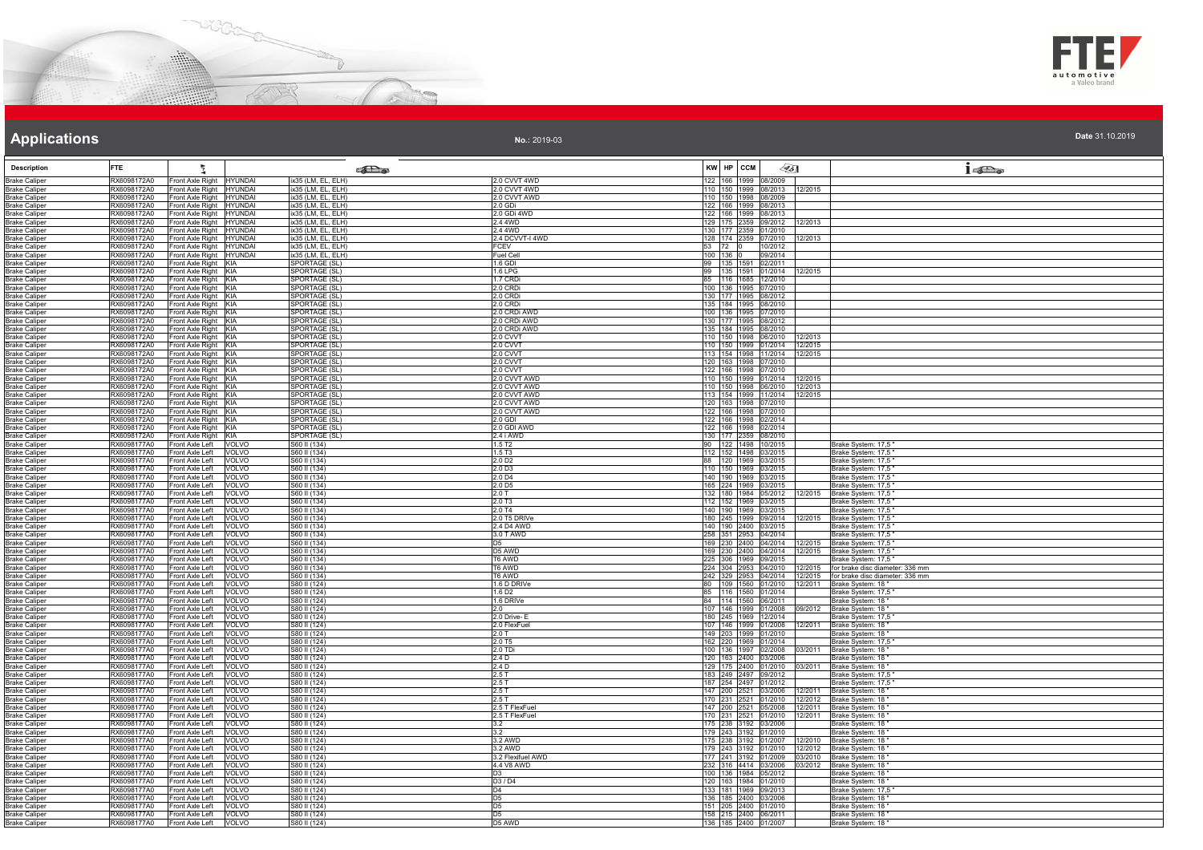# Applications

**No.:** 2019-03

**Date** 31.10.2019

| Description | FTE | | | | | KW | HP | CCM | | | |
|---|---|---|---|---|---|---|---|---|---|---|---|
| Brake Caliper | RX6098172A0 | Front Axle Right | HYUNDAI | ix35 (LM, EL, ELH) | 2.0 CVVT 4WD | 122 | 166 | 1999 | 08/2009 | | |
| Brake Caliper | RX6098172A0 | Front Axle Right | HYUNDAI | ix35 (LM, EL, ELH) | 2.0 CVVT 4WD | 110 | 150 | 1999 | 08/2013 | 12/2015 | |
| Brake Caliper | RX6098172A0 | Front Axle Right | HYUNDAI | ix35 (LM, EL, ELH) | 2.0 CVVT AWD | 110 | 150 | 1998 | 08/2009 | | |
| Brake Caliper | RX6098172A0 | Front Axle Right | HYUNDAI | ix35 (LM, EL, ELH) | 2.0 GDi | 122 | 166 | 1999 | 08/2013 | | |
| Brake Caliper | RX6098172A0 | Front Axle Right | HYUNDAI | ix35 (LM, EL, ELH) | 2.0 GDi 4WD | 122 | 166 | 1999 | 08/2013 | | |
| Brake Caliper | RX6098172A0 | Front Axle Right | HYUNDAI | ix35 (LM, EL, ELH) | 2.4 4WD | 129 | 175 | 2359 | 09/2012 | 12/2013 | |
| Brake Caliper | RX6098172A0 | Front Axle Right | HYUNDAI | ix35 (LM, EL, ELH) | 2.4 4WD | 130 | 177 | 2359 | 01/2010 | | |
| Brake Caliper | RX6098172A0 | Front Axle Right | HYUNDAI | ix35 (LM, EL, ELH) | 2.4 DCVVT-I 4WD | 128 | 174 | 2359 | 07/2010 | 12/2013 | |
| Brake Caliper | RX6098172A0 | Front Axle Right | HYUNDAI | ix35 (LM, EL, ELH) | FCEV | 53 | 72 | 0 | 10/2012 | | |
| Brake Caliper | RX6098172A0 | Front Axle Right | HYUNDAI | ix35 (LM, EL, ELH) | Fuel Cell | 100 | 136 | 0 | 09/2014 | | |
| Brake Caliper | RX6098172A0 | Front Axle Right | KIA | SPORTAGE (SL) | 1.6 GDI | 99 | 135 | 1591 | 02/2011 | | |
| Brake Caliper | RX6098172A0 | Front Axle Right | KIA | SPORTAGE (SL) | 1.6 LPG | 99 | 135 | 1591 | 01/2014 | 12/2015 | |
| Brake Caliper | RX6098172A0 | Front Axle Right | KIA | SPORTAGE (SL) | 1.7 CRDi | 85 | 116 | 1685 | 12/2010 | | |
| Brake Caliper | RX6098172A0 | Front Axle Right | KIA | SPORTAGE (SL) | 2.0 CRDi | 100 | 136 | 1995 | 07/2010 | | |
| Brake Caliper | RX6098172A0 | Front Axle Right | KIA | SPORTAGE (SL) | 2.0 CRDi | 130 | 177 | 1995 | 08/2012 | | |
| Brake Caliper | RX6098172A0 | Front Axle Right | KIA | SPORTAGE (SL) | 2.0 CRDi | 135 | 184 | 1995 | 08/2010 | | |
| Brake Caliper | RX6098172A0 | Front Axle Right | KIA | SPORTAGE (SL) | 2.0 CRDi AWD | 100 | 136 | 1995 | 07/2010 | | |
| Brake Caliper | RX6098172A0 | Front Axle Right | KIA | SPORTAGE (SL) | 2.0 CRDi AWD | 130 | 177 | 1995 | 08/2012 | | |
| Brake Caliper | RX6098172A0 | Front Axle Right | KIA | SPORTAGE (SL) | 2.0 CRDi AWD | 135 | 184 | 1995 | 08/2010 | | |
| Brake Caliper | RX6098172A0 | Front Axle Right | KIA | SPORTAGE (SL) | 2.0 CVVT | 110 | 150 | 1998 | 06/2010 | 12/2013 | |
| Brake Caliper | RX6098172A0 | Front Axle Right | KIA | SPORTAGE (SL) | 2.0 CVVT | 110 | 150 | 1999 | 01/2014 | 12/2015 | |
| Brake Caliper | RX6098172A0 | Front Axle Right | KIA | SPORTAGE (SL) | 2.0 CVVT | 113 | 154 | 1998 | 11/2014 | 12/2015 | |
| Brake Caliper | RX6098172A0 | Front Axle Right | KIA | SPORTAGE (SL) | 2.0 CVVT | 120 | 163 | 1998 | 07/2010 | | |
| Brake Caliper | RX6098172A0 | Front Axle Right | KIA | SPORTAGE (SL) | 2.0 CVVT | 122 | 166 | 1998 | 07/2010 | | |
| Brake Caliper | RX6098172A0 | Front Axle Right | KIA | SPORTAGE (SL) | 2.0 CVVT AWD | 110 | 150 | 1999 | 01/2014 | 12/2015 | |
| Brake Caliper | RX6098172A0 | Front Axle Right | KIA | SPORTAGE (SL) | 2.0 CVVT AWD | 110 | 150 | 1998 | 06/2010 | 12/2013 | |
| Brake Caliper | RX6098172A0 | Front Axle Right | KIA | SPORTAGE (SL) | 2.0 CVVT AWD | 113 | 154 | 1999 | 11/2014 | 12/2015 | |
| Brake Caliper | RX6098172A0 | Front Axle Right | KIA | SPORTAGE (SL) | 2.0 CVVT AWD | 120 | 163 | 1998 | 07/2010 | | |
| Brake Caliper | RX6098172A0 | Front Axle Right | KIA | SPORTAGE (SL) | 2.0 CVVT AWD | 122 | 166 | 1998 | 07/2010 | | |
| Brake Caliper | RX6098172A0 | Front Axle Right | KIA | SPORTAGE (SL) | 2.0 GDI | 122 | 166 | 1998 | 02/2014 | | |
| Brake Caliper | RX6098172A0 | Front Axle Right | KIA | SPORTAGE (SL) | 2.0 GDI AWD | 122 | 166 | 1998 | 02/2014 | | |
| Brake Caliper | RX6098172A0 | Front Axle Right | KIA | SPORTAGE (SL) | 2.4 i AWD | 130 | 177 | 2359 | 08/2010 | | |
| Brake Caliper | RX6098177A0 | Front Axle Left | VOLVO | S60 II (134) | 1.5 T2 | 90 | 122 | 1498 | 10/2015 | | Brake System: 17,5 " |
| Brake Caliper | RX6098177A0 | Front Axle Left | VOLVO | S60 II (134) | 1.5 T3 | 112 | 152 | 1498 | 03/2015 | | Brake System: 17,5 " |
| Brake Caliper | RX6098177A0 | Front Axle Left | VOLVO | S60 II (134) | 2.0 D2 | 88 | 120 | 1969 | 03/2015 | | Brake System: 17,5 " |
| Brake Caliper | RX6098177A0 | Front Axle Left | VOLVO | S60 II (134) | 2.0 D3 | 110 | 150 | 1969 | 03/2015 | | Brake System: 17,5 " |
| Brake Caliper | RX6098177A0 | Front Axle Left | VOLVO | S60 II (134) | 2.0 D4 | 140 | 190 | 1969 | 03/2015 | | Brake System: 17,5 " |
| Brake Caliper | RX6098177A0 | Front Axle Left | VOLVO | S60 II (134) | 2.0 D5 | 165 | 224 | 1969 | 03/2015 | | Brake System: 17,5 " |
| Brake Caliper | RX6098177A0 | Front Axle Left | VOLVO | S60 II (134) | 2.0 T | 132 | 180 | 1984 | 05/2012 | 12/2015 | Brake System: 17,5 " |
| Brake Caliper | RX6098177A0 | Front Axle Left | VOLVO | S60 II (134) | 2.0 T3 | 112 | 152 | 1969 | 03/2015 | | Brake System: 17,5 " |
| Brake Caliper | RX6098177A0 | Front Axle Left | VOLVO | S60 II (134) | 2.0 T4 | 140 | 190 | 1969 | 03/2015 | | Brake System: 17,5 " |
| Brake Caliper | RX6098177A0 | Front Axle Left | VOLVO | S60 II (134) | 2.0 T5 DRIVe | 180 | 245 | 1999 | 09/2014 | 12/2015 | Brake System: 17,5 " |
| Brake Caliper | RX6098177A0 | Front Axle Left | VOLVO | S60 II (134) | 2.4 D4 AWD | 140 | 190 | 2400 | 03/2015 | | Brake System: 17,5 " |
| Brake Caliper | RX6098177A0 | Front Axle Left | VOLVO | S60 II (134) | 3.0 T AWD | 258 | 351 | 2953 | 04/2014 | | Brake System: 17,5 " |
| Brake Caliper | RX6098177A0 | Front Axle Left | VOLVO | S60 II (134) | D5 | 169 | 230 | 2400 | 04/2014 | 12/2015 | Brake System: 17,5 " |
| Brake Caliper | RX6098177A0 | Front Axle Left | VOLVO | S60 II (134) | D5 AWD | 169 | 230 | 2400 | 04/2014 | 12/2015 | Brake System: 17,5 " |
| Brake Caliper | RX6098177A0 | Front Axle Left | VOLVO | S60 II (134) | T6 AWD | 225 | 306 | 1969 | 09/2015 | | Brake System: 17,5 " |
| Brake Caliper | RX6098177A0 | Front Axle Left | VOLVO | S60 II (134) | T6 AWD | 224 | 304 | 2953 | 04/2010 | 12/2015 | for brake disc diameter: 336 mm |
| Brake Caliper | RX6098177A0 | Front Axle Left | VOLVO | S60 II (134) | T6 AWD | 242 | 329 | 2953 | 04/2014 | 12/2015 | for brake disc diameter: 336 mm |
| Brake Caliper | RX6098177A0 | Front Axle Left | VOLVO | S80 II (124) | 1.6 D DRIVe | 80 | 109 | 1560 | 01/2010 | 12/2011 | Brake System: 18 " |
| Brake Caliper | RX6098177A0 | Front Axle Left | VOLVO | S80 II (124) | 1.6 D2 | 85 | 116 | 1560 | 01/2014 | | Brake System: 17,5 " |
| Brake Caliper | RX6098177A0 | Front Axle Left | VOLVO | S80 II (124) | 1.6 DRIVe | 84 | 114 | 1560 | 06/2011 | | Brake System: 18 " |
| Brake Caliper | RX6098177A0 | Front Axle Left | VOLVO | S80 II (124) | 2.0 | 107 | 146 | 1999 | 01/2008 | 09/2012 | Brake System: 18 " |
| Brake Caliper | RX6098177A0 | Front Axle Left | VOLVO | S80 II (124) | 2.0 Drive- E | 180 | 245 | 1969 | 12/2014 | | Brake System: 17,5 " |
| Brake Caliper | RX6098177A0 | Front Axle Left | VOLVO | S80 II (124) | 2.0 FlexFuel | 107 | 146 | 1999 | 01/2008 | 12/2011 | Brake System: 18 " |
| Brake Caliper | RX6098177A0 | Front Axle Left | VOLVO | S80 II (124) | 2.0 T | 149 | 203 | 1999 | 01/2010 | | Brake System: 18 " |
| Brake Caliper | RX6098177A0 | Front Axle Left | VOLVO | S80 II (124) | 2.0 T5 | 162 | 220 | 1969 | 01/2014 | | Brake System: 17,5 " |
| Brake Caliper | RX6098177A0 | Front Axle Left | VOLVO | S80 II (124) | 2.0 TDi | 100 | 136 | 1997 | 02/2006 | 03/2011 | Brake System: 18 " |
| Brake Caliper | RX6098177A0 | Front Axle Left | VOLVO | S80 II (124) | 2.4 D | 120 | 163 | 2400 | 03/2006 | | Brake System: 18 " |
| Brake Caliper | RX6098177A0 | Front Axle Left | VOLVO | S80 II (124) | 2.4 D | 129 | 175 | 2400 | 01/2010 | 03/2011 | Brake System: 18 " |
| Brake Caliper | RX6098177A0 | Front Axle Left | VOLVO | S80 II (124) | 2.5 T | 183 | 249 | 2497 | 09/2012 | | Brake System: 17,5 " |
| Brake Caliper | RX6098177A0 | Front Axle Left | VOLVO | S80 II (124) | 2.5 T | 187 | 254 | 2497 | 01/2012 | | Brake System: 17,5 " |
| Brake Caliper | RX6098177A0 | Front Axle Left | VOLVO | S80 II (124) | 2.5 T | 147 | 200 | 2521 | 03/2006 | 12/2011 | Brake System: 18 " |
| Brake Caliper | RX6098177A0 | Front Axle Left | VOLVO | S80 II (124) | 2.5 T | 170 | 231 | 2521 | 01/2010 | 12/2012 | Brake System: 18 " |
| Brake Caliper | RX6098177A0 | Front Axle Left | VOLVO | S80 II (124) | 2.5 T FlexFuel | 147 | 200 | 2521 | 05/2008 | 12/2011 | Brake System: 18 " |
| Brake Caliper | RX6098177A0 | Front Axle Left | VOLVO | S80 II (124) | 2.5 T FlexFuel | 170 | 231 | 2521 | 01/2010 | 12/2011 | Brake System: 18 " |
| Brake Caliper | RX6098177A0 | Front Axle Left | VOLVO | S80 II (124) | 3.2 | 175 | 238 | 3192 | 03/2006 | | Brake System: 18 " |
| Brake Caliper | RX6098177A0 | Front Axle Left | VOLVO | S80 II (124) | 3.2 | 179 | 243 | 3192 | 01/2010 | | Brake System: 18 " |
| Brake Caliper | RX6098177A0 | Front Axle Left | VOLVO | S80 II (124) | 3.2 AWD | 175 | 238 | 3192 | 01/2007 | 12/2010 | Brake System: 18 " |
| Brake Caliper | RX6098177A0 | Front Axle Left | VOLVO | S80 II (124) | 3.2 AWD | 179 | 243 | 3192 | 01/2010 | 12/2012 | Brake System: 18 " |
| Brake Caliper | RX6098177A0 | Front Axle Left | VOLVO | S80 II (124) | 3.2 Flexifuel AWD | 177 | 241 | 3192 | 01/2009 | 03/2010 | Brake System: 18 " |
| Brake Caliper | RX6098177A0 | Front Axle Left | VOLVO | S80 II (124) | 4.4 V8 AWD | 232 | 316 | 4414 | 03/2006 | 03/2012 | Brake System: 18 " |
| Brake Caliper | RX6098177A0 | Front Axle Left | VOLVO | S80 II (124) | D3 | 100 | 136 | 1984 | 05/2012 | | Brake System: 18 " |
| Brake Caliper | RX6098177A0 | Front Axle Left | VOLVO | S80 II (124) | D3 / D4 | 120 | 163 | 1984 | 01/2010 | | Brake System: 18 " |
| Brake Caliper | RX6098177A0 | Front Axle Left | VOLVO | S80 II (124) | D4 | 133 | 181 | 1969 | 09/2013 | | Brake System: 17,5 " |
| Brake Caliper | RX6098177A0 | Front Axle Left | VOLVO | S80 II (124) | D5 | 136 | 185 | 2400 | 03/2006 | | Brake System: 18 " |
| Brake Caliper | RX6098177A0 | Front Axle Left | VOLVO | S80 II (124) | D5 | 151 | 205 | 2400 | 01/2010 | | Brake System: 18 " |
| Brake Caliper | RX6098177A0 | Front Axle Left | VOLVO | S80 II (124) | D5 | 158 | 215 | 2400 | 06/2011 | | Brake System: 18 " |
| Brake Caliper | RX6098177A0 | Front Axle Left | VOLVO | S80 II (124) | D5 AWD | 136 | 185 | 2400 | 01/2007 | | Brake System: 18 " |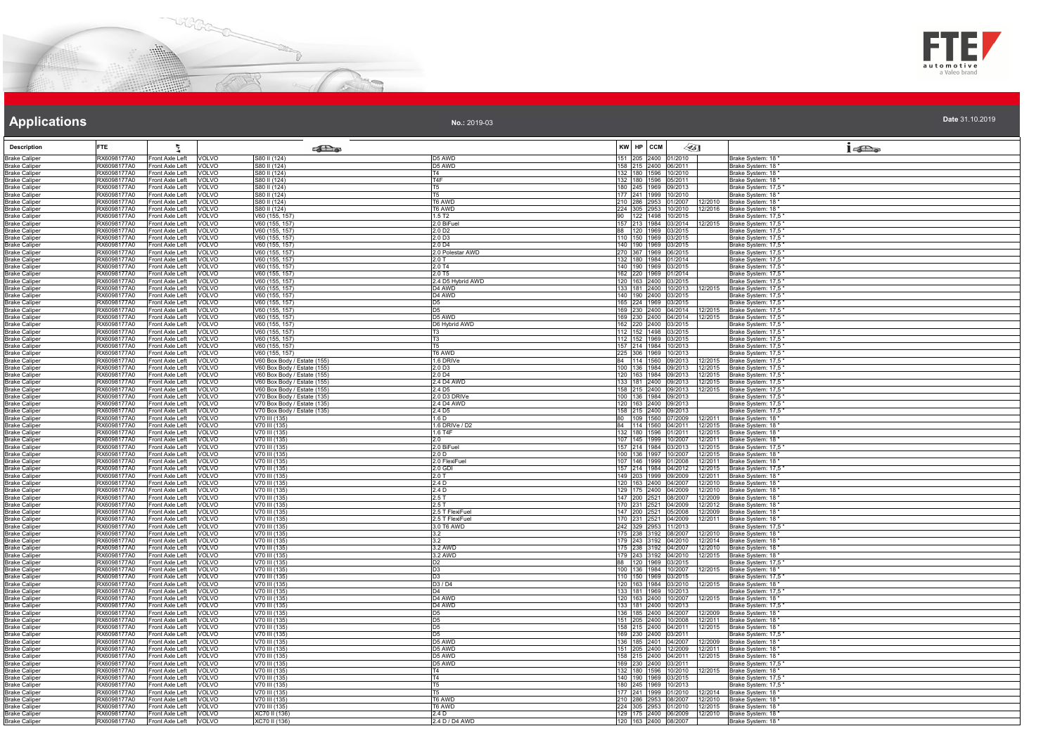# Applications

**No.:** 2019-03

**Date** 31.10.2019

| Description | FTE | | | | | KW | HP | CCM | | | |
|---|---|---|---|---|---|---|---|---|---|---|---|
| Brake Caliper | RX6098177A0 | Front Axle Left | VOLVO | S80 II (124) | D5 AWD | 151 | 205 | 2400 | 01/2010 | | Brake System: 18 " |
| Brake Caliper | RX6098177A0 | Front Axle Left | VOLVO | S80 II (124) | D5 AWD | 158 | 215 | 2400 | 06/2011 | | Brake System: 18 " |
| Brake Caliper | RX6098177A0 | Front Axle Left | VOLVO | S80 II (124) | T4 | 132 | 180 | 1596 | 10/2010 | | Brake System: 18 " |
| Brake Caliper | RX6098177A0 | Front Axle Left | VOLVO | S80 II (124) | T4F | 132 | 180 | 1596 | 05/2011 | | Brake System: 18 " |
| Brake Caliper | RX6098177A0 | Front Axle Left | VOLVO | S80 II (124) | T5 | 180 | 245 | 1969 | 09/2013 | | Brake System: 17,5 " |
| Brake Caliper | RX6098177A0 | Front Axle Left | VOLVO | S80 II (124) | T5 | 177 | 241 | 1999 | 10/2010 | | Brake System: 18 " |
| Brake Caliper | RX6098177A0 | Front Axle Left | VOLVO | S80 II (124) | T6 AWD | 210 | 286 | 2953 | 01/2007 | 12/2010 | Brake System: 18 " |
| Brake Caliper | RX6098177A0 | Front Axle Left | VOLVO | S80 II (124) | T6 AWD | 224 | 305 | 2953 | 10/2010 | 12/2016 | Brake System: 18 " |
| Brake Caliper | RX6098177A0 | Front Axle Left | VOLVO | V60 (155, 157) | 1.5 T2 | 90 | 122 | 1498 | 10/2015 | | Brake System: 17,5 " |
| Brake Caliper | RX6098177A0 | Front Axle Left | VOLVO | V60 (155, 157) | 2.0 BiFuel | 157 | 213 | 1984 | 03/2014 | 12/2015 | Brake System: 17,5 " |
| Brake Caliper | RX6098177A0 | Front Axle Left | VOLVO | V60 (155, 157) | 2.0 D2 | 88 | 120 | 1969 | 03/2015 | | Brake System: 17,5 " |
| Brake Caliper | RX6098177A0 | Front Axle Left | VOLVO | V60 (155, 157) | 2.0 D3 | 110 | 150 | 1969 | 03/2015 | | Brake System: 17,5 " |
| Brake Caliper | RX6098177A0 | Front Axle Left | VOLVO | V60 (155, 157) | 2.0 D4 | 140 | 190 | 1969 | 03/2015 | | Brake System: 17,5 " |
| Brake Caliper | RX6098177A0 | Front Axle Left | VOLVO | V60 (155, 157) | 2.0 Polestar AWD | 270 | 367 | 1969 | 06/2015 | | Brake System: 17,5 " |
| Brake Caliper | RX6098177A0 | Front Axle Left | VOLVO | V60 (155, 157) | 2.0 T | 132 | 180 | 1984 | 01/2014 | | Brake System: 17,5 " |
| Brake Caliper | RX6098177A0 | Front Axle Left | VOLVO | V60 (155, 157) | 2.0 T4 | 140 | 190 | 1969 | 03/2015 | | Brake System: 17,5 " |
| Brake Caliper | RX6098177A0 | Front Axle Left | VOLVO | V60 (155, 157) | 2.0 T5 | 162 | 220 | 1969 | 01/2014 | | Brake System: 17,5 " |
| Brake Caliper | RX6098177A0 | Front Axle Left | VOLVO | V60 (155, 157) | 2.4 D5 Hybrid AWD | 120 | 163 | 2400 | 03/2015 | | Brake System: 17,5 " |
| Brake Caliper | RX6098177A0 | Front Axle Left | VOLVO | V60 (155, 157) | D4 AWD | 133 | 181 | 2400 | 10/2013 | 12/2015 | Brake System: 17,5 " |
| Brake Caliper | RX6098177A0 | Front Axle Left | VOLVO | V60 (155, 157) | D4 AWD | 140 | 190 | 2400 | 03/2015 | | Brake System: 17,5 " |
| Brake Caliper | RX6098177A0 | Front Axle Left | VOLVO | V60 (155, 157) | D5 | 165 | 224 | 1969 | 03/2015 | | Brake System: 17,5 " |
| Brake Caliper | RX6098177A0 | Front Axle Left | VOLVO | V60 (155, 157) | D5 | 169 | 230 | 2400 | 04/2014 | 12/2015 | Brake System: 17,5 " |
| Brake Caliper | RX6098177A0 | Front Axle Left | VOLVO | V60 (155, 157) | D5 AWD | 169 | 230 | 2400 | 04/2014 | 12/2015 | Brake System: 17,5 " |
| Brake Caliper | RX6098177A0 | Front Axle Left | VOLVO | V60 (155, 157) | D6 Hybrid AWD | 162 | 220 | 2400 | 03/2015 | | Brake System: 17,5 " |
| Brake Caliper | RX6098177A0 | Front Axle Left | VOLVO | V60 (155, 157) | T3 | 112 | 152 | 1498 | 03/2015 | | Brake System: 17,5 " |
| Brake Caliper | RX6098177A0 | Front Axle Left | VOLVO | V60 (155, 157) | T3 | 112 | 152 | 1969 | 03/2015 | | Brake System: 17,5 " |
| Brake Caliper | RX6098177A0 | Front Axle Left | VOLVO | V60 (155, 157) | T5 | 157 | 214 | 1984 | 10/2013 | | Brake System: 17,5 " |
| Brake Caliper | RX6098177A0 | Front Axle Left | VOLVO | V60 (155, 157) | T6 AWD | 225 | 306 | 1969 | 10/2013 | | Brake System: 17,5 " |
| Brake Caliper | RX6098177A0 | Front Axle Left | VOLVO | V60 Box Body / Estate (155) | 1.6 DRIVe | 84 | 114 | 1560 | 09/2013 | 12/2015 | Brake System: 17,5 " |
| Brake Caliper | RX6098177A0 | Front Axle Left | VOLVO | V60 Box Body / Estate (155) | 2.0 D3 | 100 | 136 | 1984 | 09/2013 | 12/2015 | Brake System: 17,5 " |
| Brake Caliper | RX6098177A0 | Front Axle Left | VOLVO | V60 Box Body / Estate (155) | 2.0 D4 | 120 | 163 | 1984 | 09/2013 | 12/2015 | Brake System: 17,5 " |
| Brake Caliper | RX6098177A0 | Front Axle Left | VOLVO | V60 Box Body / Estate (155) | 2.4 D4 AWD | 133 | 181 | 2400 | 09/2013 | 12/2015 | Brake System: 17,5 " |
| Brake Caliper | RX6098177A0 | Front Axle Left | VOLVO | V60 Box Body / Estate (155) | 2.4 D5 | 158 | 215 | 2400 | 09/2013 | 12/2015 | Brake System: 17,5 " |
| Brake Caliper | RX6098177A0 | Front Axle Left | VOLVO | V70 Box Body / Estate (135) | 2.0 D3 DRIVe | 100 | 136 | 1984 | 09/2013 | | Brake System: 17,5 " |
| Brake Caliper | RX6098177A0 | Front Axle Left | VOLVO | V70 Box Body / Estate (135) | 2.4 D4 AWD | 120 | 163 | 2400 | 09/2013 | | Brake System: 17,5 " |
| Brake Caliper | RX6098177A0 | Front Axle Left | VOLVO | V70 Box Body / Estate (135) | 2.4 D5 | 158 | 215 | 2400 | 09/2013 | | Brake System: 17,5 " |
| Brake Caliper | RX6098177A0 | Front Axle Left | VOLVO | V70 III (135) | 1.6 D | 80 | 109 | 1560 | 07/2009 | 12/2011 | Brake System: 18 " |
| Brake Caliper | RX6098177A0 | Front Axle Left | VOLVO | V70 III (135) | 1.6 DRIVe / D2 | 84 | 114 | 1560 | 04/2011 | 12/2015 | Brake System: 18 " |
| Brake Caliper | RX6098177A0 | Front Axle Left | VOLVO | V70 III (135) | 1.6 T4F | 132 | 180 | 1596 | 01/2011 | 12/2015 | Brake System: 18 " |
| Brake Caliper | RX6098177A0 | Front Axle Left | VOLVO | V70 III (135) | 2.0 | 107 | 145 | 1999 | 10/2007 | 12/2011 | Brake System: 18 " |
| Brake Caliper | RX6098177A0 | Front Axle Left | VOLVO | V70 III (135) | 2.0 BiFuel | 157 | 214 | 1984 | 03/2013 | 12/2015 | Brake System: 17,5 " |
| Brake Caliper | RX6098177A0 | Front Axle Left | VOLVO | V70 III (135) | 2.0 D | 100 | 136 | 1997 | 10/2007 | 12/2015 | Brake System: 18 " |
| Brake Caliper | RX6098177A0 | Front Axle Left | VOLVO | V70 III (135) | 2.0 FlexiFuel | 107 | 146 | 1999 | 01/2008 | 12/2011 | Brake System: 18 " |
| Brake Caliper | RX6098177A0 | Front Axle Left | VOLVO | V70 III (135) | 2.0 GDI | 157 | 214 | 1984 | 04/2012 | 12/2015 | Brake System: 17,5 " |
| Brake Caliper | RX6098177A0 | Front Axle Left | VOLVO | V70 III (135) | 2.0 T | 149 | 203 | 1999 | 09/2009 | 12/2011 | Brake System: 18 " |
| Brake Caliper | RX6098177A0 | Front Axle Left | VOLVO | V70 III (135) | 2.4 D | 120 | 163 | 2400 | 04/2007 | 12/2010 | Brake System: 18 " |
| Brake Caliper | RX6098177A0 | Front Axle Left | VOLVO | V70 III (135) | 2.4 D | 129 | 175 | 2400 | 04/2009 | 12/2010 | Brake System: 18 " |
| Brake Caliper | RX6098177A0 | Front Axle Left | VOLVO | V70 III (135) | 2.5 T | 147 | 200 | 2521 | 08/2007 | 12/2009 | Brake System: 18 " |
| Brake Caliper | RX6098177A0 | Front Axle Left | VOLVO | V70 III (135) | 2.5 T | 170 | 231 | 2521 | 04/2009 | 12/2012 | Brake System: 18 " |
| Brake Caliper | RX6098177A0 | Front Axle Left | VOLVO | V70 III (135) | 2.5 T FlexFuel | 147 | 200 | 2521 | 05/2008 | 12/2009 | Brake System: 18 " |
| Brake Caliper | RX6098177A0 | Front Axle Left | VOLVO | V70 III (135) | 2.5 T FlexFuel | 170 | 231 | 2521 | 04/2009 | 12/2011 | Brake System: 18 " |
| Brake Caliper | RX6098177A0 | Front Axle Left | VOLVO | V70 III (135) | 3.0 T6 AWD | 242 | 329 | 2953 | 11/2013 | | Brake System: 17,5 " |
| Brake Caliper | RX6098177A0 | Front Axle Left | VOLVO | V70 III (135) | 3.2 | 175 | 238 | 3192 | 08/2007 | 12/2010 | Brake System: 18 " |
| Brake Caliper | RX6098177A0 | Front Axle Left | VOLVO | V70 III (135) | 3.2 | 179 | 243 | 3192 | 04/2010 | 12/2014 | Brake System: 18 " |
| Brake Caliper | RX6098177A0 | Front Axle Left | VOLVO | V70 III (135) | 3.2 AWD | 175 | 238 | 3192 | 04/2007 | 12/2010 | Brake System: 18 " |
| Brake Caliper | RX6098177A0 | Front Axle Left | VOLVO | V70 III (135) | 3.2 AWD | 179 | 243 | 3192 | 04/2010 | 12/2015 | Brake System: 18 " |
| Brake Caliper | RX6098177A0 | Front Axle Left | VOLVO | V70 III (135) | D2 | 88 | 120 | 1969 | 03/2015 | | Brake System: 17,5 " |
| Brake Caliper | RX6098177A0 | Front Axle Left | VOLVO | V70 III (135) | D3 | 100 | 136 | 1984 | 10/2007 | 12/2015 | Brake System: 18 " |
| Brake Caliper | RX6098177A0 | Front Axle Left | VOLVO | V70 III (135) | D3 | 110 | 150 | 1969 | 03/2015 | | Brake System: 17,5 " |
| Brake Caliper | RX6098177A0 | Front Axle Left | VOLVO | V70 III (135) | D3 / D4 | 120 | 163 | 1984 | 03/2010 | 12/2015 | Brake System: 18 " |
| Brake Caliper | RX6098177A0 | Front Axle Left | VOLVO | V70 III (135) | D4 | 133 | 181 | 1969 | 10/2013 | | Brake System: 17,5 " |
| Brake Caliper | RX6098177A0 | Front Axle Left | VOLVO | V70 III (135) | D4 AWD | 120 | 163 | 2400 | 10/2007 | 12/2015 | Brake System: 18 " |
| Brake Caliper | RX6098177A0 | Front Axle Left | VOLVO | V70 III (135) | D4 AWD | 133 | 181 | 2400 | 10/2013 | | Brake System: 17,5 " |
| Brake Caliper | RX6098177A0 | Front Axle Left | VOLVO | V70 III (135) | D5 | 136 | 185 | 2400 | 04/2007 | 12/2009 | Brake System: 18 " |
| Brake Caliper | RX6098177A0 | Front Axle Left | VOLVO | V70 III (135) | D5 | 151 | 205 | 2400 | 10/2008 | 12/2011 | Brake System: 18 " |
| Brake Caliper | RX6098177A0 | Front Axle Left | VOLVO | V70 III (135) | D5 | 158 | 215 | 2400 | 04/2011 | 12/2015 | Brake System: 18 " |
| Brake Caliper | RX6098177A0 | Front Axle Left | VOLVO | V70 III (135) | D5 | 169 | 230 | 2400 | 03/2011 | | Brake System: 17,5 " |
| Brake Caliper | RX6098177A0 | Front Axle Left | VOLVO | V70 III (135) | D5 AWD | 136 | 185 | 2401 | 04/2007 | 12/2009 | Brake System: 18 " |
| Brake Caliper | RX6098177A0 | Front Axle Left | VOLVO | V70 III (135) | D5 AWD | 151 | 205 | 2400 | 12/2009 | 12/2011 | Brake System: 18 " |
| Brake Caliper | RX6098177A0 | Front Axle Left | VOLVO | V70 III (135) | D5 AWD | 158 | 215 | 2400 | 04/2011 | 12/2015 | Brake System: 18 " |
| Brake Caliper | RX6098177A0 | Front Axle Left | VOLVO | V70 III (135) | D5 AWD | 169 | 230 | 2400 | 03/2011 | | Brake System: 17,5 " |
| Brake Caliper | RX6098177A0 | Front Axle Left | VOLVO | V70 III (135) | T4 | 132 | 180 | 1596 | 10/2010 | 12/2015 | Brake System: 18 " |
| Brake Caliper | RX6098177A0 | Front Axle Left | VOLVO | V70 III (135) | T4 | 140 | 190 | 1969 | 03/2015 | | Brake System: 17,5 " |
| Brake Caliper | RX6098177A0 | Front Axle Left | VOLVO | V70 III (135) | T5 | 180 | 245 | 1969 | 10/2013 | | Brake System: 17,5 " |
| Brake Caliper | RX6098177A0 | Front Axle Left | VOLVO | V70 III (135) | T5 | 177 | 241 | 1999 | 01/2010 | 12/2014 | Brake System: 18 " |
| Brake Caliper | RX6098177A0 | Front Axle Left | VOLVO | V70 III (135) | T6 AWD | 210 | 286 | 2953 | 08/2007 | 12/2010 | Brake System: 18 " |
| Brake Caliper | RX6098177A0 | Front Axle Left | VOLVO | V70 III (135) | T6 AWD | 224 | 305 | 2953 | 01/2010 | 12/2015 | Brake System: 18 " |
| Brake Caliper | RX6098177A0 | Front Axle Left | VOLVO | XC70 II (136) | 2.4 D | 129 | 175 | 2400 | 06/2009 | 12/2010 | Brake System: 18 " |
| Brake Caliper | RX6098177A0 | Front Axle Left | VOLVO | XC70 II (136) | 2.4 D / D4 AWD | 120 | 163 | 2400 | 08/2007 | | Brake System: 18 " |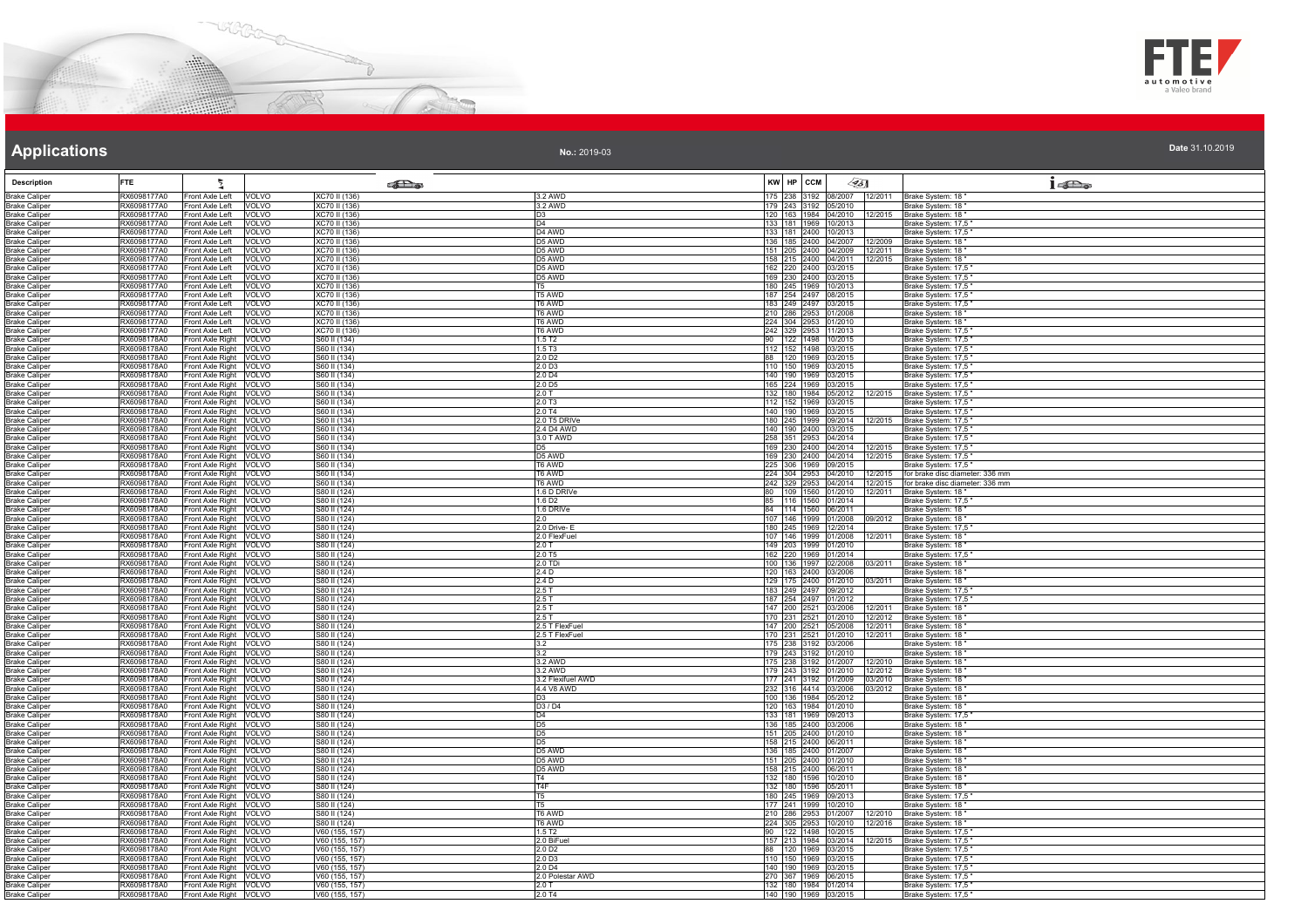# Applications

**No.:** 2019-03

**Date** 31.10.2019

| Description | FTE | | | | | KW | HP | CCM | | | |
|---|---|---|---|---|---|---|---|---|---|---|---|
| Brake Caliper | RX6098177A0 | Front Axle Left | VOLVO | XC70 II (136) | 3.2 AWD | 175 | 238 | 3192 | 08/2007 | 12/2011 | Brake System: 18 " |
| Brake Caliper | RX6098177A0 | Front Axle Left | VOLVO | XC70 II (136) | 3.2 AWD | 179 | 243 | 3192 | 05/2010 | | Brake System: 18 " |
| Brake Caliper | RX6098177A0 | Front Axle Left | VOLVO | XC70 II (136) | D3 | 120 | 163 | 1984 | 04/2010 | 12/2015 | Brake System: 18 " |
| Brake Caliper | RX6098177A0 | Front Axle Left | VOLVO | XC70 II (136) | D4 | 133 | 181 | 1969 | 10/2013 | | Brake System: 17,5 " |
| Brake Caliper | RX6098177A0 | Front Axle Left | VOLVO | XC70 II (136) | D4 AWD | 133 | 181 | 2400 | 10/2013 | | Brake System: 17,5 " |
| Brake Caliper | RX6098177A0 | Front Axle Left | VOLVO | XC70 II (136) | D5 AWD | 136 | 185 | 2400 | 04/2007 | 12/2009 | Brake System: 18 " |
| Brake Caliper | RX6098177A0 | Front Axle Left | VOLVO | XC70 II (136) | D5 AWD | 151 | 205 | 2400 | 04/2009 | 12/2011 | Brake System: 18 " |
| Brake Caliper | RX6098177A0 | Front Axle Left | VOLVO | XC70 II (136) | D5 AWD | 158 | 215 | 2400 | 04/2011 | 12/2015 | Brake System: 18 " |
| Brake Caliper | RX6098177A0 | Front Axle Left | VOLVO | XC70 II (136) | D5 AWD | 162 | 220 | 2400 | 03/2015 | | Brake System: 17,5 " |
| Brake Caliper | RX6098177A0 | Front Axle Left | VOLVO | XC70 II (136) | D5 AWD | 169 | 230 | 2400 | 03/2015 | | Brake System: 17,5 " |
| Brake Caliper | RX6098177A0 | Front Axle Left | VOLVO | XC70 II (136) | T5 | 180 | 245 | 1969 | 10/2013 | | Brake System: 17,5 " |
| Brake Caliper | RX6098177A0 | Front Axle Left | VOLVO | XC70 II (136) | T5 AWD | 187 | 254 | 2497 | 08/2015 | | Brake System: 17,5 " |
| Brake Caliper | RX6098177A0 | Front Axle Left | VOLVO | XC70 II (136) | T6 AWD | 183 | 249 | 2497 | 03/2015 | | Brake System: 17,5 " |
| Brake Caliper | RX6098177A0 | Front Axle Left | VOLVO | XC70 II (136) | T6 AWD | 210 | 286 | 2953 | 01/2008 | | Brake System: 18 " |
| Brake Caliper | RX6098177A0 | Front Axle Left | VOLVO | XC70 II (136) | T6 AWD | 224 | 304 | 2953 | 01/2010 | | Brake System: 18 " |
| Brake Caliper | RX6098177A0 | Front Axle Left | VOLVO | XC70 II (136) | T6 AWD | 242 | 329 | 2953 | 11/2013 | | Brake System: 17,5 " |
| Brake Caliper | RX6098178A0 | Front Axle Right | VOLVO | S60 II (134) | 1.5 T2 | 90 | 122 | 1498 | 10/2015 | | Brake System: 17,5 " |
| Brake Caliper | RX6098178A0 | Front Axle Right | VOLVO | S60 II (134) | 1.5 T3 | 112 | 152 | 1498 | 03/2015 | | Brake System: 17,5 " |
| Brake Caliper | RX6098178A0 | Front Axle Right | VOLVO | S60 II (134) | 2.0 D2 | 88 | 120 | 1969 | 03/2015 | | Brake System: 17,5 " |
| Brake Caliper | RX6098178A0 | Front Axle Right | VOLVO | S60 II (134) | 2.0 D3 | 110 | 150 | 1969 | 03/2015 | | Brake System: 17,5 " |
| Brake Caliper | RX6098178A0 | Front Axle Right | VOLVO | S60 II (134) | 2.0 D4 | 140 | 190 | 1969 | 03/2015 | | Brake System: 17,5 " |
| Brake Caliper | RX6098178A0 | Front Axle Right | VOLVO | S60 II (134) | 2.0 D5 | 165 | 224 | 1969 | 03/2015 | | Brake System: 17,5 " |
| Brake Caliper | RX6098178A0 | Front Axle Right | VOLVO | S60 II (134) | 2.0 T | 132 | 180 | 1984 | 05/2012 | 12/2015 | Brake System: 17,5 " |
| Brake Caliper | RX6098178A0 | Front Axle Right | VOLVO | S60 II (134) | 2.0 T3 | 112 | 152 | 1969 | 03/2015 | | Brake System: 17,5 " |
| Brake Caliper | RX6098178A0 | Front Axle Right | VOLVO | S60 II (134) | 2.0 T4 | 140 | 190 | 1969 | 03/2015 | | Brake System: 17,5 " |
| Brake Caliper | RX6098178A0 | Front Axle Right | VOLVO | S60 II (134) | 2.0 T5 DRIVe | 180 | 245 | 1999 | 09/2014 | 12/2015 | Brake System: 17,5 " |
| Brake Caliper | RX6098178A0 | Front Axle Right | VOLVO | S60 II (134) | 2.4 D4 AWD | 140 | 190 | 2400 | 03/2015 | | Brake System: 17,5 " |
| Brake Caliper | RX6098178A0 | Front Axle Right | VOLVO | S60 II (134) | 3.0 T AWD | 258 | 351 | 2953 | 04/2014 | | Brake System: 17,5 " |
| Brake Caliper | RX6098178A0 | Front Axle Right | VOLVO | S60 II (134) | D5 | 169 | 230 | 2400 | 04/2014 | 12/2015 | Brake System: 17,5 " |
| Brake Caliper | RX6098178A0 | Front Axle Right | VOLVO | S60 II (134) | D5 AWD | 169 | 230 | 2400 | 04/2014 | 12/2015 | Brake System: 17,5 " |
| Brake Caliper | RX6098178A0 | Front Axle Right | VOLVO | S60 II (134) | T6 AWD | 225 | 306 | 1969 | 09/2015 | | Brake System: 17,5 " |
| Brake Caliper | RX6098178A0 | Front Axle Right | VOLVO | S60 II (134) | T6 AWD | 224 | 304 | 2953 | 04/2010 | 12/2015 | for brake disc diameter: 336 mm |
| Brake Caliper | RX6098178A0 | Front Axle Right | VOLVO | S60 II (134) | T6 AWD | 242 | 329 | 2953 | 04/2014 | 12/2015 | for brake disc diameter: 336 mm |
| Brake Caliper | RX6098178A0 | Front Axle Right | VOLVO | S80 II (124) | 1.6 D DRIVe | 80 | 109 | 1560 | 01/2010 | 12/2011 | Brake System: 18 " |
| Brake Caliper | RX6098178A0 | Front Axle Right | VOLVO | S80 II (124) | 1.6 D2 | 85 | 116 | 1560 | 01/2014 | | Brake System: 17,5 " |
| Brake Caliper | RX6098178A0 | Front Axle Right | VOLVO | S80 II (124) | 1.6 DRIVe | 84 | 114 | 1560 | 06/2011 | | Brake System: 18 " |
| Brake Caliper | RX6098178A0 | Front Axle Right | VOLVO | S80 II (124) | 2.0 | 107 | 146 | 1999 | 01/2008 | 09/2012 | Brake System: 18 " |
| Brake Caliper | RX6098178A0 | Front Axle Right | VOLVO | S80 II (124) | 2.0 Drive- E | 180 | 245 | 1969 | 12/2014 | | Brake System: 17,5 " |
| Brake Caliper | RX6098178A0 | Front Axle Right | VOLVO | S80 II (124) | 2.0 FlexFuel | 107 | 146 | 1999 | 01/2008 | 12/2011 | Brake System: 18 " |
| Brake Caliper | RX6098178A0 | Front Axle Right | VOLVO | S80 II (124) | 2.0 T | 149 | 203 | 1999 | 01/2010 | | Brake System: 18 " |
| Brake Caliper | RX6098178A0 | Front Axle Right | VOLVO | S80 II (124) | 2.0 T5 | 162 | 220 | 1969 | 01/2014 | | Brake System: 17,5 " |
| Brake Caliper | RX6098178A0 | Front Axle Right | VOLVO | S80 II (124) | 2.0 TDi | 100 | 136 | 1997 | 02/2008 | 03/2011 | Brake System: 18 " |
| Brake Caliper | RX6098178A0 | Front Axle Right | VOLVO | S80 II (124) | 2.4 D | 120 | 163 | 2400 | 03/2006 | | Brake System: 18 " |
| Brake Caliper | RX6098178A0 | Front Axle Right | VOLVO | S80 II (124) | 2.4 D | 129 | 175 | 2400 | 01/2010 | 03/2011 | Brake System: 18 " |
| Brake Caliper | RX6098178A0 | Front Axle Right | VOLVO | S80 II (124) | 2.5 T | 183 | 249 | 2497 | 09/2012 | | Brake System: 17,5 " |
| Brake Caliper | RX6098178A0 | Front Axle Right | VOLVO | S80 II (124) | 2.5 T | 187 | 254 | 2497 | 01/2012 | | Brake System: 17,5 " |
| Brake Caliper | RX6098178A0 | Front Axle Right | VOLVO | S80 II (124) | 2.5 T | 147 | 200 | 2521 | 03/2006 | 12/2011 | Brake System: 18 " |
| Brake Caliper | RX6098178A0 | Front Axle Right | VOLVO | S80 II (124) | 2.5 T | 170 | 231 | 2521 | 01/2010 | 12/2012 | Brake System: 18 " |
| Brake Caliper | RX6098178A0 | Front Axle Right | VOLVO | S80 II (124) | 2.5 T FlexFuel | 147 | 200 | 2521 | 05/2008 | 12/2011 | Brake System: 18 " |
| Brake Caliper | RX6098178A0 | Front Axle Right | VOLVO | S80 II (124) | 2.5 T FlexFuel | 170 | 231 | 2521 | 01/2010 | 12/2011 | Brake System: 18 " |
| Brake Caliper | RX6098178A0 | Front Axle Right | VOLVO | S80 II (124) | 3.2 | 175 | 238 | 3192 | 03/2006 | | Brake System: 18 " |
| Brake Caliper | RX6098178A0 | Front Axle Right | VOLVO | S80 II (124) | 3.2 | 179 | 243 | 3192 | 01/2010 | | Brake System: 18 " |
| Brake Caliper | RX6098178A0 | Front Axle Right | VOLVO | S80 II (124) | 3.2 AWD | 175 | 238 | 3192 | 01/2007 | 12/2010 | Brake System: 18 " |
| Brake Caliper | RX6098178A0 | Front Axle Right | VOLVO | S80 II (124) | 3.2 AWD | 179 | 243 | 3192 | 01/2010 | 12/2012 | Brake System: 18 " |
| Brake Caliper | RX6098178A0 | Front Axle Right | VOLVO | S80 II (124) | 3.2 Flexifuel AWD | 177 | 241 | 3192 | 01/2009 | 03/2010 | Brake System: 18 " |
| Brake Caliper | RX6098178A0 | Front Axle Right | VOLVO | S80 II (124) | 4.4 V8 AWD | 232 | 316 | 4414 | 03/2006 | 03/2012 | Brake System: 18 " |
| Brake Caliper | RX6098178A0 | Front Axle Right | VOLVO | S80 II (124) | D3 | 100 | 136 | 1984 | 05/2012 | | Brake System: 18 " |
| Brake Caliper | RX6098178A0 | Front Axle Right | VOLVO | S80 II (124) | D3 / D4 | 120 | 163 | 1984 | 01/2010 | | Brake System: 18 " |
| Brake Caliper | RX6098178A0 | Front Axle Right | VOLVO | S80 II (124) | D4 | 133 | 181 | 1969 | 09/2013 | | Brake System: 17,5 " |
| Brake Caliper | RX6098178A0 | Front Axle Right | VOLVO | S80 II (124) | D5 | 136 | 185 | 2400 | 03/2006 | | Brake System: 18 " |
| Brake Caliper | RX6098178A0 | Front Axle Right | VOLVO | S80 II (124) | D5 | 151 | 205 | 2400 | 01/2010 | | Brake System: 18 " |
| Brake Caliper | RX6098178A0 | Front Axle Right | VOLVO | S80 II (124) | D5 | 158 | 215 | 2400 | 06/2011 | | Brake System: 18 " |
| Brake Caliper | RX6098178A0 | Front Axle Right | VOLVO | S80 II (124) | D5 AWD | 136 | 185 | 2400 | 01/2007 | | Brake System: 18 " |
| Brake Caliper | RX6098178A0 | Front Axle Right | VOLVO | S80 II (124) | D5 AWD | 151 | 205 | 2400 | 01/2010 | | Brake System: 18 " |
| Brake Caliper | RX6098178A0 | Front Axle Right | VOLVO | S80 II (124) | D5 AWD | 158 | 215 | 2400 | 06/2011 | | Brake System: 18 " |
| Brake Caliper | RX6098178A0 | Front Axle Right | VOLVO | S80 II (124) | T4 | 132 | 180 | 1596 | 10/2010 | | Brake System: 18 " |
| Brake Caliper | RX6098178A0 | Front Axle Right | VOLVO | S80 II (124) | T4F | 132 | 180 | 1596 | 05/2011 | | Brake System: 18 " |
| Brake Caliper | RX6098178A0 | Front Axle Right | VOLVO | S80 II (124) | T5 | 180 | 245 | 1969 | 09/2013 | | Brake System: 17,5 " |
| Brake Caliper | RX6098178A0 | Front Axle Right | VOLVO | S80 II (124) | T5 | 177 | 241 | 1999 | 10/2010 | | Brake System: 18 " |
| Brake Caliper | RX6098178A0 | Front Axle Right | VOLVO | S80 II (124) | T6 AWD | 210 | 286 | 2953 | 01/2007 | 12/2010 | Brake System: 18 " |
| Brake Caliper | RX6098178A0 | Front Axle Right | VOLVO | S80 II (124) | T6 AWD | 224 | 305 | 2953 | 10/2010 | 12/2016 | Brake System: 18 " |
| Brake Caliper | RX6098178A0 | Front Axle Right | VOLVO | V60 (155, 157) | 1.5 T2 | 90 | 122 | 1498 | 10/2015 | | Brake System: 17,5 " |
| Brake Caliper | RX6098178A0 | Front Axle Right | VOLVO | V60 (155, 157) | 2.0 BiFuel | 157 | 213 | 1984 | 03/2014 | 12/2015 | Brake System: 17,5 " |
| Brake Caliper | RX6098178A0 | Front Axle Right | VOLVO | V60 (155, 157) | 2.0 D2 | 88 | 120 | 1969 | 03/2015 | | Brake System: 17,5 " |
| Brake Caliper | RX6098178A0 | Front Axle Right | VOLVO | V60 (155, 157) | 2.0 D3 | 110 | 150 | 1969 | 03/2015 | | Brake System: 17,5 " |
| Brake Caliper | RX6098178A0 | Front Axle Right | VOLVO | V60 (155, 157) | 2.0 D4 | 140 | 190 | 1969 | 03/2015 | | Brake System: 17,5 " |
| Brake Caliper | RX6098178A0 | Front Axle Right | VOLVO | V60 (155, 157) | 2.0 Polestar AWD | 270 | 367 | 1969 | 06/2015 | | Brake System: 17,5 " |
| Brake Caliper | RX6098178A0 | Front Axle Right | VOLVO | V60 (155, 157) | 2.0 T | 132 | 180 | 1984 | 01/2014 | | Brake System: 17,5 " |
| Brake Caliper | RX6098178A0 | Front Axle Right | VOLVO | V60 (155, 157) | 2.0 T4 | 140 | 190 | 1969 | 03/2015 | | Brake System: 17,5 " |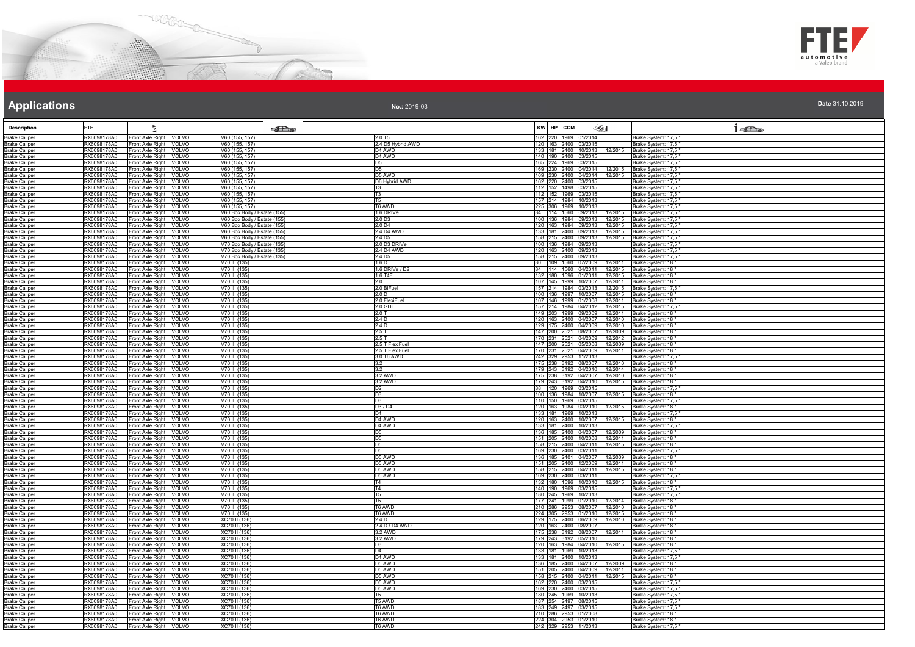# Applications

No.: 2019-03

Date 31.10.2019

| Description | FTE | | | | | KW | HP | CCM | | | |
|---|---|---|---|---|---|---|---|---|---|---|---|
| Brake Caliper | RX6098178A0 | Front Axle Right | VOLVO | V60 (155, 157) | 2.0 T5 | 162 | 220 | 1969 | 01/2014 | | Brake System: 17,5 " |
| Brake Caliper | RX6098178A0 | Front Axle Right | VOLVO | V60 (155, 157) | 2.4 D5 Hybrid AWD | 120 | 163 | 2400 | 03/2015 | | Brake System: 17,5 " |
| Brake Caliper | RX6098178A0 | Front Axle Right | VOLVO | V60 (155, 157) | D4 AWD | 133 | 181 | 2400 | 10/2013 | 12/2015 | Brake System: 17,5 " |
| Brake Caliper | RX6098178A0 | Front Axle Right | VOLVO | V60 (155, 157) | D4 AWD | 140 | 190 | 2400 | 03/2015 | | Brake System: 17,5 " |
| Brake Caliper | RX6098178A0 | Front Axle Right | VOLVO | V60 (155, 157) | D5 | 165 | 224 | 1969 | 03/2015 | | Brake System: 17,5 " |
| Brake Caliper | RX6098178A0 | Front Axle Right | VOLVO | V60 (155, 157) | D5 | 169 | 230 | 2400 | 04/2014 | 12/2015 | Brake System: 17,5 " |
| Brake Caliper | RX6098178A0 | Front Axle Right | VOLVO | V60 (155, 157) | D5 AWD | 169 | 230 | 2400 | 04/2014 | 12/2015 | Brake System: 17,5 " |
| Brake Caliper | RX6098178A0 | Front Axle Right | VOLVO | V60 (155, 157) | D6 Hybrid AWD | 162 | 220 | 2400 | 03/2015 | | Brake System: 17,5 " |
| Brake Caliper | RX6098178A0 | Front Axle Right | VOLVO | V60 (155, 157) | T3 | 112 | 152 | 1498 | 03/2015 | | Brake System: 17,5 " |
| Brake Caliper | RX6098178A0 | Front Axle Right | VOLVO | V60 (155, 157) | T3 | 112 | 152 | 1969 | 03/2015 | | Brake System: 17,5 " |
| Brake Caliper | RX6098178A0 | Front Axle Right | VOLVO | V60 (155, 157) | T5 | 157 | 214 | 1984 | 10/2013 | | Brake System: 17,5 " |
| Brake Caliper | RX6098178A0 | Front Axle Right | VOLVO | V60 (155, 157) | T6 AWD | 225 | 306 | 1969 | 10/2013 | | Brake System: 17,5 " |
| Brake Caliper | RX6098178A0 | Front Axle Right | VOLVO | V60 Box Body / Estate (155) | 1.6 DRIVe | 84 | 114 | 1560 | 09/2013 | 12/2015 | Brake System: 17,5 " |
| Brake Caliper | RX6098178A0 | Front Axle Right | VOLVO | V60 Box Body / Estate (155) | 2.0 D3 | 100 | 136 | 1984 | 09/2013 | 12/2015 | Brake System: 17,5 " |
| Brake Caliper | RX6098178A0 | Front Axle Right | VOLVO | V60 Box Body / Estate (155) | 2.0 D4 | 120 | 163 | 1984 | 09/2013 | 12/2015 | Brake System: 17,5 " |
| Brake Caliper | RX6098178A0 | Front Axle Right | VOLVO | V60 Box Body / Estate (155) | 2.4 D4 AWD | 133 | 181 | 2400 | 09/2013 | 12/2015 | Brake System: 17,5 " |
| Brake Caliper | RX6098178A0 | Front Axle Right | VOLVO | V60 Box Body / Estate (155) | 2.4 D5 | 158 | 215 | 2400 | 09/2013 | 12/2015 | Brake System: 17,5 " |
| Brake Caliper | RX6098178A0 | Front Axle Right | VOLVO | V70 Box Body / Estate (135) | 2.0 D3 DRIVe | 100 | 136 | 1984 | 09/2013 | | Brake System: 17,5 " |
| Brake Caliper | RX6098178A0 | Front Axle Right | VOLVO | V70 Box Body / Estate (135) | 2.4 D4 AWD | 120 | 163 | 2400 | 09/2013 | | Brake System: 17,5 " |
| Brake Caliper | RX6098178A0 | Front Axle Right | VOLVO | V70 Box Body / Estate (135) | 2.4 D5 | 158 | 215 | 2400 | 09/2013 | | Brake System: 17,5 " |
| Brake Caliper | RX6098178A0 | Front Axle Right | VOLVO | V70 III (135) | 1.6 D | 80 | 109 | 1560 | 07/2009 | 12/2011 | Brake System: 18 " |
| Brake Caliper | RX6098178A0 | Front Axle Right | VOLVO | V70 III (135) | 1.6 DRIVe / D2 | 84 | 114 | 1560 | 04/2011 | 12/2015 | Brake System: 18 " |
| Brake Caliper | RX6098178A0 | Front Axle Right | VOLVO | V70 III (135) | 1.6 T4F | 132 | 180 | 1596 | 01/2011 | 12/2015 | Brake System: 18 " |
| Brake Caliper | RX6098178A0 | Front Axle Right | VOLVO | V70 III (135) | 2.0 | 107 | 145 | 1999 | 10/2007 | 12/2011 | Brake System: 18 " |
| Brake Caliper | RX6098178A0 | Front Axle Right | VOLVO | V70 III (135) | 2.0 BiFuel | 157 | 214 | 1984 | 03/2013 | 12/2015 | Brake System: 17,5 " |
| Brake Caliper | RX6098178A0 | Front Axle Right | VOLVO | V70 III (135) | 2.0 D | 100 | 136 | 1997 | 10/2007 | 12/2015 | Brake System: 18 " |
| Brake Caliper | RX6098178A0 | Front Axle Right | VOLVO | V70 III (135) | 2.0 FlexiFuel | 107 | 146 | 1999 | 01/2008 | 12/2011 | Brake System: 18 " |
| Brake Caliper | RX6098178A0 | Front Axle Right | VOLVO | V70 III (135) | 2.0 GDI | 157 | 214 | 1984 | 04/2012 | 12/2015 | Brake System: 17,5 " |
| Brake Caliper | RX6098178A0 | Front Axle Right | VOLVO | V70 III (135) | 2.0 T | 149 | 203 | 1999 | 09/2009 | 12/2011 | Brake System: 18 " |
| Brake Caliper | RX6098178A0 | Front Axle Right | VOLVO | V70 III (135) | 2.4 D | 120 | 163 | 2400 | 04/2007 | 12/2010 | Brake System: 18 " |
| Brake Caliper | RX6098178A0 | Front Axle Right | VOLVO | V70 III (135) | 2.4 D | 129 | 175 | 2400 | 04/2009 | 12/2010 | Brake System: 18 " |
| Brake Caliper | RX6098178A0 | Front Axle Right | VOLVO | V70 III (135) | 2.5 T | 147 | 200 | 2521 | 08/2007 | 12/2009 | Brake System: 18 " |
| Brake Caliper | RX6098178A0 | Front Axle Right | VOLVO | V70 III (135) | 2.5 T | 170 | 231 | 2521 | 04/2009 | 12/2012 | Brake System: 18 " |
| Brake Caliper | RX6098178A0 | Front Axle Right | VOLVO | V70 III (135) | 2.5 T FlexiFuel | 147 | 200 | 2521 | 05/2008 | 12/2009 | Brake System: 18 " |
| Brake Caliper | RX6098178A0 | Front Axle Right | VOLVO | V70 III (135) | 2.5 T FlexiFuel | 170 | 231 | 2521 | 04/2009 | 12/2011 | Brake System: 18 " |
| Brake Caliper | RX6098178A0 | Front Axle Right | VOLVO | V70 III (135) | 3.0 T6 AWD | 242 | 329 | 2953 | 11/2013 | | Brake System: 17,5 " |
| Brake Caliper | RX6098178A0 | Front Axle Right | VOLVO | V70 III (135) | 3.2 | 175 | 238 | 3192 | 08/2007 | 12/2010 | Brake System: 18 " |
| Brake Caliper | RX6098178A0 | Front Axle Right | VOLVO | V70 III (135) | 3.2 | 179 | 243 | 3192 | 04/2010 | 12/2014 | Brake System: 18 " |
| Brake Caliper | RX6098178A0 | Front Axle Right | VOLVO | V70 III (135) | 3.2 AWD | 175 | 238 | 3192 | 04/2007 | 12/2010 | Brake System: 18 " |
| Brake Caliper | RX6098178A0 | Front Axle Right | VOLVO | V70 III (135) | 3.2 AWD | 179 | 243 | 3192 | 04/2010 | 12/2015 | Brake System: 18 " |
| Brake Caliper | RX6098178A0 | Front Axle Right | VOLVO | V70 III (135) | D2 | 88 | 120 | 1969 | 03/2015 | | Brake System: 17,5 " |
| Brake Caliper | RX6098178A0 | Front Axle Right | VOLVO | V70 III (135) | D3 | 100 | 136 | 1984 | 10/2007 | 12/2015 | Brake System: 18 " |
| Brake Caliper | RX6098178A0 | Front Axle Right | VOLVO | V70 III (135) | D3 | 110 | 150 | 1969 | 03/2015 | | Brake System: 17,5 " |
| Brake Caliper | RX6098178A0 | Front Axle Right | VOLVO | V70 III (135) | D3 / D4 | 120 | 163 | 1984 | 03/2010 | 12/2015 | Brake System: 18 " |
| Brake Caliper | RX6098178A0 | Front Axle Right | VOLVO | V70 III (135) | D4 | 133 | 181 | 1969 | 10/2013 | | Brake System: 17,5 " |
| Brake Caliper | RX6098178A0 | Front Axle Right | VOLVO | V70 III (135) | D4 AWD | 120 | 163 | 2400 | 10/2007 | 12/2015 | Brake System: 18 " |
| Brake Caliper | RX6098178A0 | Front Axle Right | VOLVO | V70 III (135) | D4 AWD | 133 | 181 | 2400 | 10/2013 | | Brake System: 17,5 " |
| Brake Caliper | RX6098178A0 | Front Axle Right | VOLVO | V70 III (135) | D5 | 136 | 185 | 2400 | 04/2007 | 12/2009 | Brake System: 18 " |
| Brake Caliper | RX6098178A0 | Front Axle Right | VOLVO | V70 III (135) | D5 | 151 | 205 | 2400 | 10/2008 | 12/2011 | Brake System: 18 " |
| Brake Caliper | RX6098178A0 | Front Axle Right | VOLVO | V70 III (135) | D5 | 158 | 215 | 2400 | 04/2011 | 12/2015 | Brake System: 18 " |
| Brake Caliper | RX6098178A0 | Front Axle Right | VOLVO | V70 III (135) | D5 | 169 | 230 | 2400 | 03/2011 | | Brake System: 17,5 " |
| Brake Caliper | RX6098178A0 | Front Axle Right | VOLVO | V70 III (135) | D5 AWD | 136 | 185 | 2401 | 04/2007 | 12/2009 | Brake System: 18 " |
| Brake Caliper | RX6098178A0 | Front Axle Right | VOLVO | V70 III (135) | D5 AWD | 151 | 205 | 2400 | 12/2009 | 12/2011 | Brake System: 18 " |
| Brake Caliper | RX6098178A0 | Front Axle Right | VOLVO | V70 III (135) | D5 AWD | 158 | 215 | 2400 | 04/2011 | 12/2015 | Brake System: 18 " |
| Brake Caliper | RX6098178A0 | Front Axle Right | VOLVO | V70 III (135) | D5 AWD | 169 | 230 | 2400 | 03/2011 | | Brake System: 17,5 " |
| Brake Caliper | RX6098178A0 | Front Axle Right | VOLVO | V70 III (135) | T4 | 132 | 180 | 1596 | 10/2010 | 12/2015 | Brake System: 18 " |
| Brake Caliper | RX6098178A0 | Front Axle Right | VOLVO | V70 III (135) | T4 | 140 | 190 | 1969 | 03/2015 | | Brake System: 17,5 " |
| Brake Caliper | RX6098178A0 | Front Axle Right | VOLVO | V70 III (135) | T5 | 180 | 245 | 1969 | 10/2013 | | Brake System: 17,5 " |
| Brake Caliper | RX6098178A0 | Front Axle Right | VOLVO | V70 III (135) | T5 | 177 | 241 | 1999 | 01/2010 | 12/2014 | Brake System: 18 " |
| Brake Caliper | RX6098178A0 | Front Axle Right | VOLVO | V70 III (135) | T6 AWD | 210 | 286 | 2953 | 08/2007 | 12/2010 | Brake System: 18 " |
| Brake Caliper | RX6098178A0 | Front Axle Right | VOLVO | V70 III (135) | T6 AWD | 224 | 305 | 2953 | 01/2010 | 12/2015 | Brake System: 18 " |
| Brake Caliper | RX6098178A0 | Front Axle Right | VOLVO | XC70 II (136) | 2.4 D | 129 | 175 | 2400 | 06/2009 | 12/2010 | Brake System: 18 " |
| Brake Caliper | RX6098178A0 | Front Axle Right | VOLVO | XC70 II (136) | 2.4 D / D4 AWD | 120 | 163 | 2400 | 08/2007 | | Brake System: 18 " |
| Brake Caliper | RX6098178A0 | Front Axle Right | VOLVO | XC70 II (136) | 3.2 AWD | 175 | 238 | 3192 | 08/2007 | 12/2011 | Brake System: 18 " |
| Brake Caliper | RX6098178A0 | Front Axle Right | VOLVO | XC70 II (136) | 3.2 AWD | 179 | 243 | 3192 | 05/2010 | | Brake System: 18 " |
| Brake Caliper | RX6098178A0 | Front Axle Right | VOLVO | XC70 II (136) | D3 | 120 | 163 | 1984 | 04/2010 | 12/2015 | Brake System: 18 " |
| Brake Caliper | RX6098178A0 | Front Axle Right | VOLVO | XC70 II (136) | D4 | 133 | 181 | 1969 | 10/2013 | | Brake System: 17,5 " |
| Brake Caliper | RX6098178A0 | Front Axle Right | VOLVO | XC70 II (136) | D4 AWD | 133 | 181 | 2400 | 10/2013 | | Brake System: 17,5 " |
| Brake Caliper | RX6098178A0 | Front Axle Right | VOLVO | XC70 II (136) | D5 AWD | 136 | 185 | 2400 | 04/2007 | 12/2009 | Brake System: 18 " |
| Brake Caliper | RX6098178A0 | Front Axle Right | VOLVO | XC70 II (136) | D5 AWD | 151 | 205 | 2400 | 04/2009 | 12/2011 | Brake System: 18 " |
| Brake Caliper | RX6098178A0 | Front Axle Right | VOLVO | XC70 II (136) | D5 AWD | 158 | 215 | 2400 | 04/2011 | 12/2015 | Brake System: 18 " |
| Brake Caliper | RX6098178A0 | Front Axle Right | VOLVO | XC70 II (136) | D5 AWD | 162 | 220 | 2400 | 03/2015 | | Brake System: 17,5 " |
| Brake Caliper | RX6098178A0 | Front Axle Right | VOLVO | XC70 II (136) | D5 AWD | 169 | 230 | 2400 | 03/2015 | | Brake System: 17,5 " |
| Brake Caliper | RX6098178A0 | Front Axle Right | VOLVO | XC70 II (136) | T5 | 180 | 245 | 1969 | 10/2013 | | Brake System: 17,5 " |
| Brake Caliper | RX6098178A0 | Front Axle Right | VOLVO | XC70 II (136) | T5 AWD | 187 | 254 | 2497 | 08/2015 | | Brake System: 17,5 " |
| Brake Caliper | RX6098178A0 | Front Axle Right | VOLVO | XC70 II (136) | T6 AWD | 183 | 249 | 2497 | 03/2015 | | Brake System: 17,5 " |
| Brake Caliper | RX6098178A0 | Front Axle Right | VOLVO | XC70 II (136) | T6 AWD | 210 | 286 | 2953 | 01/2008 | | Brake System: 18 " |
| Brake Caliper | RX6098178A0 | Front Axle Right | VOLVO | XC70 II (136) | T6 AWD | 224 | 304 | 2953 | 01/2010 | | Brake System: 18 " |
| Brake Caliper | RX6098178A0 | Front Axle Right | VOLVO | XC70 II (136) | T6 AWD | 242 | 329 | 2953 | 11/2013 | | Brake System: 17,5 " |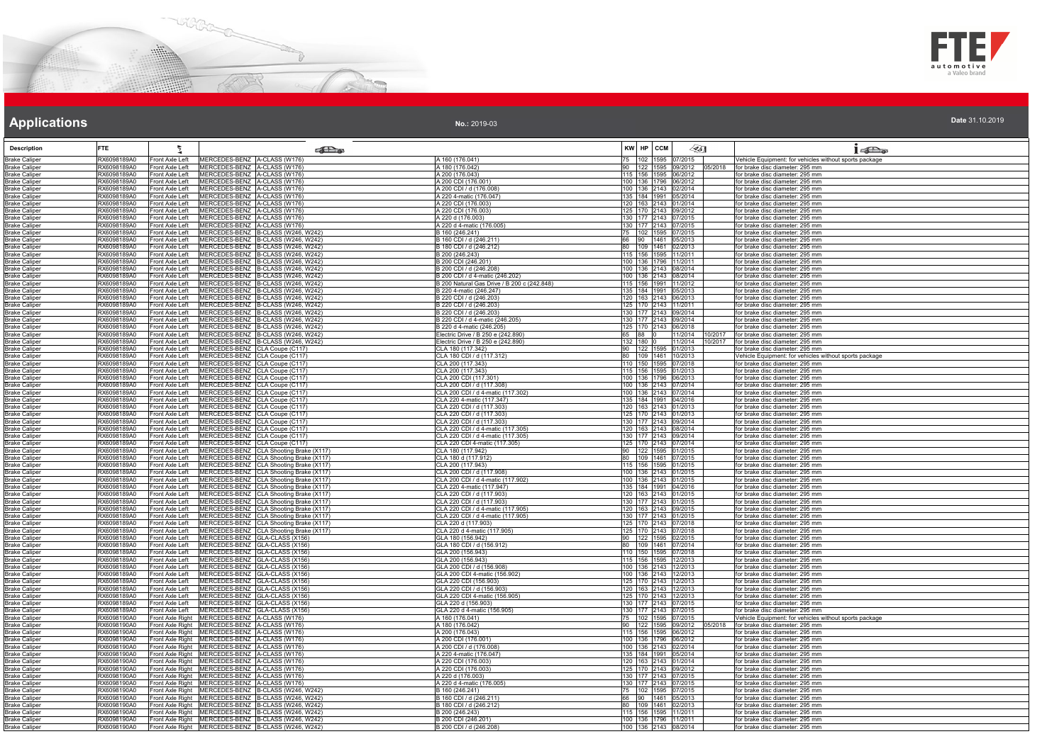# Applications

**No.:** 2019-03

**Date** 31.10.2019

| Description | FTE | | | | | KW | HP | CCM | | | |
|---|---|---|---|---|---|---|---|---|---|---|---|
| Brake Caliper | RX6098189A0 | Front Axle Left | MERCEDES-BENZ | A-CLASS (W176) | A 160 (176.041) | 75 | 102 | 1595 | 07/2015 | | Vehicle Equipment: for vehicles without sports package |
| Brake Caliper | RX6098189A0 | Front Axle Left | MERCEDES-BENZ | A-CLASS (W176) | A 180 (176.042) | 90 | 122 | 1595 | 09/2012 | 05/2018 | for brake disc diameter: 295 mm |
| Brake Caliper | RX6098189A0 | Front Axle Left | MERCEDES-BENZ | A-CLASS (W176) | A 200 (176.043) | 115 | 156 | 1595 | 06/2012 | | for brake disc diameter: 295 mm |
| Brake Caliper | RX6098189A0 | Front Axle Left | MERCEDES-BENZ | A-CLASS (W176) | A 200 CDI (176.001) | 100 | 136 | 1796 | 06/2012 | | for brake disc diameter: 295 mm |
| Brake Caliper | RX6098189A0 | Front Axle Left | MERCEDES-BENZ | A-CLASS (W176) | A 200 CDI / d (176.008) | 100 | 136 | 2143 | 02/2014 | | for brake disc diameter: 295 mm |
| Brake Caliper | RX6098189A0 | Front Axle Left | MERCEDES-BENZ | A-CLASS (W176) | A 220 4-matic (176.047) | 135 | 184 | 1991 | 05/2014 | | for brake disc diameter: 295 mm |
| Brake Caliper | RX6098189A0 | Front Axle Left | MERCEDES-BENZ | A-CLASS (W176) | A 220 CDI (176.003) | 120 | 163 | 2143 | 01/2014 | | for brake disc diameter: 295 mm |
| Brake Caliper | RX6098189A0 | Front Axle Left | MERCEDES-BENZ | A-CLASS (W176) | A 220 CDI (176.003) | 125 | 170 | 2143 | 09/2012 | | for brake disc diameter: 295 mm |
| Brake Caliper | RX6098189A0 | Front Axle Left | MERCEDES-BENZ | A-CLASS (W176) | A 220 d (176.003) | 130 | 177 | 2143 | 07/2015 | | for brake disc diameter: 295 mm |
| Brake Caliper | RX6098189A0 | Front Axle Left | MERCEDES-BENZ | A-CLASS (W176) | A 220 d 4-matic (176.005) | 130 | 177 | 2143 | 07/2015 | | for brake disc diameter: 295 mm |
| Brake Caliper | RX6098189A0 | Front Axle Left | MERCEDES-BENZ | B-CLASS (W246, W242) | B 160 (246.241) | 75 | 102 | 1595 | 07/2015 | | for brake disc diameter: 295 mm |
| Brake Caliper | RX6098189A0 | Front Axle Left | MERCEDES-BENZ | B-CLASS (W246, W242) | B 160 CDI / d (246.211) | 66 | 90 | 1461 | 05/2013 | | for brake disc diameter: 295 mm |
| Brake Caliper | RX6098189A0 | Front Axle Left | MERCEDES-BENZ | B-CLASS (W246, W242) | B 180 CDI / d (246.212) | 80 | 109 | 1461 | 02/2013 | | for brake disc diameter: 295 mm |
| Brake Caliper | RX6098189A0 | Front Axle Left | MERCEDES-BENZ | B-CLASS (W246, W242) | B 200 (246.243) | 115 | 156 | 1595 | 11/2011 | | for brake disc diameter: 295 mm |
| Brake Caliper | RX6098189A0 | Front Axle Left | MERCEDES-BENZ | B-CLASS (W246, W242) | B 200 CDI (246.201) | 100 | 136 | 1796 | 11/2011 | | for brake disc diameter: 295 mm |
| Brake Caliper | RX6098189A0 | Front Axle Left | MERCEDES-BENZ | B-CLASS (W246, W242) | B 200 CDI / d (246.208) | 100 | 136 | 2143 | 08/2014 | | for brake disc diameter: 295 mm |
| Brake Caliper | RX6098189A0 | Front Axle Left | MERCEDES-BENZ | B-CLASS (W246, W242) | B 200 CDI / d 4-matic (246.202) | 100 | 136 | 2143 | 08/2014 | | for brake disc diameter: 295 mm |
| Brake Caliper | RX6098189A0 | Front Axle Left | MERCEDES-BENZ | B-CLASS (W246, W242) | B 200 Natural Gas Drive / B 200 c (242.848) | 115 | 156 | 1991 | 11/2012 | | for brake disc diameter: 295 mm |
| Brake Caliper | RX6098189A0 | Front Axle Left | MERCEDES-BENZ | B-CLASS (W246, W242) | B 220 4-matic (246.247) | 135 | 184 | 1991 | 05/2013 | | for brake disc diameter: 295 mm |
| Brake Caliper | RX6098189A0 | Front Axle Left | MERCEDES-BENZ | B-CLASS (W246, W242) | B 220 CDI / d (246.203) | 120 | 163 | 2143 | 06/2013 | | for brake disc diameter: 295 mm |
| Brake Caliper | RX6098189A0 | Front Axle Left | MERCEDES-BENZ | B-CLASS (W246, W242) | B 220 CDI / d (246.203) | 125 | 170 | 2143 | 11/2011 | | for brake disc diameter: 295 mm |
| Brake Caliper | RX6098189A0 | Front Axle Left | MERCEDES-BENZ | B-CLASS (W246, W242) | B 220 CDI / d (246.203) | 130 | 177 | 2143 | 09/2014 | | for brake disc diameter: 295 mm |
| Brake Caliper | RX6098189A0 | Front Axle Left | MERCEDES-BENZ | B-CLASS (W246, W242) | B 220 CDI / d 4-matic (246.205) | 130 | 177 | 2143 | 09/2014 | | for brake disc diameter: 295 mm |
| Brake Caliper | RX6098189A0 | Front Axle Left | MERCEDES-BENZ | B-CLASS (W246, W242) | B 220 d 4-matic (246.205) | 125 | 170 | 2143 | 06/2018 | | for brake disc diameter: 295 mm |
| Brake Caliper | RX6098189A0 | Front Axle Left | MERCEDES-BENZ | B-CLASS (W246, W242) | Electric Drive / B 250 e (242.890) | 65 | 88 | 0 | 11/2014 | 10/2017 | for brake disc diameter: 295 mm |
| Brake Caliper | RX6098189A0 | Front Axle Left | MERCEDES-BENZ | B-CLASS (W246, W242) | Electric Drive / B 250 e (242.890) | 132 | 180 | 0 | 11/2014 | 10/2017 | for brake disc diameter: 295 mm |
| Brake Caliper | RX6098189A0 | Front Axle Left | MERCEDES-BENZ | CLA Coupe (C117) | CLA 180 (117.342) | 90 | 122 | 1595 | 01/2013 | | for brake disc diameter: 295 mm |
| Brake Caliper | RX6098189A0 | Front Axle Left | MERCEDES-BENZ | CLA Coupe (C117) | CLA 180 CDI / d (117.312) | 80 | 109 | 1461 | 10/2013 | | Vehicle Equipment: for vehicles without sports package |
| Brake Caliper | RX6098189A0 | Front Axle Left | MERCEDES-BENZ | CLA Coupe (C117) | CLA 200 (117.343) | 110 | 150 | 1595 | 07/2018 | | for brake disc diameter: 295 mm |
| Brake Caliper | RX6098189A0 | Front Axle Left | MERCEDES-BENZ | CLA Coupe (C117) | CLA 200 (117.343) | 115 | 156 | 1595 | 01/2013 | | for brake disc diameter: 295 mm |
| Brake Caliper | RX6098189A0 | Front Axle Left | MERCEDES-BENZ | CLA Coupe (C117) | CLA 200 CDI (117.301) | 100 | 136 | 1796 | 06/2013 | | for brake disc diameter: 295 mm |
| Brake Caliper | RX6098189A0 | Front Axle Left | MERCEDES-BENZ | CLA Coupe (C117) | CLA 200 CDI / d (117.308) | 100 | 136 | 2143 | 07/2014 | | for brake disc diameter: 295 mm |
| Brake Caliper | RX6098189A0 | Front Axle Left | MERCEDES-BENZ | CLA Coupe (C117) | CLA 200 CDI / d 4-matic (117.302) | 100 | 136 | 2143 | 07/2014 | | for brake disc diameter: 295 mm |
| Brake Caliper | RX6098189A0 | Front Axle Left | MERCEDES-BENZ | CLA Coupe (C117) | CLA 220 4-matic (117.347) | 135 | 184 | 1991 | 04/2016 | | for brake disc diameter: 295 mm |
| Brake Caliper | RX6098189A0 | Front Axle Left | MERCEDES-BENZ | CLA Coupe (C117) | CLA 220 CDI / d (117.303) | 120 | 163 | 2143 | 01/2013 | | for brake disc diameter: 295 mm |
| Brake Caliper | RX6098189A0 | Front Axle Left | MERCEDES-BENZ | CLA Coupe (C117) | CLA 220 CDI / d (117.303) | 125 | 170 | 2143 | 01/2013 | | for brake disc diameter: 295 mm |
| Brake Caliper | RX6098189A0 | Front Axle Left | MERCEDES-BENZ | CLA Coupe (C117) | CLA 220 CDI / d (117.303) | 130 | 177 | 2143 | 09/2014 | | for brake disc diameter: 295 mm |
| Brake Caliper | RX6098189A0 | Front Axle Left | MERCEDES-BENZ | CLA Coupe (C117) | CLA 220 CDI / d 4-matic (117.305) | 120 | 163 | 2143 | 08/2014 | | for brake disc diameter: 295 mm |
| Brake Caliper | RX6098189A0 | Front Axle Left | MERCEDES-BENZ | CLA Coupe (C117) | CLA 220 CDI / d 4-matic (117.305) | 130 | 177 | 2143 | 09/2014 | | for brake disc diameter: 295 mm |
| Brake Caliper | RX6098189A0 | Front Axle Left | MERCEDES-BENZ | CLA Coupe (C117) | CLA 220 CDI 4-matic (117.305) | 125 | 170 | 2143 | 07/2014 | | for brake disc diameter: 295 mm |
| Brake Caliper | RX6098189A0 | Front Axle Left | MERCEDES-BENZ | CLA Shooting Brake (X117) | CLA 180 (117.942) | 90 | 122 | 1595 | 01/2015 | | for brake disc diameter: 295 mm |
| Brake Caliper | RX6098189A0 | Front Axle Left | MERCEDES-BENZ | CLA Shooting Brake (X117) | CLA 180 d (117.912) | 80 | 109 | 1461 | 07/2015 | | for brake disc diameter: 295 mm |
| Brake Caliper | RX6098189A0 | Front Axle Left | MERCEDES-BENZ | CLA Shooting Brake (X117) | CLA 200 (117.943) | 115 | 156 | 1595 | 01/2015 | | for brake disc diameter: 295 mm |
| Brake Caliper | RX6098189A0 | Front Axle Left | MERCEDES-BENZ | CLA Shooting Brake (X117) | CLA 200 CDI / d (117.908) | 100 | 136 | 2143 | 01/2015 | | for brake disc diameter: 295 mm |
| Brake Caliper | RX6098189A0 | Front Axle Left | MERCEDES-BENZ | CLA Shooting Brake (X117) | CLA 200 CDI / d 4-matic (117.902) | 100 | 136 | 2143 | 01/2015 | | for brake disc diameter: 295 mm |
| Brake Caliper | RX6098189A0 | Front Axle Left | MERCEDES-BENZ | CLA Shooting Brake (X117) | CLA 220 4-matic (117.947) | 135 | 184 | 1991 | 04/2016 | | for brake disc diameter: 295 mm |
| Brake Caliper | RX6098189A0 | Front Axle Left | MERCEDES-BENZ | CLA Shooting Brake (X117) | CLA 220 CDI / d (117.903) | 120 | 163 | 2143 | 01/2015 | | for brake disc diameter: 295 mm |
| Brake Caliper | RX6098189A0 | Front Axle Left | MERCEDES-BENZ | CLA Shooting Brake (X117) | CLA 220 CDI / d (117.903) | 130 | 177 | 2143 | 01/2015 | | for brake disc diameter: 295 mm |
| Brake Caliper | RX6098189A0 | Front Axle Left | MERCEDES-BENZ | CLA Shooting Brake (X117) | CLA 220 CDI / d 4-matic (117.905) | 120 | 163 | 2143 | 09/2015 | | for brake disc diameter: 295 mm |
| Brake Caliper | RX6098189A0 | Front Axle Left | MERCEDES-BENZ | CLA Shooting Brake (X117) | CLA 220 CDI / d 4-matic (117.905) | 130 | 177 | 2143 | 01/2015 | | for brake disc diameter: 295 mm |
| Brake Caliper | RX6098189A0 | Front Axle Left | MERCEDES-BENZ | CLA Shooting Brake (X117) | CLA 220 d (117.903) | 125 | 170 | 2143 | 07/2018 | | for brake disc diameter: 295 mm |
| Brake Caliper | RX6098189A0 | Front Axle Left | MERCEDES-BENZ | CLA Shooting Brake (X117) | CLA 220 d 4-matic (117.905) | 125 | 170 | 2143 | 07/2018 | | for brake disc diameter: 295 mm |
| Brake Caliper | RX6098189A0 | Front Axle Left | MERCEDES-BENZ | GLA-CLASS (X156) | GLA 180 (156.942) | 90 | 122 | 1595 | 02/2015 | | for brake disc diameter: 295 mm |
| Brake Caliper | RX6098189A0 | Front Axle Left | MERCEDES-BENZ | GLA-CLASS (X156) | GLA 180 CDI / d (156.912) | 80 | 109 | 1461 | 07/2014 | | for brake disc diameter: 295 mm |
| Brake Caliper | RX6098189A0 | Front Axle Left | MERCEDES-BENZ | GLA-CLASS (X156) | GLA 200 (156.943) | 110 | 150 | 1595 | 07/2018 | | for brake disc diameter: 295 mm |
| Brake Caliper | RX6098189A0 | Front Axle Left | MERCEDES-BENZ | GLA-CLASS (X156) | GLA 200 (156.943) | 115 | 156 | 1595 | 12/2013 | | for brake disc diameter: 295 mm |
| Brake Caliper | RX6098189A0 | Front Axle Left | MERCEDES-BENZ | GLA-CLASS (X156) | GLA 200 CDI / d (156.908) | 100 | 136 | 2143 | 12/2013 | | for brake disc diameter: 295 mm |
| Brake Caliper | RX6098189A0 | Front Axle Left | MERCEDES-BENZ | GLA-CLASS (X156) | GLA 200 CDI 4-matic (156.902) | 100 | 136 | 2143 | 12/2013 | | for brake disc diameter: 295 mm |
| Brake Caliper | RX6098189A0 | Front Axle Left | MERCEDES-BENZ | GLA-CLASS (X156) | GLA 220 CDI (156.903) | 125 | 170 | 2143 | 12/2013 | | for brake disc diameter: 295 mm |
| Brake Caliper | RX6098189A0 | Front Axle Left | MERCEDES-BENZ | GLA-CLASS (X156) | GLA 220 CDI / d (156.903) | 120 | 163 | 2143 | 12/2013 | | for brake disc diameter: 295 mm |
| Brake Caliper | RX6098189A0 | Front Axle Left | MERCEDES-BENZ | GLA-CLASS (X156) | GLA 220 CDI 4-matic (156.905) | 125 | 170 | 2143 | 12/2013 | | for brake disc diameter: 295 mm |
| Brake Caliper | RX6098189A0 | Front Axle Left | MERCEDES-BENZ | GLA-CLASS (X156) | GLA 220 d (156.903) | 130 | 177 | 2143 | 07/2015 | | for brake disc diameter: 295 mm |
| Brake Caliper | RX6098189A0 | Front Axle Left | MERCEDES-BENZ | GLA-CLASS (X156) | GLA 220 d 4-matic (156.905) | 130 | 177 | 2143 | 07/2015 | | for brake disc diameter: 295 mm |
| Brake Caliper | RX6098190A0 | Front Axle Right | MERCEDES-BENZ | A-CLASS (W176) | A 160 (176.041) | 75 | 102 | 1595 | 07/2015 | | Vehicle Equipment: for vehicles without sports package |
| Brake Caliper | RX6098190A0 | Front Axle Right | MERCEDES-BENZ | A-CLASS (W176) | A 180 (176.042) | 90 | 122 | 1595 | 09/2012 | 05/2018 | for brake disc diameter: 295 mm |
| Brake Caliper | RX6098190A0 | Front Axle Right | MERCEDES-BENZ | A-CLASS (W176) | A 200 (176.043) | 115 | 156 | 1595 | 06/2012 | | for brake disc diameter: 295 mm |
| Brake Caliper | RX6098190A0 | Front Axle Right | MERCEDES-BENZ | A-CLASS (W176) | A 200 CDI (176.001) | 100 | 136 | 1796 | 06/2012 | | for brake disc diameter: 295 mm |
| Brake Caliper | RX6098190A0 | Front Axle Right | MERCEDES-BENZ | A-CLASS (W176) | A 200 CDI / d (176.008) | 100 | 136 | 2143 | 02/2014 | | for brake disc diameter: 295 mm |
| Brake Caliper | RX6098190A0 | Front Axle Right | MERCEDES-BENZ | A-CLASS (W176) | A 220 4-matic (176.047) | 135 | 184 | 1991 | 05/2014 | | for brake disc diameter: 295 mm |
| Brake Caliper | RX6098190A0 | Front Axle Right | MERCEDES-BENZ | A-CLASS (W176) | A 220 CDI (176.003) | 120 | 163 | 2143 | 01/2014 | | for brake disc diameter: 295 mm |
| Brake Caliper | RX6098190A0 | Front Axle Right | MERCEDES-BENZ | A-CLASS (W176) | A 220 CDI (176.003) | 125 | 170 | 2143 | 09/2012 | | for brake disc diameter: 295 mm |
| Brake Caliper | RX6098190A0 | Front Axle Right | MERCEDES-BENZ | A-CLASS (W176) | A 220 d (176.003) | 130 | 177 | 2143 | 07/2015 | | for brake disc diameter: 295 mm |
| Brake Caliper | RX6098190A0 | Front Axle Right | MERCEDES-BENZ | A-CLASS (W176) | A 220 d 4-matic (176.005) | 130 | 177 | 2143 | 07/2015 | | for brake disc diameter: 295 mm |
| Brake Caliper | RX6098190A0 | Front Axle Right | MERCEDES-BENZ | B-CLASS (W246, W242) | B 160 (246.241) | 75 | 102 | 1595 | 07/2015 | | for brake disc diameter: 295 mm |
| Brake Caliper | RX6098190A0 | Front Axle Right | MERCEDES-BENZ | B-CLASS (W246, W242) | B 160 CDI / d (246.211) | 66 | 90 | 1461 | 05/2013 | | for brake disc diameter: 295 mm |
| Brake Caliper | RX6098190A0 | Front Axle Right | MERCEDES-BENZ | B-CLASS (W246, W242) | B 180 CDI / d (246.212) | 80 | 109 | 1461 | 02/2013 | | for brake disc diameter: 295 mm |
| Brake Caliper | RX6098190A0 | Front Axle Right | MERCEDES-BENZ | B-CLASS (W246, W242) | B 200 (246.243) | 115 | 156 | 1595 | 11/2011 | | for brake disc diameter: 295 mm |
| Brake Caliper | RX6098190A0 | Front Axle Right | MERCEDES-BENZ | B-CLASS (W246, W242) | B 200 CDI (246.201) | 100 | 136 | 1796 | 11/2011 | | for brake disc diameter: 295 mm |
| Brake Caliper | RX6098190A0 | Front Axle Right | MERCEDES-BENZ | B-CLASS (W246, W242) | B 200 CDI / d (246.208) | 100 | 136 | 2143 | 08/2014 | | for brake disc diameter: 295 mm |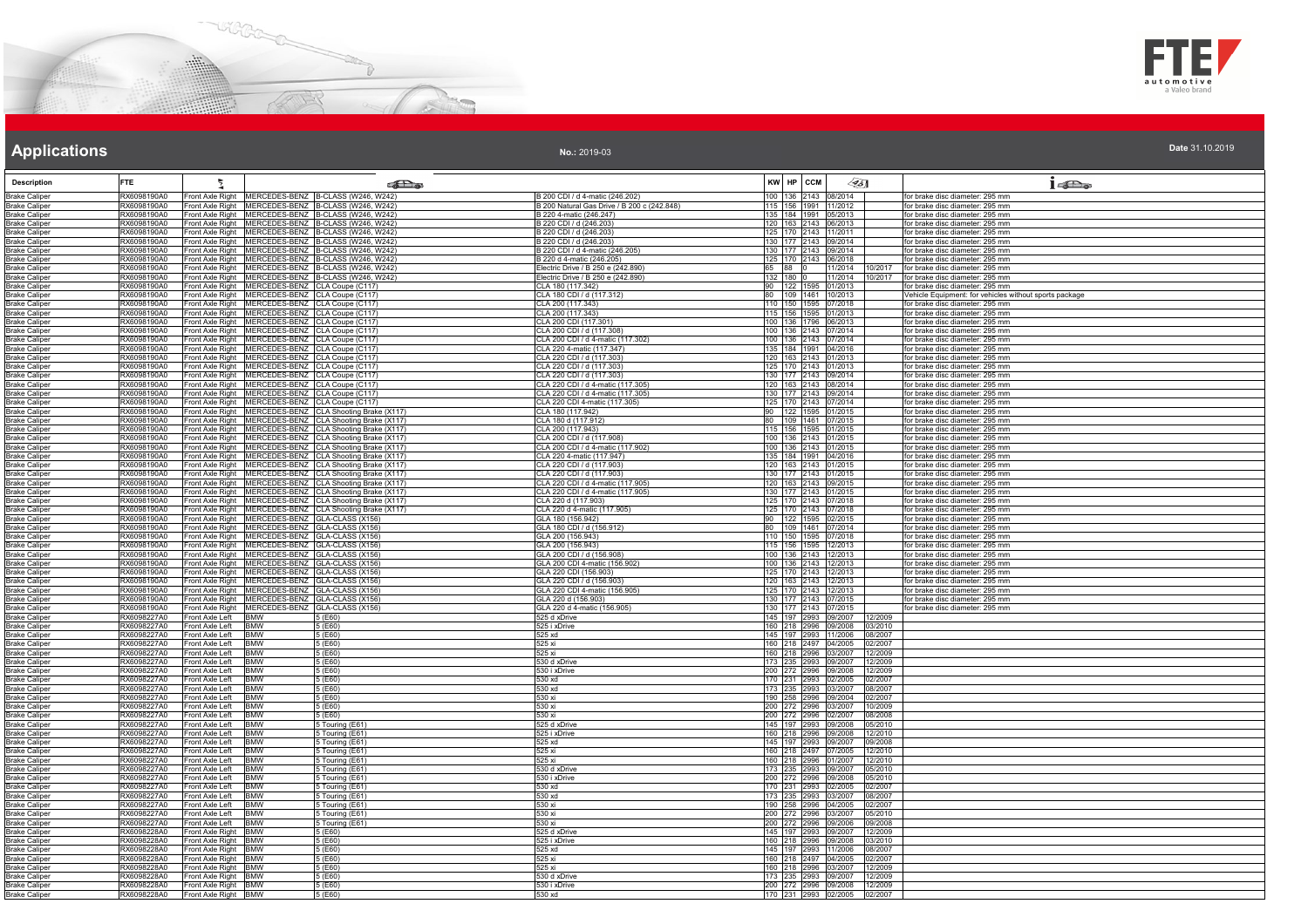# Applications

**No.:** 2019-03

**Date** 31.10.2019

| Description | FTE | | | | | KW | HP | CCM | | | |
|---|---|---|---|---|---|---|---|---|---|---|---|
| Brake Caliper | RX6098190A0 | Front Axle Right | MERCEDES-BENZ | B-CLASS (W246, W242) | B 200 CDI / d 4-matic (246.202) | 100 | 136 | 2143 | 08/2014 | | for brake disc diameter: 295 mm |
| Brake Caliper | RX6098190A0 | Front Axle Right | MERCEDES-BENZ | B-CLASS (W246, W242) | B 200 Natural Gas Drive / B 200 c (242.848) | 115 | 156 | 1991 | 11/2012 | | for brake disc diameter: 295 mm |
| Brake Caliper | RX6098190A0 | Front Axle Right | MERCEDES-BENZ | B-CLASS (W246, W242) | B 220 4-matic (246.247) | 135 | 184 | 1991 | 05/2013 | | for brake disc diameter: 295 mm |
| Brake Caliper | RX6098190A0 | Front Axle Right | MERCEDES-BENZ | B-CLASS (W246, W242) | B 220 CDI / d (246.203) | 120 | 163 | 2143 | 06/2013 | | for brake disc diameter: 295 mm |
| Brake Caliper | RX6098190A0 | Front Axle Right | MERCEDES-BENZ | B-CLASS (W246, W242) | B 220 CDI / d (246.203) | 125 | 170 | 2143 | 11/2011 | | for brake disc diameter: 295 mm |
| Brake Caliper | RX6098190A0 | Front Axle Right | MERCEDES-BENZ | B-CLASS (W246, W242) | B 220 CDI / d (246.203) | 130 | 177 | 2143 | 09/2014 | | for brake disc diameter: 295 mm |
| Brake Caliper | RX6098190A0 | Front Axle Right | MERCEDES-BENZ | B-CLASS (W246, W242) | B 220 CDI / d 4-matic (246.205) | 130 | 177 | 2143 | 09/2014 | | for brake disc diameter: 295 mm |
| Brake Caliper | RX6098190A0 | Front Axle Right | MERCEDES-BENZ | B-CLASS (W246, W242) | B 220 d 4-matic (246.205) | 125 | 170 | 2143 | 06/2018 | | for brake disc diameter: 295 mm |
| Brake Caliper | RX6098190A0 | Front Axle Right | MERCEDES-BENZ | B-CLASS (W246, W242) | Electric Drive / B 250 e (242.890) | 65 | 88 | 0 | 11/2014 | 10/2017 | for brake disc diameter: 295 mm |
| Brake Caliper | RX6098190A0 | Front Axle Right | MERCEDES-BENZ | B-CLASS (W246, W242) | Electric Drive / B 250 e (242.890) | 132 | 180 | 0 | 11/2014 | 10/2017 | for brake disc diameter: 295 mm |
| Brake Caliper | RX6098190A0 | Front Axle Right | MERCEDES-BENZ | CLA Coupe (C117) | CLA 180 (117.342) | 90 | 122 | 1595 | 01/2013 | | for brake disc diameter: 295 mm |
| Brake Caliper | RX6098190A0 | Front Axle Right | MERCEDES-BENZ | CLA Coupe (C117) | CLA 180 CDI / d (117.312) | 80 | 109 | 1461 | 10/2013 | | Vehicle Equipment: for vehicles without sports package |
| Brake Caliper | RX6098190A0 | Front Axle Right | MERCEDES-BENZ | CLA Coupe (C117) | CLA 200 (117.343) | 110 | 150 | 1595 | 07/2018 | | for brake disc diameter: 295 mm |
| Brake Caliper | RX6098190A0 | Front Axle Right | MERCEDES-BENZ | CLA Coupe (C117) | CLA 200 (117.343) | 115 | 156 | 1595 | 01/2013 | | for brake disc diameter: 295 mm |
| Brake Caliper | RX6098190A0 | Front Axle Right | MERCEDES-BENZ | CLA Coupe (C117) | CLA 200 CDI (117.301) | 100 | 136 | 1796 | 06/2013 | | for brake disc diameter: 295 mm |
| Brake Caliper | RX6098190A0 | Front Axle Right | MERCEDES-BENZ | CLA Coupe (C117) | CLA 200 CDI / d (117.308) | 100 | 136 | 2143 | 07/2014 | | for brake disc diameter: 295 mm |
| Brake Caliper | RX6098190A0 | Front Axle Right | MERCEDES-BENZ | CLA Coupe (C117) | CLA 200 CDI / d 4-matic (117.302) | 100 | 136 | 2143 | 07/2014 | | for brake disc diameter: 295 mm |
| Brake Caliper | RX6098190A0 | Front Axle Right | MERCEDES-BENZ | CLA Coupe (C117) | CLA 220 4-matic (117.347) | 135 | 184 | 1991 | 04/2016 | | for brake disc diameter: 295 mm |
| Brake Caliper | RX6098190A0 | Front Axle Right | MERCEDES-BENZ | CLA Coupe (C117) | CLA 220 CDI / d (117.303) | 120 | 163 | 2143 | 01/2013 | | for brake disc diameter: 295 mm |
| Brake Caliper | RX6098190A0 | Front Axle Right | MERCEDES-BENZ | CLA Coupe (C117) | CLA 220 CDI / d (117.303) | 125 | 170 | 2143 | 01/2013 | | for brake disc diameter: 295 mm |
| Brake Caliper | RX6098190A0 | Front Axle Right | MERCEDES-BENZ | CLA Coupe (C117) | CLA 220 CDI / d (117.303) | 130 | 177 | 2143 | 09/2014 | | for brake disc diameter: 295 mm |
| Brake Caliper | RX6098190A0 | Front Axle Right | MERCEDES-BENZ | CLA Coupe (C117) | CLA 220 CDI / d 4-matic (117.305) | 120 | 163 | 2143 | 08/2014 | | for brake disc diameter: 295 mm |
| Brake Caliper | RX6098190A0 | Front Axle Right | MERCEDES-BENZ | CLA Coupe (C117) | CLA 220 CDI / d 4-matic (117.305) | 130 | 177 | 2143 | 09/2014 | | for brake disc diameter: 295 mm |
| Brake Caliper | RX6098190A0 | Front Axle Right | MERCEDES-BENZ | CLA Coupe (C117) | CLA 220 CDI 4-matic (117.305) | 125 | 170 | 2143 | 07/2014 | | for brake disc diameter: 295 mm |
| Brake Caliper | RX6098190A0 | Front Axle Right | MERCEDES-BENZ | CLA Shooting Brake (X117) | CLA 180 (117.942) | 90 | 122 | 1595 | 01/2015 | | for brake disc diameter: 295 mm |
| Brake Caliper | RX6098190A0 | Front Axle Right | MERCEDES-BENZ | CLA Shooting Brake (X117) | CLA 180 d (117.912) | 80 | 109 | 1461 | 07/2015 | | for brake disc diameter: 295 mm |
| Brake Caliper | RX6098190A0 | Front Axle Right | MERCEDES-BENZ | CLA Shooting Brake (X117) | CLA 200 (117.943) | 115 | 156 | 1595 | 01/2015 | | for brake disc diameter: 295 mm |
| Brake Caliper | RX6098190A0 | Front Axle Right | MERCEDES-BENZ | CLA Shooting Brake (X117) | CLA 200 CDI / d (117.908) | 100 | 136 | 2143 | 01/2015 | | for brake disc diameter: 295 mm |
| Brake Caliper | RX6098190A0 | Front Axle Right | MERCEDES-BENZ | CLA Shooting Brake (X117) | CLA 200 CDI / d 4-matic (117.902) | 100 | 136 | 2143 | 01/2015 | | for brake disc diameter: 295 mm |
| Brake Caliper | RX6098190A0 | Front Axle Right | MERCEDES-BENZ | CLA Shooting Brake (X117) | CLA 220 4-matic (117.947) | 135 | 184 | 1991 | 04/2016 | | for brake disc diameter: 295 mm |
| Brake Caliper | RX6098190A0 | Front Axle Right | MERCEDES-BENZ | CLA Shooting Brake (X117) | CLA 220 CDI / d (117.903) | 120 | 163 | 2143 | 01/2015 | | for brake disc diameter: 295 mm |
| Brake Caliper | RX6098190A0 | Front Axle Right | MERCEDES-BENZ | CLA Shooting Brake (X117) | CLA 220 CDI / d (117.903) | 130 | 177 | 2143 | 01/2015 | | for brake disc diameter: 295 mm |
| Brake Caliper | RX6098190A0 | Front Axle Right | MERCEDES-BENZ | CLA Shooting Brake (X117) | CLA 220 CDI / d 4-matic (117.905) | 120 | 163 | 2143 | 09/2015 | | for brake disc diameter: 295 mm |
| Brake Caliper | RX6098190A0 | Front Axle Right | MERCEDES-BENZ | CLA Shooting Brake (X117) | CLA 220 CDI / d 4-matic (117.905) | 130 | 177 | 2143 | 01/2015 | | for brake disc diameter: 295 mm |
| Brake Caliper | RX6098190A0 | Front Axle Right | MERCEDES-BENZ | CLA Shooting Brake (X117) | CLA 220 d (117.903) | 125 | 170 | 2143 | 07/2018 | | for brake disc diameter: 295 mm |
| Brake Caliper | RX6098190A0 | Front Axle Right | MERCEDES-BENZ | CLA Shooting Brake (X117) | CLA 220 d 4-matic (117.905) | 125 | 170 | 2143 | 07/2018 | | for brake disc diameter: 295 mm |
| Brake Caliper | RX6098190A0 | Front Axle Right | MERCEDES-BENZ | GLA-CLASS (X156) | GLA 180 (156.942) | 90 | 122 | 1595 | 02/2015 | | for brake disc diameter: 295 mm |
| Brake Caliper | RX6098190A0 | Front Axle Right | MERCEDES-BENZ | GLA-CLASS (X156) | GLA 180 CDI / d (156.912) | 80 | 109 | 1461 | 07/2014 | | for brake disc diameter: 295 mm |
| Brake Caliper | RX6098190A0 | Front Axle Right | MERCEDES-BENZ | GLA-CLASS (X156) | GLA 200 (156.943) | 110 | 150 | 1595 | 07/2018 | | for brake disc diameter: 295 mm |
| Brake Caliper | RX6098190A0 | Front Axle Right | MERCEDES-BENZ | GLA-CLASS (X156) | GLA 200 (156.943) | 115 | 156 | 1595 | 12/2013 | | for brake disc diameter: 295 mm |
| Brake Caliper | RX6098190A0 | Front Axle Right | MERCEDES-BENZ | GLA-CLASS (X156) | GLA 200 CDI / d (156.908) | 100 | 136 | 2143 | 12/2013 | | for brake disc diameter: 295 mm |
| Brake Caliper | RX6098190A0 | Front Axle Right | MERCEDES-BENZ | GLA-CLASS (X156) | GLA 200 CDI 4-matic (156.902) | 100 | 136 | 2143 | 12/2013 | | for brake disc diameter: 295 mm |
| Brake Caliper | RX6098190A0 | Front Axle Right | MERCEDES-BENZ | GLA-CLASS (X156) | GLA 220 CDI (156.903) | 125 | 170 | 2143 | 12/2013 | | for brake disc diameter: 295 mm |
| Brake Caliper | RX6098190A0 | Front Axle Right | MERCEDES-BENZ | GLA-CLASS (X156) | GLA 220 CDI / d (156.903) | 120 | 163 | 2143 | 12/2013 | | for brake disc diameter: 295 mm |
| Brake Caliper | RX6098190A0 | Front Axle Right | MERCEDES-BENZ | GLA-CLASS (X156) | GLA 220 CDI 4-matic (156.905) | 125 | 170 | 2143 | 12/2013 | | for brake disc diameter: 295 mm |
| Brake Caliper | RX6098190A0 | Front Axle Right | MERCEDES-BENZ | GLA-CLASS (X156) | GLA 220 d (156.903) | 130 | 177 | 2143 | 07/2015 | | for brake disc diameter: 295 mm |
| Brake Caliper | RX6098190A0 | Front Axle Right | MERCEDES-BENZ | GLA-CLASS (X156) | GLA 220 d 4-matic (156.905) | 130 | 177 | 2143 | 07/2015 | | for brake disc diameter: 295 mm |
| Brake Caliper | RX6098227A0 | Front Axle Left | BMW | 5 (E60) | 525 d xDrive | 145 | 197 | 2993 | 09/2007 | 12/2009 | |
| Brake Caliper | RX6098227A0 | Front Axle Left | BMW | 5 (E60) | 525 i xDrive | 160 | 218 | 2996 | 09/2008 | 03/2010 | |
| Brake Caliper | RX6098227A0 | Front Axle Left | BMW | 5 (E60) | 525 xd | 145 | 197 | 2993 | 11/2006 | 08/2007 | |
| Brake Caliper | RX6098227A0 | Front Axle Left | BMW | 5 (E60) | 525 xi | 160 | 218 | 2497 | 04/2005 | 02/2007 | |
| Brake Caliper | RX6098227A0 | Front Axle Left | BMW | 5 (E60) | 525 xi | 160 | 218 | 2996 | 03/2007 | 12/2009 | |
| Brake Caliper | RX6098227A0 | Front Axle Left | BMW | 5 (E60) | 530 d xDrive | 173 | 235 | 2993 | 09/2007 | 12/2009 | |
| Brake Caliper | RX6098227A0 | Front Axle Left | BMW | 5 (E60) | 530 i xDrive | 200 | 272 | 2996 | 09/2008 | 12/2009 | |
| Brake Caliper | RX6098227A0 | Front Axle Left | BMW | 5 (E60) | 530 xd | 170 | 231 | 2993 | 02/2005 | 02/2007 | |
| Brake Caliper | RX6098227A0 | Front Axle Left | BMW | 5 (E60) | 530 xd | 173 | 235 | 2993 | 03/2007 | 08/2007 | |
| Brake Caliper | RX6098227A0 | Front Axle Left | BMW | 5 (E60) | 530 xi | 190 | 258 | 2996 | 09/2004 | 02/2007 | |
| Brake Caliper | RX6098227A0 | Front Axle Left | BMW | 5 (E60) | 530 xi | 200 | 272 | 2996 | 03/2007 | 10/2009 | |
| Brake Caliper | RX6098227A0 | Front Axle Left | BMW | 5 (E60) | 530 xi | 200 | 272 | 2996 | 02/2007 | 08/2008 | |
| Brake Caliper | RX6098227A0 | Front Axle Left | BMW | 5 Touring (E61) | 525 d xDrive | 145 | 197 | 2993 | 09/2008 | 05/2010 | |
| Brake Caliper | RX6098227A0 | Front Axle Left | BMW | 5 Touring (E61) | 525 i xDrive | 160 | 218 | 2996 | 09/2008 | 12/2010 | |
| Brake Caliper | RX6098227A0 | Front Axle Left | BMW | 5 Touring (E61) | 525 xd | 145 | 197 | 2993 | 09/2007 | 09/2008 | |
| Brake Caliper | RX6098227A0 | Front Axle Left | BMW | 5 Touring (E61) | 525 xi | 160 | 218 | 2497 | 07/2005 | 12/2010 | |
| Brake Caliper | RX6098227A0 | Front Axle Left | BMW | 5 Touring (E61) | 525 xi | 160 | 218 | 2996 | 01/2007 | 12/2010 | |
| Brake Caliper | RX6098227A0 | Front Axle Left | BMW | 5 Touring (E61) | 530 d xDrive | 173 | 235 | 2993 | 09/2007 | 05/2010 | |
| Brake Caliper | RX6098227A0 | Front Axle Left | BMW | 5 Touring (E61) | 530 i xDrive | 200 | 272 | 2996 | 09/2008 | 05/2010 | |
| Brake Caliper | RX6098227A0 | Front Axle Left | BMW | 5 Touring (E61) | 530 xd | 170 | 231 | 2993 | 02/2005 | 02/2007 | |
| Brake Caliper | RX6098227A0 | Front Axle Left | BMW | 5 Touring (E61) | 530 xd | 173 | 235 | 2993 | 03/2007 | 08/2007 | |
| Brake Caliper | RX6098227A0 | Front Axle Left | BMW | 5 Touring (E61) | 530 xi | 190 | 258 | 2996 | 04/2005 | 02/2007 | |
| Brake Caliper | RX6098227A0 | Front Axle Left | BMW | 5 Touring (E61) | 530 xi | 200 | 272 | 2996 | 03/2007 | 05/2010 | |
| Brake Caliper | RX6098227A0 | Front Axle Left | BMW | 5 Touring (E61) | 530 xi | 200 | 272 | 2996 | 09/2006 | 09/2008 | |
| Brake Caliper | RX6098228A0 | Front Axle Right | BMW | 5 (E60) | 525 d xDrive | 145 | 197 | 2993 | 09/2007 | 12/2009 | |
| Brake Caliper | RX6098228A0 | Front Axle Right | BMW | 5 (E60) | 525 i xDrive | 160 | 218 | 2996 | 09/2008 | 03/2010 | |
| Brake Caliper | RX6098228A0 | Front Axle Right | BMW | 5 (E60) | 525 xd | 145 | 197 | 2993 | 11/2006 | 08/2007 | |
| Brake Caliper | RX6098228A0 | Front Axle Right | BMW | 5 (E60) | 525 xi | 160 | 218 | 2497 | 04/2005 | 02/2007 | |
| Brake Caliper | RX6098228A0 | Front Axle Right | BMW | 5 (E60) | 525 xi | 160 | 218 | 2996 | 03/2007 | 12/2009 | |
| Brake Caliper | RX6098228A0 | Front Axle Right | BMW | 5 (E60) | 530 d xDrive | 173 | 235 | 2993 | 09/2007 | 12/2009 | |
| Brake Caliper | RX6098228A0 | Front Axle Right | BMW | 5 (E60) | 530 i xDrive | 200 | 272 | 2996 | 09/2008 | 12/2009 | |
| Brake Caliper | RX6098228A0 | Front Axle Right | BMW | 5 (E60) | 530 xd | 170 | 231 | 2993 | 02/2005 | 02/2007 | |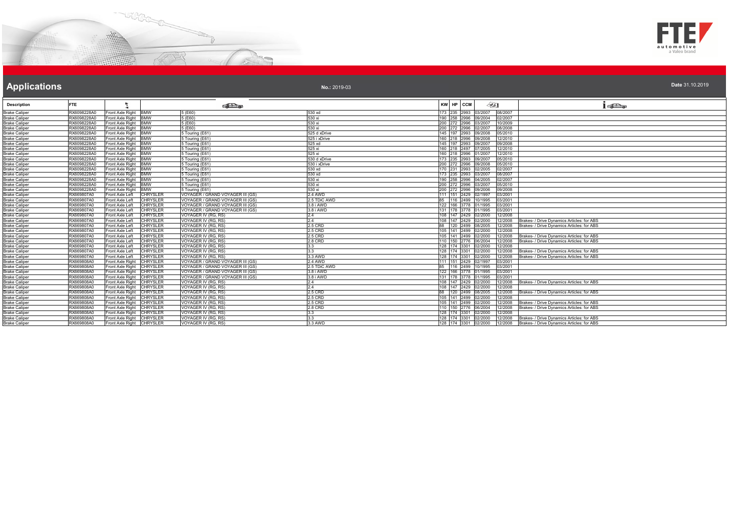# Applications

**No.:** 2019-03

**Date** 31.10.2019

| Description | FTE | | | | | KW | HP | CCM | | | |
|---|---|---|---|---|---|---|---|---|---|---|---|
| Brake Caliper | RX6098228A0 | Front Axle Right | BMW | 5 (E60) | 530 xd | 173 | 235 | 2993 | 03/2007 | 08/2007 | |
| Brake Caliper | RX6098228A0 | Front Axle Right | BMW | 5 (E60) | 530 xi | 190 | 258 | 2996 | 09/2004 | 02/2007 | |
| Brake Caliper | RX6098228A0 | Front Axle Right | BMW | 5 (E60) | 530 xi | 200 | 272 | 2996 | 03/2007 | 10/2009 | |
| Brake Caliper | RX6098228A0 | Front Axle Right | BMW | 5 (E60) | 530 xi | 200 | 272 | 2996 | 02/2007 | 08/2008 | |
| Brake Caliper | RX6098228A0 | Front Axle Right | BMW | 5 Touring (E61) | 525 d xDrive | 145 | 197 | 2993 | 09/2008 | 05/2010 | |
| Brake Caliper | RX6098228A0 | Front Axle Right | BMW | 5 Touring (E61) | 525 i xDrive | 160 | 218 | 2996 | 09/2008 | 12/2010 | |
| Brake Caliper | RX6098228A0 | Front Axle Right | BMW | 5 Touring (E61) | 525 xd | 145 | 197 | 2993 | 09/2007 | 09/2008 | |
| Brake Caliper | RX6098228A0 | Front Axle Right | BMW | 5 Touring (E61) | 525 xi | 160 | 218 | 2497 | 07/2005 | 12/2010 | |
| Brake Caliper | RX6098228A0 | Front Axle Right | BMW | 5 Touring (E61) | 525 xi | 160 | 218 | 2996 | 01/2007 | 12/2010 | |
| Brake Caliper | RX6098228A0 | Front Axle Right | BMW | 5 Touring (E61) | 530 d xDrive | 173 | 235 | 2993 | 09/2007 | 05/2010 | |
| Brake Caliper | RX6098228A0 | Front Axle Right | BMW | 5 Touring (E61) | 530 i xDrive | 200 | 272 | 2996 | 09/2008 | 05/2010 | |
| Brake Caliper | RX6098228A0 | Front Axle Right | BMW | 5 Touring (E61) | 530 xd | 170 | 231 | 2993 | 02/2005 | 02/2007 | |
| Brake Caliper | RX6098228A0 | Front Axle Right | BMW | 5 Touring (E61) | 530 xd | 173 | 235 | 2993 | 03/2007 | 08/2007 | |
| Brake Caliper | RX6098228A0 | Front Axle Right | BMW | 5 Touring (E61) | 530 xi | 190 | 258 | 2996 | 04/2005 | 02/2007 | |
| Brake Caliper | RX6098228A0 | Front Axle Right | BMW | 5 Touring (E61) | 530 xi | 200 | 272 | 2996 | 03/2007 | 05/2010 | |
| Brake Caliper | RX6098228A0 | Front Axle Right | BMW | 5 Touring (E61) | 530 xi | 200 | 272 | 2996 | 09/2006 | 09/2008 | |
| Brake Caliper | RX669807A0 | Front Axle Left | CHRYSLER | VOYAGER / GRAND VOYAGER III (GS) | 2.4 AWD | 111 | 151 | 2429 | 02/1997 | 03/2001 | |
| Brake Caliper | RX669807A0 | Front Axle Left | CHRYSLER | VOYAGER / GRAND VOYAGER III (GS) | 2.5 TDiC AWD | 85 | 116 | 2499 | 10/1995 | 03/2001 | |
| Brake Caliper | RX669807A0 | Front Axle Left | CHRYSLER | VOYAGER / GRAND VOYAGER III (GS) | 3.8 i AWD | 122 | 166 | 3778 | 01/1995 | 03/2001 | |
| Brake Caliper | RX669807A0 | Front Axle Left | CHRYSLER | VOYAGER / GRAND VOYAGER III (GS) | 3.8 i AWD | 131 | 178 | 3778 | 01/1995 | 03/2001 | |
| Brake Caliper | RX669807A0 | Front Axle Left | CHRYSLER | VOYAGER IV (RG, RS) | 2.4 | 108 | 147 | 2429 | 02/2000 | 12/2008 | |
| Brake Caliper | RX669807A0 | Front Axle Left | CHRYSLER | VOYAGER IV (RG, RS) | 2.4 | 108 | 147 | 2429 | 02/2000 | 12/2008 | Brakes- / Drive Dynamics Articles: for ABS |
| Brake Caliper | RX669807A0 | Front Axle Left | CHRYSLER | VOYAGER IV (RG, RS) | 2.5 CRD | 88 | 120 | 2499 | 08/2005 | 12/2008 | Brakes- / Drive Dynamics Articles: for ABS |
| Brake Caliper | RX669807A0 | Front Axle Left | CHRYSLER | VOYAGER IV (RG, RS) | 2.5 CRD | 105 | 141 | 2499 | 02/2000 | 12/2008 | |
| Brake Caliper | RX669807A0 | Front Axle Left | CHRYSLER | VOYAGER IV (RG, RS) | 2.5 CRD | 105 | 141 | 2499 | 02/2000 | 12/2008 | Brakes- / Drive Dynamics Articles: for ABS |
| Brake Caliper | RX669807A0 | Front Axle Left | CHRYSLER | VOYAGER IV (RG, RS) | 2.8 CRD | 110 | 150 | 2776 | 06/2004 | 12/2008 | Brakes- / Drive Dynamics Articles: for ABS |
| Brake Caliper | RX669807A0 | Front Axle Left | CHRYSLER | VOYAGER IV (RG, RS) | 3.3 | 128 | 174 | 3301 | 02/2000 | 12/2008 | |
| Brake Caliper | RX669807A0 | Front Axle Left | CHRYSLER | VOYAGER IV (RG, RS) | 3.3 | 128 | 174 | 3301 | 02/2000 | 12/2008 | Brakes- / Drive Dynamics Articles: for ABS |
| Brake Caliper | RX669807A0 | Front Axle Left | CHRYSLER | VOYAGER IV (RG, RS) | 3.3 AWD | 128 | 174 | 3301 | 02/2000 | 12/2008 | Brakes- / Drive Dynamics Articles: for ABS |
| Brake Caliper | RX669808A0 | Front Axle Right | CHRYSLER | VOYAGER / GRAND VOYAGER III (GS) | 2.4 AWD | 111 | 151 | 2429 | 02/1997 | 03/2001 | |
| Brake Caliper | RX669808A0 | Front Axle Right | CHRYSLER | VOYAGER / GRAND VOYAGER III (GS) | 2.5 TDiC AWD | 85 | 116 | 2499 | 10/1995 | 03/2001 | |
| Brake Caliper | RX669808A0 | Front Axle Right | CHRYSLER | VOYAGER / GRAND VOYAGER III (GS) | 3.8 i AWD | 122 | 166 | 3778 | 01/1995 | 03/2001 | |
| Brake Caliper | RX669808A0 | Front Axle Right | CHRYSLER | VOYAGER / GRAND VOYAGER III (GS) | 3.8 i AWD | 131 | 178 | 3778 | 01/1995 | 03/2001 | |
| Brake Caliper | RX669808A0 | Front Axle Right | CHRYSLER | VOYAGER IV (RG, RS) | 2.4 | 108 | 147 | 2429 | 02/2000 | 12/2008 | Brakes- / Drive Dynamics Articles: for ABS |
| Brake Caliper | RX669808A0 | Front Axle Right | CHRYSLER | VOYAGER IV (RG, RS) | 2.4 | 108 | 147 | 2429 | 02/2000 | 12/2008 | |
| Brake Caliper | RX669808A0 | Front Axle Right | CHRYSLER | VOYAGER IV (RG, RS) | 2.5 CRD | 88 | 120 | 2499 | 08/2005 | 12/2008 | Brakes- / Drive Dynamics Articles: for ABS |
| Brake Caliper | RX669808A0 | Front Axle Right | CHRYSLER | VOYAGER IV (RG, RS) | 2.5 CRD | 105 | 141 | 2499 | 02/2000 | 12/2008 | |
| Brake Caliper | RX669808A0 | Front Axle Right | CHRYSLER | VOYAGER IV (RG, RS) | 2.5 CRD | 105 | 141 | 2499 | 02/2000 | 12/2008 | Brakes- / Drive Dynamics Articles: for ABS |
| Brake Caliper | RX669808A0 | Front Axle Right | CHRYSLER | VOYAGER IV (RG, RS) | 2.8 CRD | 110 | 150 | 2776 | 06/2004 | 12/2008 | Brakes- / Drive Dynamics Articles: for ABS |
| Brake Caliper | RX669808A0 | Front Axle Right | CHRYSLER | VOYAGER IV (RG, RS) | 3.3 | 128 | 174 | 3301 | 02/2000 | 12/2008 | |
| Brake Caliper | RX669808A0 | Front Axle Right | CHRYSLER | VOYAGER IV (RG, RS) | 3.3 | 128 | 174 | 3301 | 02/2000 | 12/2008 | Brakes- / Drive Dynamics Articles: for ABS |
| Brake Caliper | RX669808A0 | Front Axle Right | CHRYSLER | VOYAGER IV (RG, RS) | 3.3 AWD | 128 | 174 | 3301 | 02/2000 | 12/2008 | Brakes- / Drive Dynamics Articles: for ABS |